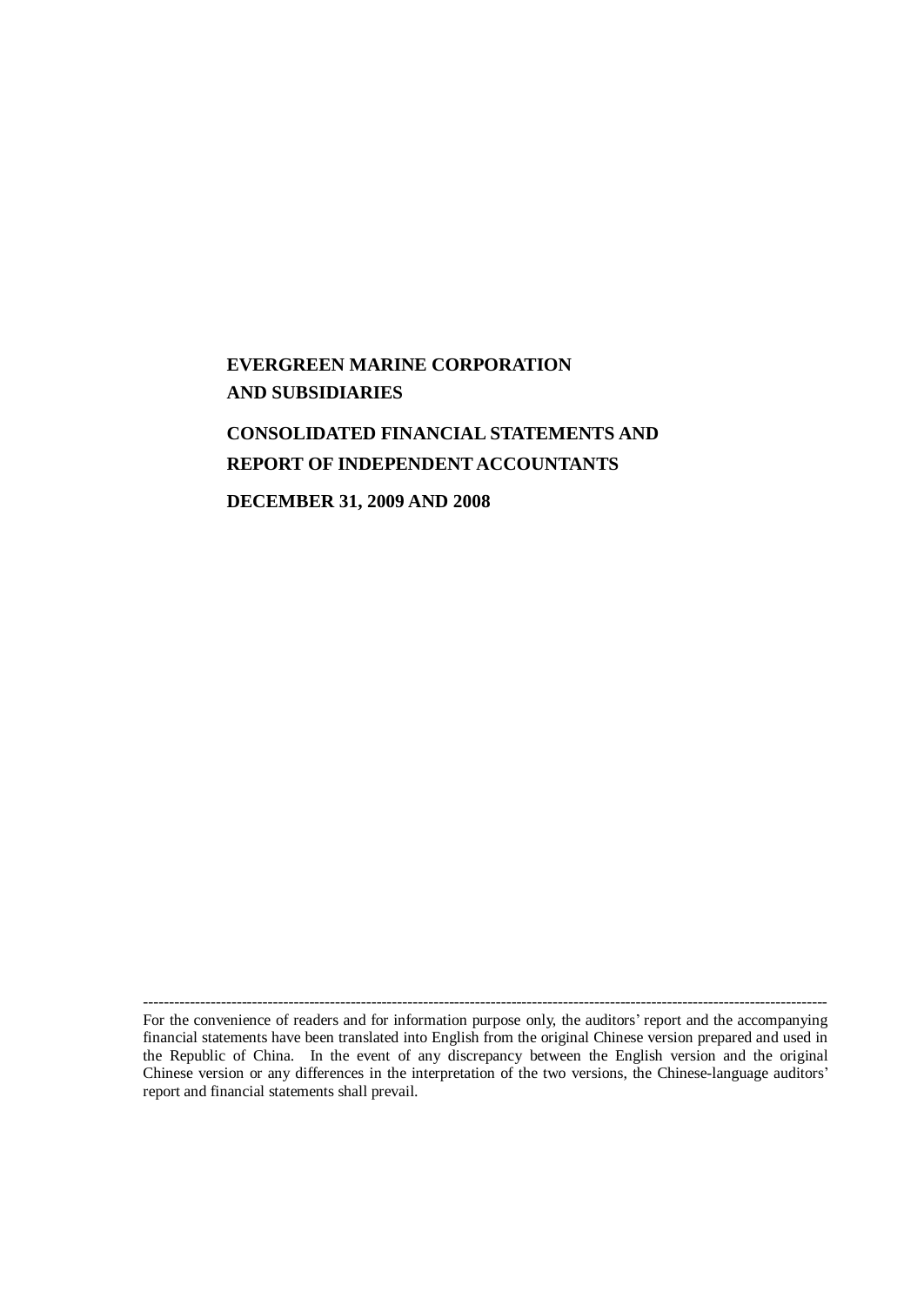# EVERGREEN MARINE CORPORATION AND SUBSIDIARIES

## CONSOLIDATED FINANCIAL STATEMENTS AND REPORT OF INDEPENDENT ACCOUNTANTS

## DECEMBER 31, 2009 AND 2008

---

For the convenience of readers and for information purpose only, the auditors' report and the accompanying financial statements have been translated into English from the original Chinese version prepared and used in the Republic of China. In the event of any discrepancy between the English version and the original Chinese version or any differences in the interpretation of the two versions, the Chinese-language auditors' report and financial statements shall prevail.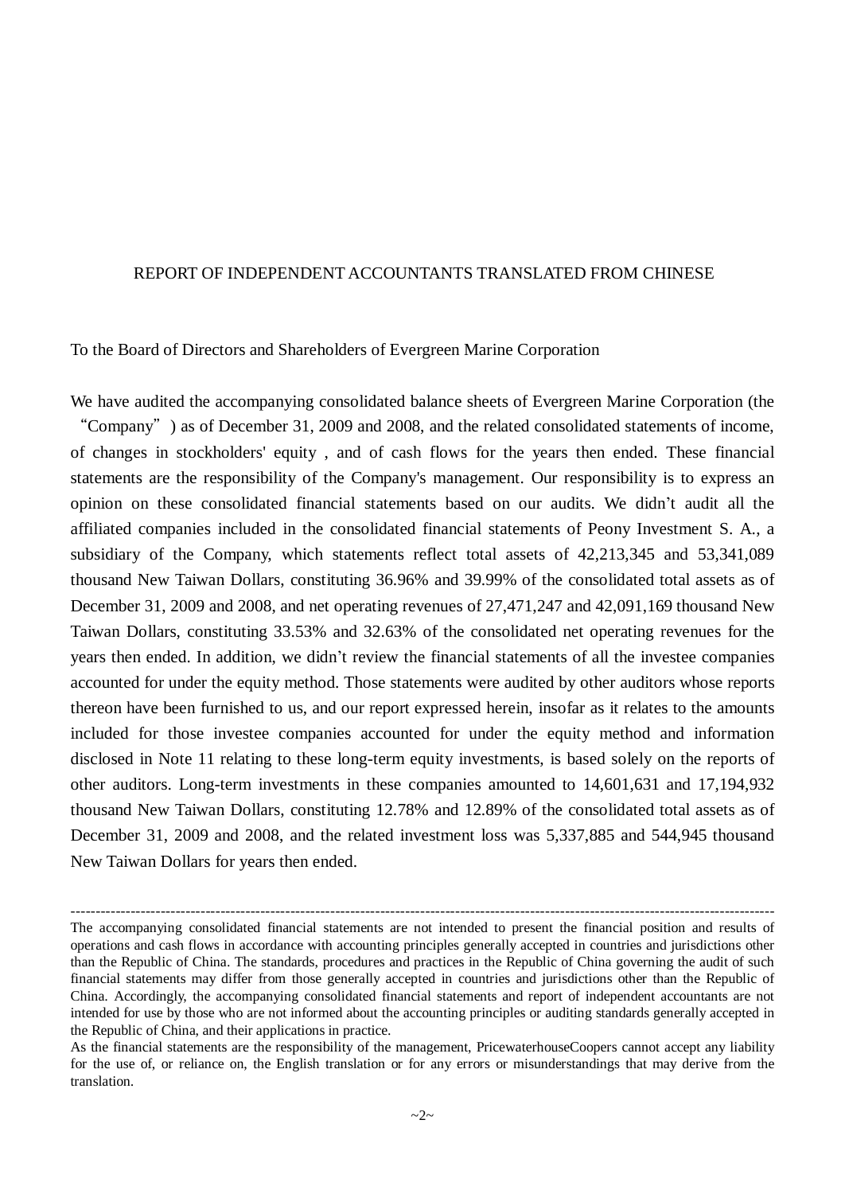REPORT OF INDEPENDENT ACCOUNTANTS TRANSLATED FROM CHINESE

To the Board of Directors and Shareholders of Evergreen Marine Corporation

We have audited the accompanying consolidated balance sheets of Evergreen Marine Corporation (the "Company") as of December 31, 2009 and 2008, and the related consolidated statements of income, of changes in stockholders' equity , and of cash flows for the years then ended. These financial statements are the responsibility of the Company's management. Our responsibility is to express an opinion on these consolidated financial statements based on our audits. We didn't audit all the affiliated companies included in the consolidated financial statements of Peony Investment S. A., a subsidiary of the Company, which statements reflect total assets of 42,213,345 and 53,341,089 thousand New Taiwan Dollars, constituting 36.96% and 39.99% of the consolidated total assets as of December 31, 2009 and 2008, and net operating revenues of 27,471,247 and 42,091,169 thousand New Taiwan Dollars, constituting 33.53% and 32.63% of the consolidated net operating revenues for the years then ended. In addition, we didn't review the financial statements of all the investee companies accounted for under the equity method. Those statements were audited by other auditors whose reports thereon have been furnished to us, and our report expressed herein, insofar as it relates to the amounts included for those investee companies accounted for under the equity method and information disclosed in Note 11 relating to these long-term equity investments, is based solely on the reports of other auditors. Long-term investments in these companies amounted to 14,601,631 and 17,194,932 thousand New Taiwan Dollars, constituting 12.78% and 12.89% of the consolidated total assets as of December 31, 2009 and 2008, and the related investment loss was 5,337,885 and 544,945 thousand New Taiwan Dollars for years then ended.

---

The accompanying consolidated financial statements are not intended to present the financial position and results of operations and cash flows in accordance with accounting principles generally accepted in countries and jurisdictions other than the Republic of China. The standards, procedures and practices in the Republic of China governing the audit of such financial statements may differ from those generally accepted in countries and jurisdictions other than the Republic of China. Accordingly, the accompanying consolidated financial statements and report of independent accountants are not intended for use by those who are not informed about the accounting principles or auditing standards generally accepted in the Republic of China, and their applications in practice.

As the financial statements are the responsibility of the management, PricewaterhouseCoopers cannot accept any liability for the use of, or reliance on, the English translation or for any errors or misunderstandings that may derive from the translation.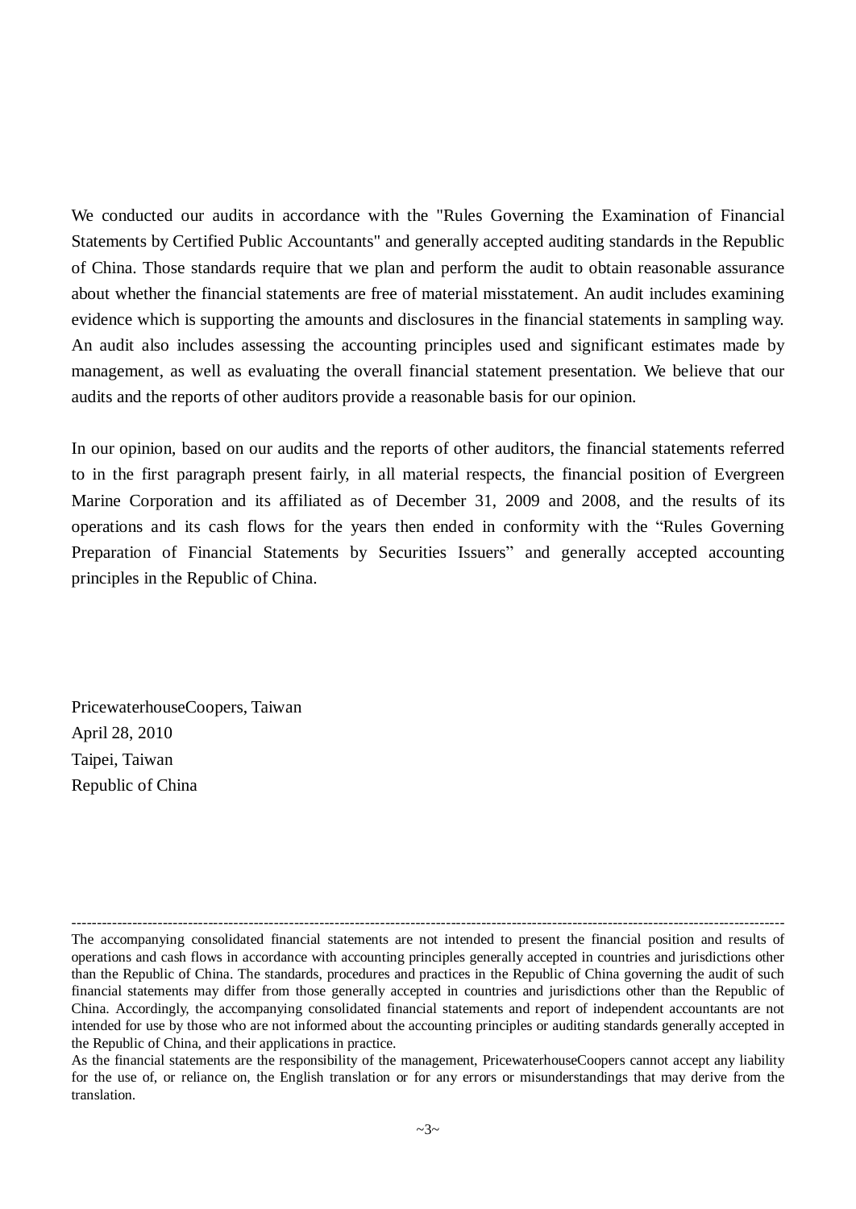We conducted our audits in accordance with the "Rules Governing the Examination of Financial Statements by Certified Public Accountants" and generally accepted auditing standards in the Republic of China. Those standards require that we plan and perform the audit to obtain reasonable assurance about whether the financial statements are free of material misstatement. An audit includes examining evidence which is supporting the amounts and disclosures in the financial statements in sampling way. An audit also includes assessing the accounting principles used and significant estimates made by management, as well as evaluating the overall financial statement presentation. We believe that our audits and the reports of other auditors provide a reasonable basis for our opinion.

In our opinion, based on our audits and the reports of other auditors, the financial statements referred to in the first paragraph present fairly, in all material respects, the financial position of Evergreen Marine Corporation and its affiliated as of December 31, 2009 and 2008, and the results of its operations and its cash flows for the years then ended in conformity with the “Rules Governing Preparation of Financial Statements by Securities Issuers” and generally accepted accounting principles in the Republic of China.

PricewaterhouseCoopers, Taiwan
April 28, 2010
Taipei, Taiwan
Republic of China

---

The accompanying consolidated financial statements are not intended to present the financial position and results of operations and cash flows in accordance with accounting principles generally accepted in countries and jurisdictions other than the Republic of China. The standards, procedures and practices in the Republic of China governing the audit of such financial statements may differ from those generally accepted in countries and jurisdictions other than the Republic of China. Accordingly, the accompanying consolidated financial statements and report of independent accountants are not intended for use by those who are not informed about the accounting principles or auditing standards generally accepted in the Republic of China, and their applications in practice.

As the financial statements are the responsibility of the management, PricewaterhouseCoopers cannot accept any liability for the use of, or reliance on, the English translation or for any errors or misunderstandings that may derive from the translation.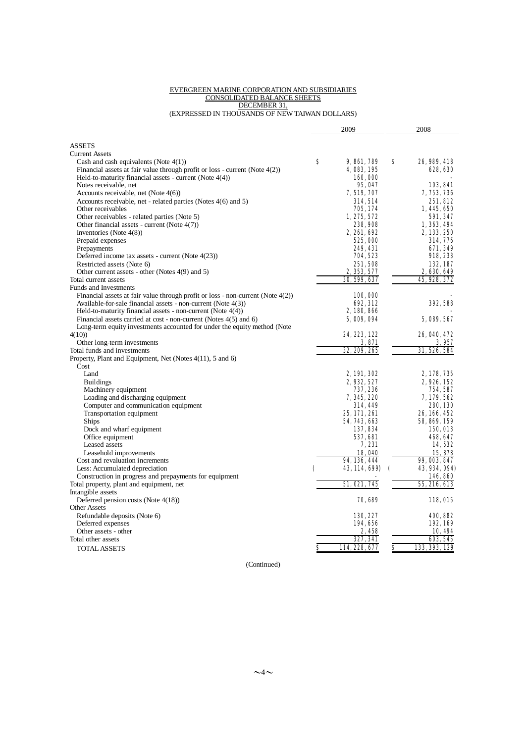EVERGREEN MARINE CORPORATION AND SUBSIDIARIES
CONSOLIDATED BALANCE SHEETS
DECEMBER 31,
(EXPRESSED IN THOUSANDS OF NEW TAIWAN DOLLARS)

| | 2009 | 2008 |
|---|---|---|
| ASSETS | | |
| Current Assets | | |
| Cash and cash equivalents (Note 4(1)) | $ 9,861,789 | $ 26,989,418 |
| Financial assets at fair value through profit or loss - current (Note 4(2)) | 4,083,195 | 628,630 |
| Held-to-maturity financial assets - current (Note 4(4)) | 160,000 | - |
| Notes receivable, net | 95,047 | 103,841 |
| Accounts receivable, net (Note 4(6)) | 7,519,707 | 7,753,736 |
| Accounts receivable, net - related parties (Notes 4(6) and 5) | 314,514 | 251,812 |
| Other receivables | 705,174 | 1,445,650 |
| Other receivables - related parties (Note 5) | 1,275,572 | 591,347 |
| Other financial assets - current (Note 4(7)) | 238,908 | 1,363,494 |
| Inventories (Note 4(8)) | 2,261,692 | 2,133,250 |
| Prepaid expenses | 525,000 | 314,776 |
| Prepayments | 249,431 | 671,349 |
| Deferred income tax assets - current (Note 4(23)) | 704,523 | 918,233 |
| Restricted assets (Note 6) | 251,508 | 132,187 |
| Other current assets - other (Notes 4(9) and 5) | 2,353,577 | 2,630,649 |
| Total current assets | 30,599,637 | 45,928,372 |
| Funds and Investments | | |
| Financial assets at fair value through profit or loss - non-current (Note 4(2)) | 100,000 | - |
| Available-for-sale financial assets - non-current (Note 4(3)) | 692,312 | 392,588 |
| Held-to-maturity financial assets - non-current (Note 4(4)) | 2,180,866 | - |
| Financial assets carried at cost - non-current (Notes 4(5) and 6) | 5,009,094 | 5,089,567 |
| Long-term equity investments accounted for under the equity method (Note 4(10)) | 24,223,122 | 26,040,472 |
| Other long-term investments | 3,871 | 3,957 |
| Total funds and investments | 32,209,265 | 31,526,584 |
| Property, Plant and Equipment, Net (Notes 4(11), 5 and 6) | | |
| Cost | | |
| Land | 2,191,302 | 2,178,735 |
| Buildings | 2,932,527 | 2,926,152 |
| Machinery equipment | 737,236 | 754,587 |
| Loading and discharging equipment | 7,345,220 | 7,179,562 |
| Computer and communication equipment | 314,449 | 280,130 |
| Transportation equipment | 25,171,261 | 26,166,452 |
| Ships | 54,743,663 | 58,869,159 |
| Dock and wharf equipment | 137,834 | 150,013 |
| Office equipment | 537,681 | 468,647 |
| Leased assets | 7,231 | 14,532 |
| Leasehold improvements | 18,040 | 15,878 |
| Cost and revaluation increments | 94,136,444 | 99,003,847 |
| Less: Accumulated depreciation | ( 43,114,699) | ( 43,934,094) |
| Construction in progress and prepayments for equipment | - | 146,860 |
| Total property, plant and equipment, net | 51,021,745 | 55,216,613 |
| Intangible assets | | |
| Deferred pension costs (Note 4(18)) | 70,689 | 118,015 |
| Other Assets | | |
| Refundable deposits (Note 6) | 130,227 | 400,882 |
| Deferred expenses | 194,656 | 192,169 |
| Other assets - other | 2,458 | 10,494 |
| Total other assets | 327,341 | 603,545 |
| TOTAL ASSETS | $ 114,228,677 | $ 133,393,129 |

(Continued)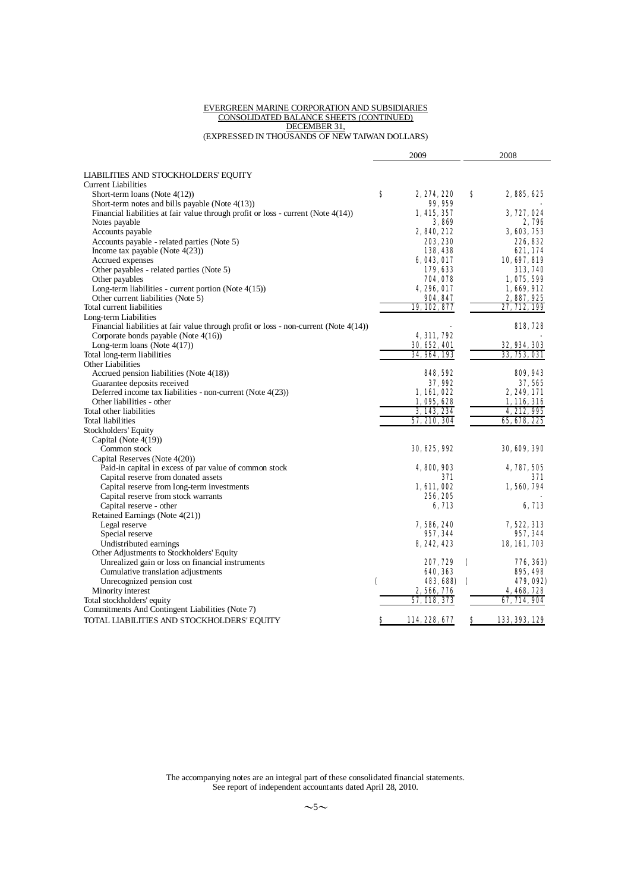EVERGREEN MARINE CORPORATION AND SUBSIDIARIES
CONSOLIDATED BALANCE SHEETS (CONTINUED)
DECEMBER 31,
(EXPRESSED IN THOUSANDS OF NEW TAIWAN DOLLARS)

| | 2009 | 2008 |
|---|---|---|
| LIABILITIES AND STOCKHOLDERS' EQUITY | | |
| Current Liabilities | | |
| Short-term loans (Note 4(12)) | $ 2,274,220 | $ 2,885,625 |
| Short-term notes and bills payable (Note 4(13)) | 99,959 | - |
| Financial liabilities at fair value through profit or loss - current (Note 4(14)) | 1,415,357 | 3,727,024 |
| Notes payable | 3,869 | 2,796 |
| Accounts payable | 2,840,212 | 3,603,753 |
| Accounts payable - related parties (Note 5) | 203,230 | 226,832 |
| Income tax payable (Note 4(23)) | 138,438 | 621,174 |
| Accrued expenses | 6,043,017 | 10,697,819 |
| Other payables - related parties (Note 5) | 179,633 | 313,740 |
| Other payables | 704,078 | 1,075,599 |
| Long-term liabilities - current portion (Note 4(15)) | 4,296,017 | 1,669,912 |
| Other current liabilities (Note 5) | 904,847 | 2,887,925 |
| Total current liabilities | 19,102,877 | 27,712,199 |
| Long-term Liabilities | | |
| Financial liabilities at fair value through profit or loss - non-current (Note 4(14)) | - | 818,728 |
| Corporate bonds payable (Note 4(16)) | 4,311,792 | - |
| Long-term loans (Note 4(17)) | 30,652,401 | 32,934,303 |
| Total long-term liabilities | 34,964,193 | 33,753,031 |
| Other Liabilities | | |
| Accrued pension liabilities (Note 4(18)) | 848,592 | 809,943 |
| Guarantee deposits received | 37,992 | 37,565 |
| Deferred income tax liabilities - non-current (Note 4(23)) | 1,161,022 | 2,249,171 |
| Other liabilities - other | 1,095,628 | 1,116,316 |
| Total other liabilities | 3,143,234 | 4,212,995 |
| Total liabilities | 57,210,304 | 65,678,225 |
| Stockholders' Equity | | |
| Capital (Note 4(19)) | | |
| Common stock | 30,625,992 | 30,609,390 |
| Capital Reserves (Note 4(20)) | | |
| Paid-in capital in excess of par value of common stock | 4,800,903 | 4,787,505 |
| Capital reserve from donated assets | 371 | 371 |
| Capital reserve from long-term investments | 1,611,002 | 1,560,794 |
| Capital reserve from stock warrants | 256,205 | - |
| Capital reserve - other | 6,713 | 6,713 |
| Retained Earnings (Note 4(21)) | | |
| Legal reserve | 7,586,240 | 7,522,313 |
| Special reserve | 957,344 | 957,344 |
| Undistributed earnings | 8,242,423 | 18,161,703 |
| Other Adjustments to Stockholders' Equity | | |
| Unrealized gain or loss on financial instruments | 207,729 | ( 776,363) |
| Cumulative translation adjustments | 640,363 | 895,498 |
| Unrecognized pension cost | ( 483,688) | ( 479,092) |
| Minority interest | 2,566,776 | 4,468,728 |
| Total stockholders' equity | 57,018,373 | 67,714,904 |
| Commitments And Contingent Liabilities (Note 7) | | |
| TOTAL LIABILITIES AND STOCKHOLDERS' EQUITY | $ 114,228,677 | $ 133,393,129 |

The accompanying notes are an integral part of these consolidated financial statements.
See report of independent accountants dated April 28, 2010.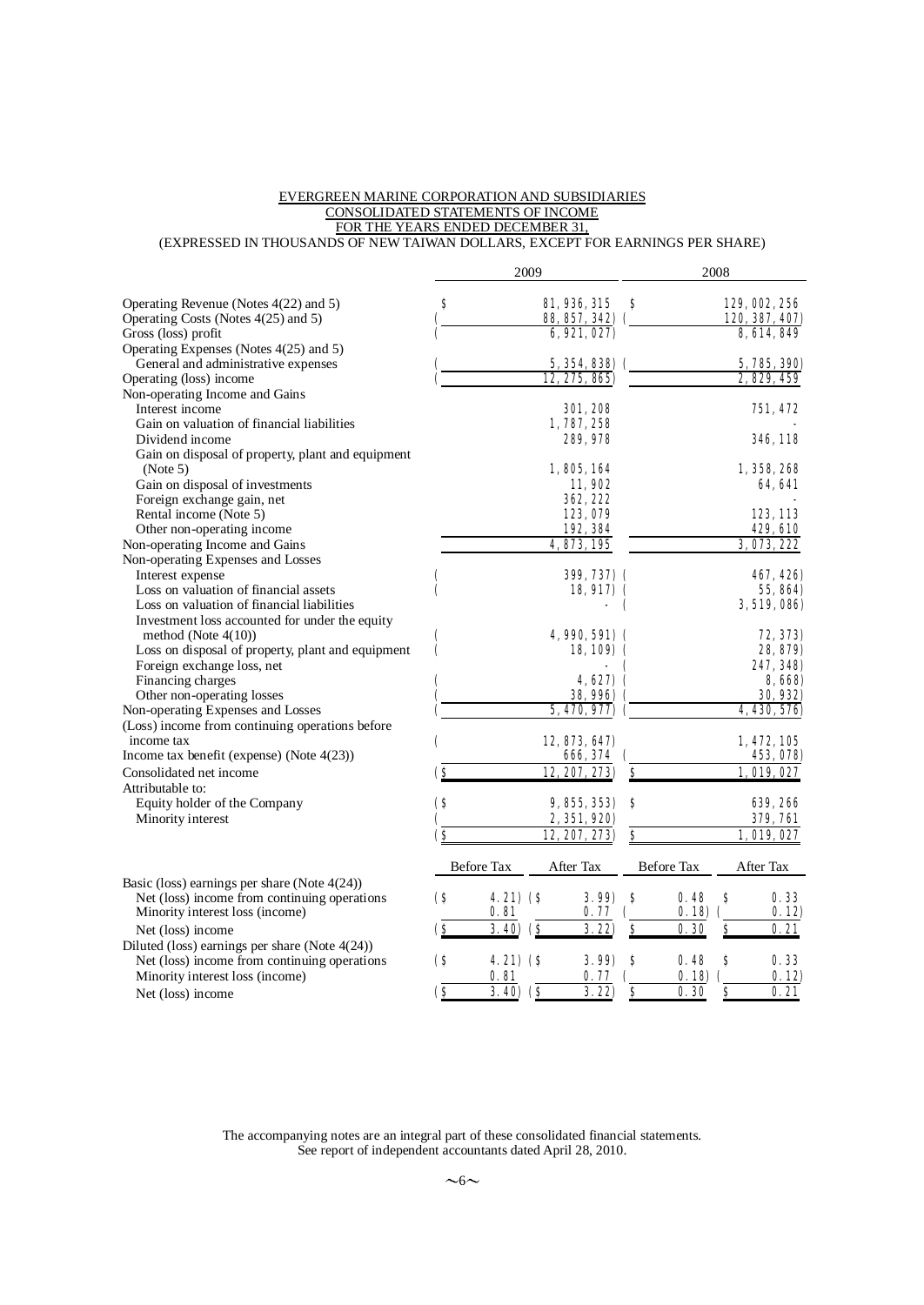EVERGREEN MARINE CORPORATION AND SUBSIDIARIES
CONSOLIDATED STATEMENTS OF INCOME
FOR THE YEARS ENDED DECEMBER 31,
(EXPRESSED IN THOUSANDS OF NEW TAIWAN DOLLARS, EXCEPT FOR EARNINGS PER SHARE)

| | 2009 | 2008 |
|---|---|---|
| Operating Revenue (Notes 4(22) and 5) | $ 81,936,315 | $ 129,002,256 |
| Operating Costs (Notes 4(25) and 5) | ( 88,857,342) | ( 120,387,407) |
| Gross (loss) profit | ( 6,921,027) | 8,614,849 |
| Operating Expenses (Notes 4(25) and 5) | | |
| General and administrative expenses | ( 5,354,838) | ( 5,785,390) |
| Operating (loss) income | ( 12,275,865) | 2,829,459 |
| Non-operating Income and Gains | | |
| Interest income | 301,208 | 751,472 |
| Gain on valuation of financial liabilities | 1,787,258 | - |
| Dividend income | 289,978 | 346,118 |
| Gain on disposal of property, plant and equipment (Note 5) | 1,805,164 | 1,358,268 |
| Gain on disposal of investments | 11,902 | 64,641 |
| Foreign exchange gain, net | 362,222 | - |
| Rental income (Note 5) | 123,079 | 123,113 |
| Other non-operating income | 192,384 | 429,610 |
| Non-operating Income and Gains | 4,873,195 | 3,073,222 |
| Non-operating Expenses and Losses | | |
| Interest expense | ( 399,737) | ( 467,426) |
| Loss on valuation of financial assets | ( 18,917) | ( 55,864) |
| Loss on valuation of financial liabilities | - | ( 3,519,086) |
| Investment loss accounted for under the equity method (Note 4(10)) | ( 4,990,591) | ( 72,373) |
| Loss on disposal of property, plant and equipment | ( 18,109) | ( 28,879) |
| Foreign exchange loss, net | - | ( 247,348) |
| Financing charges | ( 4,627) | ( 8,668) |
| Other non-operating losses | ( 38,996) | ( 30,932) |
| Non-operating Expenses and Losses | ( 5,470,977) | ( 4,430,576) |
| (Loss) income from continuing operations before income tax | ( 12,873,647) | 1,472,105 |
| Income tax benefit (expense) (Note 4(23)) | 666,374 | ( 453,078) |
| Consolidated net income | ($ 12,207,273) | $ 1,019,027 |
| Attributable to: | | |
| Equity holder of the Company | ($ 9,855,353) | $ 639,266 |
| Minority interest | ( 2,351,920) | 379,761 |
| | ($ 12,207,273) | $ 1,019,027 |

| | 2009 Before Tax | 2009 After Tax | 2008 Before Tax | 2008 After Tax |
|---|---|---|---|---|
| Basic (loss) earnings per share (Note 4(24)) | | | | |
| Net (loss) income from continuing operations | ($ 4.21) | ($ 3.99) | $ 0.48 | $ 0.33 |
| Minority interest loss (income) | 0.81 | 0.77 | ( 0.18) | ( 0.12) |
| Net (loss) income | ($ 3.40) | ($ 3.22) | $ 0.30 | $ 0.21 |
| Diluted (loss) earnings per share (Note 4(24)) | | | | |
| Net (loss) income from continuing operations | ($ 4.21) | ($ 3.99) | $ 0.48 | $ 0.33 |
| Minority interest loss (income) | 0.81 | 0.77 | ( 0.18) | ( 0.12) |
| Net (loss) income | ($ 3.40) | ($ 3.22) | $ 0.30 | $ 0.21 |

The accompanying notes are an integral part of these consolidated financial statements.
See report of independent accountants dated April 28, 2010.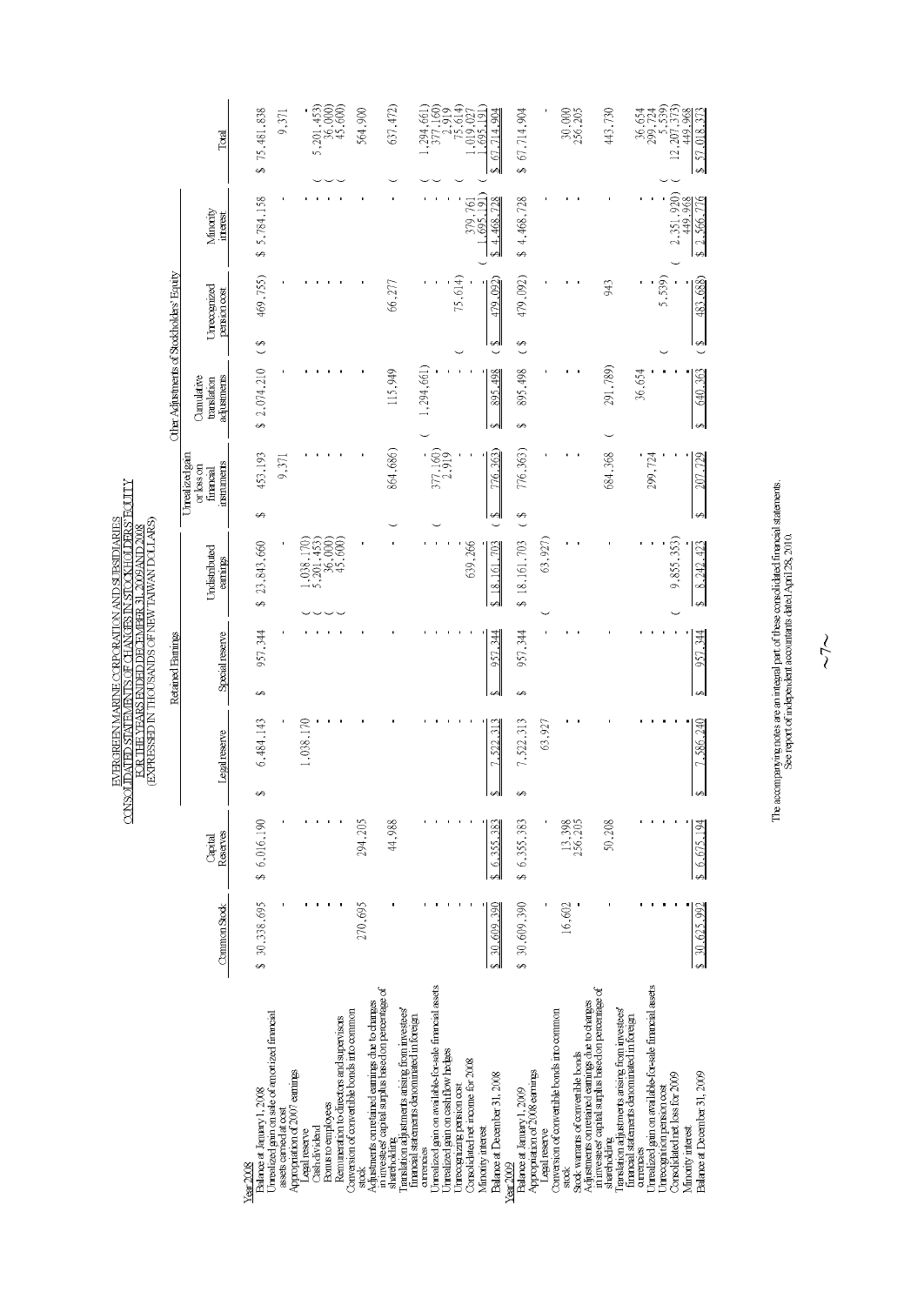# EVERGREEN MARINE CORPORATION AND SUBSIDIARIES
## CONSOLIDATED STATEMENTS OF CHANGES IN STOCKHOLDERS' EQUITY
### FOR THE YEARS ENDED DECEMBER 31, 2009 AND 2008
### (EXPRESSED IN THOUSANDS OF NEW TAIWAN DOLLARS)

| | | | Retained Earnings | | | Other Adjustments of Stockholders' Equity | | | | |
|---|---|---|---|---|---|---|---|---|---|---|
| | Common Stock | Capital Reserves | Legal reserve | Special reserve | Undistributed earnings | Unrealized gain or loss on financial instruments | Cumulative translation adjustments | Unrecognized pension cost | Minority interest | Total |
| **Year 2008** | | | | | | | | | | |
| Balance at January 1, 2008 | $ 30,338,695 | $ 6,016,190 | $ 6,484,143 | $ 957,344 | $ 23,843,660 | $ 453,193 | $ 2,074,210 | ($ 469,755) | $ 5,784,158 | $ 75,481,838 |
| Unrealized gain on sale of amortized financial assets carried at cost | - | - | - | - | - | 9,371 | - | - | - | 9,371 |
| Appropriation of 2007 earnings | | | | | | | | | | |
| Legal reserve | - | - | 1,038,170 | - | ( 1,038,170) | - | - | - | - | - |
| Cash dividend | - | - | - | - | ( 5,201,453) | - | - | - | - | ( 5,201,453) |
| Bonus to employees | - | - | - | - | ( 36,000) | - | - | - | - | ( 36,000) |
| Remuneration to directors and supervisors | - | - | - | - | ( 45,600) | - | - | - | - | ( 45,600) |
| Conversion of convertible bonds into common stock | 270,695 | 294,205 | - | - | - | - | - | - | - | 564,900 |
| Adjustments on retained earnings due to changes in investees' capital surplus based on percentage of shareholding | - | 44,988 | - | - | - | ( 864,686) | 115,949 | 66,277 | - | ( 637,472) |
| Translation adjustments arising from investees' financial statements denominated in foreign currencies | - | - | - | - | - | - | ( 1,294,661) | - | - | ( 1,294,661) |
| Unrealized gain on available-for-sale financial assets | - | - | - | - | - | ( 377,160) | - | - | - | ( 377,160) |
| Unrealized gain on cash flow hedges | - | - | - | - | - | 2,919 | - | - | - | 2,919 |
| Unrecognizing pension cost | - | - | - | - | - | - | - | ( 75,614) | - | ( 75,614) |
| Consolidated net income for 2008 | - | - | - | - | 639,266 | - | - | - | 379,761 | 1,019,027 |
| Minority interest | - | - | - | - | - | - | - | - | ( 1,695,191) | ( 1,695,191) |
| Balance at December 31, 2008 | $ 30,609,390 | $ 6,355,383 | $ 7,522,313 | $ 957,344 | $ 18,161,703 | ($ 776,363) | $ 895,498 | ($ 479,092) | $ 4,468,728 | $ 67,714,904 |
| **Year 2009** | | | | | | | | | | |
| Balance at January 1, 2009 | $ 30,609,390 | $ 6,355,383 | $ 7,522,313 | $ 957,344 | $ 18,161,703 | ($ 776,363) | $ 895,498 | ($ 479,092) | $ 4,468,728 | $ 67,714,904 |
| Appropriation of 2008 earnings | | | | | | | | | | |
| Legal reserve | - | - | 63,927 | - | ( 63,927) | - | - | - | - | - |
| Conversion of convertible bonds into common stock | 16,602 | 13,398 | - | - | - | - | - | - | - | 30,000 |
| Stock warrants of convertible bonds | - | 256,205 | - | - | - | - | - | - | - | 256,205 |
| Adjustments on retained earnings due to changes in investees' capital surplus based on percentage of shareholding | - | 50,208 | - | - | - | 684,368 | ( 291,789) | 943 | - | 443,730 |
| Translation adjustments arising from investees' financial statements denominated in foreign currencies | - | - | - | - | - | - | 36,654 | - | - | 36,654 |
| Unrealized gain on available-for-sale financial assets | - | - | - | - | - | 299,724 | - | - | - | 299,724 |
| Unrecognition pension cost | - | - | - | - | - | - | - | ( 5,539) | - | ( 5,539) |
| Consolidated net loss for 2009 | - | - | - | - | ( 9,855,353) | - | - | - | ( 2,351,920) | ( 12,207,273) |
| Minority interest | - | - | - | - | - | - | - | - | 449,968 | 449,968 |
| Balance at December 31, 2009 | $ 30,625,992 | $ 6,675,194 | $ 7,586,240 | $ 957,344 | $ 8,242,423 | $ 207,729 | $ 640,363 | ($ 483,688) | $ 2,566,776 | $ 57,018,373 |

The accompanying notes are an integral part of these consolidated financial statements.
See report of independent accountants dated April 28, 2010.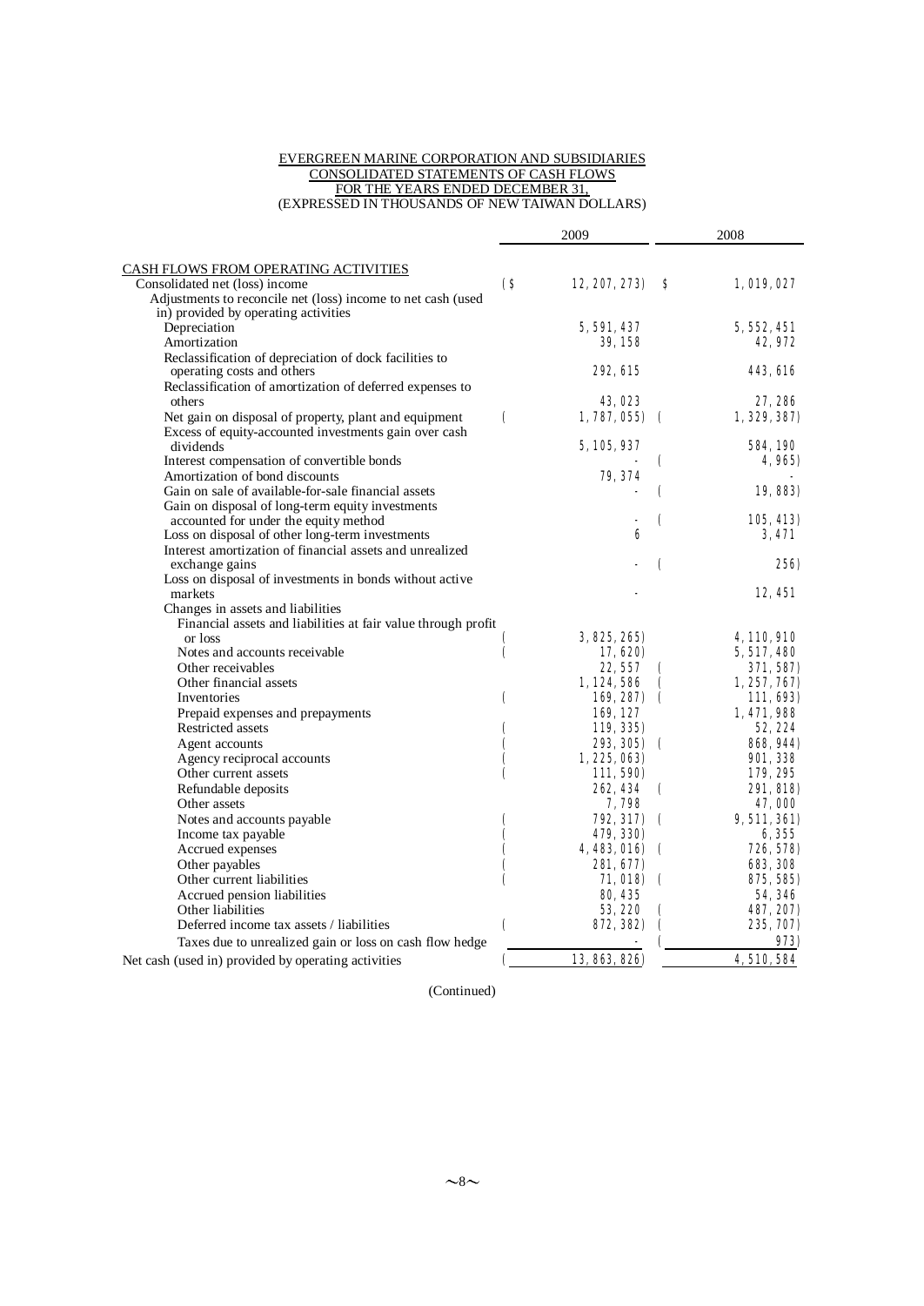EVERGREEN MARINE CORPORATION AND SUBSIDIARIES
CONSOLIDATED STATEMENTS OF CASH FLOWS
FOR THE YEARS ENDED DECEMBER 31,
(EXPRESSED IN THOUSANDS OF NEW TAIWAN DOLLARS)

| | 2009 | 2008 |
|---|---|---|
| CASH FLOWS FROM OPERATING ACTIVITIES | | |
| Consolidated net (loss) income | ($ 12,207,273) | $ 1,019,027 |
| Adjustments to reconcile net (loss) income to net cash (used in) provided by operating activities | | |
| Depreciation | 5,591,437 | 5,552,451 |
| Amortization | 39,158 | 42,972 |
| Reclassification of depreciation of dock facilities to operating costs and others | 292,615 | 443,616 |
| Reclassification of amortization of deferred expenses to others | 43,023 | 27,286 |
| Net gain on disposal of property, plant and equipment | ( 1,787,055) | ( 1,329,387) |
| Excess of equity-accounted investments gain over cash dividends | 5,105,937 | 584,190 |
| Interest compensation of convertible bonds | - | ( 4,965) |
| Amortization of bond discounts | 79,374 | |
| Gain on sale of available-for-sale financial assets | - | ( 19,883) |
| Gain on disposal of long-term equity investments accounted for under the equity method | - | ( 105,413) |
| Loss on disposal of other long-term investments | 6 | 3,471 |
| Interest amortization of financial assets and unrealized exchange gains | - | ( 256) |
| Loss on disposal of investments in bonds without active markets | - | 12,451 |
| Changes in assets and liabilities | | |
| Financial assets and liabilities at fair value through profit or loss | ( 3,825,265) | 4,110,910 |
| Notes and accounts receivable | ( 17,620) | 5,517,480 |
| Other receivables | 22,557 | ( 371,587) |
| Other financial assets | 1,124,586 | ( 1,257,767) |
| Inventories | ( 169,287) | ( 111,693) |
| Prepaid expenses and prepayments | 169,127 | 1,471,988 |
| Restricted assets | ( 119,335) | 52,224 |
| Agent accounts | ( 293,305) | ( 868,944) |
| Agency reciprocal accounts | ( 1,225,063) | 901,338 |
| Other current assets | ( 111,590) | 179,295 |
| Refundable deposits | 262,434 | ( 291,818) |
| Other assets | 7,798 | 47,000 |
| Notes and accounts payable | ( 792,317) | ( 9,511,361) |
| Income tax payable | ( 479,330) | 6,355 |
| Accrued expenses | ( 4,483,016) | ( 726,578) |
| Other payables | ( 281,677) | 683,308 |
| Other current liabilities | ( 71,018) | ( 875,585) |
| Accrued pension liabilities | 80,435 | 54,346 |
| Other liabilities | 53,220 | ( 487,207) |
| Deferred income tax assets / liabilities | ( 872,382) | ( 235,707) |
| Taxes due to unrealized gain or loss on cash flow hedge | - | ( 973) |
| Net cash (used in) provided by operating activities | ( 13,863,826) | 4,510,584 |

(Continued)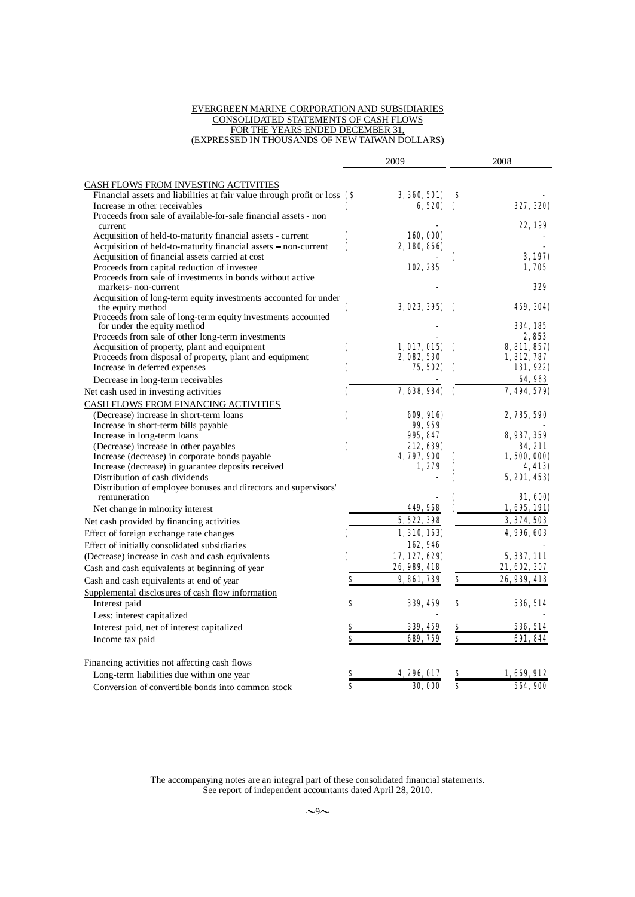EVERGREEN MARINE CORPORATION AND SUBSIDIARIES
CONSOLIDATED STATEMENTS OF CASH FLOWS
FOR THE YEARS ENDED DECEMBER 31,
(EXPRESSED IN THOUSANDS OF NEW TAIWAN DOLLARS)

| | 2009 | 2008 |
|---|---|---|
| **CASH FLOWS FROM INVESTING ACTIVITIES** | | |
| Financial assets and liabilities at fair value through profit or loss | ($ 3,360,501) | $ - |
| Increase in other receivables | ( 6,520) | ( 327,320) |
| Proceeds from sale of available-for-sale financial assets - non current | - | 22,199 |
| Acquisition of held-to-maturity financial assets - current | ( 160,000) | - |
| Acquisition of held-to-maturity financial assets – non-current | ( 2,180,866) | - |
| Acquisition of financial assets carried at cost | - | ( 3,197) |
| Proceeds from capital reduction of investee | 102,285 | 1,705 |
| Proceeds from sale of investments in bonds without active markets- non-current | - | 329 |
| Acquisition of long-term equity investments accounted for under the equity method | ( 3,023,395) | ( 459,304) |
| Proceeds from sale of long-term equity investments accounted for under the equity method | - | 334,185 |
| Proceeds from sale of other long-term investments | - | 2,853 |
| Acquisition of property, plant and equipment | ( 1,017,015) | ( 8,811,857) |
| Proceeds from disposal of property, plant and equipment | 2,082,530 | 1,812,787 |
| Increase in deferred expenses | ( 75,502) | ( 131,922) |
| Decrease in long-term receivables | - | 64,963 |
| Net cash used in investing activities | ( 7,638,984) | ( 7,494,579) |
| **CASH FLOWS FROM FINANCING ACTIVITIES** | | |
| (Decrease) increase in short-term loans | ( 609,916) | 2,785,590 |
| Increase in short-term bills payable | 99,959 | - |
| Increase in long-term loans | 995,847 | 8,987,359 |
| (Decrease) increase in other payables | ( 212,639) | 84,211 |
| Increase (decrease) in corporate bonds payable | 4,797,900 | ( 1,500,000) |
| Increase (decrease) in guarantee deposits received | 1,279 | ( 4,413) |
| Distribution of cash dividends | - | ( 5,201,453) |
| Distribution of employee bonuses and directors and supervisors' remuneration | - | ( 81,600) |
| Net change in minority interest | 449,968 | ( 1,695,191) |
| Net cash provided by financing activities | 5,522,398 | 3,374,503 |
| Effect of foreign exchange rate changes | ( 1,310,163) | 4,996,603 |
| Effect of initially consolidated subsidiaries | 162,946 | - |
| (Decrease) increase in cash and cash equivalents | ( 17,127,629) | 5,387,111 |
| Cash and cash equivalents at beginning of year | 26,989,418 | 21,602,307 |
| Cash and cash equivalents at end of year | $ 9,861,789 | $ 26,989,418 |
| **Supplemental disclosures of cash flow information** | | |
| Interest paid | $ 339,459 | $ 536,514 |
| Less: interest capitalized | - | - |
| Interest paid, net of interest capitalized | $ 339,459 | $ 536,514 |
| Income tax paid | $ 689,759 | $ 691,844 |
| | | |
| Financing activities not affecting cash flows | | |
| Long-term liabilities due within one year | $ 4,296,017 | $ 1,669,912 |
| Conversion of convertible bonds into common stock | $ 30,000 | $ 564,900 |

The accompanying notes are an integral part of these consolidated financial statements.
See report of independent accountants dated April 28, 2010.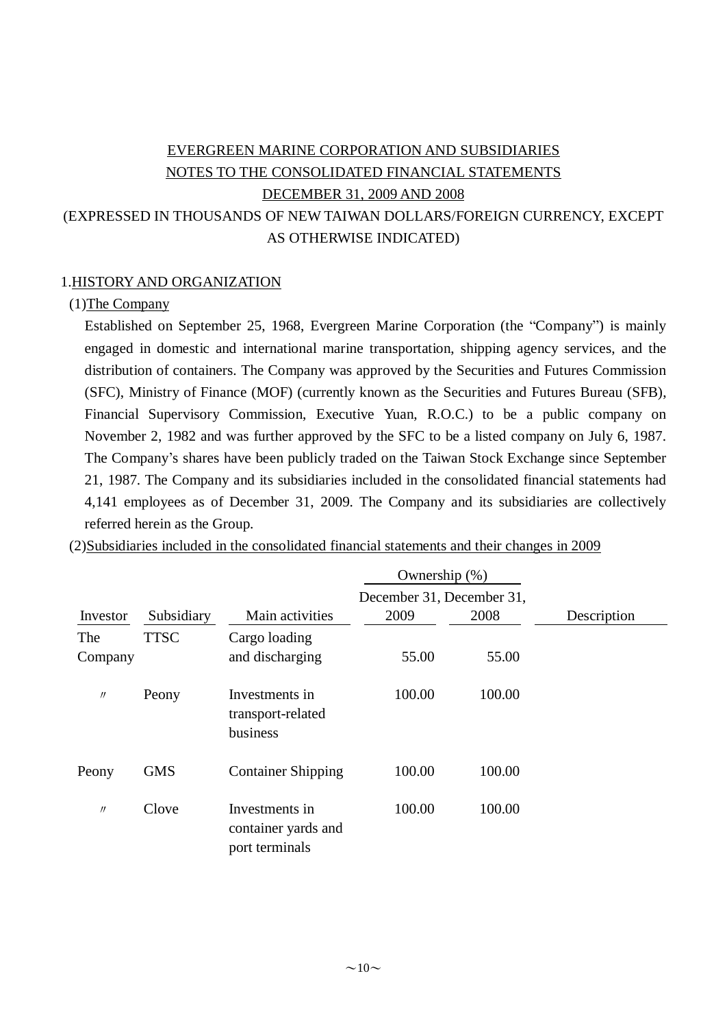EVERGREEN MARINE CORPORATION AND SUBSIDIARIES
NOTES TO THE CONSOLIDATED FINANCIAL STATEMENTS
DECEMBER 31, 2009 AND 2008
(EXPRESSED IN THOUSANDS OF NEW TAIWAN DOLLARS/FOREIGN CURRENCY, EXCEPT AS OTHERWISE INDICATED)

## 1.HISTORY AND ORGANIZATION

### (1)The Company

Established on September 25, 1968, Evergreen Marine Corporation (the “Company”) is mainly engaged in domestic and international marine transportation, shipping agency services, and the distribution of containers. The Company was approved by the Securities and Futures Commission (SFC), Ministry of Finance (MOF) (currently known as the Securities and Futures Bureau (SFB), Financial Supervisory Commission, Executive Yuan, R.O.C.) to be a public company on November 2, 1982 and was further approved by the SFC to be a listed company on July 6, 1987. The Company’s shares have been publicly traded on the Taiwan Stock Exchange since September 21, 1987. The Company and its subsidiaries included in the consolidated financial statements had 4,141 employees as of December 31, 2009. The Company and its subsidiaries are collectively referred herein as the Group.

### (2)Subsidiaries included in the consolidated financial statements and their changes in 2009

| | | | Ownership (%) | | |
|---|---|---|---|---|---|
| Investor | Subsidiary | Main activities | December 31, 2009 | December 31, 2008 | Description |
| The Company | TTSC | Cargo loading and discharging | 55.00 | 55.00 | |
| 〃 | Peony | Investments in transport-related business | 100.00 | 100.00 | |
| Peony | GMS | Container Shipping | 100.00 | 100.00 | |
| 〃 | Clove | Investments in container yards and port terminals | 100.00 | 100.00 | |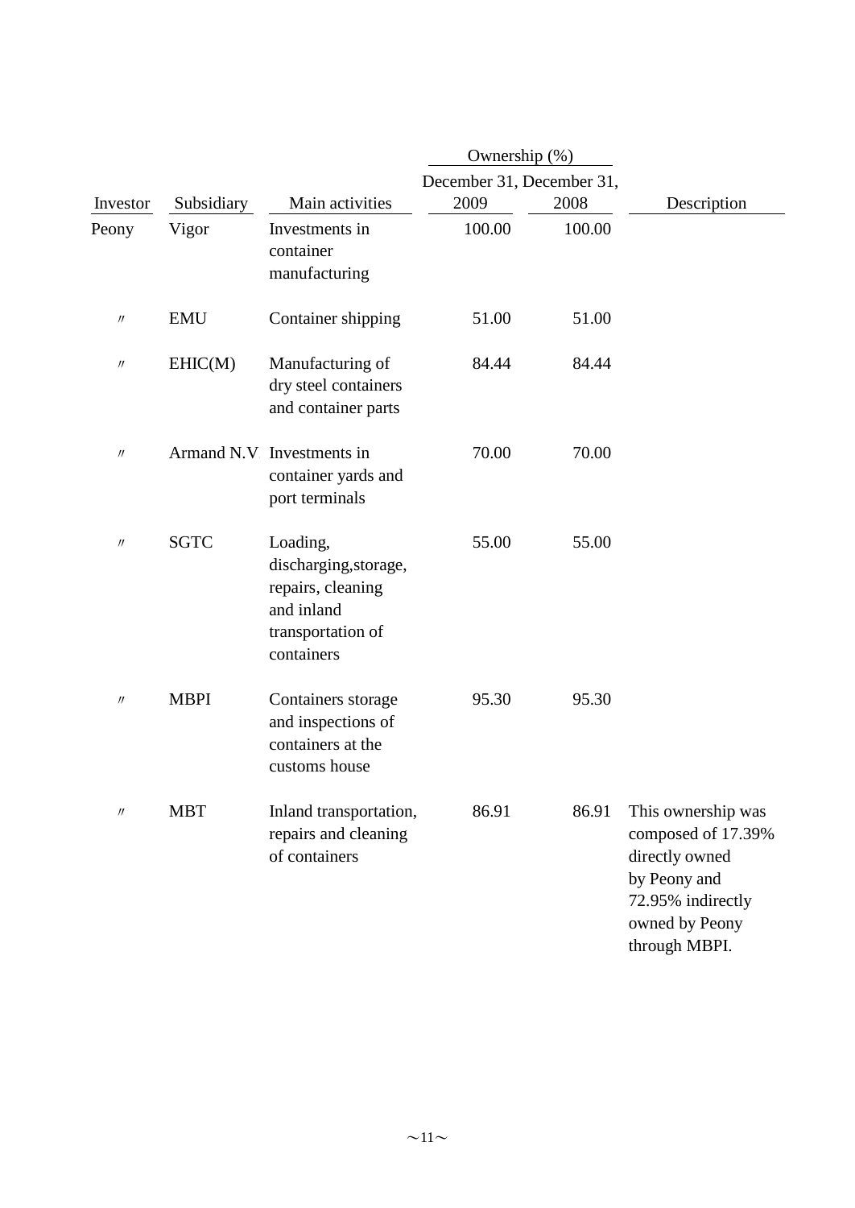| Investor | Subsidiary | Main activities | Ownership (%) December 31, 2009 | Ownership (%) December 31, 2008 | Description |
|---|---|---|---|---|---|
| Peony | Vigor | Investments in container manufacturing | 100.00 | 100.00 | |
| 〃 | EMU | Container shipping | 51.00 | 51.00 | |
| 〃 | EHIC(M) | Manufacturing of dry steel containers and container parts | 84.44 | 84.44 | |
| 〃 | Armand N.V | Investments in container yards and port terminals | 70.00 | 70.00 | |
| 〃 | SGTC | Loading, discharging,storage, repairs, cleaning and inland transportation of containers | 55.00 | 55.00 | |
| 〃 | MBPI | Containers storage and inspections of containers at the customs house | 95.30 | 95.30 | |
| 〃 | MBT | Inland transportation, repairs and cleaning of containers | 86.91 | 86.91 | This ownership was composed of 17.39% directly owned by Peony and 72.95% indirectly owned by Peony through MBPI. |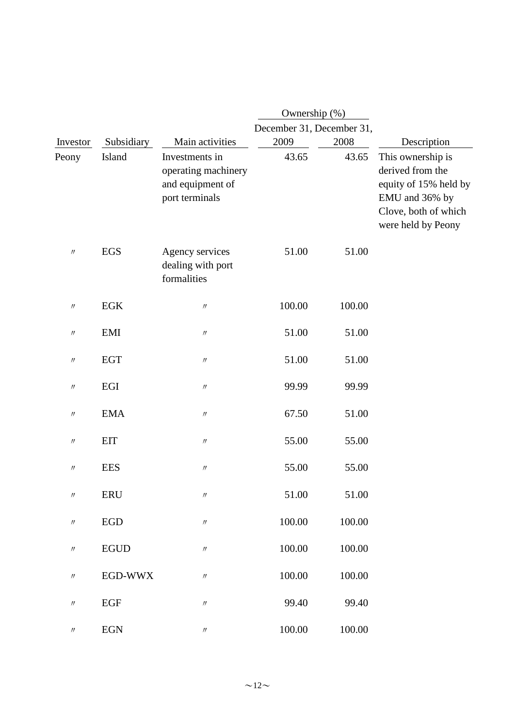| Investor | Subsidiary | Main activities | Ownership (%) December 31, 2009 | Ownership (%) December 31, 2008 | Description |
|---|---|---|---|---|---|
| Peony | Island | Investments in operating machinery and equipment of port terminals | 43.65 | 43.65 | This ownership is derived from the equity of 15% held by EMU and 36% by Clove, both of which were held by Peony |
| 〃 | EGS | Agency services dealing with port formalities | 51.00 | 51.00 | |
| 〃 | EGK | 〃 | 100.00 | 100.00 | |
| 〃 | EMI | 〃 | 51.00 | 51.00 | |
| 〃 | EGT | 〃 | 51.00 | 51.00 | |
| 〃 | EGI | 〃 | 99.99 | 99.99 | |
| 〃 | EMA | 〃 | 67.50 | 51.00 | |
| 〃 | EIT | 〃 | 55.00 | 55.00 | |
| 〃 | EES | 〃 | 55.00 | 55.00 | |
| 〃 | ERU | 〃 | 51.00 | 51.00 | |
| 〃 | EGD | 〃 | 100.00 | 100.00 | |
| 〃 | EGUD | 〃 | 100.00 | 100.00 | |
| 〃 | EGD-WWX | 〃 | 100.00 | 100.00 | |
| 〃 | EGF | 〃 | 99.40 | 99.40 | |
| 〃 | EGN | 〃 | 100.00 | 100.00 | |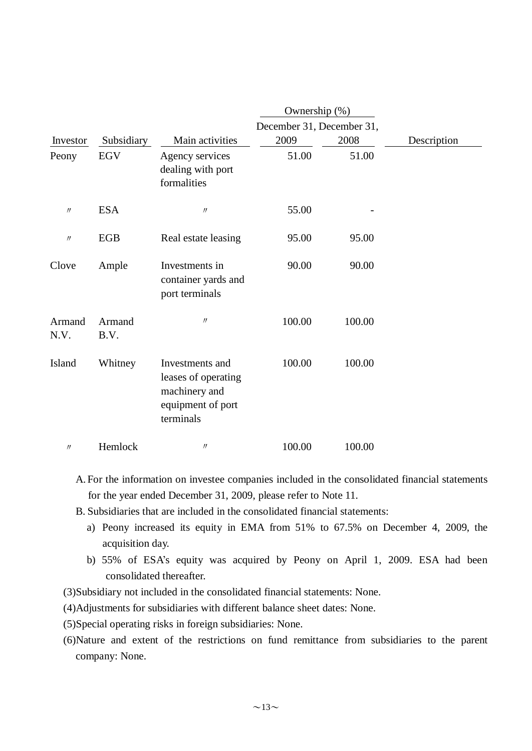| Investor | Subsidiary | Main activities | Ownership (%) December 31, 2009 | Ownership (%) December 31, 2008 | Description |
|---|---|---|---|---|---|
| Peony | EGV | Agency services dealing with port formalities | 51.00 | 51.00 | |
| 〃 | ESA | 〃 | 55.00 | - | |
| 〃 | EGB | Real estate leasing | 95.00 | 95.00 | |
| Clove | Ample | Investments in container yards and port terminals | 90.00 | 90.00 | |
| Armand N.V. | Armand B.V. | 〃 | 100.00 | 100.00 | |
| Island | Whitney | Investments and leases of operating machinery and equipment of port terminals | 100.00 | 100.00 | |
| 〃 | Hemlock | 〃 | 100.00 | 100.00 | |

A. For the information on investee companies included in the consolidated financial statements for the year ended December 31, 2009, please refer to Note 11.

B. Subsidiaries that are included in the consolidated financial statements:

a) Peony increased its equity in EMA from 51% to 67.5% on December 4, 2009, the acquisition day.

b) 55% of ESA's equity was acquired by Peony on April 1, 2009. ESA had been consolidated thereafter.

(3) Subsidiary not included in the consolidated financial statements: None.

(4) Adjustments for subsidiaries with different balance sheet dates: None.

(5) Special operating risks in foreign subsidiaries: None.

(6) Nature and extent of the restrictions on fund remittance from subsidiaries to the parent company: None.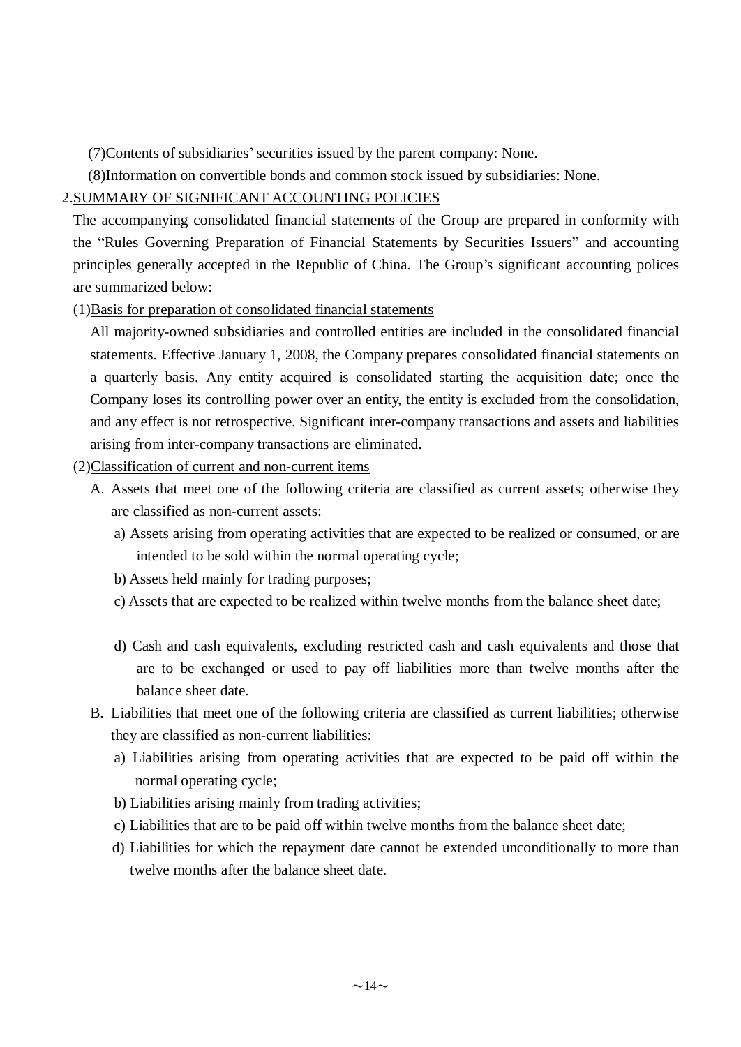(7)Contents of subsidiaries' securities issued by the parent company: None.

(8)Information on convertible bonds and common stock issued by subsidiaries: None.

## 2.SUMMARY OF SIGNIFICANT ACCOUNTING POLICIES

The accompanying consolidated financial statements of the Group are prepared in conformity with the "Rules Governing Preparation of Financial Statements by Securities Issuers" and accounting principles generally accepted in the Republic of China. The Group's significant accounting polices are summarized below:

### (1)Basis for preparation of consolidated financial statements

All majority-owned subsidiaries and controlled entities are included in the consolidated financial statements. Effective January 1, 2008, the Company prepares consolidated financial statements on a quarterly basis. Any entity acquired is consolidated starting the acquisition date; once the Company loses its controlling power over an entity, the entity is excluded from the consolidation, and any effect is not retrospective. Significant inter-company transactions and assets and liabilities arising from inter-company transactions are eliminated.

### (2)Classification of current and non-current items

A. Assets that meet one of the following criteria are classified as current assets; otherwise they are classified as non-current assets:

a) Assets arising from operating activities that are expected to be realized or consumed, or are intended to be sold within the normal operating cycle;

b) Assets held mainly for trading purposes;

c) Assets that are expected to be realized within twelve months from the balance sheet date;

d) Cash and cash equivalents, excluding restricted cash and cash equivalents and those that are to be exchanged or used to pay off liabilities more than twelve months after the balance sheet date.

B. Liabilities that meet one of the following criteria are classified as current liabilities; otherwise they are classified as non-current liabilities:

a) Liabilities arising from operating activities that are expected to be paid off within the normal operating cycle;

b) Liabilities arising mainly from trading activities;

c) Liabilities that are to be paid off within twelve months from the balance sheet date;

d) Liabilities for which the repayment date cannot be extended unconditionally to more than twelve months after the balance sheet date.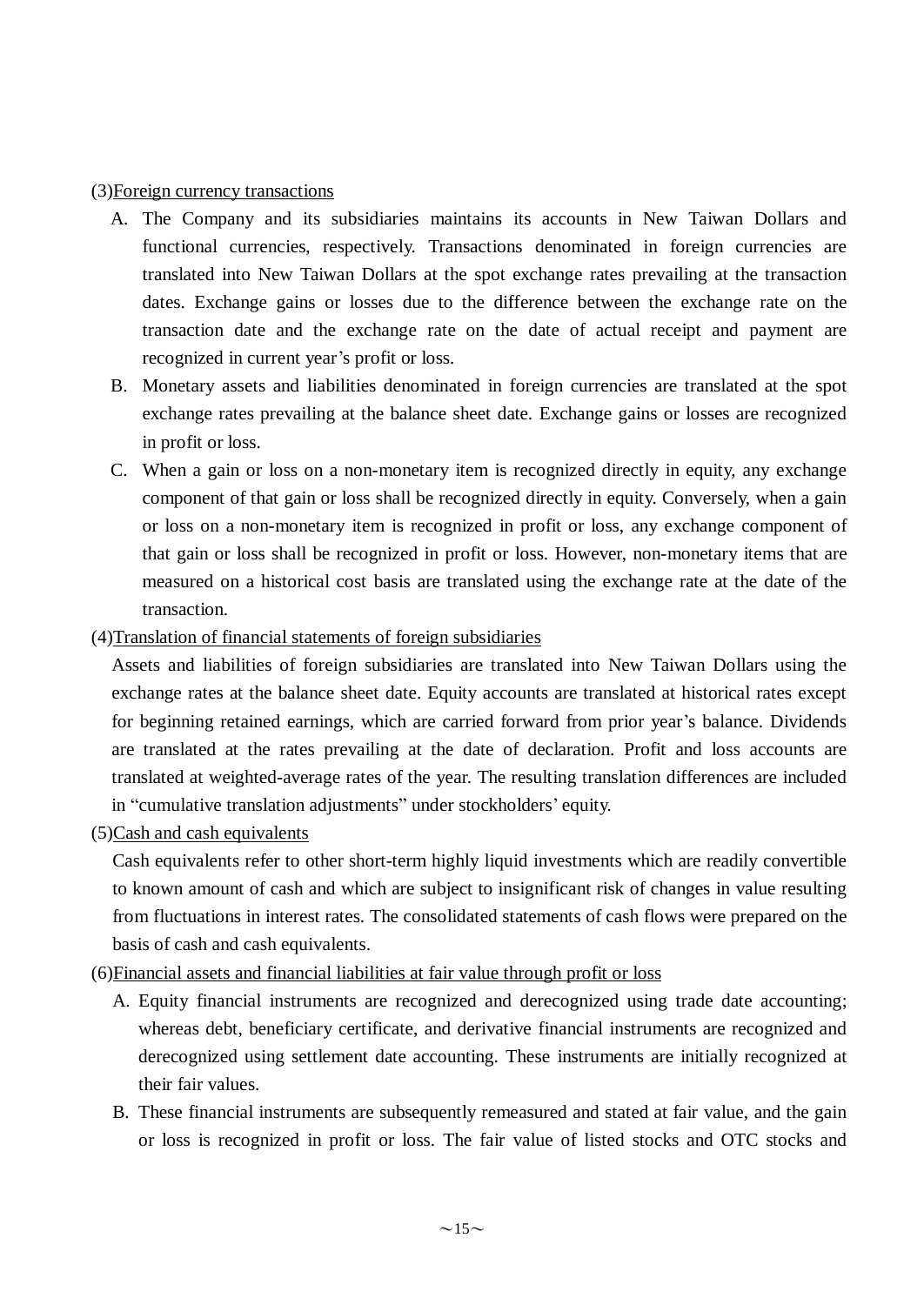(3)<u>Foreign currency transactions</u>

A. The Company and its subsidiaries maintains its accounts in New Taiwan Dollars and functional currencies, respectively. Transactions denominated in foreign currencies are translated into New Taiwan Dollars at the spot exchange rates prevailing at the transaction dates. Exchange gains or losses due to the difference between the exchange rate on the transaction date and the exchange rate on the date of actual receipt and payment are recognized in current year's profit or loss.

B. Monetary assets and liabilities denominated in foreign currencies are translated at the spot exchange rates prevailing at the balance sheet date. Exchange gains or losses are recognized in profit or loss.

C. When a gain or loss on a non-monetary item is recognized directly in equity, any exchange component of that gain or loss shall be recognized directly in equity. Conversely, when a gain or loss on a non-monetary item is recognized in profit or loss, any exchange component of that gain or loss shall be recognized in profit or loss. However, non-monetary items that are measured on a historical cost basis are translated using the exchange rate at the date of the transaction.

(4)<u>Translation of financial statements of foreign subsidiaries</u>

Assets and liabilities of foreign subsidiaries are translated into New Taiwan Dollars using the exchange rates at the balance sheet date. Equity accounts are translated at historical rates except for beginning retained earnings, which are carried forward from prior year's balance. Dividends are translated at the rates prevailing at the date of declaration. Profit and loss accounts are translated at weighted-average rates of the year. The resulting translation differences are included in "cumulative translation adjustments" under stockholders' equity.

(5)<u>Cash and cash equivalents</u>

Cash equivalents refer to other short-term highly liquid investments which are readily convertible to known amount of cash and which are subject to insignificant risk of changes in value resulting from fluctuations in interest rates. The consolidated statements of cash flows were prepared on the basis of cash and cash equivalents.

(6)<u>Financial assets and financial liabilities at fair value through profit or loss</u>

A. Equity financial instruments are recognized and derecognized using trade date accounting; whereas debt, beneficiary certificate, and derivative financial instruments are recognized and derecognized using settlement date accounting. These instruments are initially recognized at their fair values.

B. These financial instruments are subsequently remeasured and stated at fair value, and the gain or loss is recognized in profit or loss. The fair value of listed stocks and OTC stocks and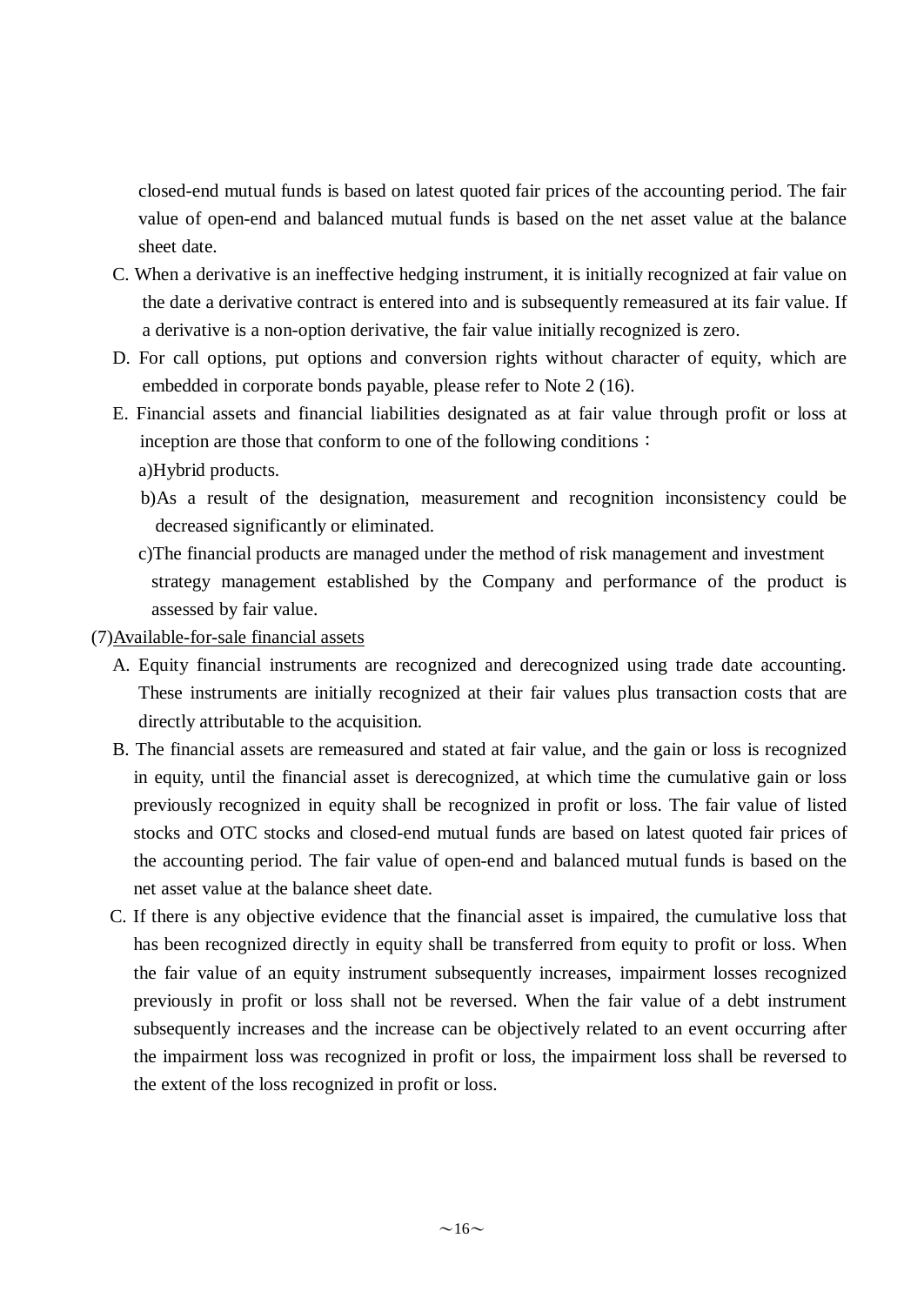closed-end mutual funds is based on latest quoted fair prices of the accounting period. The fair value of open-end and balanced mutual funds is based on the net asset value at the balance sheet date.

C. When a derivative is an ineffective hedging instrument, it is initially recognized at fair value on the date a derivative contract is entered into and is subsequently remeasured at its fair value. If a derivative is a non-option derivative, the fair value initially recognized is zero.

D. For call options, put options and conversion rights without character of equity, which are embedded in corporate bonds payable, please refer to Note 2 (16).

E. Financial assets and financial liabilities designated as at fair value through profit or loss at inception are those that conform to one of the following conditions：

a)Hybrid products.

b)As a result of the designation, measurement and recognition inconsistency could be decreased significantly or eliminated.

c)The financial products are managed under the method of risk management and investment strategy management established by the Company and performance of the product is assessed by fair value.

(7)<u>Available-for-sale financial assets</u>

A. Equity financial instruments are recognized and derecognized using trade date accounting. These instruments are initially recognized at their fair values plus transaction costs that are directly attributable to the acquisition.

B. The financial assets are remeasured and stated at fair value, and the gain or loss is recognized in equity, until the financial asset is derecognized, at which time the cumulative gain or loss previously recognized in equity shall be recognized in profit or loss. The fair value of listed stocks and OTC stocks and closed-end mutual funds are based on latest quoted fair prices of the accounting period. The fair value of open-end and balanced mutual funds is based on the net asset value at the balance sheet date.

C. If there is any objective evidence that the financial asset is impaired, the cumulative loss that has been recognized directly in equity shall be transferred from equity to profit or loss. When the fair value of an equity instrument subsequently increases, impairment losses recognized previously in profit or loss shall not be reversed. When the fair value of a debt instrument subsequently increases and the increase can be objectively related to an event occurring after the impairment loss was recognized in profit or loss, the impairment loss shall be reversed to the extent of the loss recognized in profit or loss.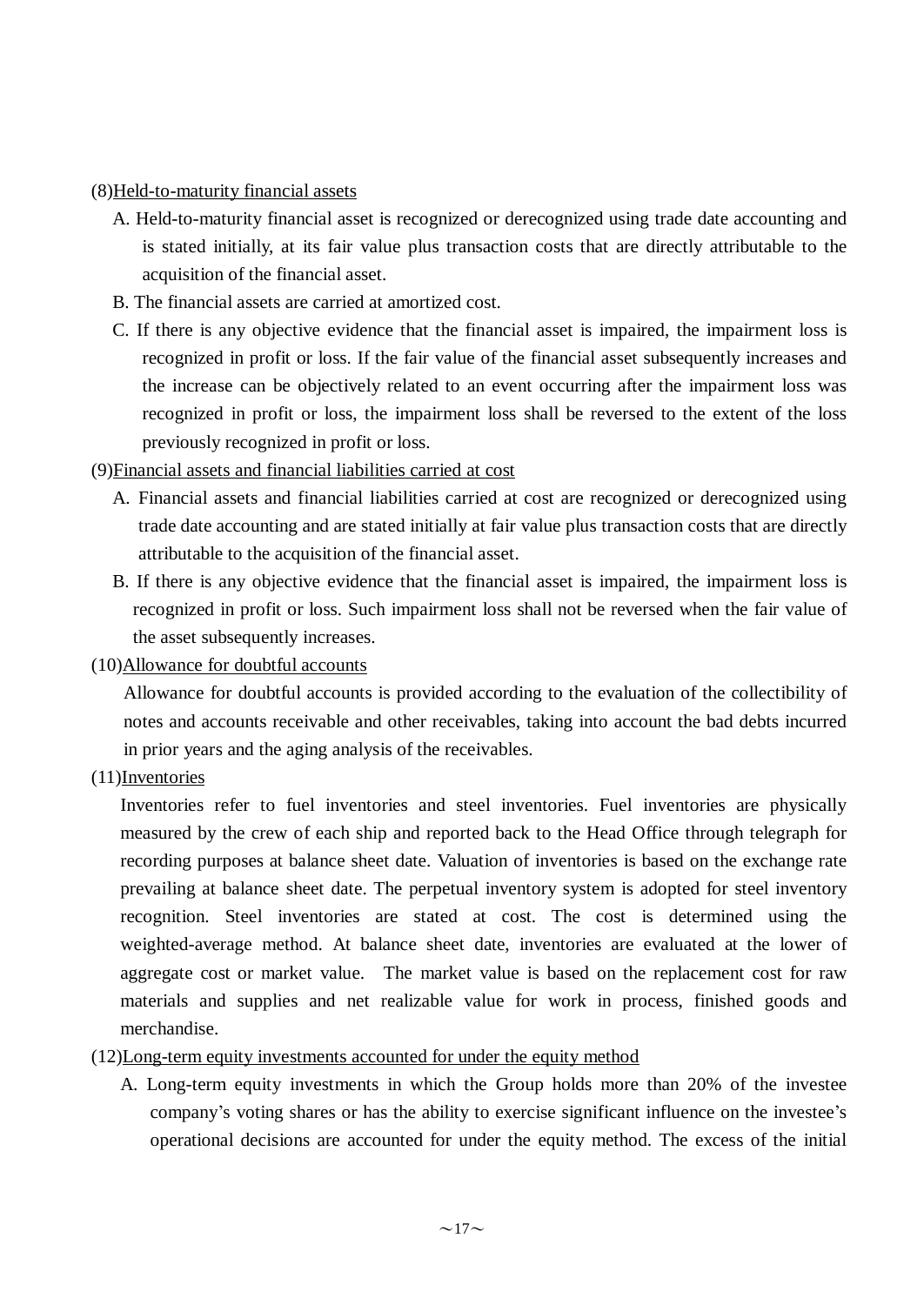(8)<u>Held-to-maturity financial assets</u>

A. Held-to-maturity financial asset is recognized or derecognized using trade date accounting and is stated initially, at its fair value plus transaction costs that are directly attributable to the acquisition of the financial asset.

B. The financial assets are carried at amortized cost.

C. If there is any objective evidence that the financial asset is impaired, the impairment loss is recognized in profit or loss. If the fair value of the financial asset subsequently increases and the increase can be objectively related to an event occurring after the impairment loss was recognized in profit or loss, the impairment loss shall be reversed to the extent of the loss previously recognized in profit or loss.

(9)<u>Financial assets and financial liabilities carried at cost</u>

A. Financial assets and financial liabilities carried at cost are recognized or derecognized using trade date accounting and are stated initially at fair value plus transaction costs that are directly attributable to the acquisition of the financial asset.

B. If there is any objective evidence that the financial asset is impaired, the impairment loss is recognized in profit or loss. Such impairment loss shall not be reversed when the fair value of the asset subsequently increases.

(10)<u>Allowance for doubtful accounts</u>

Allowance for doubtful accounts is provided according to the evaluation of the collectibility of notes and accounts receivable and other receivables, taking into account the bad debts incurred in prior years and the aging analysis of the receivables.

(11)<u>Inventories</u>

Inventories refer to fuel inventories and steel inventories. Fuel inventories are physically measured by the crew of each ship and reported back to the Head Office through telegraph for recording purposes at balance sheet date. Valuation of inventories is based on the exchange rate prevailing at balance sheet date. The perpetual inventory system is adopted for steel inventory recognition. Steel inventories are stated at cost. The cost is determined using the weighted-average method. At balance sheet date, inventories are evaluated at the lower of aggregate cost or market value. The market value is based on the replacement cost for raw materials and supplies and net realizable value for work in process, finished goods and merchandise.

(12)<u>Long-term equity investments accounted for under the equity method</u>

A. Long-term equity investments in which the Group holds more than 20% of the investee company's voting shares or has the ability to exercise significant influence on the investee's operational decisions are accounted for under the equity method. The excess of the initial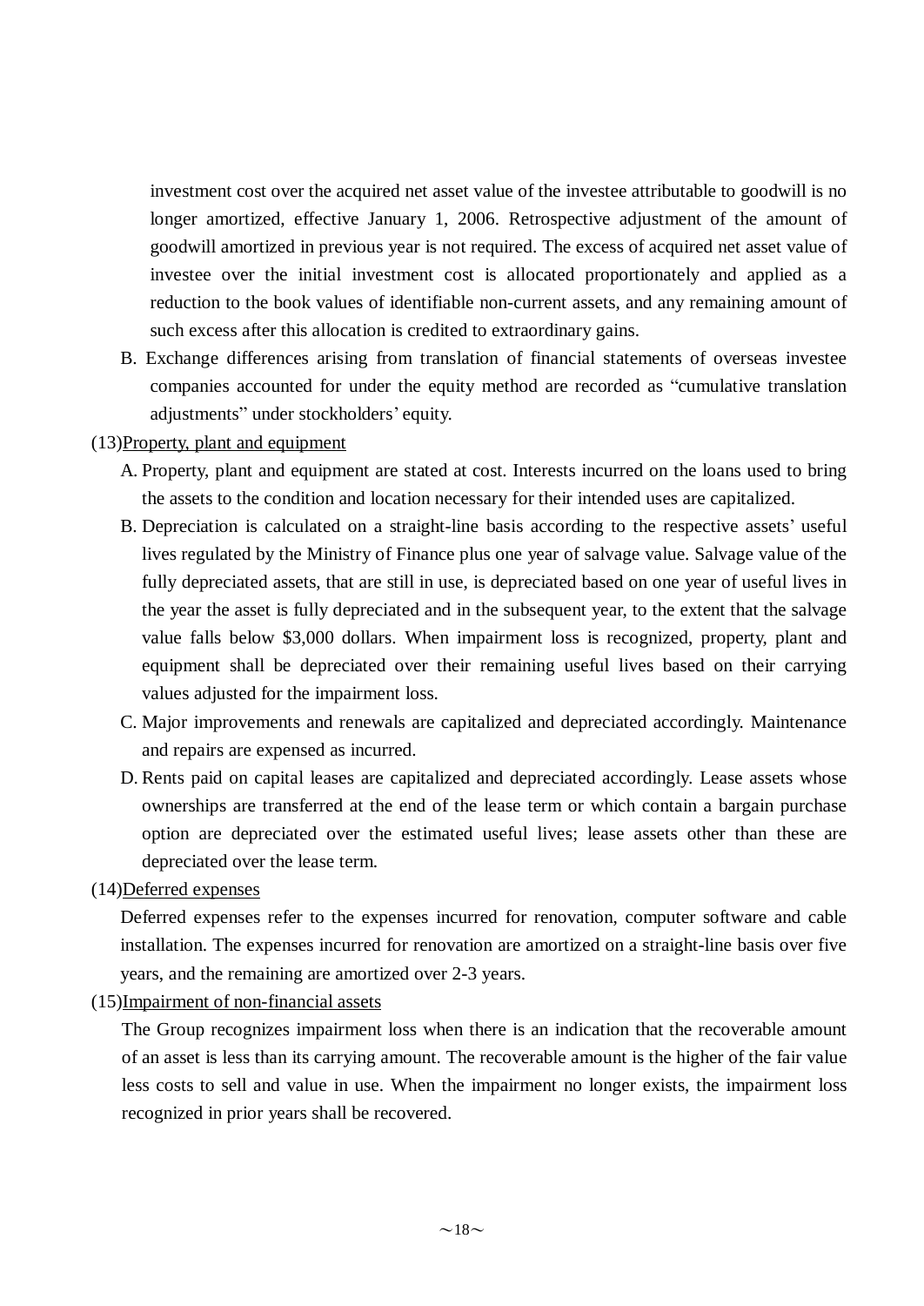investment cost over the acquired net asset value of the investee attributable to goodwill is no longer amortized, effective January 1, 2006. Retrospective adjustment of the amount of goodwill amortized in previous year is not required. The excess of acquired net asset value of investee over the initial investment cost is allocated proportionately and applied as a reduction to the book values of identifiable non-current assets, and any remaining amount of such excess after this allocation is credited to extraordinary gains.

B. Exchange differences arising from translation of financial statements of overseas investee companies accounted for under the equity method are recorded as “cumulative translation adjustments” under stockholders’ equity.

(13)Property, plant and equipment

A. Property, plant and equipment are stated at cost. Interests incurred on the loans used to bring the assets to the condition and location necessary for their intended uses are capitalized.

B. Depreciation is calculated on a straight-line basis according to the respective assets’ useful lives regulated by the Ministry of Finance plus one year of salvage value. Salvage value of the fully depreciated assets, that are still in use, is depreciated based on one year of useful lives in the year the asset is fully depreciated and in the subsequent year, to the extent that the salvage value falls below $3,000 dollars. When impairment loss is recognized, property, plant and equipment shall be depreciated over their remaining useful lives based on their carrying values adjusted for the impairment loss.

C. Major improvements and renewals are capitalized and depreciated accordingly. Maintenance and repairs are expensed as incurred.

D. Rents paid on capital leases are capitalized and depreciated accordingly. Lease assets whose ownerships are transferred at the end of the lease term or which contain a bargain purchase option are depreciated over the estimated useful lives; lease assets other than these are depreciated over the lease term.

(14)Deferred expenses

Deferred expenses refer to the expenses incurred for renovation, computer software and cable installation. The expenses incurred for renovation are amortized on a straight-line basis over five years, and the remaining are amortized over 2-3 years.

(15)Impairment of non-financial assets

The Group recognizes impairment loss when there is an indication that the recoverable amount of an asset is less than its carrying amount. The recoverable amount is the higher of the fair value less costs to sell and value in use. When the impairment no longer exists, the impairment loss recognized in prior years shall be recovered.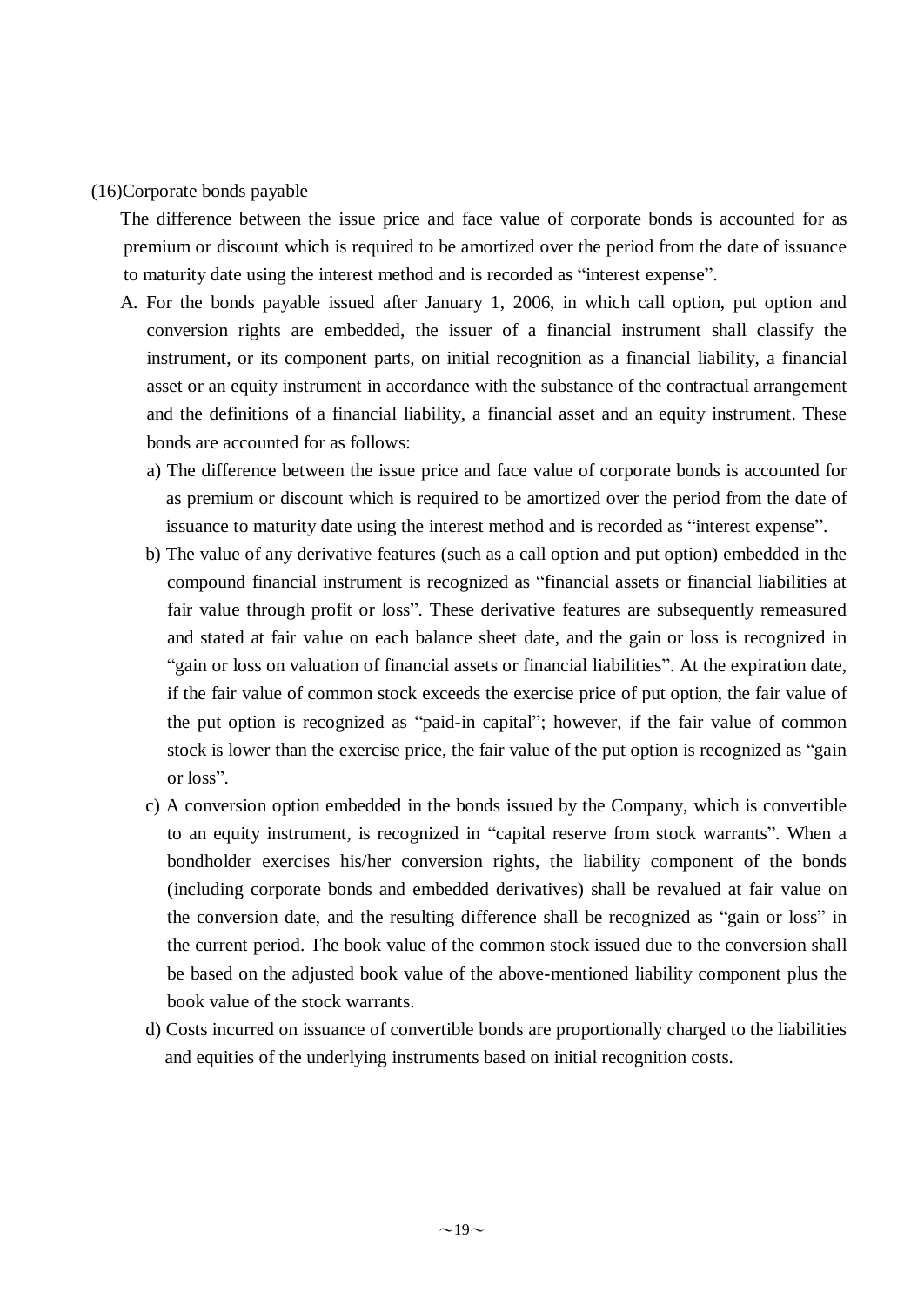(16)<u>Corporate bonds payable</u>

The difference between the issue price and face value of corporate bonds is accounted for as premium or discount which is required to be amortized over the period from the date of issuance to maturity date using the interest method and is recorded as “interest expense”.

A. For the bonds payable issued after January 1, 2006, in which call option, put option and conversion rights are embedded, the issuer of a financial instrument shall classify the instrument, or its component parts, on initial recognition as a financial liability, a financial asset or an equity instrument in accordance with the substance of the contractual arrangement and the definitions of a financial liability, a financial asset and an equity instrument. These bonds are accounted for as follows:

   a) The difference between the issue price and face value of corporate bonds is accounted for as premium or discount which is required to be amortized over the period from the date of issuance to maturity date using the interest method and is recorded as “interest expense”.

   b) The value of any derivative features (such as a call option and put option) embedded in the compound financial instrument is recognized as “financial assets or financial liabilities at fair value through profit or loss”. These derivative features are subsequently remeasured and stated at fair value on each balance sheet date, and the gain or loss is recognized in “gain or loss on valuation of financial assets or financial liabilities”. At the expiration date, if the fair value of common stock exceeds the exercise price of put option, the fair value of the put option is recognized as “paid-in capital”; however, if the fair value of common stock is lower than the exercise price, the fair value of the put option is recognized as “gain or loss”.

   c) A conversion option embedded in the bonds issued by the Company, which is convertible to an equity instrument, is recognized in “capital reserve from stock warrants”. When a bondholder exercises his/her conversion rights, the liability component of the bonds (including corporate bonds and embedded derivatives) shall be revalued at fair value on the conversion date, and the resulting difference shall be recognized as “gain or loss” in the current period. The book value of the common stock issued due to the conversion shall be based on the adjusted book value of the above-mentioned liability component plus the book value of the stock warrants.

   d) Costs incurred on issuance of convertible bonds are proportionally charged to the liabilities and equities of the underlying instruments based on initial recognition costs.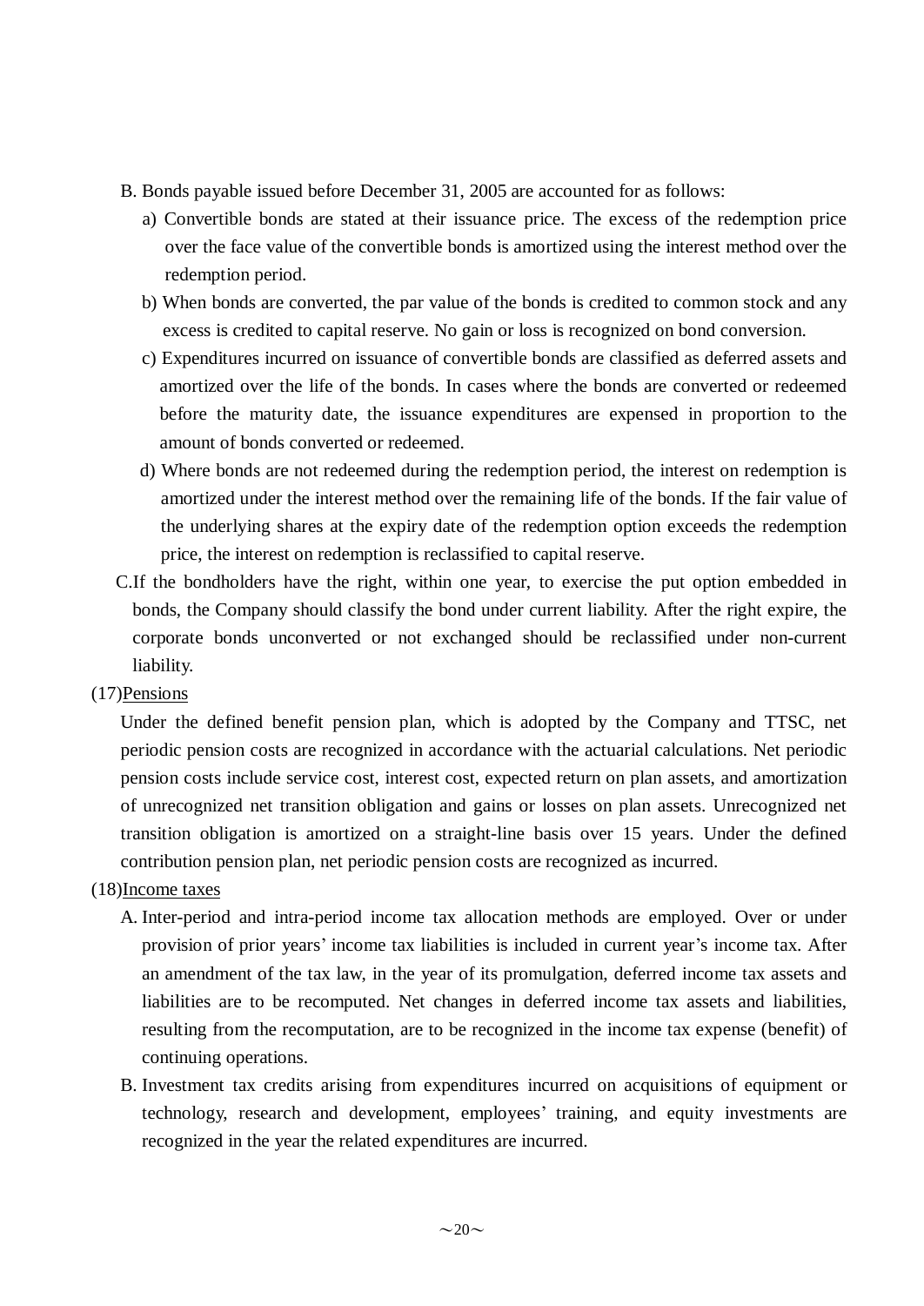B. Bonds payable issued before December 31, 2005 are accounted for as follows:

a) Convertible bonds are stated at their issuance price. The excess of the redemption price over the face value of the convertible bonds is amortized using the interest method over the redemption period.

b) When bonds are converted, the par value of the bonds is credited to common stock and any excess is credited to capital reserve. No gain or loss is recognized on bond conversion.

c) Expenditures incurred on issuance of convertible bonds are classified as deferred assets and amortized over the life of the bonds. In cases where the bonds are converted or redeemed before the maturity date, the issuance expenditures are expensed in proportion to the amount of bonds converted or redeemed.

d) Where bonds are not redeemed during the redemption period, the interest on redemption is amortized under the interest method over the remaining life of the bonds. If the fair value of the underlying shares at the expiry date of the redemption option exceeds the redemption price, the interest on redemption is reclassified to capital reserve.

C. If the bondholders have the right, within one year, to exercise the put option embedded in bonds, the Company should classify the bond under current liability. After the right expire, the corporate bonds unconverted or not exchanged should be reclassified under non-current liability.

(17)Pensions

Under the defined benefit pension plan, which is adopted by the Company and TTSC, net periodic pension costs are recognized in accordance with the actuarial calculations. Net periodic pension costs include service cost, interest cost, expected return on plan assets, and amortization of unrecognized net transition obligation and gains or losses on plan assets. Unrecognized net transition obligation is amortized on a straight-line basis over 15 years. Under the defined contribution pension plan, net periodic pension costs are recognized as incurred.

(18)Income taxes

A. Inter-period and intra-period income tax allocation methods are employed. Over or under provision of prior years' income tax liabilities is included in current year's income tax. After an amendment of the tax law, in the year of its promulgation, deferred income tax assets and liabilities are to be recomputed. Net changes in deferred income tax assets and liabilities, resulting from the recomputation, are to be recognized in the income tax expense (benefit) of continuing operations.

B. Investment tax credits arising from expenditures incurred on acquisitions of equipment or technology, research and development, employees' training, and equity investments are recognized in the year the related expenditures are incurred.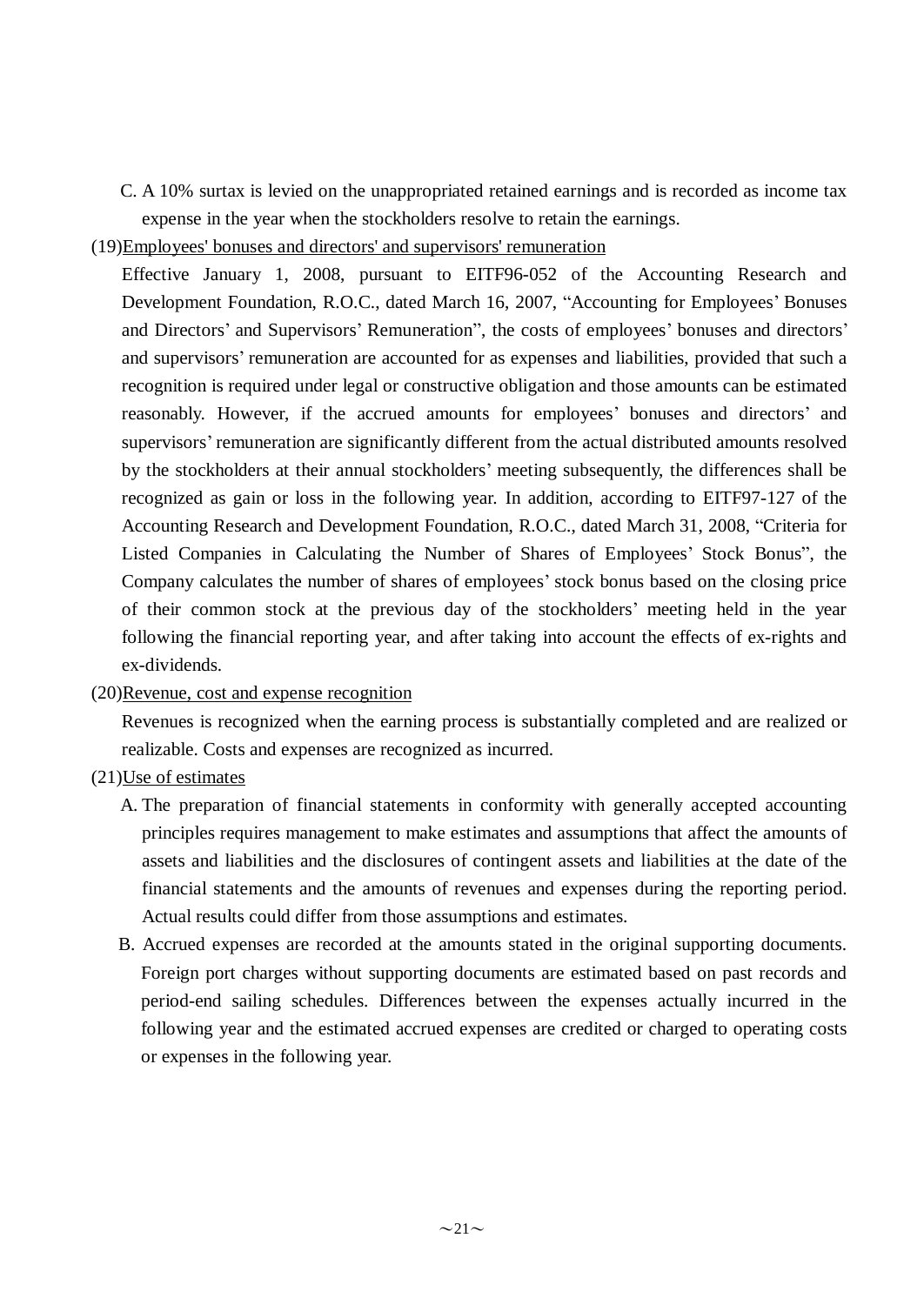C. A 10% surtax is levied on the unappropriated retained earnings and is recorded as income tax expense in the year when the stockholders resolve to retain the earnings.

(19)<u>Employees' bonuses and directors' and supervisors' remuneration</u>

Effective January 1, 2008, pursuant to EITF96-052 of the Accounting Research and Development Foundation, R.O.C., dated March 16, 2007, "Accounting for Employees' Bonuses and Directors' and Supervisors' Remuneration", the costs of employees' bonuses and directors' and supervisors' remuneration are accounted for as expenses and liabilities, provided that such a recognition is required under legal or constructive obligation and those amounts can be estimated reasonably. However, if the accrued amounts for employees' bonuses and directors' and supervisors' remuneration are significantly different from the actual distributed amounts resolved by the stockholders at their annual stockholders' meeting subsequently, the differences shall be recognized as gain or loss in the following year. In addition, according to EITF97-127 of the Accounting Research and Development Foundation, R.O.C., dated March 31, 2008, "Criteria for Listed Companies in Calculating the Number of Shares of Employees' Stock Bonus", the Company calculates the number of shares of employees' stock bonus based on the closing price of their common stock at the previous day of the stockholders' meeting held in the year following the financial reporting year, and after taking into account the effects of ex-rights and ex-dividends.

(20)<u>Revenue, cost and expense recognition</u>

Revenues is recognized when the earning process is substantially completed and are realized or realizable. Costs and expenses are recognized as incurred.

(21)<u>Use of estimates</u>

A. The preparation of financial statements in conformity with generally accepted accounting principles requires management to make estimates and assumptions that affect the amounts of assets and liabilities and the disclosures of contingent assets and liabilities at the date of the financial statements and the amounts of revenues and expenses during the reporting period. Actual results could differ from those assumptions and estimates.

B. Accrued expenses are recorded at the amounts stated in the original supporting documents. Foreign port charges without supporting documents are estimated based on past records and period-end sailing schedules. Differences between the expenses actually incurred in the following year and the estimated accrued expenses are credited or charged to operating costs or expenses in the following year.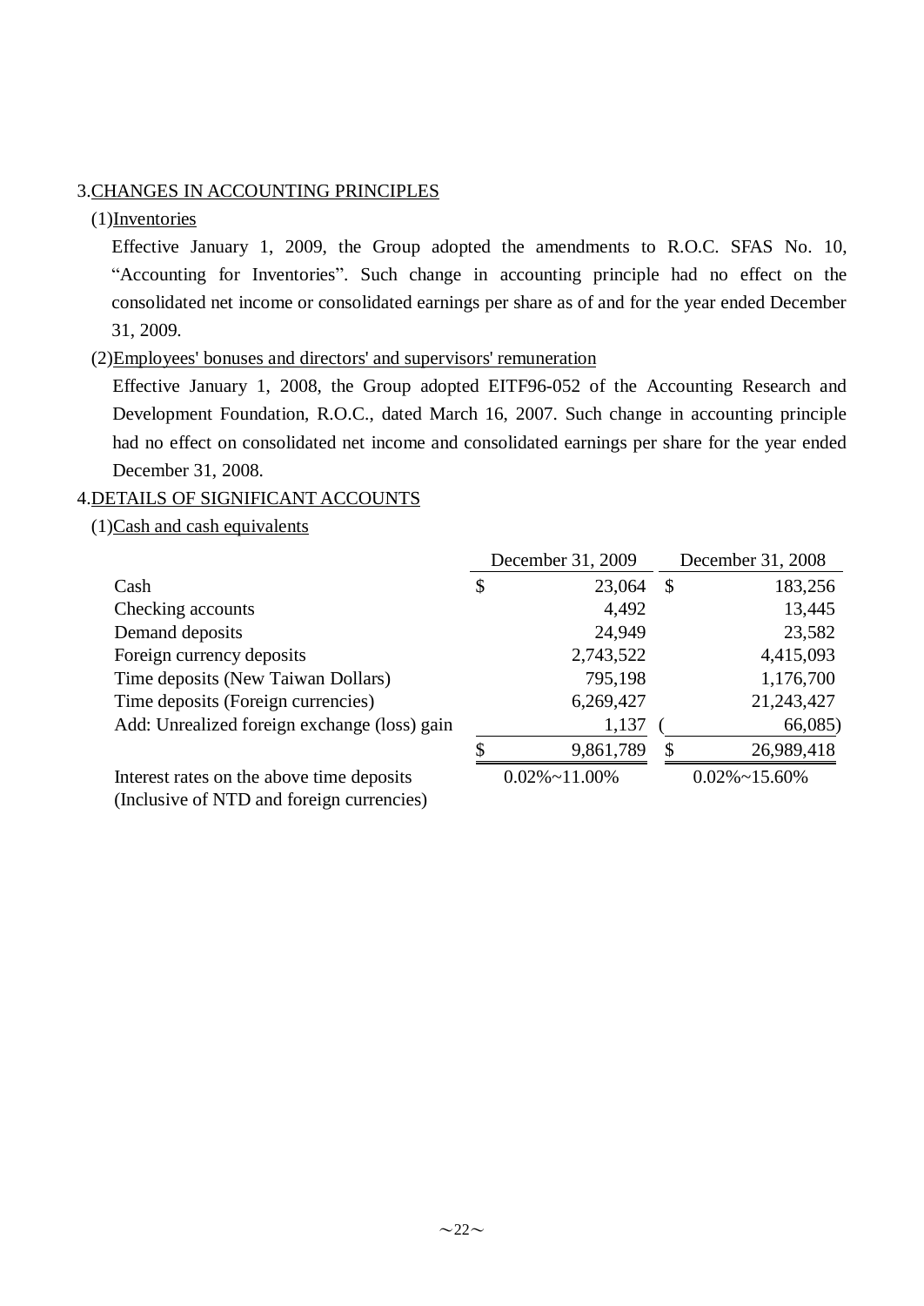## 3.CHANGES IN ACCOUNTING PRINCIPLES

### (1)Inventories

Effective January 1, 2009, the Group adopted the amendments to R.O.C. SFAS No. 10, "Accounting for Inventories". Such change in accounting principle had no effect on the consolidated net income or consolidated earnings per share as of and for the year ended December 31, 2009.

### (2)Employees' bonuses and directors' and supervisors' remuneration

Effective January 1, 2008, the Group adopted EITF96-052 of the Accounting Research and Development Foundation, R.O.C., dated March 16, 2007. Such change in accounting principle had no effect on consolidated net income and consolidated earnings per share for the year ended December 31, 2008.

## 4.DETAILS OF SIGNIFICANT ACCOUNTS

### (1)Cash and cash equivalents

| | December 31, 2009 | December 31, 2008 |
|---|---|---|
| Cash | $ 23,064 | $ 183,256 |
| Checking accounts | 4,492 | 13,445 |
| Demand deposits | 24,949 | 23,582 |
| Foreign currency deposits | 2,743,522 | 4,415,093 |
| Time deposits (New Taiwan Dollars) | 795,198 | 1,176,700 |
| Time deposits (Foreign currencies) | 6,269,427 | 21,243,427 |
| Add: Unrealized foreign exchange (loss) gain | 1,137 | ( 66,085) |
| | $ 9,861,789 | $ 26,989,418 |
| Interest rates on the above time deposits (Inclusive of NTD and foreign currencies) | 0.02%~11.00% | 0.02%~15.60% |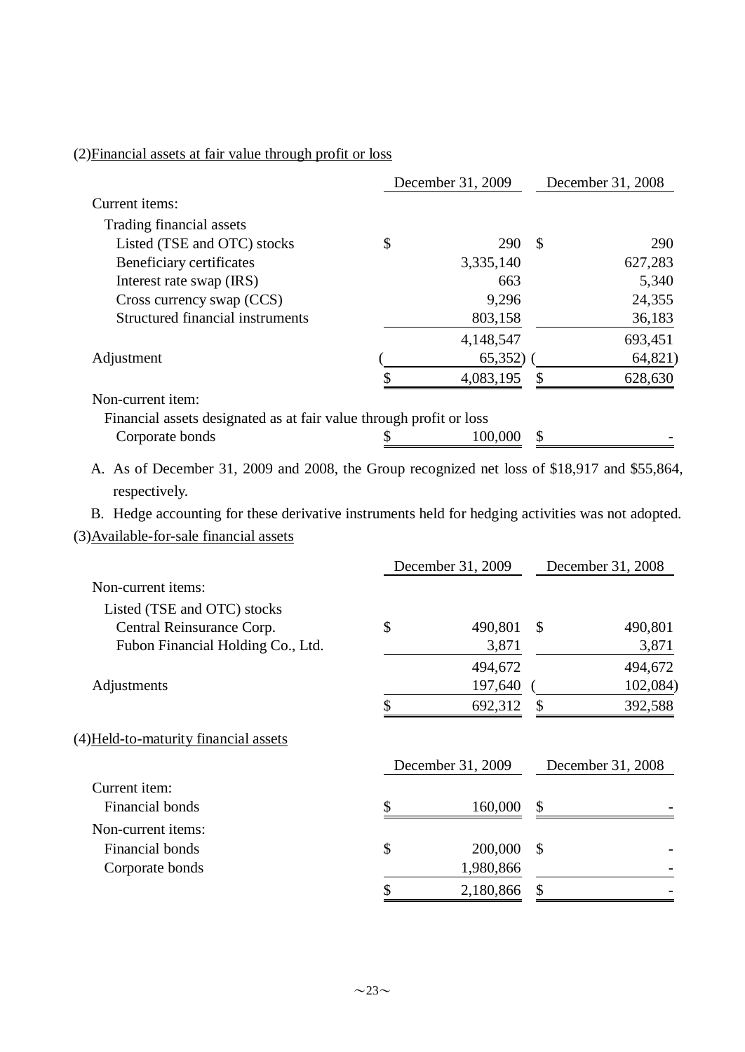(2)Financial assets at fair value through profit or loss

| | December 31, 2009 | December 31, 2008 |
|---|---|---|
| Current items: | | |
| Trading financial assets | | |
| Listed (TSE and OTC) stocks | $ 290 | $ 290 |
| Beneficiary certificates | 3,335,140 | 627,283 |
| Interest rate swap (IRS) | 663 | 5,340 |
| Cross currency swap (CCS) | 9,296 | 24,355 |
| Structured financial instruments | 803,158 | 36,183 |
| | 4,148,547 | 693,451 |
| Adjustment | ( 65,352) | ( 64,821) |
| | $ 4,083,195 | $ 628,630 |
| Non-current item: | | |
| Financial assets designated as at fair value through profit or loss | | |
| Corporate bonds | $ 100,000 | $ - |

A. As of December 31, 2009 and 2008, the Group recognized net loss of $18,917 and $55,864, respectively.

B. Hedge accounting for these derivative instruments held for hedging activities was not adopted.

(3)Available-for-sale financial assets

| | December 31, 2009 | December 31, 2008 |
|---|---|---|
| Non-current items: | | |
| Listed (TSE and OTC) stocks | | |
| Central Reinsurance Corp. | $ 490,801 | $ 490,801 |
| Fubon Financial Holding Co., Ltd. | 3,871 | 3,871 |
| | 494,672 | 494,672 |
| Adjustments | 197,640 | ( 102,084) |
| | $ 692,312 | $ 392,588 |

(4)Held-to-maturity financial assets

| | December 31, 2009 | December 31, 2008 |
|---|---|---|
| Current item: | | |
| Financial bonds | $ 160,000 | $ - |
| Non-current items: | | |
| Financial bonds | $ 200,000 | $ - |
| Corporate bonds | 1,980,866 | - |
| | $ 2,180,866 | $ - |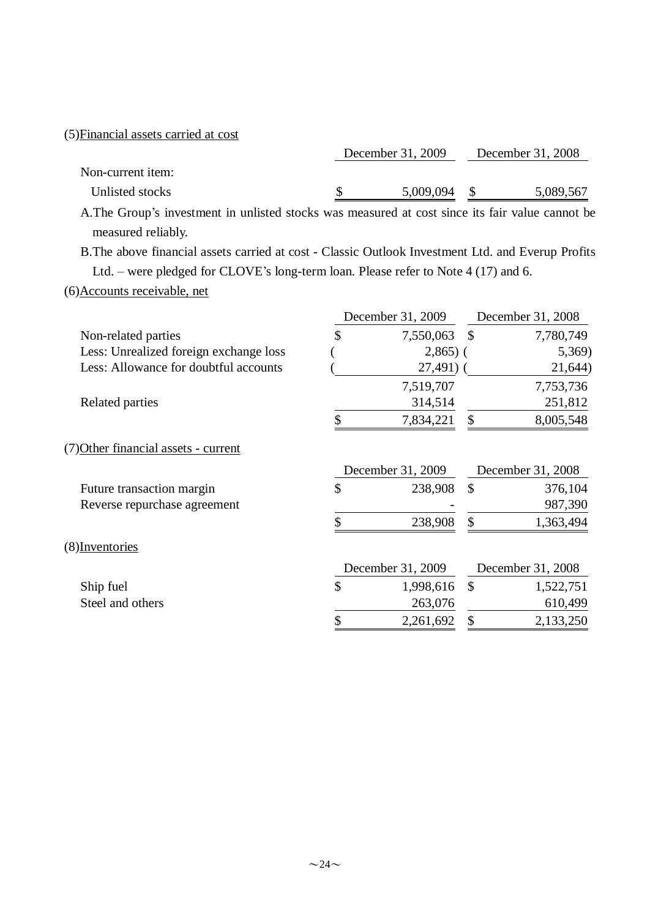(5)Financial assets carried at cost

| | December 31, 2009 | December 31, 2008 |
|---|---|---|
| Non-current item: | | |
| Unlisted stocks | $ 5,009,094 | $ 5,089,567 |

A.The Group's investment in unlisted stocks was measured at cost since its fair value cannot be measured reliably.

B.The above financial assets carried at cost - Classic Outlook Investment Ltd. and Everup Profits Ltd. – were pledged for CLOVE's long-term loan. Please refer to Note 4 (17) and 6.

(6)Accounts receivable, net

| | December 31, 2009 | December 31, 2008 |
|---|---|---|
| Non-related parties | $ 7,550,063 | $ 7,780,749 |
| Less: Unrealized foreign exchange loss | ( 2,865) | ( 5,369) |
| Less: Allowance for doubtful accounts | ( 27,491) | ( 21,644) |
| | 7,519,707 | 7,753,736 |
| Related parties | 314,514 | 251,812 |
| | $ 7,834,221 | $ 8,005,548 |

(7)Other financial assets - current

| | December 31, 2009 | December 31, 2008 |
|---|---|---|
| Future transaction margin | $ 238,908 | $ 376,104 |
| Reverse repurchase agreement | - | 987,390 |
| | $ 238,908 | $ 1,363,494 |

(8)Inventories

| | December 31, 2009 | December 31, 2008 |
|---|---|---|
| Ship fuel | $ 1,998,616 | $ 1,522,751 |
| Steel and others | 263,076 | 610,499 |
| | $ 2,261,692 | $ 2,133,250 |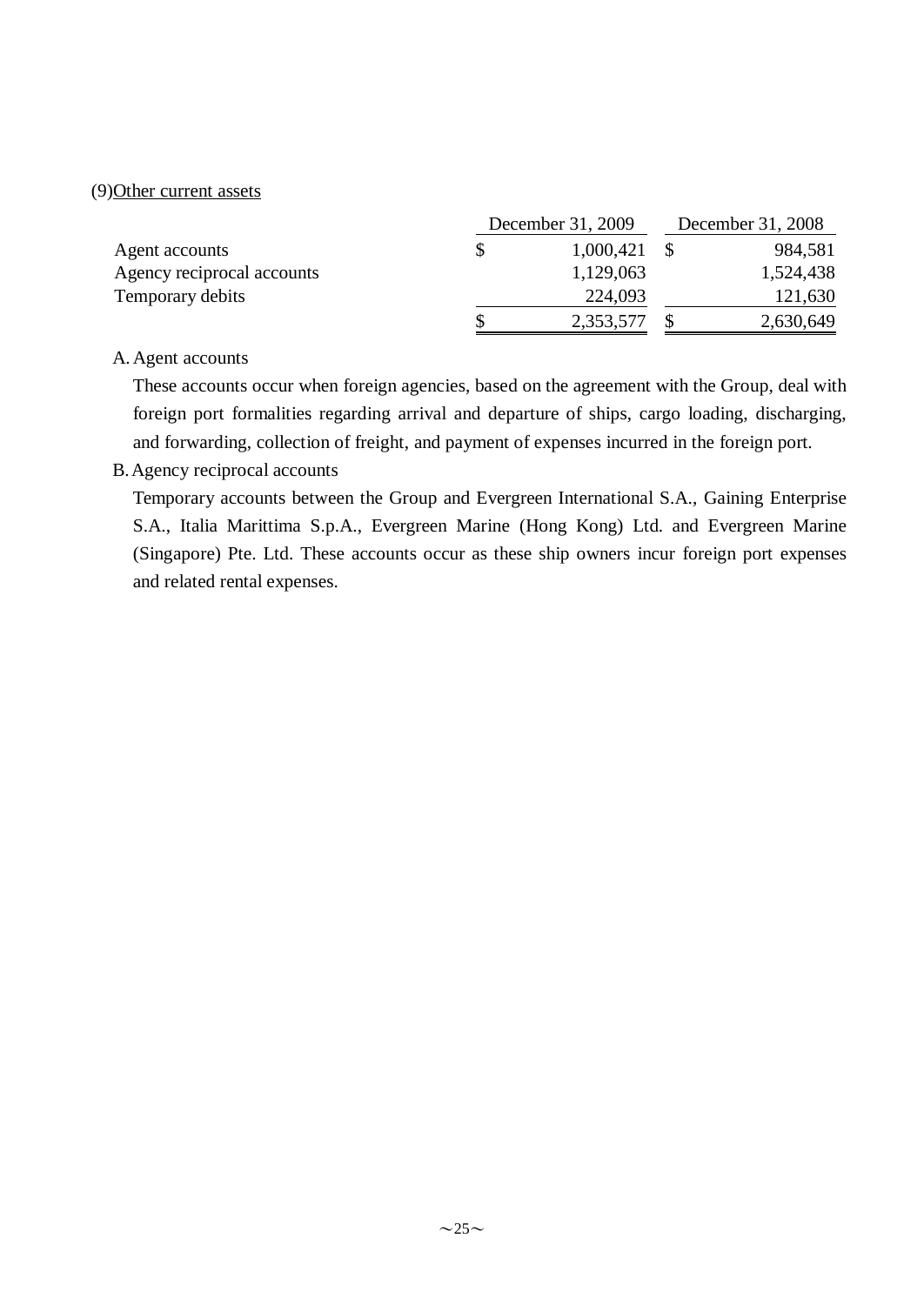(9)Other current assets

| | December 31, 2009 | December 31, 2008 |
|---|---|---|
| Agent accounts | $ 1,000,421 | $ 984,581 |
| Agency reciprocal accounts | 1,129,063 | 1,524,438 |
| Temporary debits | 224,093 | 121,630 |
| | $ 2,353,577 | $ 2,630,649 |

A. Agent accounts

These accounts occur when foreign agencies, based on the agreement with the Group, deal with foreign port formalities regarding arrival and departure of ships, cargo loading, discharging, and forwarding, collection of freight, and payment of expenses incurred in the foreign port.

B. Agency reciprocal accounts

Temporary accounts between the Group and Evergreen International S.A., Gaining Enterprise S.A., Italia Marittima S.p.A., Evergreen Marine (Hong Kong) Ltd. and Evergreen Marine (Singapore) Pte. Ltd. These accounts occur as these ship owners incur foreign port expenses and related rental expenses.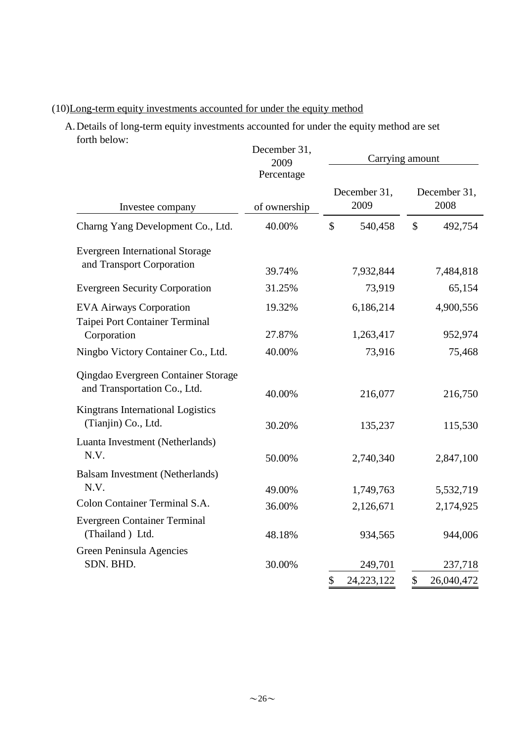(10)Long-term equity investments accounted for under the equity method

A. Details of long-term equity investments accounted for under the equity method are set forth below:

| Investee company | December 31, 2009 Percentage of ownership | Carrying amount December 31, 2009 | Carrying amount December 31, 2008 |
|---|---|---|---|
| Charng Yang Development Co., Ltd. | 40.00% | $ 540,458 | $ 492,754 |
| Evergreen International Storage and Transport Corporation | 39.74% | 7,932,844 | 7,484,818 |
| Evergreen Security Corporation | 31.25% | 73,919 | 65,154 |
| EVA Airways Corporation | 19.32% | 6,186,214 | 4,900,556 |
| Taipei Port Container Terminal Corporation | 27.87% | 1,263,417 | 952,974 |
| Ningbo Victory Container Co., Ltd. | 40.00% | 73,916 | 75,468 |
| Qingdao Evergreen Container Storage and Transportation Co., Ltd. | 40.00% | 216,077 | 216,750 |
| Kingtrans International Logistics (Tianjin) Co., Ltd. | 30.20% | 135,237 | 115,530 |
| Luanta Investment (Netherlands) N.V. | 50.00% | 2,740,340 | 2,847,100 |
| Balsam Investment (Netherlands) N.V. | 49.00% | 1,749,763 | 5,532,719 |
| Colon Container Terminal S.A. | 36.00% | 2,126,671 | 2,174,925 |
| Evergreen Container Terminal (Thailand ) Ltd. | 48.18% | 934,565 | 944,006 |
| Green Peninsula Agencies SDN. BHD. | 30.00% | 249,701 | 237,718 |
| | | $ 24,223,122 | $ 26,040,472 |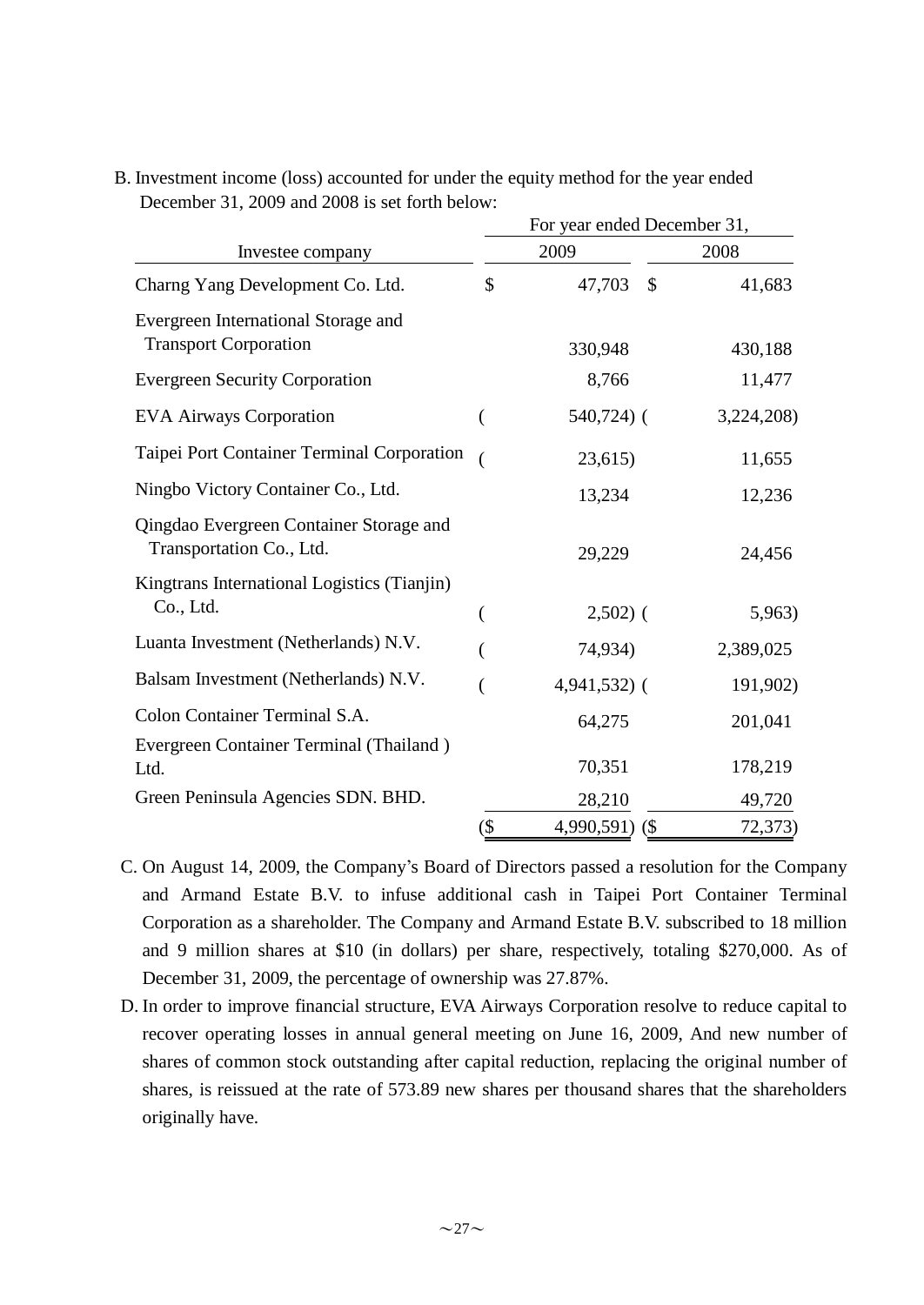B. Investment income (loss) accounted for under the equity method for the year ended December 31, 2009 and 2008 is set forth below:

| Investee company | For year ended December 31, 2009 | 2008 |
|---|---|---|
| Charng Yang Development Co. Ltd. | $ 47,703 | $ 41,683 |
| Evergreen International Storage and Transport Corporation | 330,948 | 430,188 |
| Evergreen Security Corporation | 8,766 | 11,477 |
| EVA Airways Corporation | ( 540,724) | ( 3,224,208) |
| Taipei Port Container Terminal Corporation | ( 23,615) | 11,655 |
| Ningbo Victory Container Co., Ltd. | 13,234 | 12,236 |
| Qingdao Evergreen Container Storage and Transportation Co., Ltd. | 29,229 | 24,456 |
| Kingtrans International Logistics (Tianjin) Co., Ltd. | ( 2,502) | ( 5,963) |
| Luanta Investment (Netherlands) N.V. | ( 74,934) | 2,389,025 |
| Balsam Investment (Netherlands) N.V. | ( 4,941,532) | ( 191,902) |
| Colon Container Terminal S.A. | 64,275 | 201,041 |
| Evergreen Container Terminal (Thailand ) Ltd. | 70,351 | 178,219 |
| Green Peninsula Agencies SDN. BHD. | 28,210 | 49,720 |
| | ($ 4,990,591) | ($ 72,373) |

C. On August 14, 2009, the Company's Board of Directors passed a resolution for the Company and Armand Estate B.V. to infuse additional cash in Taipei Port Container Terminal Corporation as a shareholder. The Company and Armand Estate B.V. subscribed to 18 million and 9 million shares at $10 (in dollars) per share, respectively, totaling $270,000. As of December 31, 2009, the percentage of ownership was 27.87%.

D. In order to improve financial structure, EVA Airways Corporation resolve to reduce capital to recover operating losses in annual general meeting on June 16, 2009, And new number of shares of common stock outstanding after capital reduction, replacing the original number of shares, is reissued at the rate of 573.89 new shares per thousand shares that the shareholders originally have.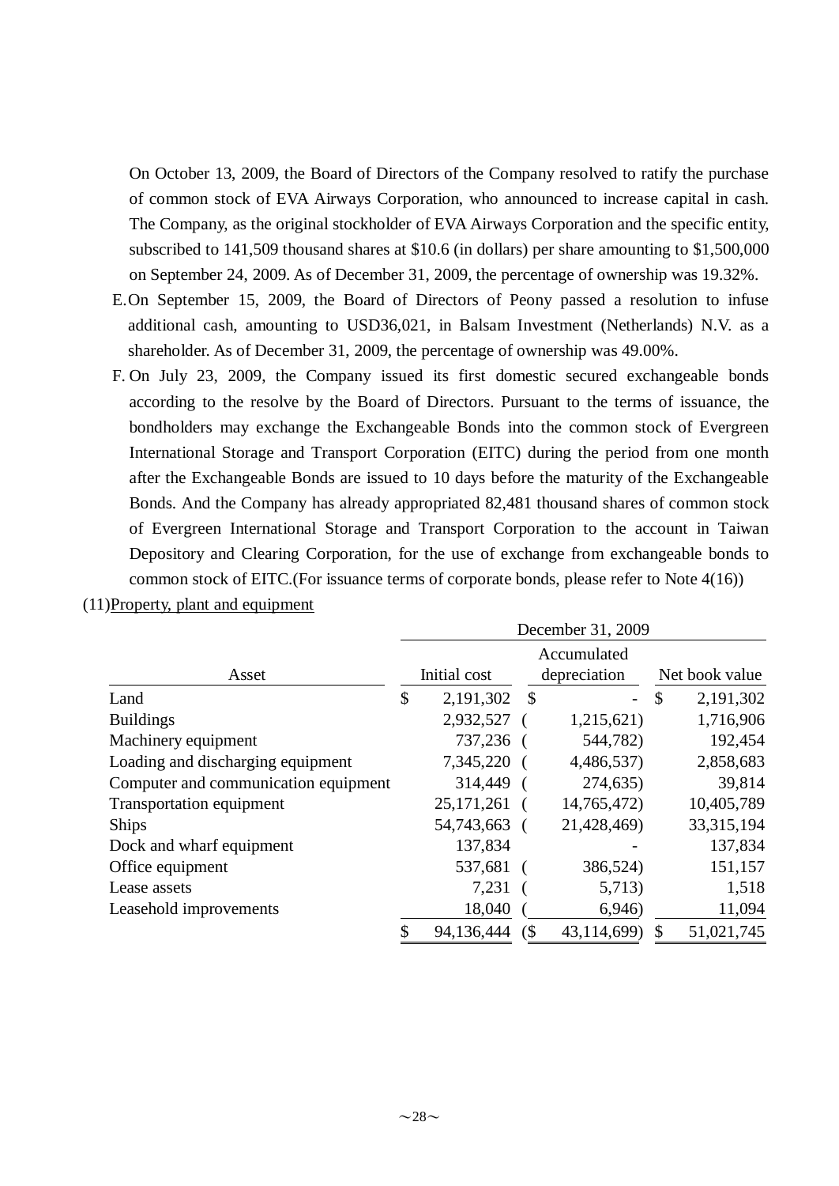On October 13, 2009, the Board of Directors of the Company resolved to ratify the purchase of common stock of EVA Airways Corporation, who announced to increase capital in cash. The Company, as the original stockholder of EVA Airways Corporation and the specific entity, subscribed to 141,509 thousand shares at $10.6 (in dollars) per share amounting to $1,500,000 on September 24, 2009. As of December 31, 2009, the percentage of ownership was 19.32%.

E. On September 15, 2009, the Board of Directors of Peony passed a resolution to infuse additional cash, amounting to USD36,021, in Balsam Investment (Netherlands) N.V. as a shareholder. As of December 31, 2009, the percentage of ownership was 49.00%.

F. On July 23, 2009, the Company issued its first domestic secured exchangeable bonds according to the resolve by the Board of Directors. Pursuant to the terms of issuance, the bondholders may exchange the Exchangeable Bonds into the common stock of Evergreen International Storage and Transport Corporation (EITC) during the period from one month after the Exchangeable Bonds are issued to 10 days before the maturity of the Exchangeable Bonds. And the Company has already appropriated 82,481 thousand shares of common stock of Evergreen International Storage and Transport Corporation to the account in Taiwan Depository and Clearing Corporation, for the use of exchange from exchangeable bonds to common stock of EITC.(For issuance terms of corporate bonds, please refer to Note 4(16))

(11)Property, plant and equipment

| | December 31, 2009 | | |
|---|---|---|---|
| Asset | Initial cost | Accumulated depreciation | Net book value |
| Land | $ 2,191,302 | $ - | $ 2,191,302 |
| Buildings | 2,932,527 | ( 1,215,621) | 1,716,906 |
| Machinery equipment | 737,236 | ( 544,782) | 192,454 |
| Loading and discharging equipment | 7,345,220 | ( 4,486,537) | 2,858,683 |
| Computer and communication equipment | 314,449 | ( 274,635) | 39,814 |
| Transportation equipment | 25,171,261 | ( 14,765,472) | 10,405,789 |
| Ships | 54,743,663 | ( 21,428,469) | 33,315,194 |
| Dock and wharf equipment | 137,834 | - | 137,834 |
| Office equipment | 537,681 | ( 386,524) | 151,157 |
| Lease assets | 7,231 | ( 5,713) | 1,518 |
| Leasehold improvements | 18,040 | ( 6,946) | 11,094 |
| | $ 94,136,444 | ($ 43,114,699) | $ 51,021,745 |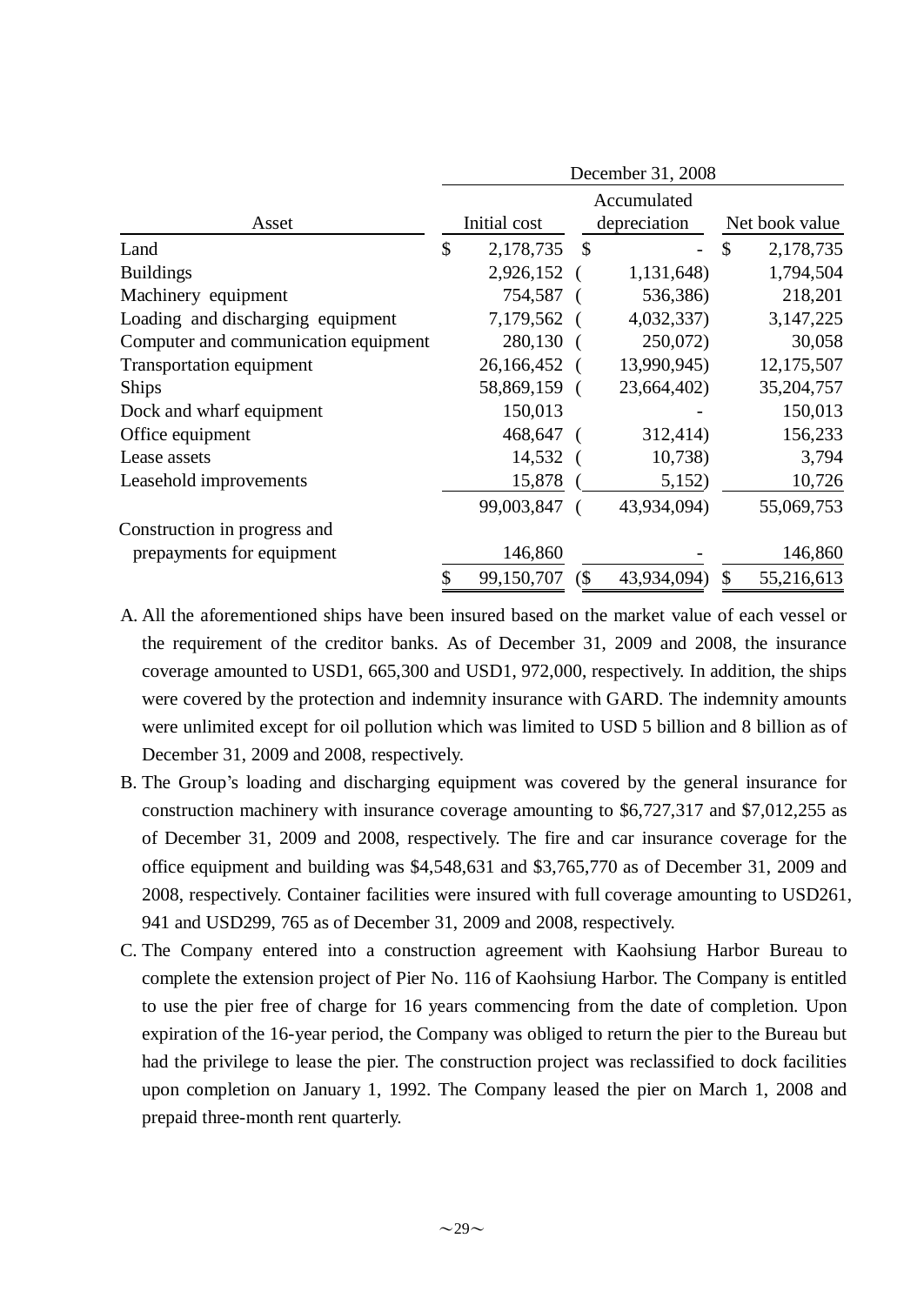| Asset | December 31, 2008 | | |
|---|---|---|---|
| | Initial cost | Accumulated depreciation | Net book value |
| Land | $ 2,178,735 | $ - | $ 2,178,735 |
| Buildings | 2,926,152 | ( 1,131,648) | 1,794,504 |
| Machinery equipment | 754,587 | ( 536,386) | 218,201 |
| Loading and discharging equipment | 7,179,562 | ( 4,032,337) | 3,147,225 |
| Computer and communication equipment | 280,130 | ( 250,072) | 30,058 |
| Transportation equipment | 26,166,452 | ( 13,990,945) | 12,175,507 |
| Ships | 58,869,159 | ( 23,664,402) | 35,204,757 |
| Dock and wharf equipment | 150,013 | - | 150,013 |
| Office equipment | 468,647 | ( 312,414) | 156,233 |
| Lease assets | 14,532 | ( 10,738) | 3,794 |
| Leasehold improvements | 15,878 | ( 5,152) | 10,726 |
| | 99,003,847 | ( 43,934,094) | 55,069,753 |
| Construction in progress and prepayments for equipment | 146,860 | - | 146,860 |
| | $ 99,150,707 | ($ 43,934,094) | $ 55,216,613 |

A. All the aforementioned ships have been insured based on the market value of each vessel or the requirement of the creditor banks. As of December 31, 2009 and 2008, the insurance coverage amounted to USD1, 665,300 and USD1, 972,000, respectively. In addition, the ships were covered by the protection and indemnity insurance with GARD. The indemnity amounts were unlimited except for oil pollution which was limited to USD 5 billion and 8 billion as of December 31, 2009 and 2008, respectively.

B. The Group's loading and discharging equipment was covered by the general insurance for construction machinery with insurance coverage amounting to $6,727,317 and $7,012,255 as of December 31, 2009 and 2008, respectively. The fire and car insurance coverage for the office equipment and building was $4,548,631 and $3,765,770 as of December 31, 2009 and 2008, respectively. Container facilities were insured with full coverage amounting to USD261, 941 and USD299, 765 as of December 31, 2009 and 2008, respectively.

C. The Company entered into a construction agreement with Kaohsiung Harbor Bureau to complete the extension project of Pier No. 116 of Kaohsiung Harbor. The Company is entitled to use the pier free of charge for 16 years commencing from the date of completion. Upon expiration of the 16-year period, the Company was obliged to return the pier to the Bureau but had the privilege to lease the pier. The construction project was reclassified to dock facilities upon completion on January 1, 1992. The Company leased the pier on March 1, 2008 and prepaid three-month rent quarterly.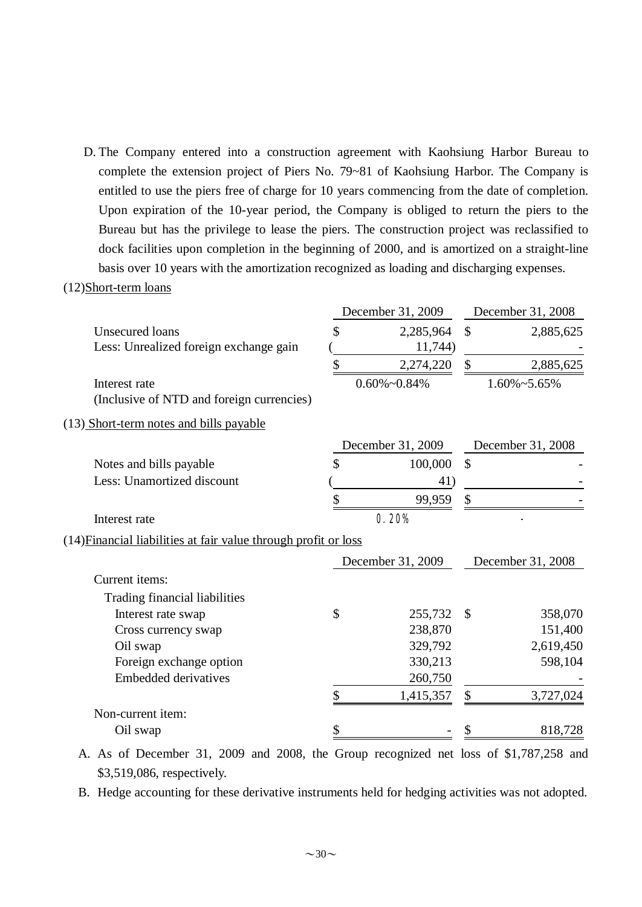D. The Company entered into a construction agreement with Kaohsiung Harbor Bureau to complete the extension project of Piers No. 79~81 of Kaohsiung Harbor. The Company is entitled to use the piers free of charge for 10 years commencing from the date of completion. Upon expiration of the 10-year period, the Company is obliged to return the piers to the Bureau but has the privilege to lease the piers. The construction project was reclassified to dock facilities upon completion in the beginning of 2000, and is amortized on a straight-line basis over 10 years with the amortization recognized as loading and discharging expenses.

(12)Short-term loans

| | December 31, 2009 | December 31, 2008 |
|---|---|---|
| Unsecured loans | $ 2,285,964 | $ 2,885,625 |
| Less: Unrealized foreign exchange gain | ( 11,744) | - |
| | $ 2,274,220 | $ 2,885,625 |
| Interest rate (Inclusive of NTD and foreign currencies) | 0.60%~0.84% | 1.60%~5.65% |

(13) Short-term notes and bills payable

| | December 31, 2009 | December 31, 2008 |
|---|---|---|
| Notes and bills payable | $ 100,000 | $ - |
| Less: Unamortized discount | ( 41) | - |
| | $ 99,959 | $ - |
| Interest rate | 0.20% | - |

(14)Financial liabilities at fair value through profit or loss

| | December 31, 2009 | December 31, 2008 |
|---|---|---|
| Current items: | | |
| Trading financial liabilities | | |
| Interest rate swap | $ 255,732 | $ 358,070 |
| Cross currency swap | 238,870 | 151,400 |
| Oil swap | 329,792 | 2,619,450 |
| Foreign exchange option | 330,213 | 598,104 |
| Embedded derivatives | 260,750 | - |
| | $ 1,415,357 | $ 3,727,024 |
| Non-current item: | | |
| Oil swap | $ - | $ 818,728 |

A. As of December 31, 2009 and 2008, the Group recognized net loss of $1,787,258 and $3,519,086, respectively.

B. Hedge accounting for these derivative instruments held for hedging activities was not adopted.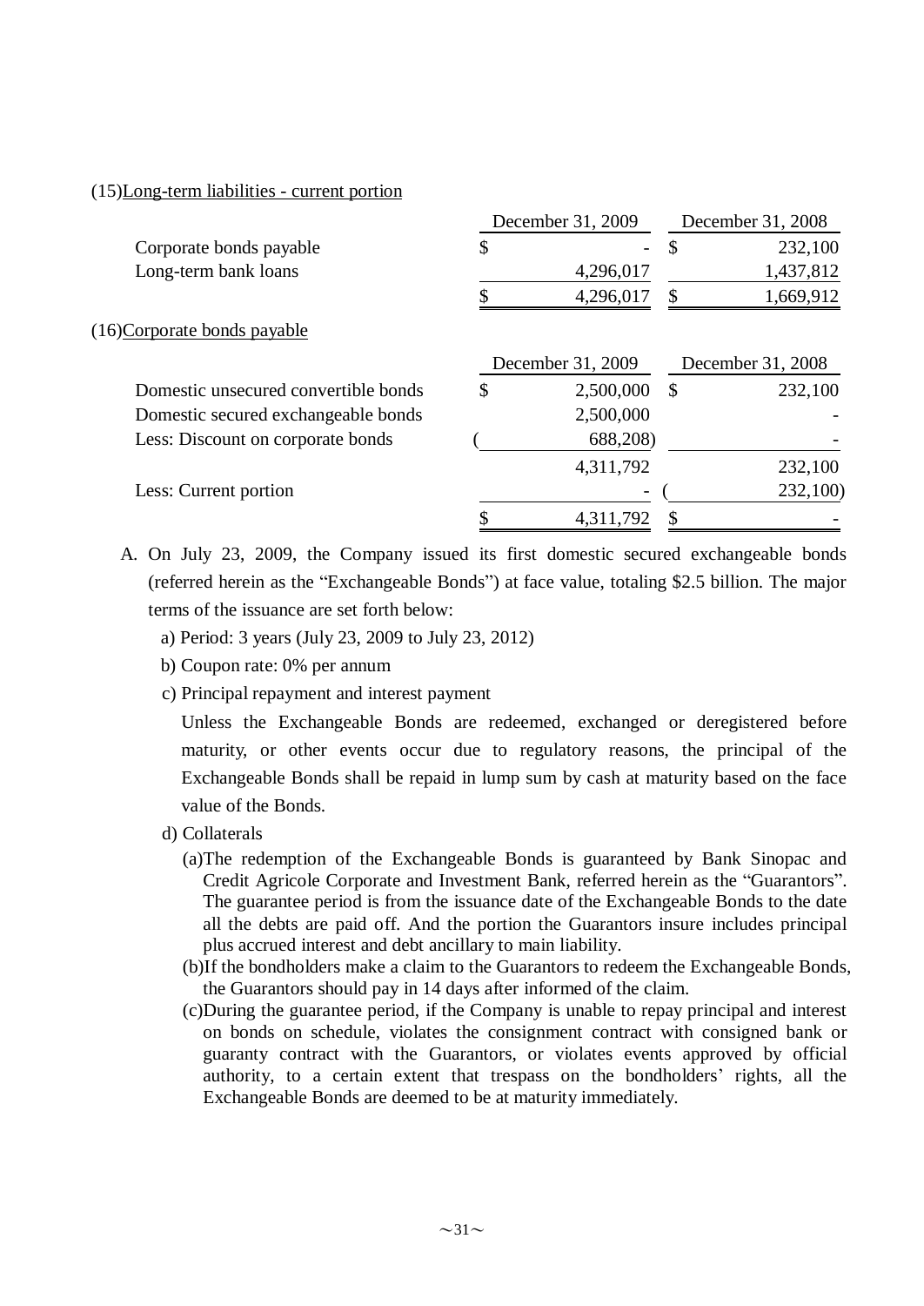(15)Long-term liabilities - current portion

| | December 31, 2009 | December 31, 2008 |
|---|---|---|
| Corporate bonds payable | $ - | $ 232,100 |
| Long-term bank loans | 4,296,017 | 1,437,812 |
| | $ 4,296,017 | $ 1,669,912 |

(16)Corporate bonds payable

| | December 31, 2009 | December 31, 2008 |
|---|---|---|
| Domestic unsecured convertible bonds | $ 2,500,000 | $ 232,100 |
| Domestic secured exchangeable bonds | 2,500,000 | - |
| Less: Discount on corporate bonds | ( 688,208) | - |
| | 4,311,792 | 232,100 |
| Less: Current portion | - | ( 232,100) |
| | $ 4,311,792 | $ - |

A. On July 23, 2009, the Company issued its first domestic secured exchangeable bonds (referred herein as the "Exchangeable Bonds") at face value, totaling $2.5 billion. The major terms of the issuance are set forth below:

a) Period: 3 years (July 23, 2009 to July 23, 2012)

b) Coupon rate: 0% per annum

c) Principal repayment and interest payment

Unless the Exchangeable Bonds are redeemed, exchanged or deregistered before maturity, or other events occur due to regulatory reasons, the principal of the Exchangeable Bonds shall be repaid in lump sum by cash at maturity based on the face value of the Bonds.

d) Collaterals

(a)The redemption of the Exchangeable Bonds is guaranteed by Bank Sinopac and Credit Agricole Corporate and Investment Bank, referred herein as the "Guarantors". The guarantee period is from the issuance date of the Exchangeable Bonds to the date all the debts are paid off. And the portion the Guarantors insure includes principal plus accrued interest and debt ancillary to main liability.

(b)If the bondholders make a claim to the Guarantors to redeem the Exchangeable Bonds, the Guarantors should pay in 14 days after informed of the claim.

(c)During the guarantee period, if the Company is unable to repay principal and interest on bonds on schedule, violates the consignment contract with consigned bank or guaranty contract with the Guarantors, or violates events approved by official authority, to a certain extent that trespass on the bondholders' rights, all the Exchangeable Bonds are deemed to be at maturity immediately.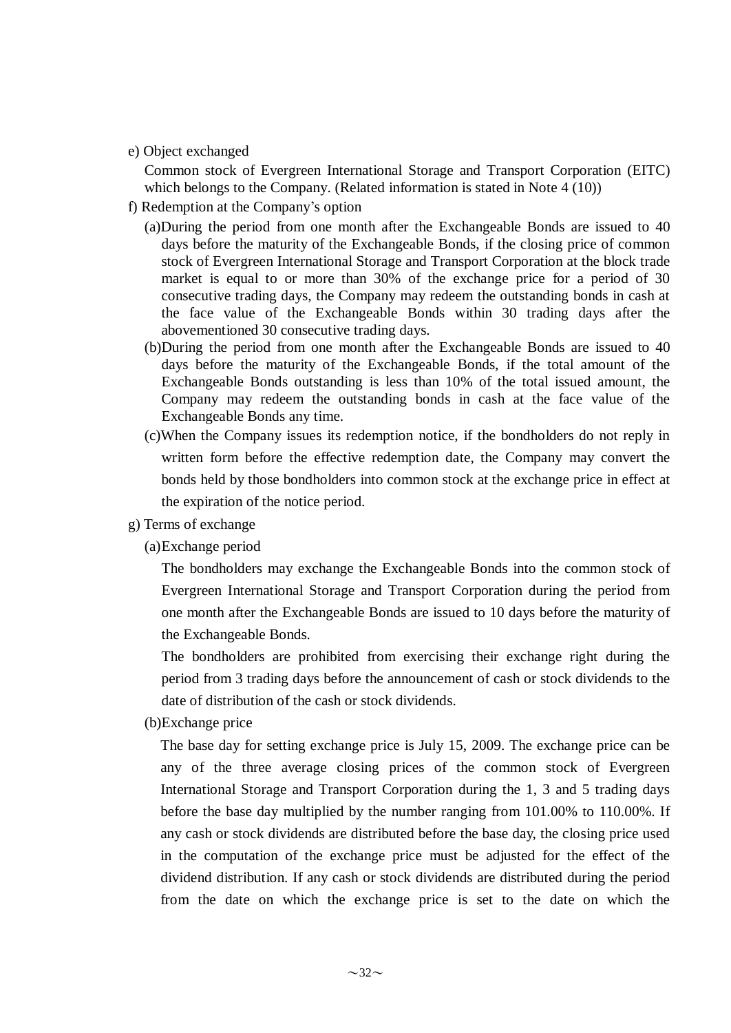e) Object exchanged

Common stock of Evergreen International Storage and Transport Corporation (EITC) which belongs to the Company. (Related information is stated in Note 4 (10))

f) Redemption at the Company's option

(a)During the period from one month after the Exchangeable Bonds are issued to 40 days before the maturity of the Exchangeable Bonds, if the closing price of common stock of Evergreen International Storage and Transport Corporation at the block trade market is equal to or more than 30% of the exchange price for a period of 30 consecutive trading days, the Company may redeem the outstanding bonds in cash at the face value of the Exchangeable Bonds within 30 trading days after the abovementioned 30 consecutive trading days.

(b)During the period from one month after the Exchangeable Bonds are issued to 40 days before the maturity of the Exchangeable Bonds, if the total amount of the Exchangeable Bonds outstanding is less than 10% of the total issued amount, the Company may redeem the outstanding bonds in cash at the face value of the Exchangeable Bonds any time.

(c)When the Company issues its redemption notice, if the bondholders do not reply in written form before the effective redemption date, the Company may convert the bonds held by those bondholders into common stock at the exchange price in effect at the expiration of the notice period.

g) Terms of exchange

(a)Exchange period

The bondholders may exchange the Exchangeable Bonds into the common stock of Evergreen International Storage and Transport Corporation during the period from one month after the Exchangeable Bonds are issued to 10 days before the maturity of the Exchangeable Bonds.

The bondholders are prohibited from exercising their exchange right during the period from 3 trading days before the announcement of cash or stock dividends to the date of distribution of the cash or stock dividends.

(b)Exchange price

The base day for setting exchange price is July 15, 2009. The exchange price can be any of the three average closing prices of the common stock of Evergreen International Storage and Transport Corporation during the 1, 3 and 5 trading days before the base day multiplied by the number ranging from 101.00% to 110.00%. If any cash or stock dividends are distributed before the base day, the closing price used in the computation of the exchange price must be adjusted for the effect of the dividend distribution. If any cash or stock dividends are distributed during the period from the date on which the exchange price is set to the date on which the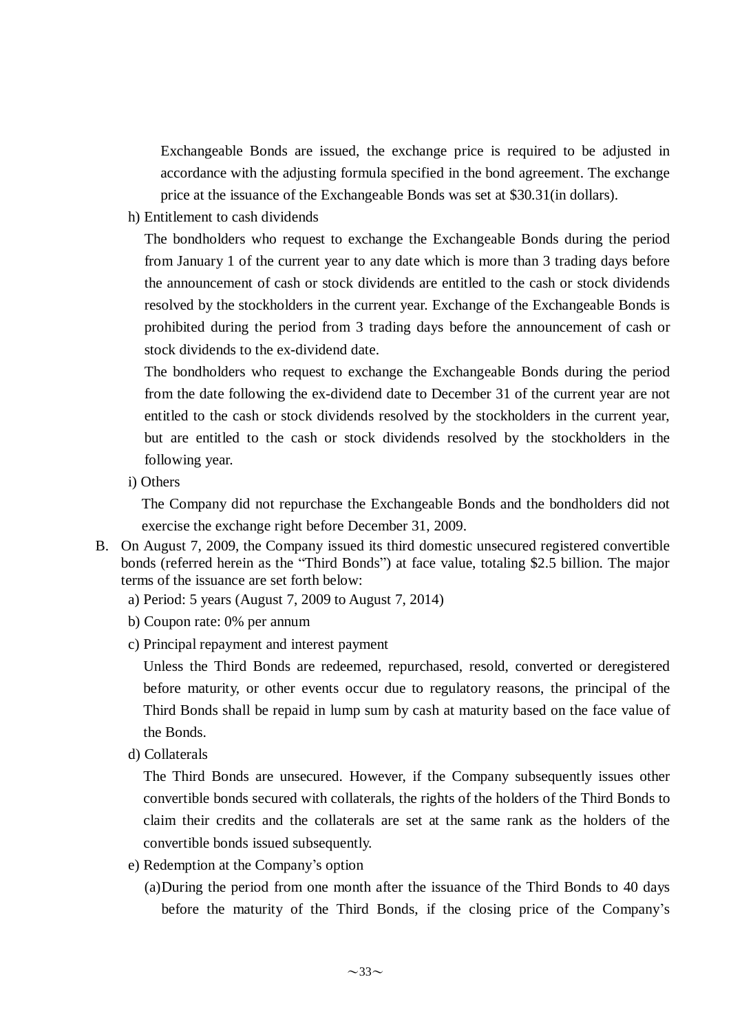Exchangeable Bonds are issued, the exchange price is required to be adjusted in accordance with the adjusting formula specified in the bond agreement. The exchange price at the issuance of the Exchangeable Bonds was set at $30.31(in dollars).

h) Entitlement to cash dividends

The bondholders who request to exchange the Exchangeable Bonds during the period from January 1 of the current year to any date which is more than 3 trading days before the announcement of cash or stock dividends are entitled to the cash or stock dividends resolved by the stockholders in the current year. Exchange of the Exchangeable Bonds is prohibited during the period from 3 trading days before the announcement of cash or stock dividends to the ex-dividend date.

The bondholders who request to exchange the Exchangeable Bonds during the period from the date following the ex-dividend date to December 31 of the current year are not entitled to the cash or stock dividends resolved by the stockholders in the current year, but are entitled to the cash or stock dividends resolved by the stockholders in the following year.

i) Others

The Company did not repurchase the Exchangeable Bonds and the bondholders did not exercise the exchange right before December 31, 2009.

B. On August 7, 2009, the Company issued its third domestic unsecured registered convertible bonds (referred herein as the "Third Bonds") at face value, totaling $2.5 billion. The major terms of the issuance are set forth below:

a) Period: 5 years (August 7, 2009 to August 7, 2014)

b) Coupon rate: 0% per annum

c) Principal repayment and interest payment

Unless the Third Bonds are redeemed, repurchased, resold, converted or deregistered before maturity, or other events occur due to regulatory reasons, the principal of the Third Bonds shall be repaid in lump sum by cash at maturity based on the face value of the Bonds.

d) Collaterals

The Third Bonds are unsecured. However, if the Company subsequently issues other convertible bonds secured with collaterals, the rights of the holders of the Third Bonds to claim their credits and the collaterals are set at the same rank as the holders of the convertible bonds issued subsequently.

e) Redemption at the Company's option

(a) During the period from one month after the issuance of the Third Bonds to 40 days before the maturity of the Third Bonds, if the closing price of the Company's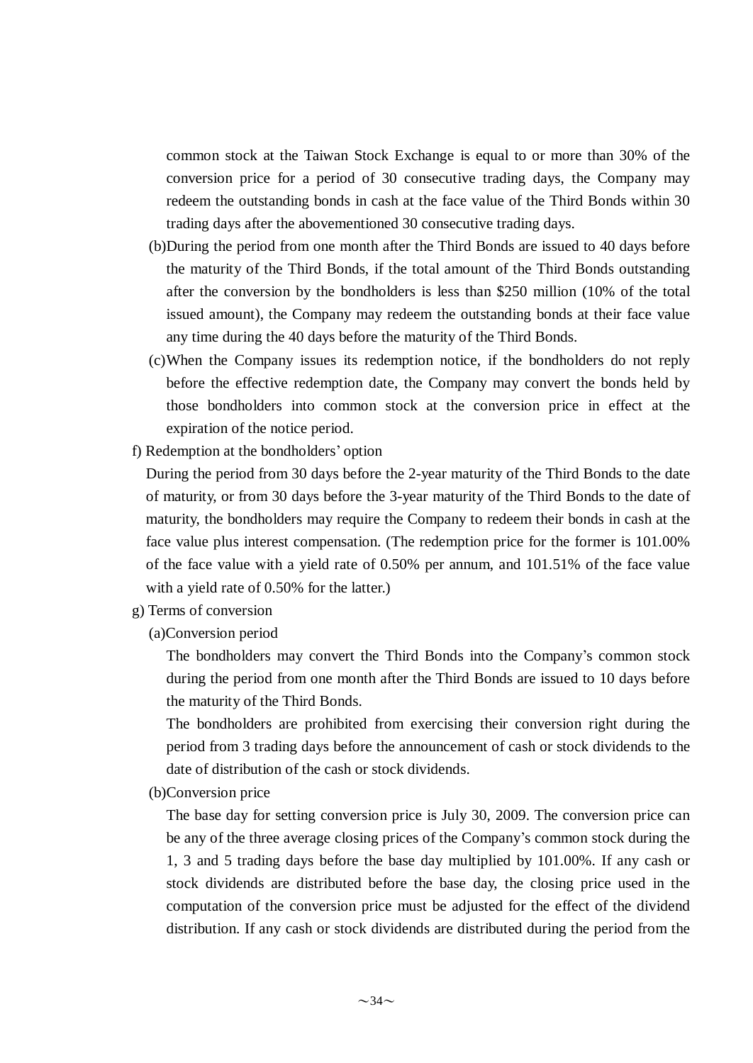common stock at the Taiwan Stock Exchange is equal to or more than 30% of the conversion price for a period of 30 consecutive trading days, the Company may redeem the outstanding bonds in cash at the face value of the Third Bonds within 30 trading days after the abovementioned 30 consecutive trading days.

(b)During the period from one month after the Third Bonds are issued to 40 days before the maturity of the Third Bonds, if the total amount of the Third Bonds outstanding after the conversion by the bondholders is less than $250 million (10% of the total issued amount), the Company may redeem the outstanding bonds at their face value any time during the 40 days before the maturity of the Third Bonds.

(c)When the Company issues its redemption notice, if the bondholders do not reply before the effective redemption date, the Company may convert the bonds held by those bondholders into common stock at the conversion price in effect at the expiration of the notice period.

f) Redemption at the bondholders' option

During the period from 30 days before the 2-year maturity of the Third Bonds to the date of maturity, or from 30 days before the 3-year maturity of the Third Bonds to the date of maturity, the bondholders may require the Company to redeem their bonds in cash at the face value plus interest compensation. (The redemption price for the former is 101.00% of the face value with a yield rate of 0.50% per annum, and 101.51% of the face value with a yield rate of 0.50% for the latter.)

g) Terms of conversion

(a)Conversion period

The bondholders may convert the Third Bonds into the Company's common stock during the period from one month after the Third Bonds are issued to 10 days before the maturity of the Third Bonds.

The bondholders are prohibited from exercising their conversion right during the period from 3 trading days before the announcement of cash or stock dividends to the date of distribution of the cash or stock dividends.

(b)Conversion price

The base day for setting conversion price is July 30, 2009. The conversion price can be any of the three average closing prices of the Company's common stock during the 1, 3 and 5 trading days before the base day multiplied by 101.00%. If any cash or stock dividends are distributed before the base day, the closing price used in the computation of the conversion price must be adjusted for the effect of the dividend distribution. If any cash or stock dividends are distributed during the period from the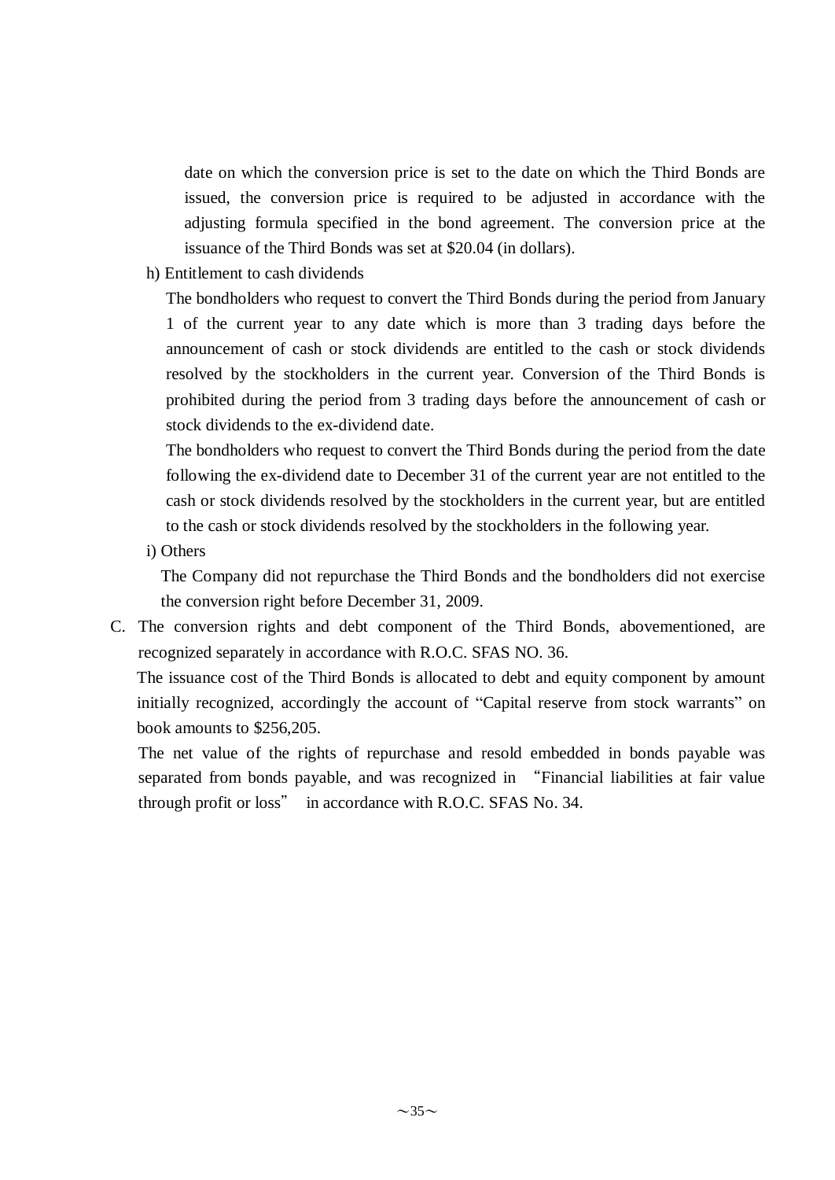date on which the conversion price is set to the date on which the Third Bonds are issued, the conversion price is required to be adjusted in accordance with the adjusting formula specified in the bond agreement. The conversion price at the issuance of the Third Bonds was set at $20.04 (in dollars).

h) Entitlement to cash dividends

The bondholders who request to convert the Third Bonds during the period from January 1 of the current year to any date which is more than 3 trading days before the announcement of cash or stock dividends are entitled to the cash or stock dividends resolved by the stockholders in the current year. Conversion of the Third Bonds is prohibited during the period from 3 trading days before the announcement of cash or stock dividends to the ex-dividend date.

The bondholders who request to convert the Third Bonds during the period from the date following the ex-dividend date to December 31 of the current year are not entitled to the cash or stock dividends resolved by the stockholders in the current year, but are entitled to the cash or stock dividends resolved by the stockholders in the following year.

i) Others

The Company did not repurchase the Third Bonds and the bondholders did not exercise the conversion right before December 31, 2009.

C. The conversion rights and debt component of the Third Bonds, abovementioned, are recognized separately in accordance with R.O.C. SFAS NO. 36.

The issuance cost of the Third Bonds is allocated to debt and equity component by amount initially recognized, accordingly the account of "Capital reserve from stock warrants" on book amounts to $256,205.

The net value of the rights of repurchase and resold embedded in bonds payable was separated from bonds payable, and was recognized in "Financial liabilities at fair value through profit or loss" in accordance with R.O.C. SFAS No. 34.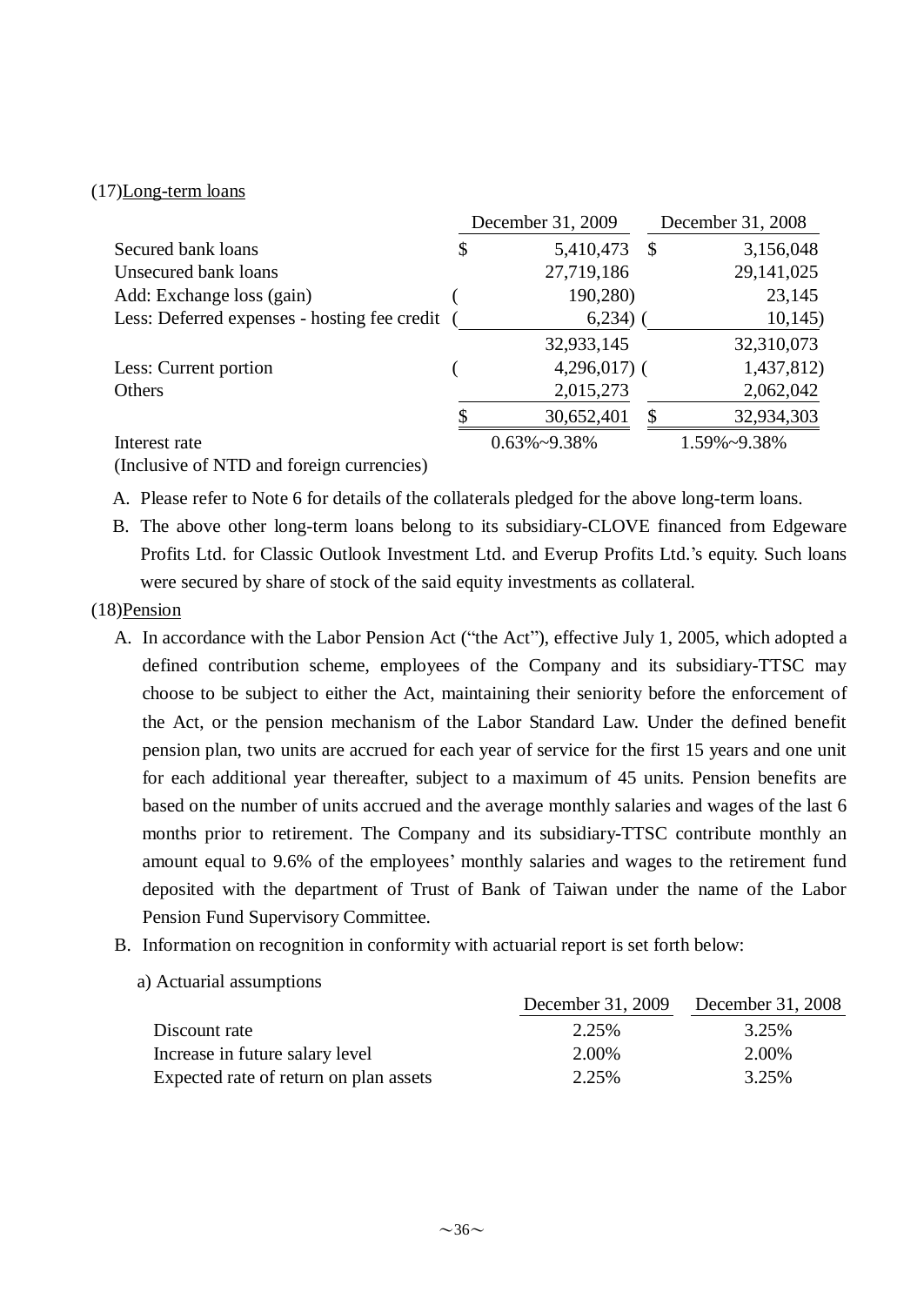(17)Long-term loans

| | December 31, 2009 | December 31, 2008 |
|---|---|---|
| Secured bank loans | $ 5,410,473 | $ 3,156,048 |
| Unsecured bank loans | 27,719,186 | 29,141,025 |
| Add: Exchange loss (gain) | ( 190,280) | 23,145 |
| Less: Deferred expenses - hosting fee credit | ( 6,234) | ( 10,145) |
| | 32,933,145 | 32,310,073 |
| Less: Current portion | ( 4,296,017) | ( 1,437,812) |
| Others | 2,015,273 | 2,062,042 |
| | $ 30,652,401 | $ 32,934,303 |
| Interest rate | 0.63%~9.38% | 1.59%~9.38% |
| (Inclusive of NTD and foreign currencies) | | |

A. Please refer to Note 6 for details of the collaterals pledged for the above long-term loans.

B. The above other long-term loans belong to its subsidiary-CLOVE financed from Edgeware Profits Ltd. for Classic Outlook Investment Ltd. and Everup Profits Ltd.'s equity. Such loans were secured by share of stock of the said equity investments as collateral.

(18)Pension

A. In accordance with the Labor Pension Act ("the Act"), effective July 1, 2005, which adopted a defined contribution scheme, employees of the Company and its subsidiary-TTSC may choose to be subject to either the Act, maintaining their seniority before the enforcement of the Act, or the pension mechanism of the Labor Standard Law. Under the defined benefit pension plan, two units are accrued for each year of service for the first 15 years and one unit for each additional year thereafter, subject to a maximum of 45 units. Pension benefits are based on the number of units accrued and the average monthly salaries and wages of the last 6 months prior to retirement. The Company and its subsidiary-TTSC contribute monthly an amount equal to 9.6% of the employees' monthly salaries and wages to the retirement fund deposited with the department of Trust of Bank of Taiwan under the name of the Labor Pension Fund Supervisory Committee.

B. Information on recognition in conformity with actuarial report is set forth below:

a) Actuarial assumptions

| | December 31, 2009 | December 31, 2008 |
|---|---|---|
| Discount rate | 2.25% | 3.25% |
| Increase in future salary level | 2.00% | 2.00% |
| Expected rate of return on plan assets | 2.25% | 3.25% |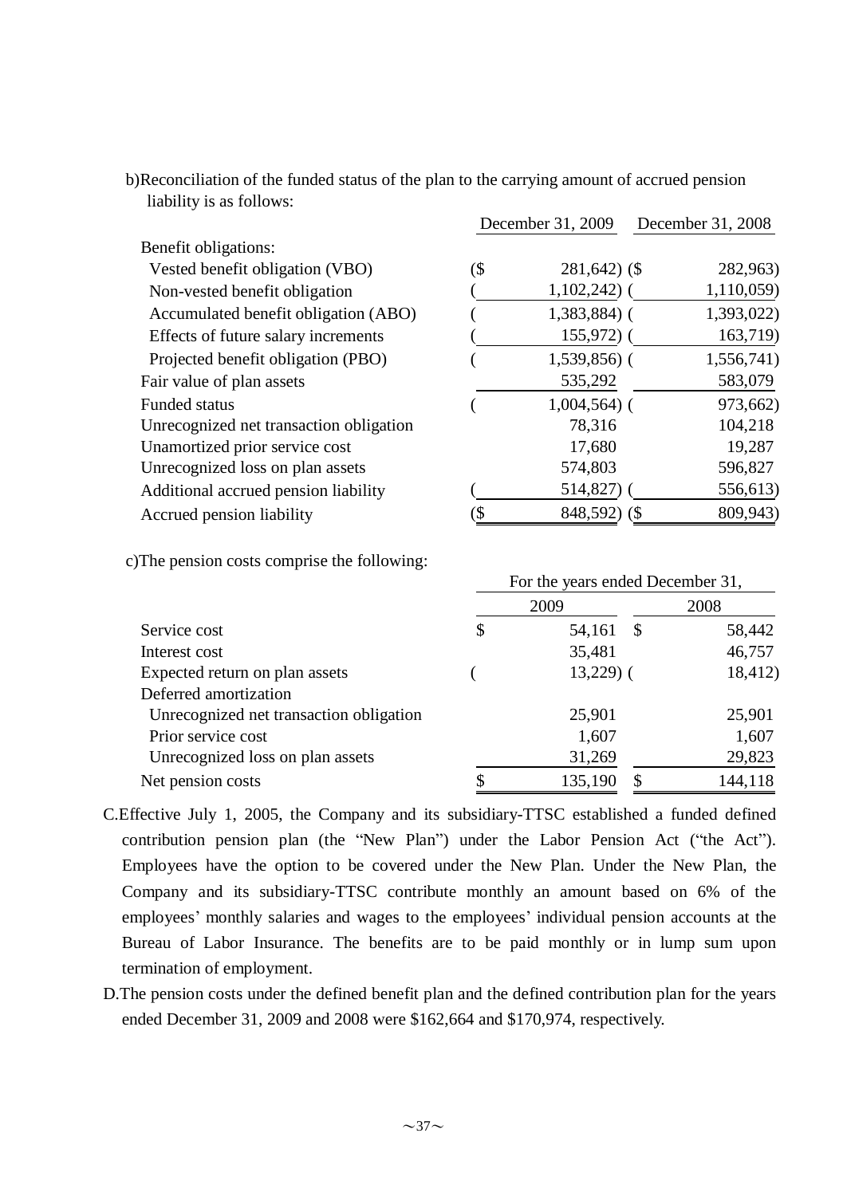b) Reconciliation of the funded status of the plan to the carrying amount of accrued pension liability is as follows:

| | December 31, 2009 | December 31, 2008 |
|---|---|---|
| Benefit obligations: | | |
| Vested benefit obligation (VBO) | ($ 281,642) | ($ 282,963) |
| Non-vested benefit obligation | ( 1,102,242) | ( 1,110,059) |
| Accumulated benefit obligation (ABO) | ( 1,383,884) | ( 1,393,022) |
| Effects of future salary increments | ( 155,972) | ( 163,719) |
| Projected benefit obligation (PBO) | ( 1,539,856) | ( 1,556,741) |
| Fair value of plan assets | 535,292 | 583,079 |
| Funded status | ( 1,004,564) | ( 973,662) |
| Unrecognized net transaction obligation | 78,316 | 104,218 |
| Unamortized prior service cost | 17,680 | 19,287 |
| Unrecognized loss on plan assets | 574,803 | 596,827 |
| Additional accrued pension liability | ( 514,827) | ( 556,613) |
| Accrued pension liability | ($ 848,592) | ($ 809,943) |

c) The pension costs comprise the following:

| | For the years ended December 31, | |
|---|---|---|
| | 2009 | 2008 |
| Service cost | $ 54,161 | $ 58,442 |
| Interest cost | 35,481 | 46,757 |
| Expected return on plan assets | ( 13,229) | ( 18,412) |
| Deferred amortization | | |
| Unrecognized net transaction obligation | 25,901 | 25,901 |
| Prior service cost | 1,607 | 1,607 |
| Unrecognized loss on plan assets | 31,269 | 29,823 |
| Net pension costs | $ 135,190 | $ 144,118 |

C. Effective July 1, 2005, the Company and its subsidiary-TTSC established a funded defined contribution pension plan (the "New Plan") under the Labor Pension Act ("the Act"). Employees have the option to be covered under the New Plan. Under the New Plan, the Company and its subsidiary-TTSC contribute monthly an amount based on 6% of the employees' monthly salaries and wages to the employees' individual pension accounts at the Bureau of Labor Insurance. The benefits are to be paid monthly or in lump sum upon termination of employment.

D. The pension costs under the defined benefit plan and the defined contribution plan for the years ended December 31, 2009 and 2008 were $162,664 and $170,974, respectively.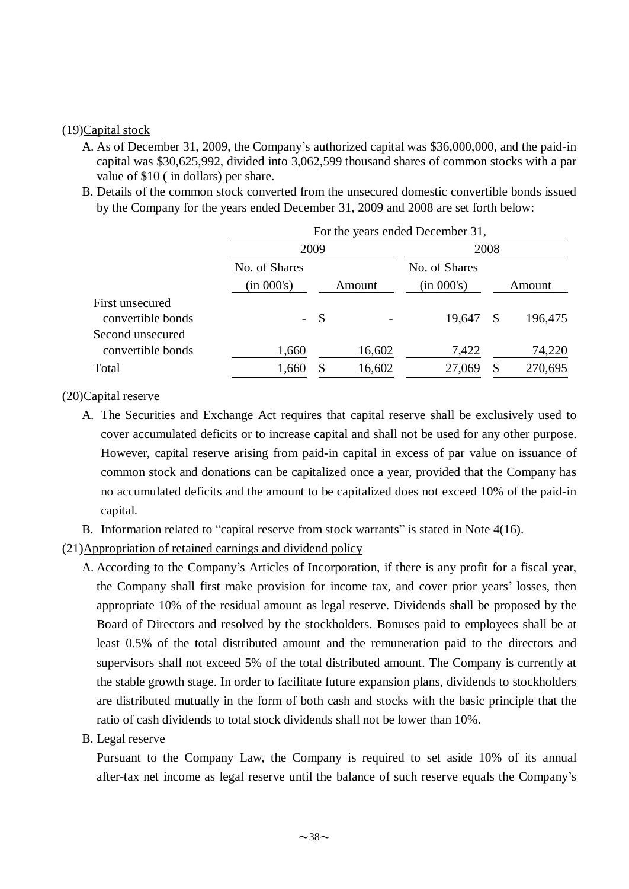(19)Capital stock

A. As of December 31, 2009, the Company's authorized capital was $36,000,000, and the paid-in capital was $30,625,992, divided into 3,062,599 thousand shares of common stocks with a par value of $10 ( in dollars) per share.

B. Details of the common stock converted from the unsecured domestic convertible bonds issued by the Company for the years ended December 31, 2009 and 2008 are set forth below:

| | For the years ended December 31, | | | |
|---|---|---|---|---|
| | 2009 | | 2008 | |
| | No. of Shares (in 000's) | Amount | No. of Shares (in 000's) | Amount |
| First unsecured convertible bonds | - | $ - | 19,647 | $ 196,475 |
| Second unsecured convertible bonds | 1,660 | 16,602 | 7,422 | 74,220 |
| Total | 1,660 | $ 16,602 | 27,069 | $ 270,695 |

(20)Capital reserve

A. The Securities and Exchange Act requires that capital reserve shall be exclusively used to cover accumulated deficits or to increase capital and shall not be used for any other purpose. However, capital reserve arising from paid-in capital in excess of par value on issuance of common stock and donations can be capitalized once a year, provided that the Company has no accumulated deficits and the amount to be capitalized does not exceed 10% of the paid-in capital.

B. Information related to "capital reserve from stock warrants" is stated in Note 4(16).

(21)Appropriation of retained earnings and dividend policy

A. According to the Company's Articles of Incorporation, if there is any profit for a fiscal year, the Company shall first make provision for income tax, and cover prior years' losses, then appropriate 10% of the residual amount as legal reserve. Dividends shall be proposed by the Board of Directors and resolved by the stockholders. Bonuses paid to employees shall be at least 0.5% of the total distributed amount and the remuneration paid to the directors and supervisors shall not exceed 5% of the total distributed amount. The Company is currently at the stable growth stage. In order to facilitate future expansion plans, dividends to stockholders are distributed mutually in the form of both cash and stocks with the basic principle that the ratio of cash dividends to total stock dividends shall not be lower than 10%.

B. Legal reserve

Pursuant to the Company Law, the Company is required to set aside 10% of its annual after-tax net income as legal reserve until the balance of such reserve equals the Company's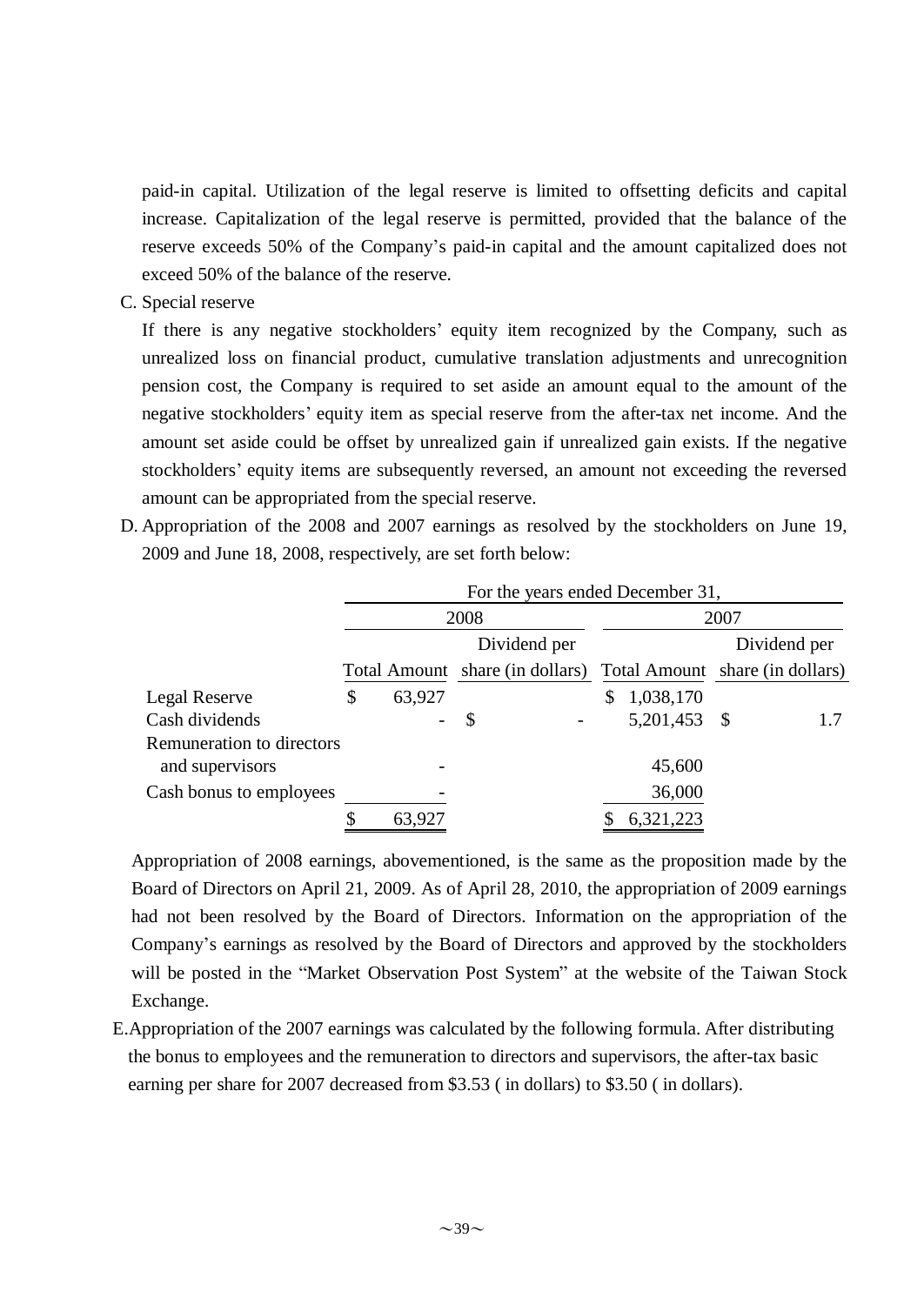paid-in capital. Utilization of the legal reserve is limited to offsetting deficits and capital increase. Capitalization of the legal reserve is permitted, provided that the balance of the reserve exceeds 50% of the Company's paid-in capital and the amount capitalized does not exceed 50% of the balance of the reserve.

C. Special reserve

If there is any negative stockholders' equity item recognized by the Company, such as unrealized loss on financial product, cumulative translation adjustments and unrecognition pension cost, the Company is required to set aside an amount equal to the amount of the negative stockholders' equity item as special reserve from the after-tax net income. And the amount set aside could be offset by unrealized gain if unrealized gain exists. If the negative stockholders' equity items are subsequently reversed, an amount not exceeding the reversed amount can be appropriated from the special reserve.

D. Appropriation of the 2008 and 2007 earnings as resolved by the stockholders on June 19, 2009 and June 18, 2008, respectively, are set forth below:

| | For the years ended December 31, | | | |
|---|---|---|---|---|
| | 2008 | | 2007 | |
| | Total Amount | Dividend per share (in dollars) | Total Amount | Dividend per share (in dollars) |
| Legal Reserve | $ 63,927 | | $ 1,038,170 | |
| Cash dividends | - | $ - | 5,201,453 | $ 1.7 |
| Remuneration to directors and supervisors | - | | 45,600 | |
| Cash bonus to employees | - | | 36,000 | |
| | $ 63,927 | | $ 6,321,223 | |

Appropriation of 2008 earnings, abovementioned, is the same as the proposition made by the Board of Directors on April 21, 2009. As of April 28, 2010, the appropriation of 2009 earnings had not been resolved by the Board of Directors. Information on the appropriation of the Company's earnings as resolved by the Board of Directors and approved by the stockholders will be posted in the "Market Observation Post System" at the website of the Taiwan Stock Exchange.

E. Appropriation of the 2007 earnings was calculated by the following formula. After distributing the bonus to employees and the remuneration to directors and supervisors, the after-tax basic earning per share for 2007 decreased from $3.53 ( in dollars) to $3.50 ( in dollars).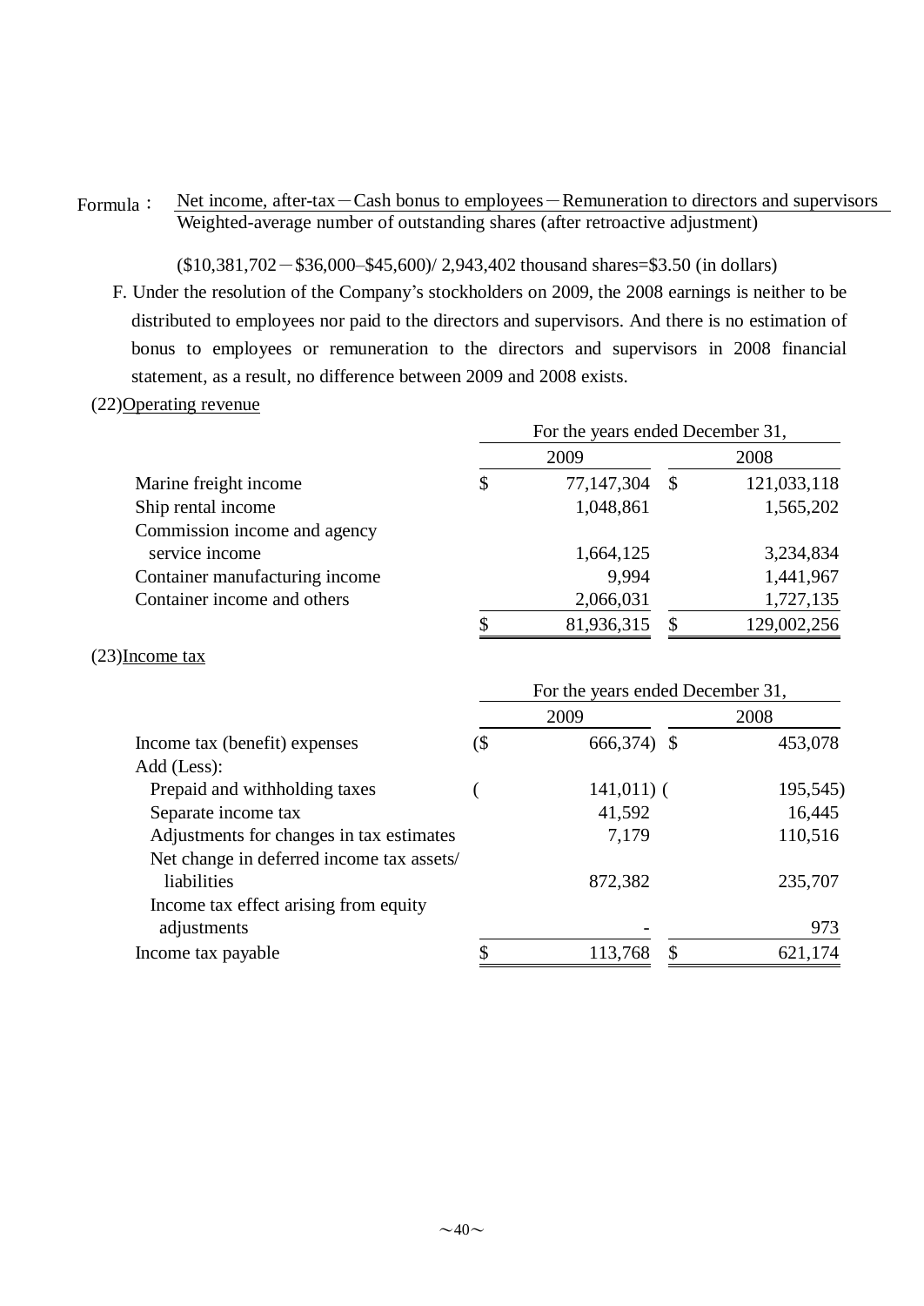Formula： $\frac{\text{Net income, after-tax} - \text{Cash bonus to employees} - \text{Remuneration to directors and supervisors}}{\text{Weighted-average number of outstanding shares (after retroactive adjustment)}}$

($10,381,702－$36,000–$45,600)/ 2,943,402 thousand shares=$3.50 (in dollars)

F. Under the resolution of the Company's stockholders on 2009, the 2008 earnings is neither to be distributed to employees nor paid to the directors and supervisors. And there is no estimation of bonus to employees or remuneration to the directors and supervisors in 2008 financial statement, as a result, no difference between 2009 and 2008 exists.

(22)Operating revenue

| | For the years ended December 31, | |
|---|---|---|
| | 2009 | 2008 |
| Marine freight income | $ 77,147,304 | $ 121,033,118 |
| Ship rental income | 1,048,861 | 1,565,202 |
| Commission income and agency service income | 1,664,125 | 3,234,834 |
| Container manufacturing income | 9,994 | 1,441,967 |
| Container income and others | 2,066,031 | 1,727,135 |
| | $ 81,936,315 | $ 129,002,256 |

(23)Income tax

| | For the years ended December 31, | |
|---|---|---|
| | 2009 | 2008 |
| Income tax (benefit) expenses | ($ 666,374) | $ 453,078 |
| Add (Less): | | |
| Prepaid and withholding taxes | ( 141,011) | ( 195,545) |
| Separate income tax | 41,592 | 16,445 |
| Adjustments for changes in tax estimates | 7,179 | 110,516 |
| Net change in deferred income tax assets/ liabilities | 872,382 | 235,707 |
| Income tax effect arising from equity adjustments | - | 973 |
| Income tax payable | $ 113,768 | $ 621,174 |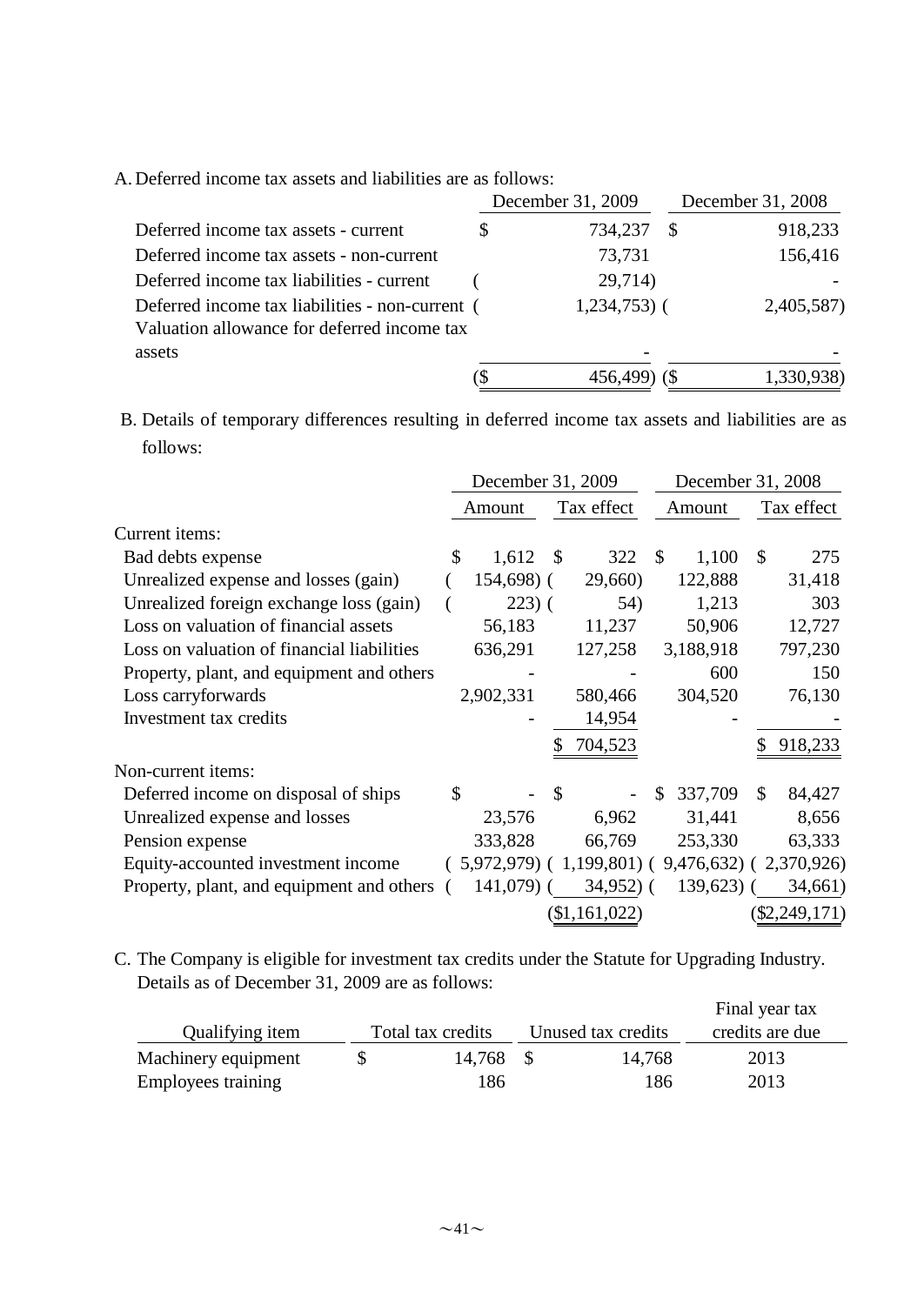A. Deferred income tax assets and liabilities are as follows:

| | December 31, 2009 | December 31, 2008 |
|---|---|---|
| Deferred income tax assets - current | $ 734,237 | $ 918,233 |
| Deferred income tax assets - non-current | 73,731 | 156,416 |
| Deferred income tax liabilities - current | ( 29,714) | - |
| Deferred income tax liabilities - non-current | ( 1,234,753) | ( 2,405,587) |
| Valuation allowance for deferred income tax assets | - | - |
| | ($ 456,499) | ($ 1,330,938) |

B. Details of temporary differences resulting in deferred income tax assets and liabilities are as follows:

| | December 31, 2009 | | December 31, 2008 | |
|---|---|---|---|---|
| | Amount | Tax effect | Amount | Tax effect |
| Current items: | | | | |
| Bad debts expense | $ 1,612 | $ 322 | $ 1,100 | $ 275 |
| Unrealized expense and losses (gain) | ( 154,698) | ( 29,660) | 122,888 | 31,418 |
| Unrealized foreign exchange loss (gain) | ( 223) | ( 54) | 1,213 | 303 |
| Loss on valuation of financial assets | 56,183 | 11,237 | 50,906 | 12,727 |
| Loss on valuation of financial liabilities | 636,291 | 127,258 | 3,188,918 | 797,230 |
| Property, plant, and equipment and others | - | - | 600 | 150 |
| Loss carryforwards | 2,902,331 | 580,466 | 304,520 | 76,130 |
| Investment tax credits | - | 14,954 | - | - |
| | | $ 704,523 | | $ 918,233 |
| Non-current items: | | | | |
| Deferred income on disposal of ships | $ - | $ - | $ 337,709 | $ 84,427 |
| Unrealized expense and losses | 23,576 | 6,962 | 31,441 | 8,656 |
| Pension expense | 333,828 | 66,769 | 253,330 | 63,333 |
| Equity-accounted investment income | ( 5,972,979) | ( 1,199,801) | ( 9,476,632) | ( 2,370,926) |
| Property, plant, and equipment and others | ( 141,079) | ( 34,952) | ( 139,623) | ( 34,661) |
| | | ($1,161,022) | | ($2,249,171) |

C. The Company is eligible for investment tax credits under the Statute for Upgrading Industry. Details as of December 31, 2009 are as follows:

| Qualifying item | Total tax credits | Unused tax credits | Final year tax credits are due |
|---|---|---|---|
| Machinery equipment | $ 14,768 | $ 14,768 | 2013 |
| Employees training | 186 | 186 | 2013 |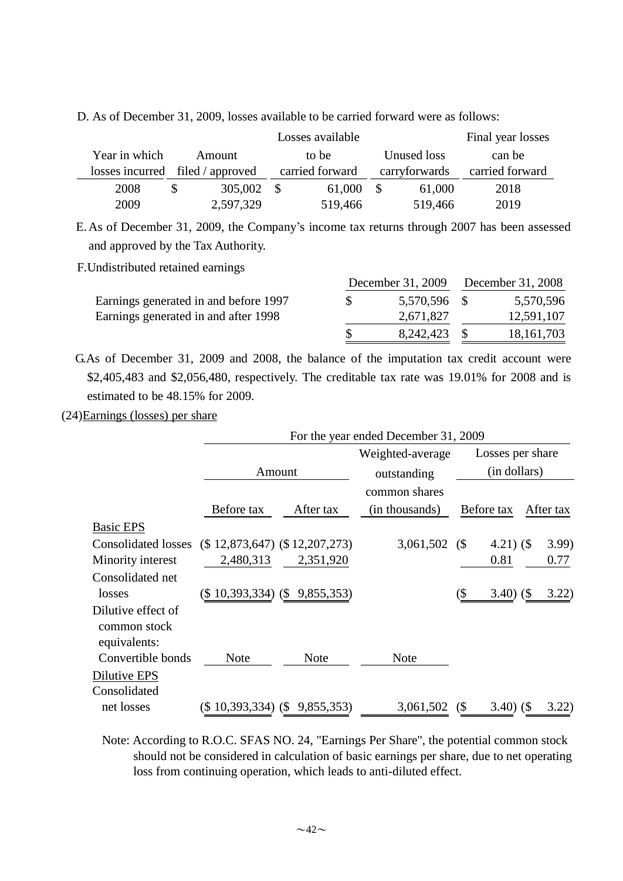D. As of December 31, 2009, losses available to be carried forward were as follows:

| Year in which losses incurred | Amount filed / approved | Losses available to be carried forward | Unused loss carryforwards | Final year losses can be carried forward |
|---|---|---|---|---|
| 2008 | $ 305,002 | $ 61,000 | $ 61,000 | 2018 |
| 2009 | 2,597,329 | 519,466 | 519,466 | 2019 |

E. As of December 31, 2009, the Company's income tax returns through 2007 has been assessed and approved by the Tax Authority.

F. Undistributed retained earnings

| | December 31, 2009 | December 31, 2008 |
|---|---|---|
| Earnings generated in and before 1997 | $ 5,570,596 | $ 5,570,596 |
| Earnings generated in and after 1998 | 2,671,827 | 12,591,107 |
| | $ 8,242,423 | $ 18,161,703 |

G. As of December 31, 2009 and 2008, the balance of the imputation tax credit account were $2,405,483 and $2,056,480, respectively. The creditable tax rate was 19.01% for 2008 and is estimated to be 48.15% for 2009.

(24) Earnings (losses) per share

| | For the year ended December 31, 2009 | | | | |
|---|---|---|---|---|---|
| | Amount | | Weighted-average outstanding common shares (in thousands) | Losses per share (in dollars) | |
| | Before tax | After tax | | Before tax | After tax |
| Basic EPS | | | | | |
| Consolidated losses | ($ 12,873,647) | ($ 12,207,273) | 3,061,502 | ($ 4.21) | ($ 3.99) |
| Minority interest | 2,480,313 | 2,351,920 | | 0.81 | 0.77 |
| Consolidated net losses | ($ 10,393,334) | ($ 9,855,353) | | ($ 3.40) | ($ 3.22) |
| Dilutive effect of common stock equivalents: | | | | | |
| Convertible bonds | Note | Note | Note | | |
| Dilutive EPS | | | | | |
| Consolidated net losses | ($ 10,393,334) | ($ 9,855,353) | 3,061,502 | ($ 3.40) | ($ 3.22) |

Note: According to R.O.C. SFAS NO. 24, "Earnings Per Share", the potential common stock should not be considered in calculation of basic earnings per share, due to net operating loss from continuing operation, which leads to anti-diluted effect.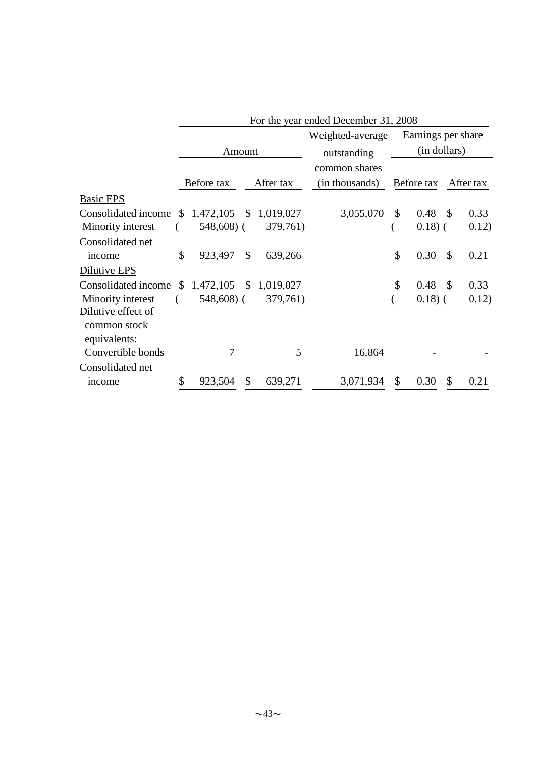| | For the year ended December 31, 2008 | | | | |
|---|---|---|---|---|---|
| | Amount | | Weighted-average outstanding common shares (in thousands) | Earnings per share (in dollars) | |
| | Before tax | After tax | | Before tax | After tax |
| Basic EPS | | | | | |
| Consolidated income | $ 1,472,105 | $ 1,019,027 | 3,055,070 | $ 0.48 | $ 0.33 |
| Minority interest | ( 548,608) | ( 379,761) | | ( 0.18) | ( 0.12) |
| Consolidated net income | $ 923,497 | $ 639,266 | | $ 0.30 | $ 0.21 |
| Dilutive EPS | | | | | |
| Consolidated income | $ 1,472,105 | $ 1,019,027 | | $ 0.48 | $ 0.33 |
| Minority interest | ( 548,608) | ( 379,761) | | ( 0.18) | ( 0.12) |
| Dilutive effect of common stock equivalents: | | | | | |
| Convertible bonds | 7 | 5 | 16,864 | - | - |
| Consolidated net income | $ 923,504 | $ 639,271 | 3,071,934 | $ 0.30 | $ 0.21 |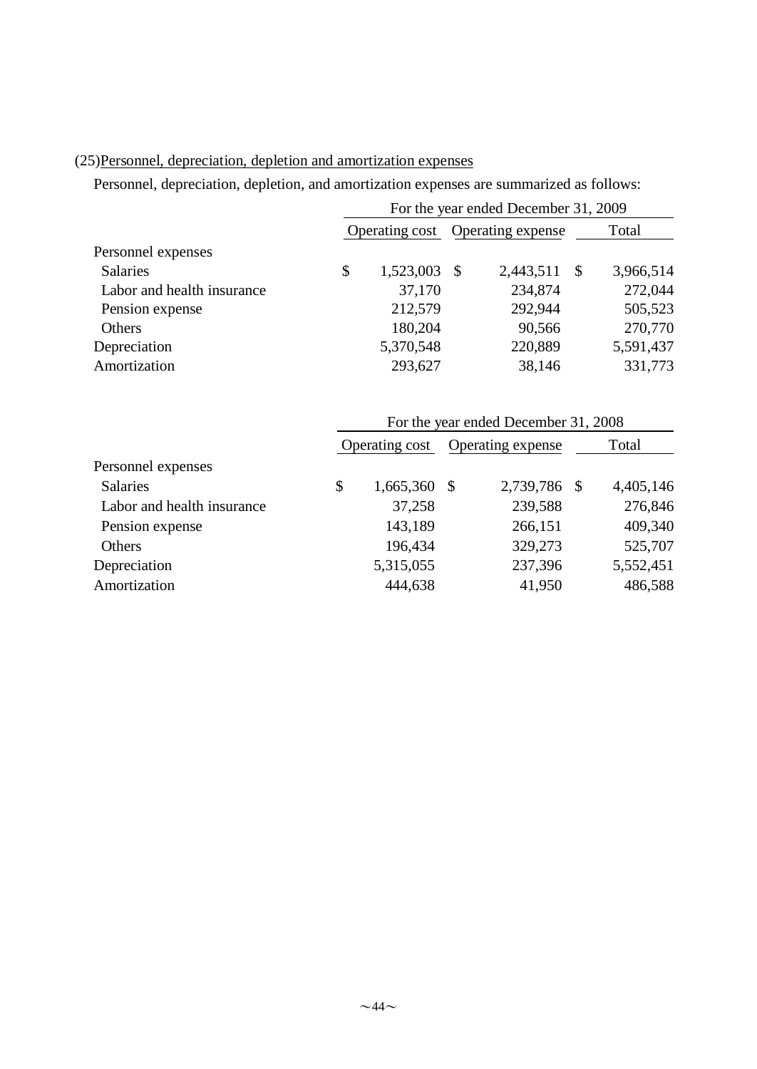(25)Personnel, depreciation, depletion and amortization expenses

Personnel, depreciation, depletion, and amortization expenses are summarized as follows:

| | For the year ended December 31, 2009 | | |
|---|---|---|---|
| | Operating cost | Operating expense | Total |
| Personnel expenses | | | |
| Salaries | $ 1,523,003 | $ 2,443,511 | $ 3,966,514 |
| Labor and health insurance | 37,170 | 234,874 | 272,044 |
| Pension expense | 212,579 | 292,944 | 505,523 |
| Others | 180,204 | 90,566 | 270,770 |
| Depreciation | 5,370,548 | 220,889 | 5,591,437 |
| Amortization | 293,627 | 38,146 | 331,773 |

| | For the year ended December 31, 2008 | | |
|---|---|---|---|
| | Operating cost | Operating expense | Total |
| Personnel expenses | | | |
| Salaries | $ 1,665,360 | $ 2,739,786 | $ 4,405,146 |
| Labor and health insurance | 37,258 | 239,588 | 276,846 |
| Pension expense | 143,189 | 266,151 | 409,340 |
| Others | 196,434 | 329,273 | 525,707 |
| Depreciation | 5,315,055 | 237,396 | 5,552,451 |
| Amortization | 444,638 | 41,950 | 486,588 |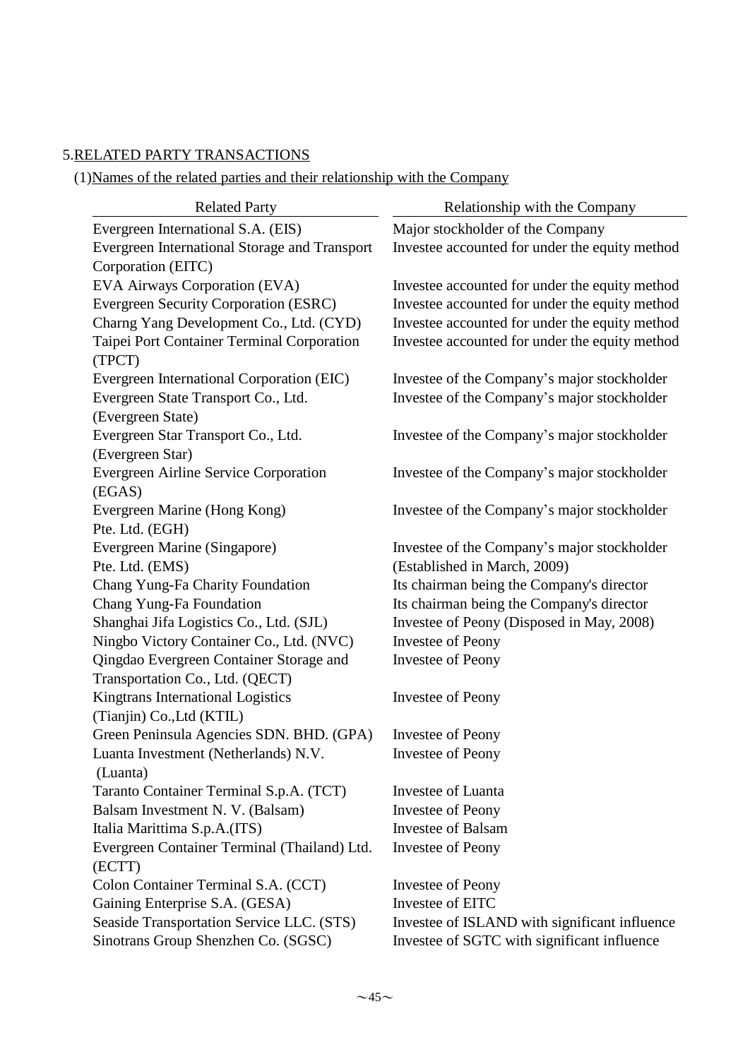5.RELATED PARTY TRANSACTIONS

(1)Names of the related parties and their relationship with the Company

| Related Party | Relationship with the Company |
|---|---|
| Evergreen International S.A. (EIS) | Major stockholder of the Company |
| Evergreen International Storage and Transport Corporation (EITC) | Investee accounted for under the equity method |
| EVA Airways Corporation (EVA) | Investee accounted for under the equity method |
| Evergreen Security Corporation (ESRC) | Investee accounted for under the equity method |
| Charng Yang Development Co., Ltd. (CYD) | Investee accounted for under the equity method |
| Taipei Port Container Terminal Corporation (TPCT) | Investee accounted for under the equity method |
| Evergreen International Corporation (EIC) | Investee of the Company's major stockholder |
| Evergreen State Transport Co., Ltd. (Evergreen State) | Investee of the Company's major stockholder |
| Evergreen Star Transport Co., Ltd. (Evergreen Star) | Investee of the Company's major stockholder |
| Evergreen Airline Service Corporation (EGAS) | Investee of the Company's major stockholder |
| Evergreen Marine (Hong Kong) Pte. Ltd. (EGH) | Investee of the Company's major stockholder |
| Evergreen Marine (Singapore) Pte. Ltd. (EMS) | Investee of the Company's major stockholder (Established in March, 2009) |
| Chang Yung-Fa Charity Foundation | Its chairman being the Company's director |
| Chang Yung-Fa Foundation | Its chairman being the Company's director |
| Shanghai Jifa Logistics Co., Ltd. (SJL) | Investee of Peony (Disposed in May, 2008) |
| Ningbo Victory Container Co., Ltd. (NVC) | Investee of Peony |
| Qingdao Evergreen Container Storage and Transportation Co., Ltd. (QECT) | Investee of Peony |
| Kingtrans International Logistics (Tianjin) Co.,Ltd (KTIL) | Investee of Peony |
| Green Peninsula Agencies SDN. BHD. (GPA) | Investee of Peony |
| Luanta Investment (Netherlands) N.V. (Luanta) | Investee of Peony |
| Taranto Container Terminal S.p.A. (TCT) | Investee of Luanta |
| Balsam Investment N. V. (Balsam) | Investee of Peony |
| Italia Marittima S.p.A.(ITS) | Investee of Balsam |
| Evergreen Container Terminal (Thailand) Ltd. (ECTT) | Investee of Peony |
| Colon Container Terminal S.A. (CCT) | Investee of Peony |
| Gaining Enterprise S.A. (GESA) | Investee of EITC |
| Seaside Transportation Service LLC. (STS) | Investee of ISLAND with significant influence |
| Sinotrans Group Shenzhen Co. (SGSC) | Investee of SGTC with significant influence |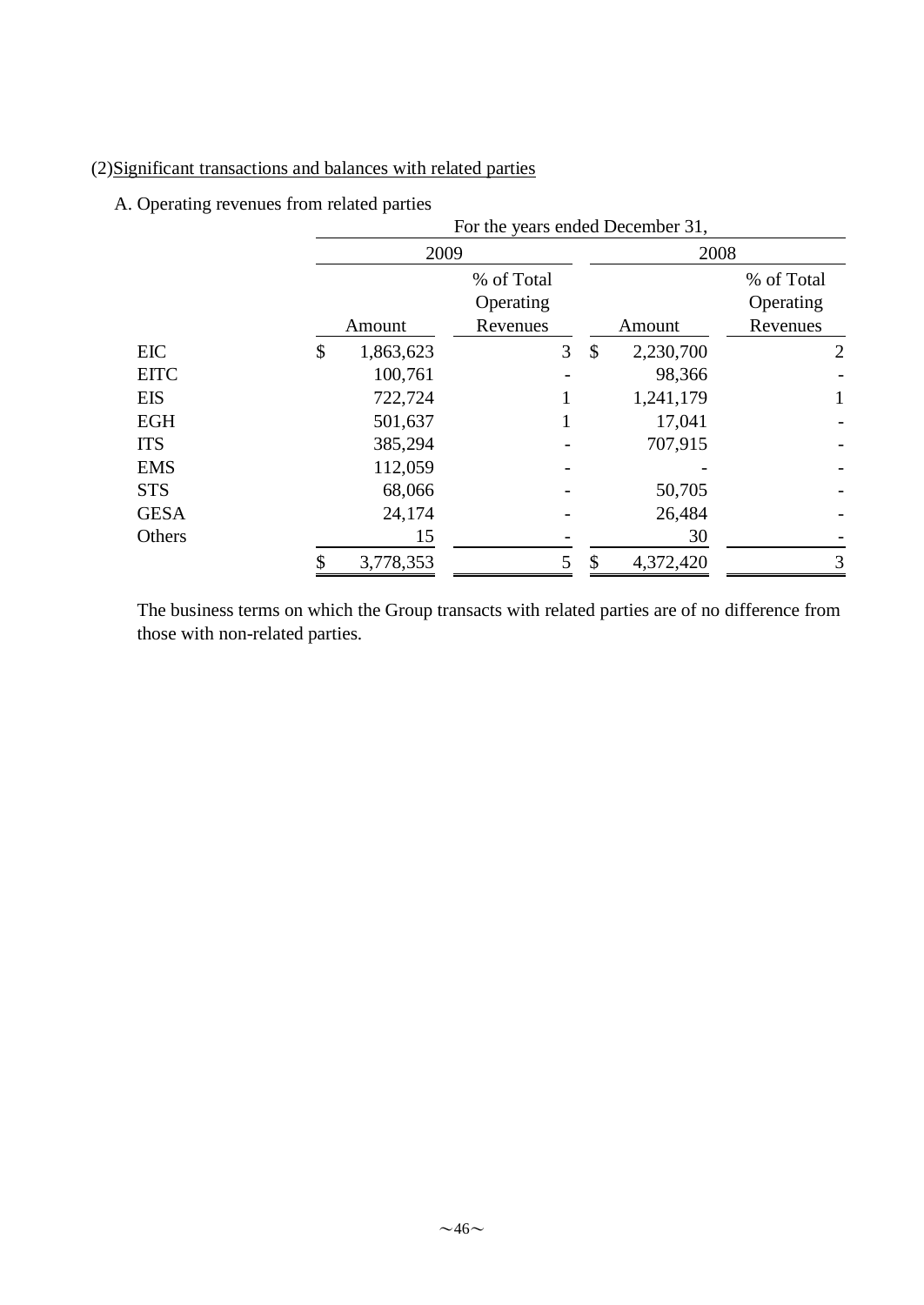(2)<u>Significant transactions and balances with related parties</u>

A. Operating revenues from related parties

| | For the years ended December 31, | | | |
|---|---|---|---|---|
| | 2009 | | 2008 | |
| | Amount | % of Total Operating Revenues | Amount | % of Total Operating Revenues |
| EIC | $ 1,863,623 | 3 | $ 2,230,700 | 2 |
| EITC | 100,761 | - | 98,366 | - |
| EIS | 722,724 | 1 | 1,241,179 | 1 |
| EGH | 501,637 | 1 | 17,041 | - |
| ITS | 385,294 | - | 707,915 | - |
| EMS | 112,059 | - | - | - |
| STS | 68,066 | - | 50,705 | - |
| GESA | 24,174 | - | 26,484 | - |
| Others | 15 | - | 30 | - |
| | $ 3,778,353 | 5 | $ 4,372,420 | 3 |

The business terms on which the Group transacts with related parties are of no difference from those with non-related parties.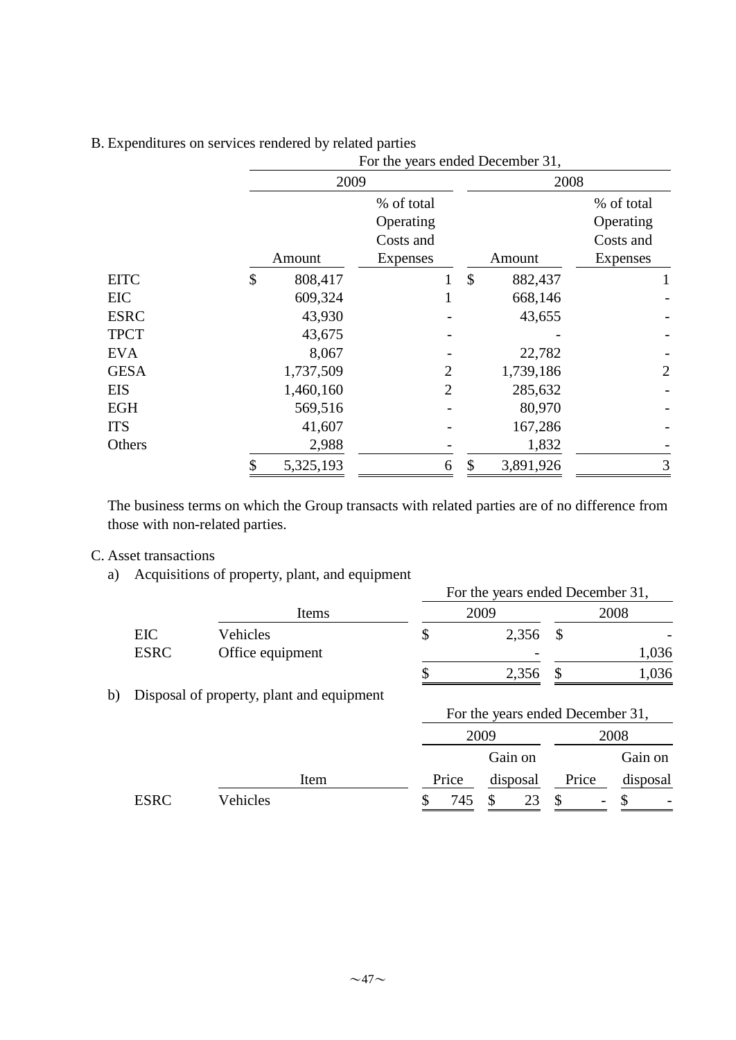B. Expenditures on services rendered by related parties

| | For the years ended December 31, | | | |
|---|---|---|---|---|
| | 2009 | | 2008 | |
| | Amount | % of total Operating Costs and Expenses | Amount | % of total Operating Costs and Expenses |
| EITC | $ 808,417 | 1 | $ 882,437 | 1 |
| EIC | 609,324 | 1 | 668,146 | - |
| ESRC | 43,930 | - | 43,655 | - |
| TPCT | 43,675 | - | - | - |
| EVA | 8,067 | - | 22,782 | - |
| GESA | 1,737,509 | 2 | 1,739,186 | 2 |
| EIS | 1,460,160 | 2 | 285,632 | - |
| EGH | 569,516 | - | 80,970 | - |
| ITS | 41,607 | - | 167,286 | - |
| Others | 2,988 | - | 1,832 | - |
| | $ 5,325,193 | 6 | $ 3,891,926 | 3 |

The business terms on which the Group transacts with related parties are of no difference from those with non-related parties.

C. Asset transactions

a) Acquisitions of property, plant, and equipment

| | Items | For the years ended December 31, 2009 | 2008 |
|---|---|---|---|
| EIC | Vehicles | $ 2,356 | $ - |
| ESRC | Office equipment | - | 1,036 |
| | | $ 2,356 | $ 1,036 |

b) Disposal of property, plant and equipment

| | | For the years ended December 31, | | | |
|---|---|---|---|---|---|
| | | 2009 | | 2008 | |
| | Item | Price | Gain on disposal | Price | Gain on disposal |
| ESRC | Vehicles | $ 745 | $ 23 | $ - | $ - |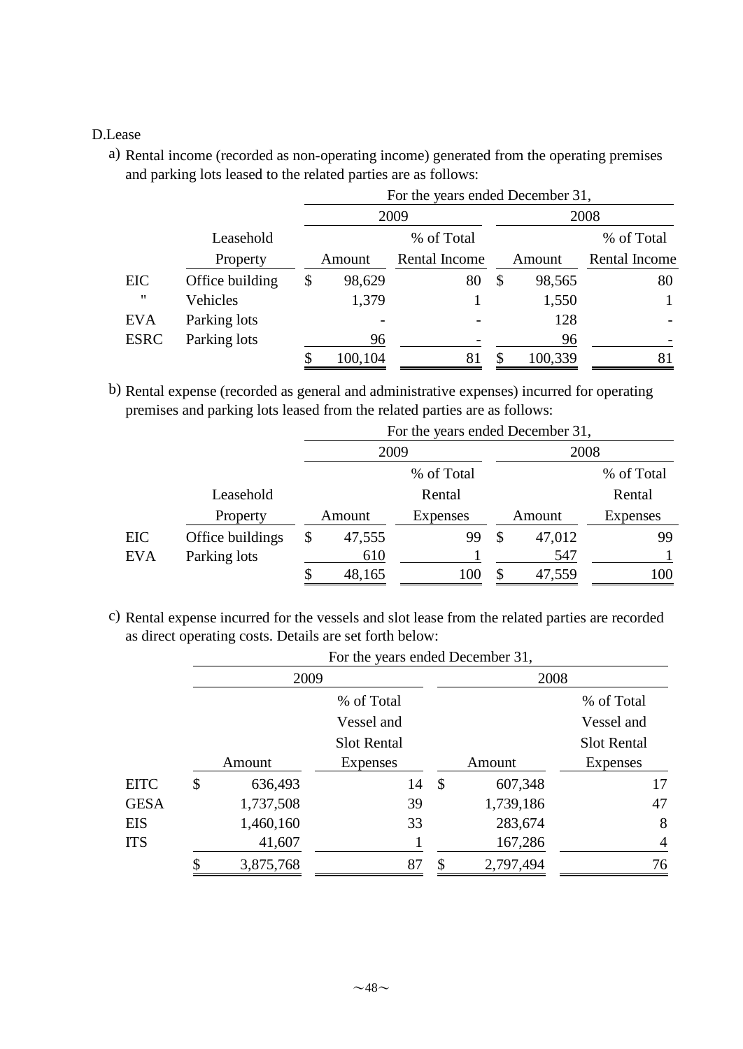D.Lease

a) Rental income (recorded as non-operating income) generated from the operating premises and parking lots leased to the related parties are as follows:

| | | For the years ended December 31, | | | |
|---|---|---|---|---|---|
| | | 2009 | | 2008 | |
| | Leasehold Property | Amount | % of Total Rental Income | Amount | % of Total Rental Income |
| EIC | Office building | $ 98,629 | 80 | $ 98,565 | 80 |
| " | Vehicles | 1,379 | 1 | 1,550 | 1 |
| EVA | Parking lots | - | - | 128 | - |
| ESRC | Parking lots | 96 | - | 96 | - |
| | | $ 100,104 | 81 | $ 100,339 | 81 |

b) Rental expense (recorded as general and administrative expenses) incurred for operating premises and parking lots leased from the related parties are as follows:

| | | For the years ended December 31, | | | |
|---|---|---|---|---|---|
| | | 2009 | | 2008 | |
| | Leasehold Property | Amount | % of Total Rental Expenses | Amount | % of Total Rental Expenses |
| EIC | Office buildings | $ 47,555 | 99 | $ 47,012 | 99 |
| EVA | Parking lots | 610 | 1 | 547 | 1 |
| | | $ 48,165 | 100 | $ 47,559 | 100 |

c) Rental expense incurred for the vessels and slot lease from the related parties are recorded as direct operating costs. Details are set forth below:

| | For the years ended December 31, | | | |
|---|---|---|---|---|
| | 2009 | | 2008 | |
| | Amount | % of Total Vessel and Slot Rental Expenses | Amount | % of Total Vessel and Slot Rental Expenses |
| EITC | $ 636,493 | 14 | $ 607,348 | 17 |
| GESA | 1,737,508 | 39 | 1,739,186 | 47 |
| EIS | 1,460,160 | 33 | 283,674 | 8 |
| ITS | 41,607 | 1 | 167,286 | 4 |
| | $ 3,875,768 | 87 | $ 2,797,494 | 76 |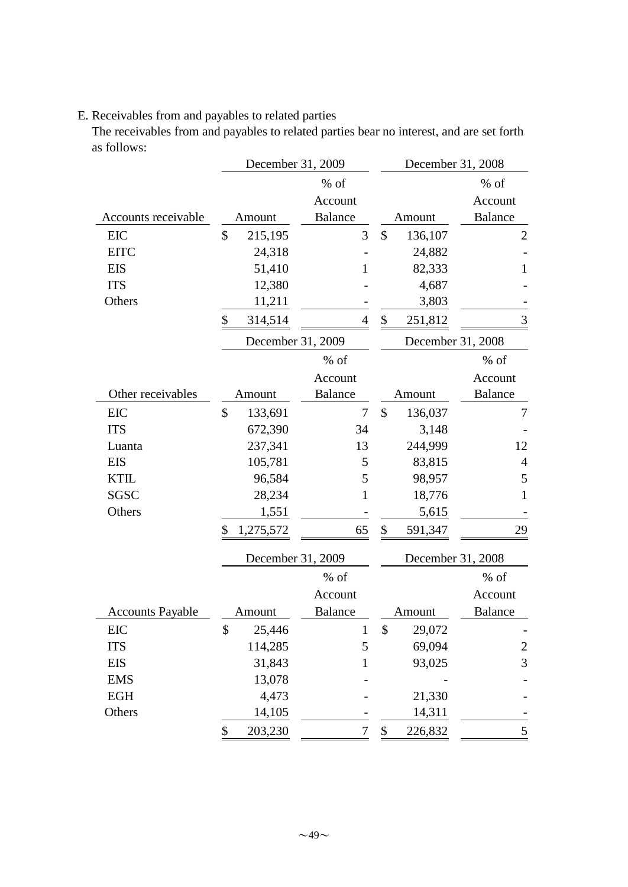E. Receivables from and payables to related parties

The receivables from and payables to related parties bear no interest, and are set forth as follows:

| | December 31, 2009 | | December 31, 2008 | |
|---|---|---|---|---|
| Accounts receivable | Amount | % of Account Balance | Amount | % of Account Balance |
| EIC | $ 215,195 | 3 | $ 136,107 | 2 |
| EITC | 24,318 | - | 24,882 | - |
| EIS | 51,410 | 1 | 82,333 | 1 |
| ITS | 12,380 | - | 4,687 | - |
| Others | 11,211 | - | 3,803 | - |
| | $ 314,514 | 4 | $ 251,812 | 3 |

| | December 31, 2009 | | December 31, 2008 | |
|---|---|---|---|---|
| Other receivables | Amount | % of Account Balance | Amount | % of Account Balance |
| EIC | $ 133,691 | 7 | $ 136,037 | 7 |
| ITS | 672,390 | 34 | 3,148 | - |
| Luanta | 237,341 | 13 | 244,999 | 12 |
| EIS | 105,781 | 5 | 83,815 | 4 |
| KTIL | 96,584 | 5 | 98,957 | 5 |
| SGSC | 28,234 | 1 | 18,776 | 1 |
| Others | 1,551 | - | 5,615 | - |
| | $ 1,275,572 | 65 | $ 591,347 | 29 |

| | December 31, 2009 | | December 31, 2008 | |
|---|---|---|---|---|
| Accounts Payable | Amount | % of Account Balance | Amount | % of Account Balance |
| EIC | $ 25,446 | 1 | $ 29,072 | - |
| ITS | 114,285 | 5 | 69,094 | 2 |
| EIS | 31,843 | 1 | 93,025 | 3 |
| EMS | 13,078 | - | - | - |
| EGH | 4,473 | - | 21,330 | - |
| Others | 14,105 | - | 14,311 | - |
| | $ 203,230 | 7 | $ 226,832 | 5 |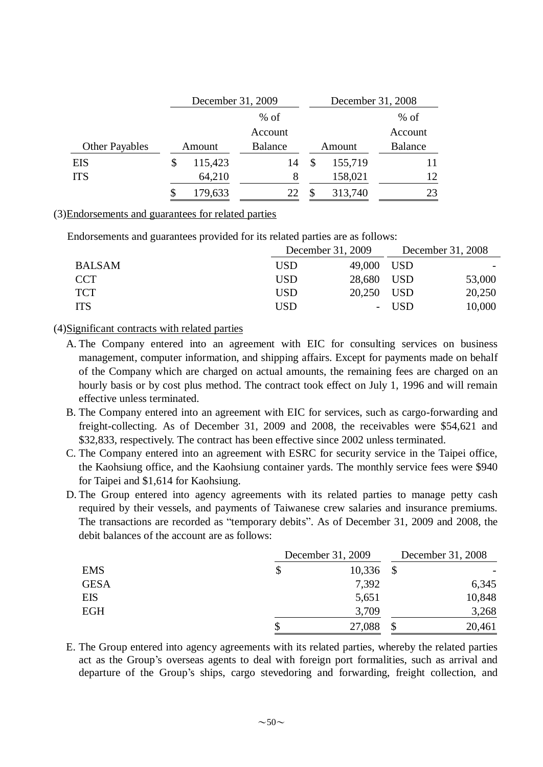| Other Payables | December 31, 2009 Amount | December 31, 2009 % of Account Balance | December 31, 2008 Amount | December 31, 2008 % of Account Balance |
|---|---|---|---|---|
| EIS | $ 115,423 | 14 | $ 155,719 | 11 |
| ITS | 64,210 | 8 | 158,021 | 12 |
| | $ 179,633 | 22 | $ 313,740 | 23 |

(3)Endorsements and guarantees for related parties

Endorsements and guarantees provided for its related parties are as follows:

| | December 31, 2009 | | December 31, 2008 | |
|---|---|---|---|---|
| BALSAM | USD | 49,000 | USD | - |
| CCT | USD | 28,680 | USD | 53,000 |
| TCT | USD | 20,250 | USD | 20,250 |
| ITS | USD | - | USD | 10,000 |

(4)Significant contracts with related parties

A. The Company entered into an agreement with EIC for consulting services on business management, computer information, and shipping affairs. Except for payments made on behalf of the Company which are charged on actual amounts, the remaining fees are charged on an hourly basis or by cost plus method. The contract took effect on July 1, 1996 and will remain effective unless terminated.

B. The Company entered into an agreement with EIC for services, such as cargo-forwarding and freight-collecting. As of December 31, 2009 and 2008, the receivables were $54,621 and $32,833, respectively. The contract has been effective since 2002 unless terminated.

C. The Company entered into an agreement with ESRC for security service in the Taipei office, the Kaohsiung office, and the Kaohsiung container yards. The monthly service fees were $940 for Taipei and $1,614 for Kaohsiung.

D. The Group entered into agency agreements with its related parties to manage petty cash required by their vessels, and payments of Taiwanese crew salaries and insurance premiums. The transactions are recorded as "temporary debits". As of December 31, 2009 and 2008, the debit balances of the account are as follows:

| | December 31, 2009 | December 31, 2008 |
|---|---|---|
| EMS | $ 10,336 | $ - |
| GESA | 7,392 | 6,345 |
| EIS | 5,651 | 10,848 |
| EGH | 3,709 | 3,268 |
| | $ 27,088 | $ 20,461 |

E. The Group entered into agency agreements with its related parties, whereby the related parties act as the Group's overseas agents to deal with foreign port formalities, such as arrival and departure of the Group's ships, cargo stevedoring and forwarding, freight collection, and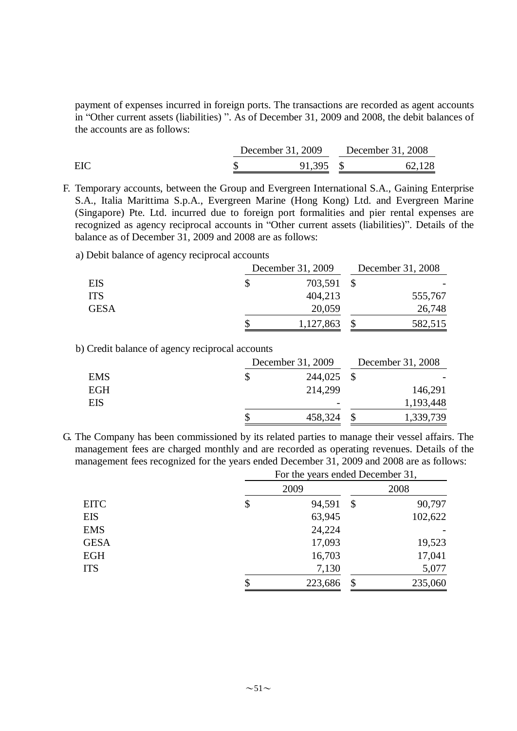payment of expenses incurred in foreign ports. The transactions are recorded as agent accounts in “Other current assets (liabilities) ”. As of December 31, 2009 and 2008, the debit balances of the accounts are as follows:

| | December 31, 2009 | December 31, 2008 |
|---|---|---|
| EIC | $ 91,395 | $ 62,128 |

F. Temporary accounts, between the Group and Evergreen International S.A., Gaining Enterprise S.A., Italia Marittima S.p.A., Evergreen Marine (Hong Kong) Ltd. and Evergreen Marine (Singapore) Pte. Ltd. incurred due to foreign port formalities and pier rental expenses are recognized as agency reciprocal accounts in “Other current assets (liabilities)”. Details of the balance as of December 31, 2009 and 2008 are as follows:

a) Debit balance of agency reciprocal accounts

| | December 31, 2009 | December 31, 2008 |
|---|---|---|
| EIS | $ 703,591 | $ - |
| ITS | 404,213 | 555,767 |
| GESA | 20,059 | 26,748 |
| | $ 1,127,863 | $ 582,515 |

b) Credit balance of agency reciprocal accounts

| | December 31, 2009 | December 31, 2008 |
|---|---|---|
| EMS | $ 244,025 | $ - |
| EGH | 214,299 | 146,291 |
| EIS | - | 1,193,448 |
| | $ 458,324 | $ 1,339,739 |

G. The Company has been commissioned by its related parties to manage their vessel affairs. The management fees are charged monthly and are recorded as operating revenues. Details of the management fees recognized for the years ended December 31, 2009 and 2008 are as follows:

| | For the years ended December 31, | |
|---|---|---|
| | 2009 | 2008 |
| EITC | $ 94,591 | $ 90,797 |
| EIS | 63,945 | 102,622 |
| EMS | 24,224 | - |
| GESA | 17,093 | 19,523 |
| EGH | 16,703 | 17,041 |
| ITS | 7,130 | 5,077 |
| | $ 223,686 | $ 235,060 |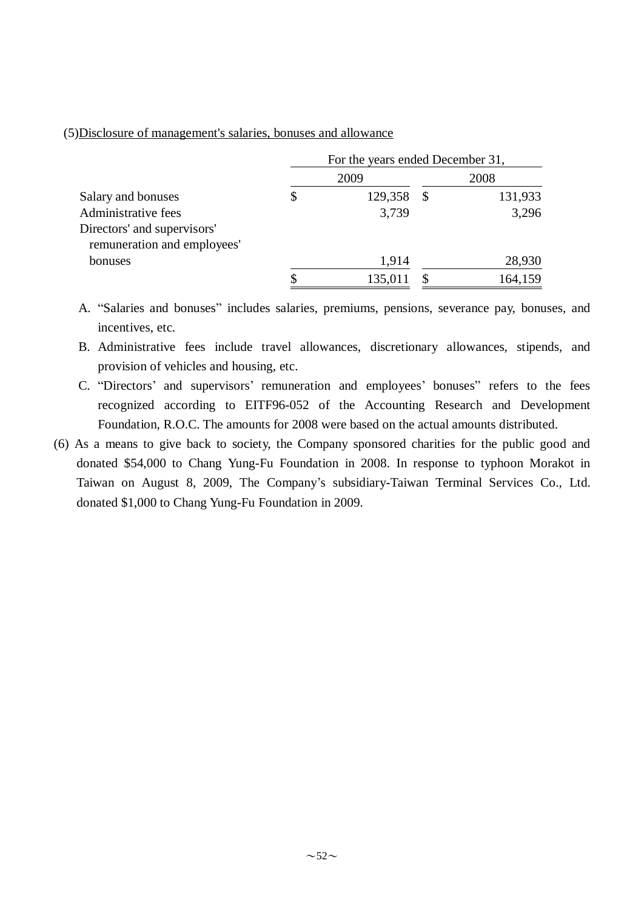(5) Disclosure of management's salaries, bonuses and allowance

| | For the years ended December 31, | |
|---|---|---|
| | 2009 | 2008 |
| Salary and bonuses | $ 129,358 | $ 131,933 |
| Administrative fees | 3,739 | 3,296 |
| Directors' and supervisors' remuneration and employees' bonuses | 1,914 | 28,930 |
| | $ 135,011 | $ 164,159 |

A. “Salaries and bonuses” includes salaries, premiums, pensions, severance pay, bonuses, and incentives, etc.

B. Administrative fees include travel allowances, discretionary allowances, stipends, and provision of vehicles and housing, etc.

C. “Directors’ and supervisors’ remuneration and employees’ bonuses” refers to the fees recognized according to EITF96-052 of the Accounting Research and Development Foundation, R.O.C. The amounts for 2008 were based on the actual amounts distributed.

(6) As a means to give back to society, the Company sponsored charities for the public good and donated $54,000 to Chang Yung-Fu Foundation in 2008. In response to typhoon Morakot in Taiwan on August 8, 2009, The Company’s subsidiary-Taiwan Terminal Services Co., Ltd. donated $1,000 to Chang Yung-Fu Foundation in 2009.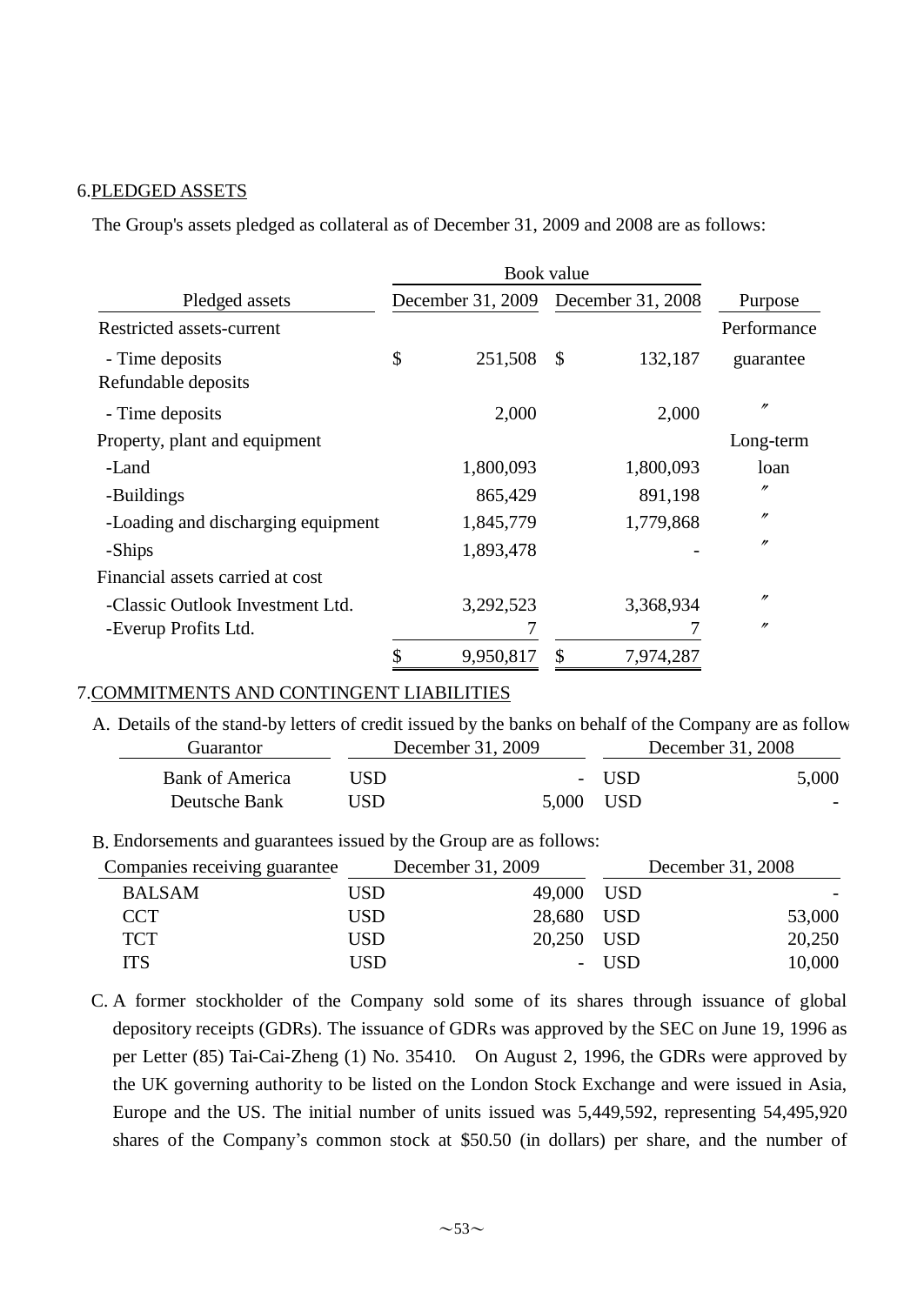6.PLEDGED ASSETS

The Group's assets pledged as collateral as of December 31, 2009 and 2008 are as follows:

| | Book value | | |
|---|---|---|---|
| Pledged assets | December 31, 2009 | December 31, 2008 | Purpose |
| Restricted assets-current | | | Performance |
| - Time deposits | $ 251,508 | $ 132,187 | guarantee |
| Refundable deposits | | | |
| - Time deposits | 2,000 | 2,000 | 〃 |
| Property, plant and equipment | | | Long-term |
| -Land | 1,800,093 | 1,800,093 | loan |
| -Buildings | 865,429 | 891,198 | 〃 |
| -Loading and discharging equipment | 1,845,779 | 1,779,868 | 〃 |
| -Ships | 1,893,478 | - | 〃 |
| Financial assets carried at cost | | | |
| -Classic Outlook Investment Ltd. | 3,292,523 | 3,368,934 | 〃 |
| -Everup Profits Ltd. | 7 | 7 | 〃 |
| | $ 9,950,817 | $ 7,974,287 | |

7.COMMITMENTS AND CONTINGENT LIABILITIES

A. Details of the stand-by letters of credit issued by the banks on behalf of the Company are as follow

| Guarantor | December 31, 2009 | December 31, 2008 |
|---|---|---|
| Bank of America | USD - | USD 5,000 |
| Deutsche Bank | USD 5,000 | USD - |

B. Endorsements and guarantees issued by the Group are as follows:

| Companies receiving guarantee | December 31, 2009 | December 31, 2008 |
|---|---|---|
| BALSAM | USD 49,000 | USD - |
| CCT | USD 28,680 | USD 53,000 |
| TCT | USD 20,250 | USD 20,250 |
| ITS | USD - | USD 10,000 |

C. A former stockholder of the Company sold some of its shares through issuance of global depository receipts (GDRs). The issuance of GDRs was approved by the SEC on June 19, 1996 as per Letter (85) Tai-Cai-Zheng (1) No. 35410. On August 2, 1996, the GDRs were approved by the UK governing authority to be listed on the London Stock Exchange and were issued in Asia, Europe and the US. The initial number of units issued was 5,449,592, representing 54,495,920 shares of the Company's common stock at $50.50 (in dollars) per share, and the number of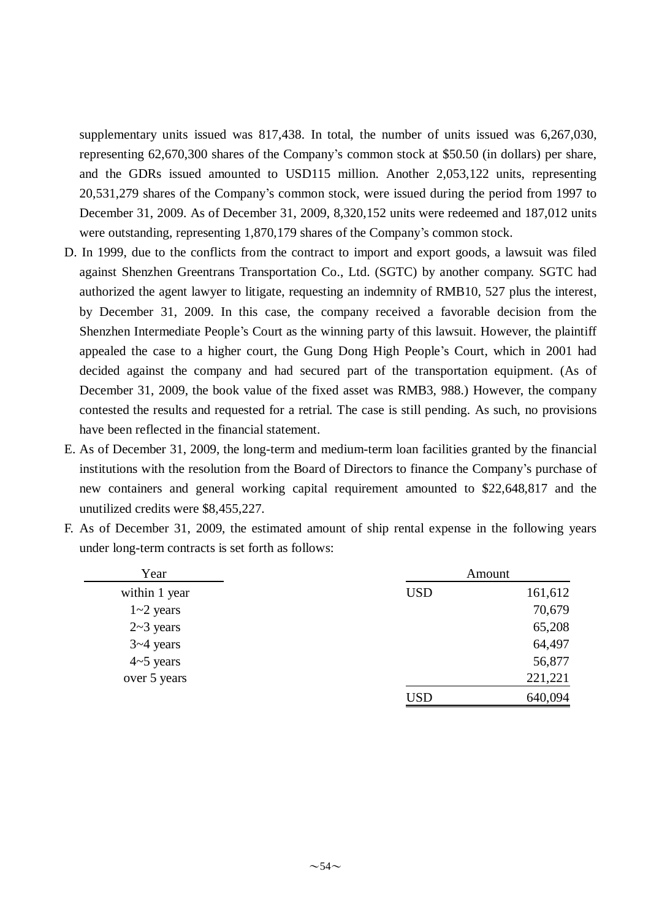supplementary units issued was 817,438. In total, the number of units issued was 6,267,030, representing 62,670,300 shares of the Company's common stock at $50.50 (in dollars) per share, and the GDRs issued amounted to USD115 million. Another 2,053,122 units, representing 20,531,279 shares of the Company's common stock, were issued during the period from 1997 to December 31, 2009. As of December 31, 2009, 8,320,152 units were redeemed and 187,012 units were outstanding, representing 1,870,179 shares of the Company's common stock.

D. In 1999, due to the conflicts from the contract to import and export goods, a lawsuit was filed against Shenzhen Greentrans Transportation Co., Ltd. (SGTC) by another company. SGTC had authorized the agent lawyer to litigate, requesting an indemnity of RMB10, 527 plus the interest, by December 31, 2009. In this case, the company received a favorable decision from the Shenzhen Intermediate People's Court as the winning party of this lawsuit. However, the plaintiff appealed the case to a higher court, the Gung Dong High People's Court, which in 2001 had decided against the company and had secured part of the transportation equipment. (As of December 31, 2009, the book value of the fixed asset was RMB3, 988.) However, the company contested the results and requested for a retrial. The case is still pending. As such, no provisions have been reflected in the financial statement.

E. As of December 31, 2009, the long-term and medium-term loan facilities granted by the financial institutions with the resolution from the Board of Directors to finance the Company's purchase of new containers and general working capital requirement amounted to $22,648,817 and the unutilized credits were $8,455,227.

F. As of December 31, 2009, the estimated amount of ship rental expense in the following years under long-term contracts is set forth as follows:

| Year | Amount | |
|---|---|---|
| within 1 year | USD | 161,612 |
| 1~2 years | | 70,679 |
| 2~3 years | | 65,208 |
| 3~4 years | | 64,497 |
| 4~5 years | | 56,877 |
| over 5 years | | 221,221 |
| | USD | 640,094 |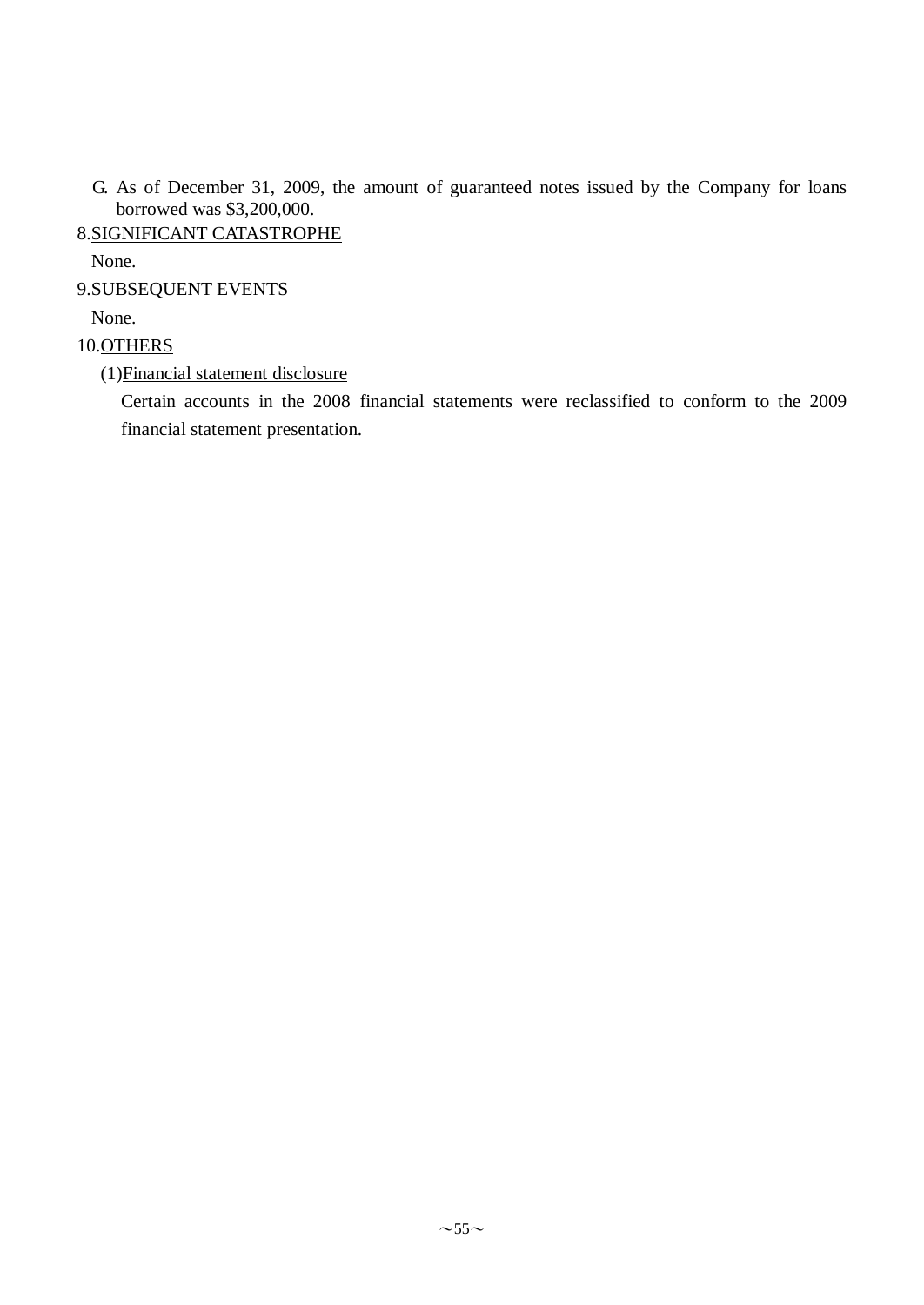G. As of December 31, 2009, the amount of guaranteed notes issued by the Company for loans borrowed was $3,200,000.

8.SIGNIFICANT CATASTROPHE

None.

9.SUBSEQUENT EVENTS

None.

10.OTHERS

(1)Financial statement disclosure

Certain accounts in the 2008 financial statements were reclassified to conform to the 2009 financial statement presentation.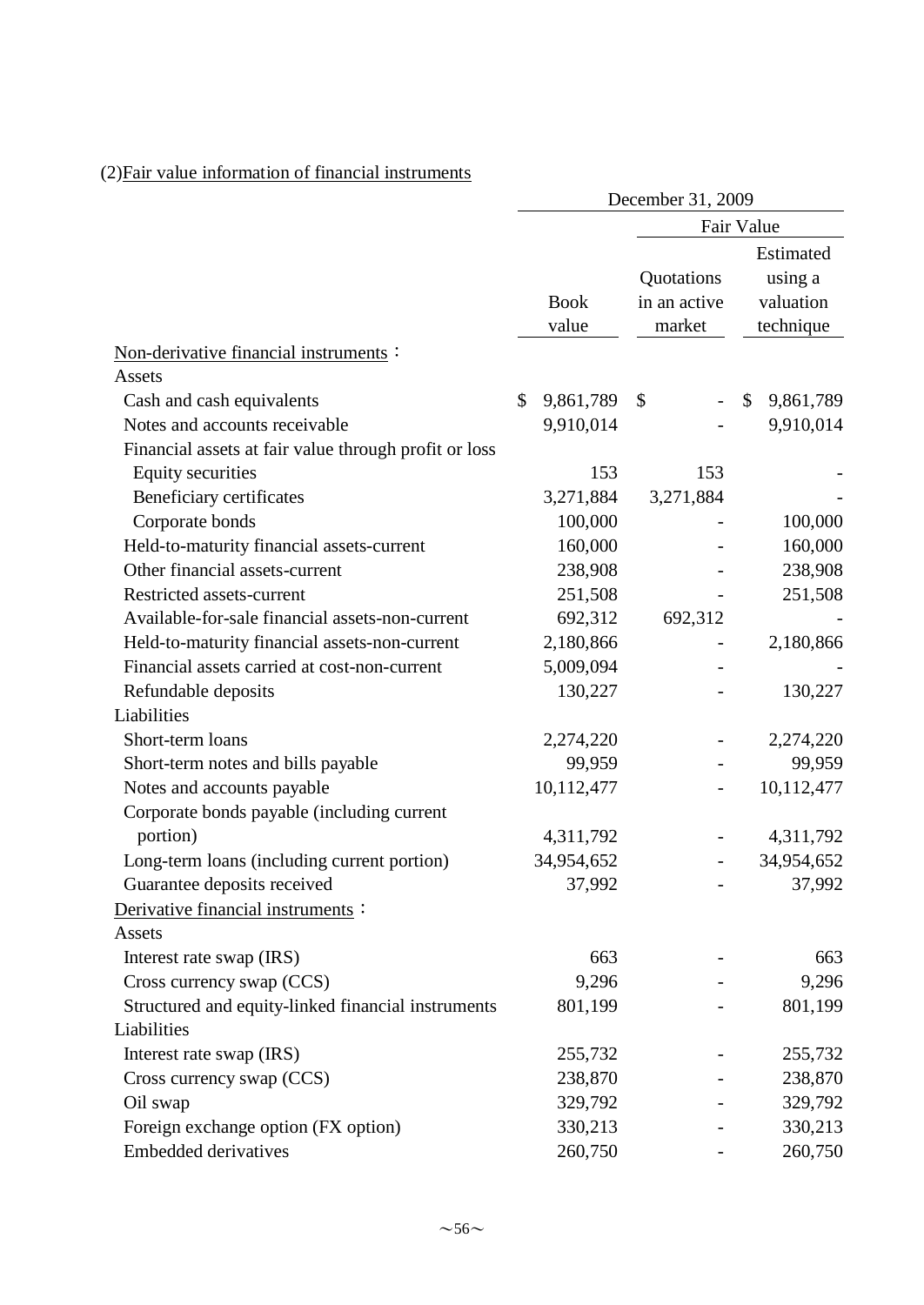(2)Fair value information of financial instruments

| | December 31, 2009 | | |
|---|---|---|---|
| | | Fair Value | |
| | Book value | Quotations in an active market | Estimated using a valuation technique |
| Non-derivative financial instruments： | | | |
| Assets | | | |
| Cash and cash equivalents | $ 9,861,789 | $ - | $ 9,861,789 |
| Notes and accounts receivable | 9,910,014 | - | 9,910,014 |
| Financial assets at fair value through profit or loss | | | |
| Equity securities | 153 | 153 | - |
| Beneficiary certificates | 3,271,884 | 3,271,884 | - |
| Corporate bonds | 100,000 | - | 100,000 |
| Held-to-maturity financial assets-current | 160,000 | - | 160,000 |
| Other financial assets-current | 238,908 | - | 238,908 |
| Restricted assets-current | 251,508 | - | 251,508 |
| Available-for-sale financial assets-non-current | 692,312 | 692,312 | - |
| Held-to-maturity financial assets-non-current | 2,180,866 | - | 2,180,866 |
| Financial assets carried at cost-non-current | 5,009,094 | - | - |
| Refundable deposits | 130,227 | - | 130,227 |
| Liabilities | | | |
| Short-term loans | 2,274,220 | - | 2,274,220 |
| Short-term notes and bills payable | 99,959 | - | 99,959 |
| Notes and accounts payable | 10,112,477 | - | 10,112,477 |
| Corporate bonds payable (including current portion) | 4,311,792 | - | 4,311,792 |
| Long-term loans (including current portion) | 34,954,652 | - | 34,954,652 |
| Guarantee deposits received | 37,992 | - | 37,992 |
| Derivative financial instruments： | | | |
| Assets | | | |
| Interest rate swap (IRS) | 663 | - | 663 |
| Cross currency swap (CCS) | 9,296 | - | 9,296 |
| Structured and equity-linked financial instruments | 801,199 | - | 801,199 |
| Liabilities | | | |
| Interest rate swap (IRS) | 255,732 | - | 255,732 |
| Cross currency swap (CCS) | 238,870 | - | 238,870 |
| Oil swap | 329,792 | - | 329,792 |
| Foreign exchange option (FX option) | 330,213 | - | 330,213 |
| Embedded derivatives | 260,750 | - | 260,750 |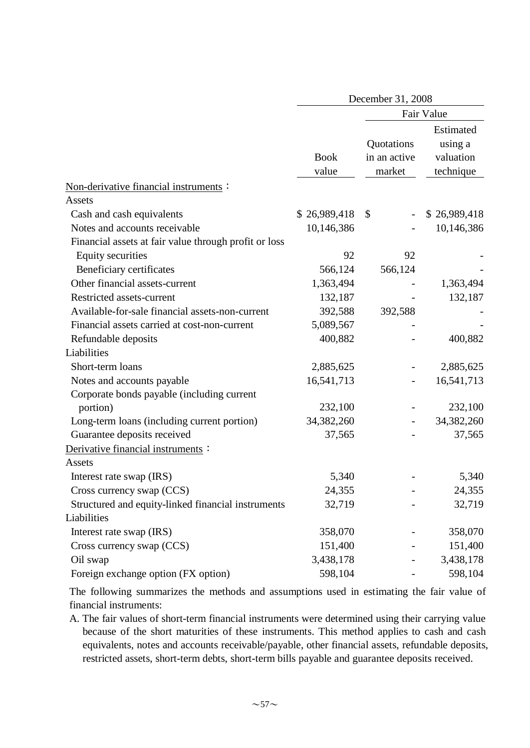| | December 31, 2008 | | |
|---|---|---|---|
| | | Fair Value | |
| | Book value | Quotations in an active market | Estimated using a valuation technique |
| Non-derivative financial instruments： | | | |
| Assets | | | |
| Cash and cash equivalents | $ 26,989,418 | $ - | $ 26,989,418 |
| Notes and accounts receivable | 10,146,386 | - | 10,146,386 |
| Financial assets at fair value through profit or loss | | | |
| Equity securities | 92 | 92 | - |
| Beneficiary certificates | 566,124 | 566,124 | - |
| Other financial assets-current | 1,363,494 | - | 1,363,494 |
| Restricted assets-current | 132,187 | - | 132,187 |
| Available-for-sale financial assets-non-current | 392,588 | 392,588 | - |
| Financial assets carried at cost-non-current | 5,089,567 | - | - |
| Refundable deposits | 400,882 | - | 400,882 |
| Liabilities | | | |
| Short-term loans | 2,885,625 | - | 2,885,625 |
| Notes and accounts payable | 16,541,713 | - | 16,541,713 |
| Corporate bonds payable (including current portion) | 232,100 | - | 232,100 |
| Long-term loans (including current portion) | 34,382,260 | - | 34,382,260 |
| Guarantee deposits received | 37,565 | - | 37,565 |
| Derivative financial instruments： | | | |
| Assets | | | |
| Interest rate swap (IRS) | 5,340 | - | 5,340 |
| Cross currency swap (CCS) | 24,355 | - | 24,355 |
| Structured and equity-linked financial instruments | 32,719 | - | 32,719 |
| Liabilities | | | |
| Interest rate swap (IRS) | 358,070 | - | 358,070 |
| Cross currency swap (CCS) | 151,400 | - | 151,400 |
| Oil swap | 3,438,178 | - | 3,438,178 |
| Foreign exchange option (FX option) | 598,104 | - | 598,104 |

The following summarizes the methods and assumptions used in estimating the fair value of financial instruments:

A. The fair values of short-term financial instruments were determined using their carrying value because of the short maturities of these instruments. This method applies to cash and cash equivalents, notes and accounts receivable/payable, other financial assets, refundable deposits, restricted assets, short-term debts, short-term bills payable and guarantee deposits received.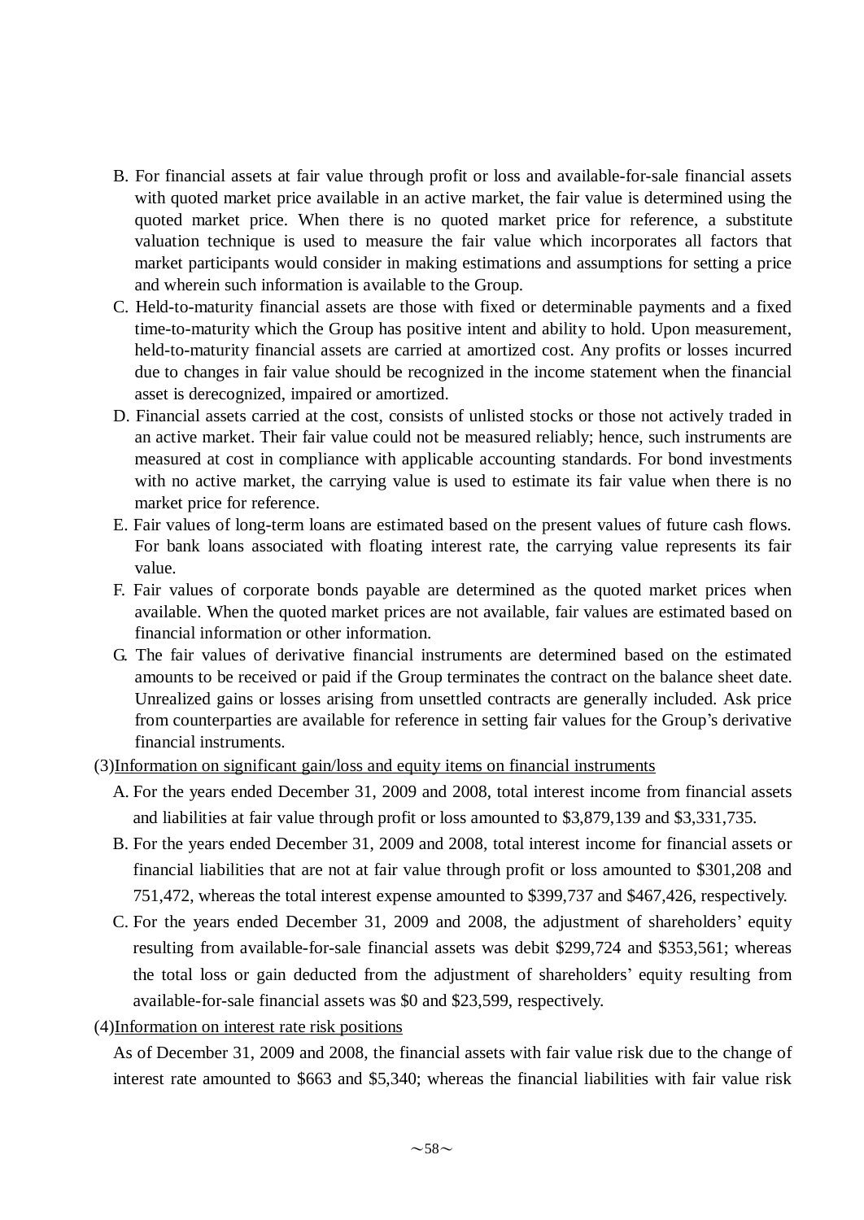B. For financial assets at fair value through profit or loss and available-for-sale financial assets with quoted market price available in an active market, the fair value is determined using the quoted market price. When there is no quoted market price for reference, a substitute valuation technique is used to measure the fair value which incorporates all factors that market participants would consider in making estimations and assumptions for setting a price and wherein such information is available to the Group.

C. Held-to-maturity financial assets are those with fixed or determinable payments and a fixed time-to-maturity which the Group has positive intent and ability to hold. Upon measurement, held-to-maturity financial assets are carried at amortized cost. Any profits or losses incurred due to changes in fair value should be recognized in the income statement when the financial asset is derecognized, impaired or amortized.

D. Financial assets carried at the cost, consists of unlisted stocks or those not actively traded in an active market. Their fair value could not be measured reliably; hence, such instruments are measured at cost in compliance with applicable accounting standards. For bond investments with no active market, the carrying value is used to estimate its fair value when there is no market price for reference.

E. Fair values of long-term loans are estimated based on the present values of future cash flows. For bank loans associated with floating interest rate, the carrying value represents its fair value.

F. Fair values of corporate bonds payable are determined as the quoted market prices when available. When the quoted market prices are not available, fair values are estimated based on financial information or other information.

G. The fair values of derivative financial instruments are determined based on the estimated amounts to be received or paid if the Group terminates the contract on the balance sheet date. Unrealized gains or losses arising from unsettled contracts are generally included. Ask price from counterparties are available for reference in setting fair values for the Group's derivative financial instruments.

(3)Information on significant gain/loss and equity items on financial instruments

A. For the years ended December 31, 2009 and 2008, total interest income from financial assets and liabilities at fair value through profit or loss amounted to $3,879,139 and $3,331,735.

B. For the years ended December 31, 2009 and 2008, total interest income for financial assets or financial liabilities that are not at fair value through profit or loss amounted to $301,208 and 751,472, whereas the total interest expense amounted to $399,737 and $467,426, respectively.

C. For the years ended December 31, 2009 and 2008, the adjustment of shareholders' equity resulting from available-for-sale financial assets was debit $299,724 and $353,561; whereas the total loss or gain deducted from the adjustment of shareholders' equity resulting from available-for-sale financial assets was $0 and $23,599, respectively.

(4)Information on interest rate risk positions

As of December 31, 2009 and 2008, the financial assets with fair value risk due to the change of interest rate amounted to $663 and $5,340; whereas the financial liabilities with fair value risk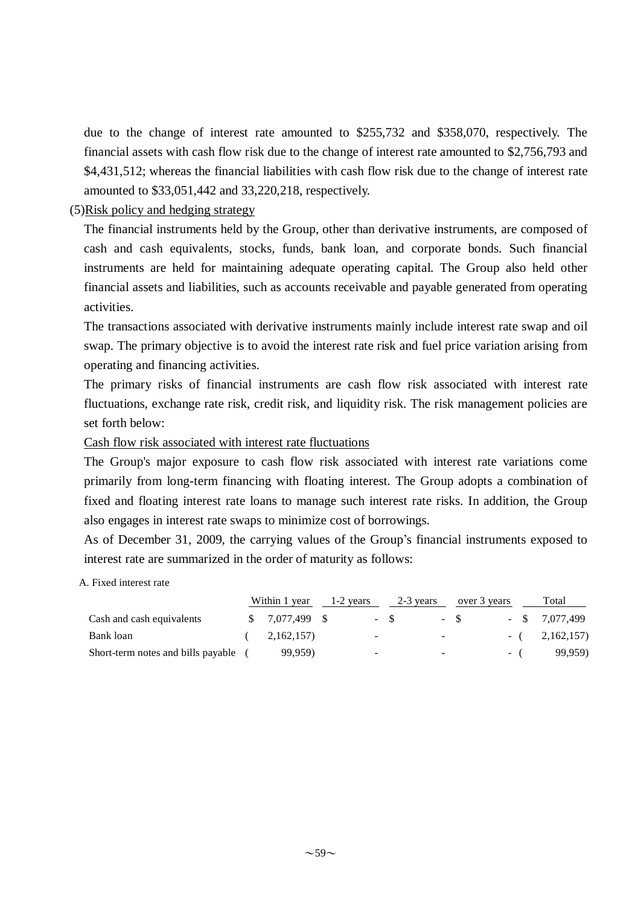due to the change of interest rate amounted to $255,732 and $358,070, respectively. The financial assets with cash flow risk due to the change of interest rate amounted to $2,756,793 and $4,431,512; whereas the financial liabilities with cash flow risk due to the change of interest rate amounted to $33,051,442 and 33,220,218, respectively.

(5)Risk policy and hedging strategy

The financial instruments held by the Group, other than derivative instruments, are composed of cash and cash equivalents, stocks, funds, bank loan, and corporate bonds. Such financial instruments are held for maintaining adequate operating capital. The Group also held other financial assets and liabilities, such as accounts receivable and payable generated from operating activities.

The transactions associated with derivative instruments mainly include interest rate swap and oil swap. The primary objective is to avoid the interest rate risk and fuel price variation arising from operating and financing activities.

The primary risks of financial instruments are cash flow risk associated with interest rate fluctuations, exchange rate risk, credit risk, and liquidity risk. The risk management policies are set forth below:

Cash flow risk associated with interest rate fluctuations

The Group's major exposure to cash flow risk associated with interest rate variations come primarily from long-term financing with floating interest. The Group adopts a combination of fixed and floating interest rate loans to manage such interest rate risks. In addition, the Group also engages in interest rate swaps to minimize cost of borrowings.

As of December 31, 2009, the carrying values of the Group's financial instruments exposed to interest rate are summarized in the order of maturity as follows:

A. Fixed interest rate

| | Within 1 year | 1-2 years | 2-3 years | over 3 years | Total |
|---|---|---|---|---|---|
| Cash and cash equivalents | $ 7,077,499 | $ - | $ - | $ - | $ 7,077,499 |
| Bank loan | ( 2,162,157) | - | - | - | ( 2,162,157) |
| Short-term notes and bills payable | ( 99,959) | - | - | - | ( 99,959) |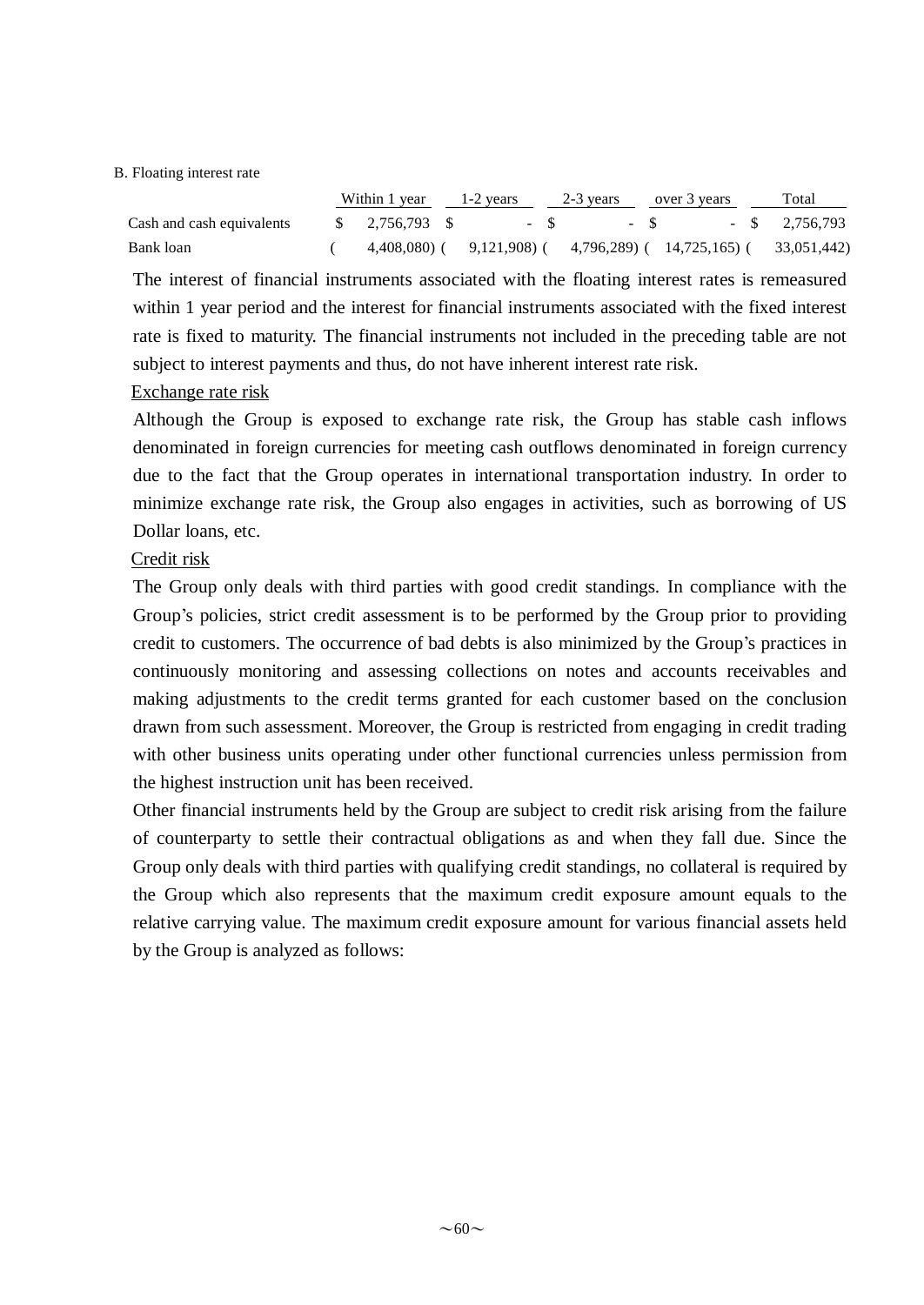B. Floating interest rate

| | Within 1 year | 1-2 years | 2-3 years | over 3 years | Total |
|---|---|---|---|---|---|
| Cash and cash equivalents | $ 2,756,793 | $ - | $ - | $ - | $ 2,756,793 |
| Bank loan | ( 4,408,080) | ( 9,121,908) | ( 4,796,289) | ( 14,725,165) | ( 33,051,442) |

The interest of financial instruments associated with the floating interest rates is remeasured within 1 year period and the interest for financial instruments associated with the fixed interest rate is fixed to maturity. The financial instruments not included in the preceding table are not subject to interest payments and thus, do not have inherent interest rate risk.

Exchange rate risk

Although the Group is exposed to exchange rate risk, the Group has stable cash inflows denominated in foreign currencies for meeting cash outflows denominated in foreign currency due to the fact that the Group operates in international transportation industry. In order to minimize exchange rate risk, the Group also engages in activities, such as borrowing of US Dollar loans, etc.

Credit risk

The Group only deals with third parties with good credit standings. In compliance with the Group's policies, strict credit assessment is to be performed by the Group prior to providing credit to customers. The occurrence of bad debts is also minimized by the Group's practices in continuously monitoring and assessing collections on notes and accounts receivables and making adjustments to the credit terms granted for each customer based on the conclusion drawn from such assessment. Moreover, the Group is restricted from engaging in credit trading with other business units operating under other functional currencies unless permission from the highest instruction unit has been received.

Other financial instruments held by the Group are subject to credit risk arising from the failure of counterparty to settle their contractual obligations as and when they fall due. Since the Group only deals with third parties with qualifying credit standings, no collateral is required by the Group which also represents that the maximum credit exposure amount equals to the relative carrying value. The maximum credit exposure amount for various financial assets held by the Group is analyzed as follows: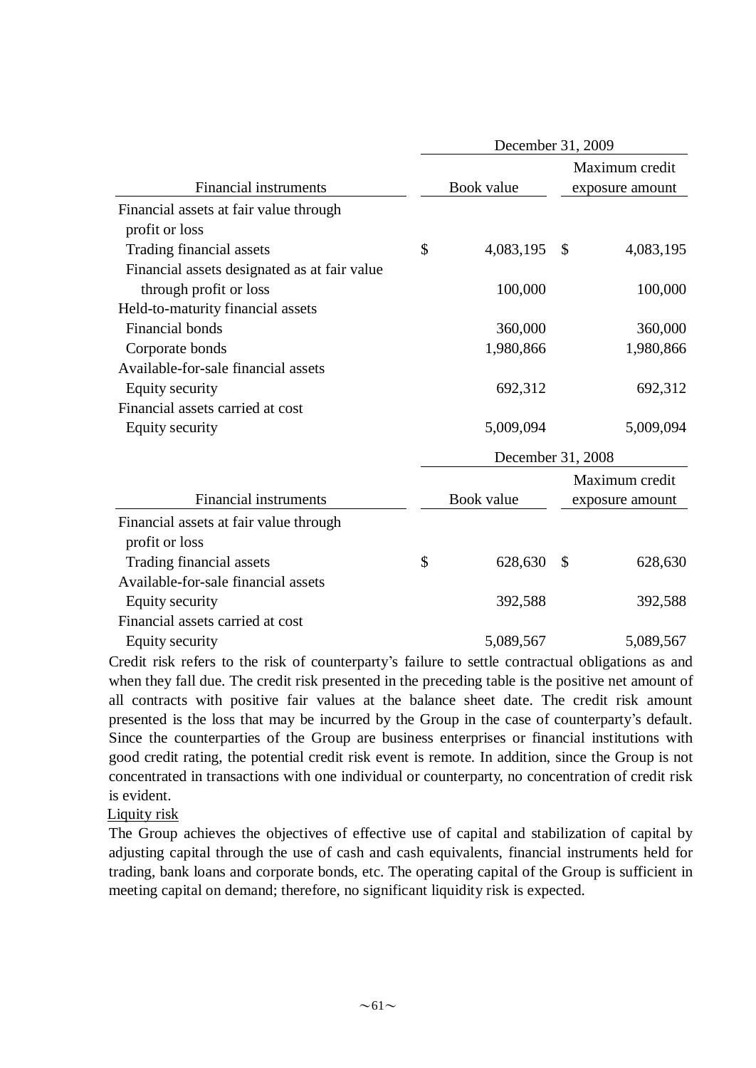| Financial instruments | December 31, 2009 | |
|---|---|---|
| | Book value | Maximum credit exposure amount |
| Financial assets at fair value through profit or loss | | |
| Trading financial assets | $ 4,083,195 | $ 4,083,195 |
| Financial assets designated as at fair value through profit or loss | 100,000 | 100,000 |
| Held-to-maturity financial assets | | |
| Financial bonds | 360,000 | 360,000 |
| Corporate bonds | 1,980,866 | 1,980,866 |
| Available-for-sale financial assets | | |
| Equity security | 692,312 | 692,312 |
| Financial assets carried at cost | | |
| Equity security | 5,009,094 | 5,009,094 |

| Financial instruments | December 31, 2008 | |
|---|---|---|
| | Book value | Maximum credit exposure amount |
| Financial assets at fair value through profit or loss | | |
| Trading financial assets | $ 628,630 | $ 628,630 |
| Available-for-sale financial assets | | |
| Equity security | 392,588 | 392,588 |
| Financial assets carried at cost | | |
| Equity security | 5,089,567 | 5,089,567 |

Credit risk refers to the risk of counterparty's failure to settle contractual obligations as and when they fall due. The credit risk presented in the preceding table is the positive net amount of all contracts with positive fair values at the balance sheet date. The credit risk amount presented is the loss that may be incurred by the Group in the case of counterparty's default. Since the counterparties of the Group are business enterprises or financial institutions with good credit rating, the potential credit risk event is remote. In addition, since the Group is not concentrated in transactions with one individual or counterparty, no concentration of credit risk is evident.

Liquity risk

The Group achieves the objectives of effective use of capital and stabilization of capital by adjusting capital through the use of cash and cash equivalents, financial instruments held for trading, bank loans and corporate bonds, etc. The operating capital of the Group is sufficient in meeting capital on demand; therefore, no significant liquidity risk is expected.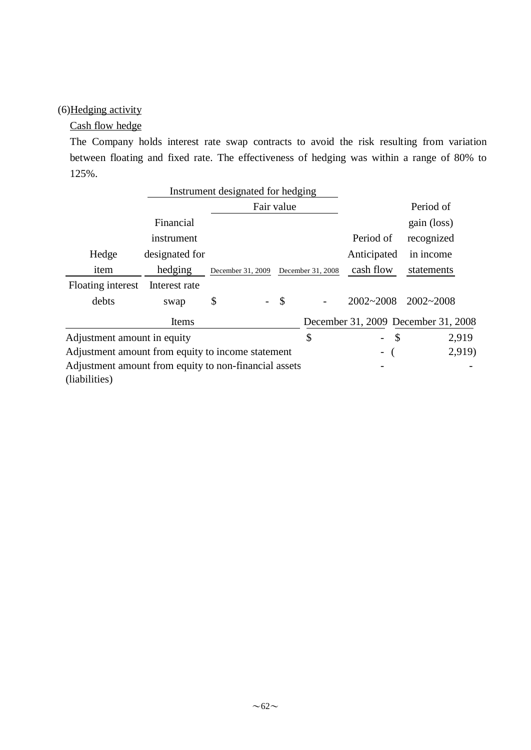(6)Hedging activity

Cash flow hedge

The Company holds interest rate swap contracts to avoid the risk resulting from variation between floating and fixed rate. The effectiveness of hedging was within a range of 80% to 125%.

| | Instrument designated for hedging | | | | |
|---|---|---|---|---|---|
| | | Fair value | | | Period of gain (loss) recognized in income statements |
| Hedge item | Financial instrument designated for hedging | December 31, 2009 | December 31, 2008 | Period of Anticipated cash flow | |
| Floating interest debts | Interest rate swap | $ - | $ - | 2002~2008 | 2002~2008 |

| Items | December 31, 2009 | December 31, 2008 |
|---|---|---|
| Adjustment amount in equity | $ - | $ 2,919 |
| Adjustment amount from equity to income statement | - | ( 2,919) |
| Adjustment amount from equity to non-financial assets (liabilities) | - | - |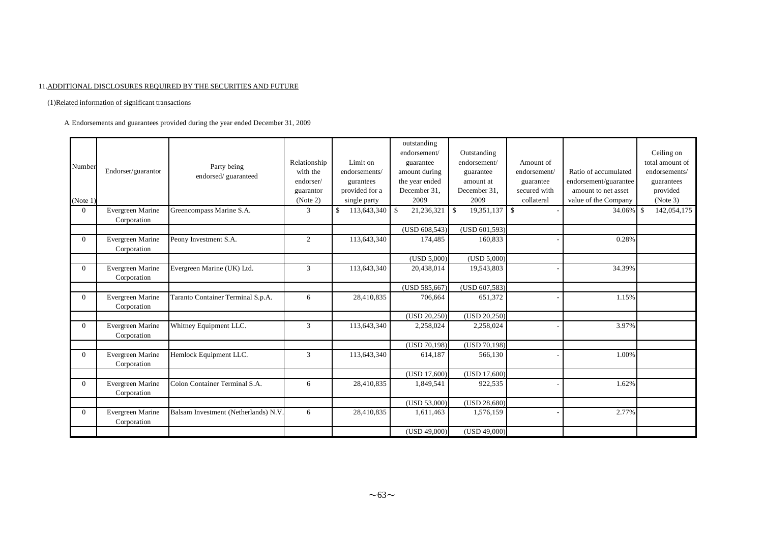11. ADDITIONAL DISCLOSURES REQUIRED BY THE SECURITIES AND FUTURE

(1) Related information of significant transactions

A. Endorsements and guarantees provided during the year ended December 31, 2009

| Number (Note 1) | Endorser/guarantor | Party being endorsed/ guaranteed | Relationship with the endorser/ guarantor (Note 2) | Limit on endorsements/ gurantees provided for a single party | outstanding endorsement/ guarantee amount during the year ended December 31, 2009 | Outstanding endorsement/ guarantee amount at December 31, 2009 | Amount of endorsement/ guarantee secured with collateral | Ratio of accumulated endorsement/guarantee amount to net asset value of the Company | Ceiling on total amount of endorsements/ guarantees provided (Note 3) |
|---|---|---|---|---|---|---|---|---|---|
| 0 | Evergreen Marine Corporation | Greencompass Marine S.A. | 3 | $ 113,643,340 | $ 21,236,321 | $ 19,351,137 | $ - | 34.06% | $ 142,054,175 |
| | | | | | (USD 608,543) | (USD 601,593) | | | |
| 0 | Evergreen Marine Corporation | Peony Investment S.A. | 2 | 113,643,340 | 174,485 | 160,833 | - | 0.28% | |
| | | | | | (USD 5,000) | (USD 5,000) | | | |
| 0 | Evergreen Marine Corporation | Evergreen Marine (UK) Ltd. | 3 | 113,643,340 | 20,438,014 | 19,543,803 | - | 34.39% | |
| | | | | | (USD 585,667) | (USD 607,583) | | | |
| 0 | Evergreen Marine Corporation | Taranto Container Terminal S.p.A. | 6 | 28,410,835 | 706,664 | 651,372 | - | 1.15% | |
| | | | | | (USD 20,250) | (USD 20,250) | | | |
| 0 | Evergreen Marine Corporation | Whitney Equipment LLC. | 3 | 113,643,340 | 2,258,024 | 2,258,024 | - | 3.97% | |
| | | | | | (USD 70,198) | (USD 70,198) | | | |
| 0 | Evergreen Marine Corporation | Hemlock Equipment LLC. | 3 | 113,643,340 | 614,187 | 566,130 | - | 1.00% | |
| | | | | | (USD 17,600) | (USD 17,600) | | | |
| 0 | Evergreen Marine Corporation | Colon Container Terminal S.A. | 6 | 28,410,835 | 1,849,541 | 922,535 | - | 1.62% | |
| | | | | | (USD 53,000) | (USD 28,680) | | | |
| 0 | Evergreen Marine Corporation | Balsam Investment (Netherlands) N.V. | 6 | 28,410,835 | 1,611,463 | 1,576,159 | - | 2.77% | |
| | | | | | (USD 49,000) | (USD 49,000) | | | |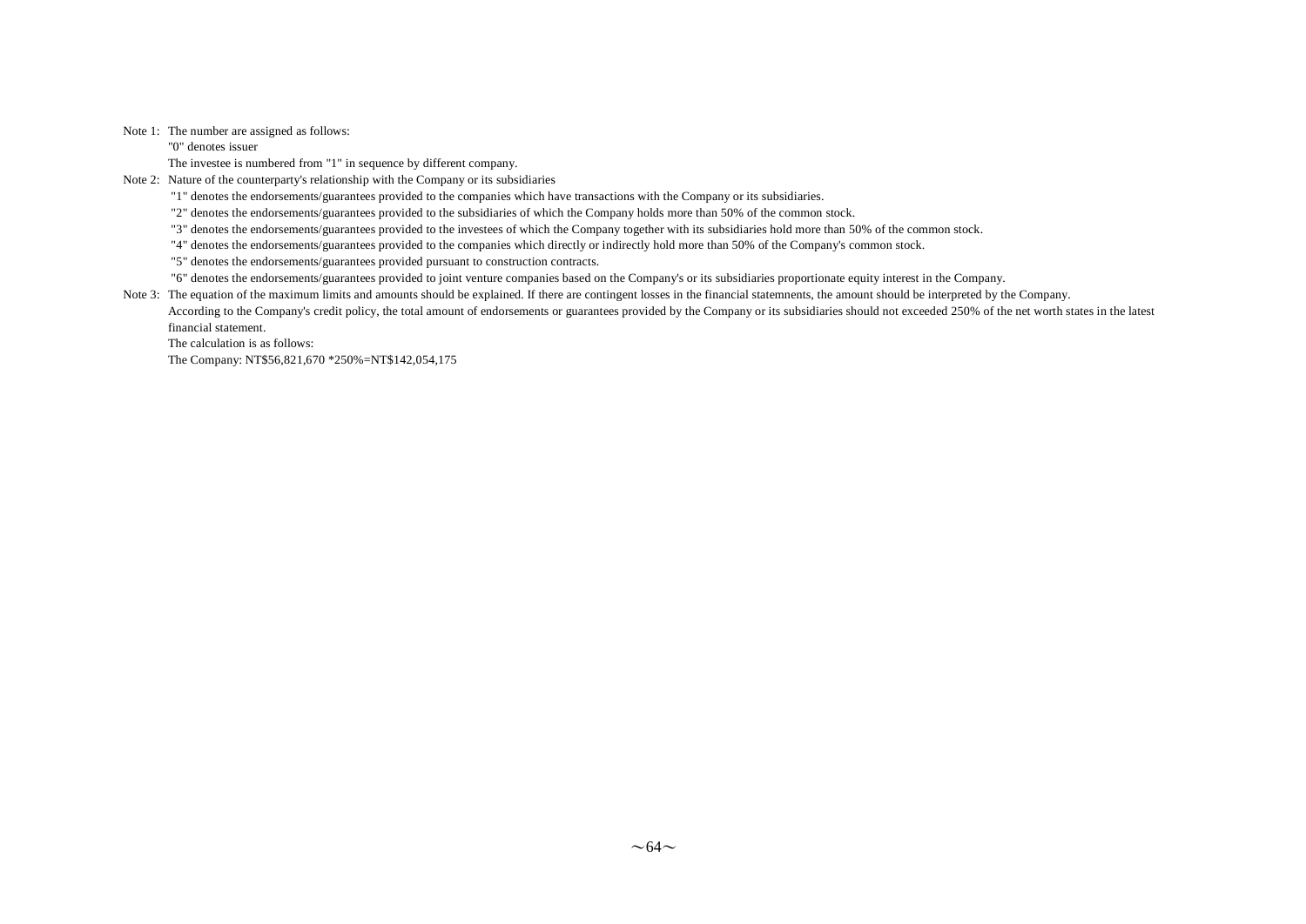Note 1: The number are assigned as follows:

"0" denotes issuer

The investee is numbered from "1" in sequence by different company.

Note 2: Nature of the counterparty's relationship with the Company or its subsidiaries

"1" denotes the endorsements/guarantees provided to the companies which have transactions with the Company or its subsidiaries.

"2" denotes the endorsements/guarantees provided to the subsidiaries of which the Company holds more than 50% of the common stock.

"3" denotes the endorsements/guarantees provided to the investees of which the Company together with its subsidiaries hold more than 50% of the common stock.

"4" denotes the endorsements/guarantees provided to the companies which directly or indirectly hold more than 50% of the Company's common stock.

"5" denotes the endorsements/guarantees provided pursuant to construction contracts.

"6" denotes the endorsements/guarantees provided to joint venture companies based on the Company's or its subsidiaries proportionate equity interest in the Company.

Note 3: The equation of the maximum limits and amounts should be explained. If there are contingent losses in the financial statemnents, the amount should be interpreted by the Company.

According to the Company's credit policy, the total amount of endorsements or guarantees provided by the Company or its subsidiaries should not exceeded 250% of the net worth states in the latest financial statement.

The calculation is as follows:

The Company: NT$56,821,670 *250%=NT$142,054,175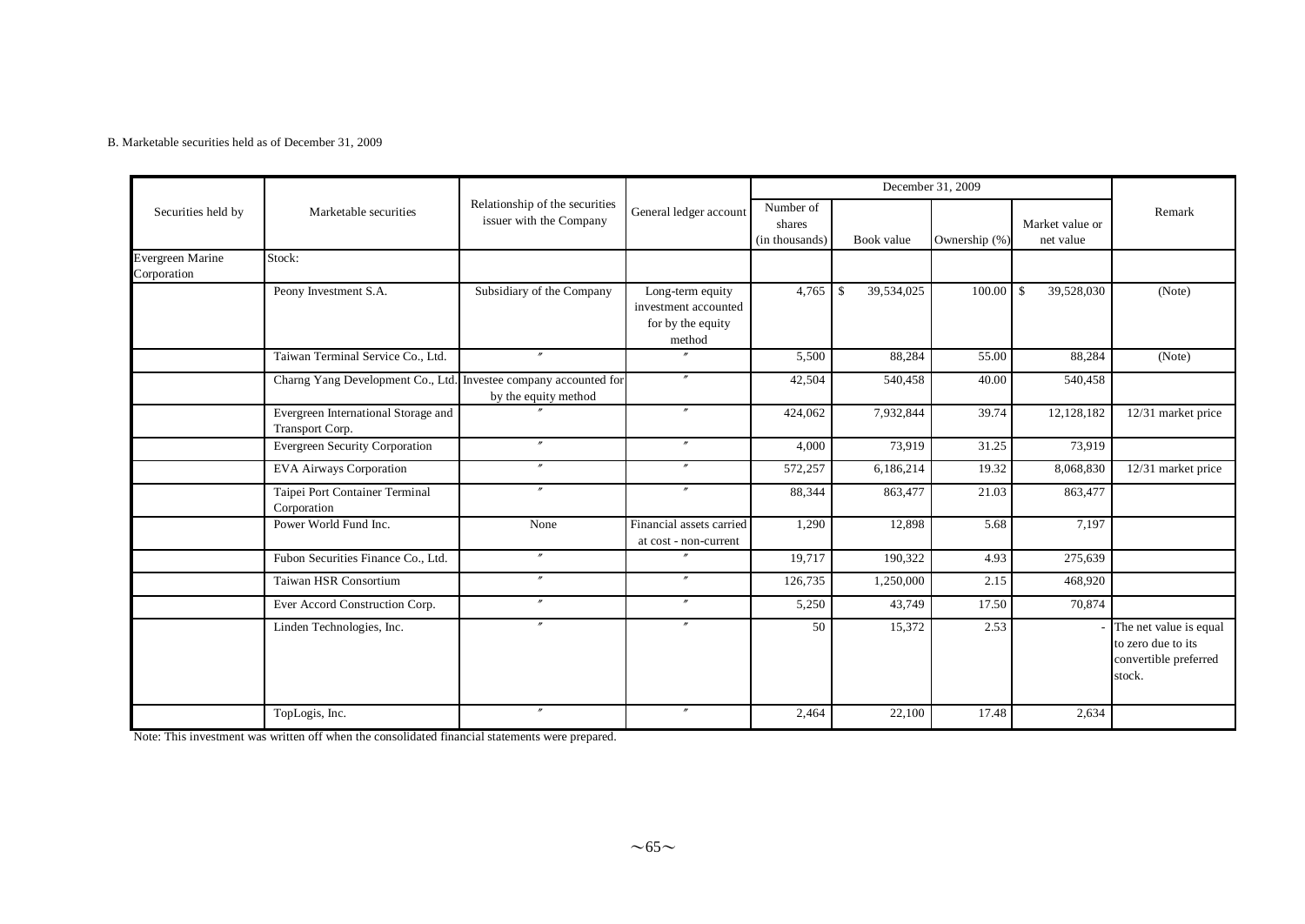B. Marketable securities held as of December 31, 2009

| Securities held by | Marketable securities | Relationship of the securities issuer with the Company | General ledger account | December 31, 2009 | | | | Remark |
|---|---|---|---|---|---|---|---|---|
| | | | | Number of shares (in thousands) | Book value | Ownership (%) | Market value or net value | |
| Evergreen Marine Corporation | Stock: | | | | | | | |
| | Peony Investment S.A. | Subsidiary of the Company | Long-term equity investment accounted for by the equity method | 4,765 | $ 39,534,025 | 100.00 | $ 39,528,030 | (Note) |
| | Taiwan Terminal Service Co., Ltd. | 〃 | 〃 | 5,500 | 88,284 | 55.00 | 88,284 | (Note) |
| | Charng Yang Development Co., Ltd. | Investee company accounted for by the equity method | 〃 | 42,504 | 540,458 | 40.00 | 540,458 | |
| | Evergreen International Storage and Transport Corp. | 〃 | 〃 | 424,062 | 7,932,844 | 39.74 | 12,128,182 | 12/31 market price |
| | Evergreen Security Corporation | 〃 | 〃 | 4,000 | 73,919 | 31.25 | 73,919 | |
| | EVA Airways Corporation | 〃 | 〃 | 572,257 | 6,186,214 | 19.32 | 8,068,830 | 12/31 market price |
| | Taipei Port Container Terminal Corporation | 〃 | 〃 | 88,344 | 863,477 | 21.03 | 863,477 | |
| | Power World Fund Inc. | None | Financial assets carried at cost - non-current | 1,290 | 12,898 | 5.68 | 7,197 | |
| | Fubon Securities Finance Co., Ltd. | 〃 | 〃 | 19,717 | 190,322 | 4.93 | 275,639 | |
| | Taiwan HSR Consortium | 〃 | 〃 | 126,735 | 1,250,000 | 2.15 | 468,920 | |
| | Ever Accord Construction Corp. | 〃 | 〃 | 5,250 | 43,749 | 17.50 | 70,874 | |
| | Linden Technologies, Inc. | 〃 | 〃 | 50 | 15,372 | 2.53 | - | The net value is equal to zero due to its convertible preferred stock. |
| | TopLogis, Inc. | 〃 | 〃 | 2,464 | 22,100 | 17.48 | 2,634 | |

Note: This investment was written off when the consolidated financial statements were prepared.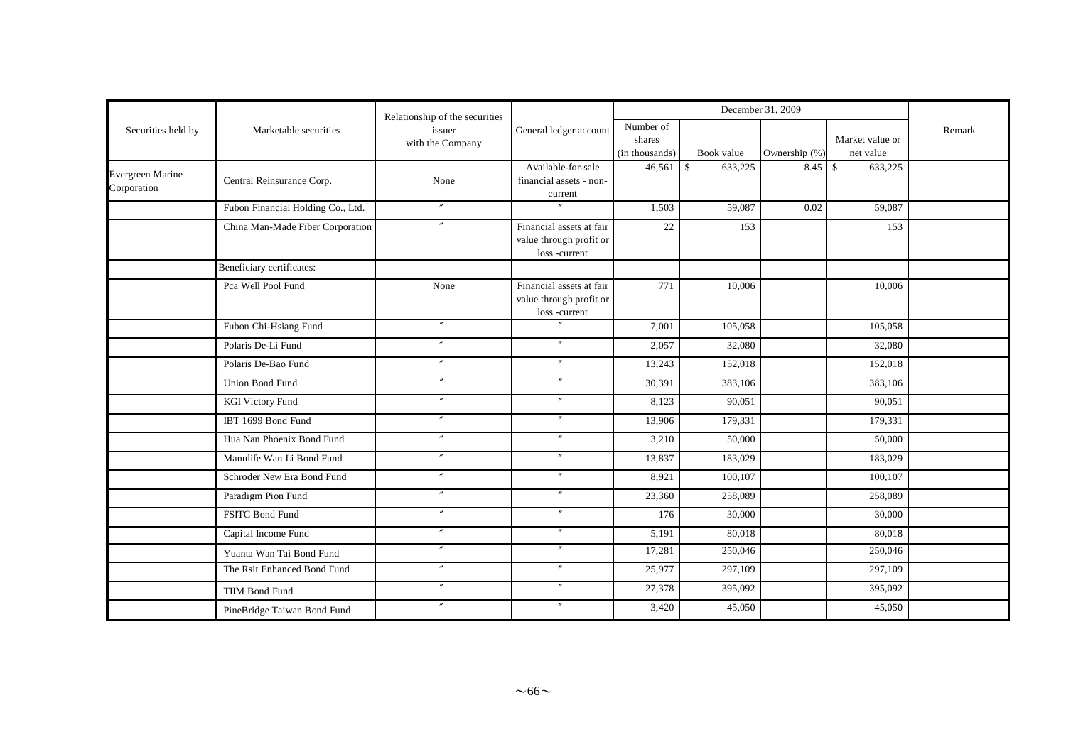| Securities held by | Marketable securities | Relationship of the securities issuer with the Company | General ledger account | December 31, 2009 | | | | Remark |
|---|---|---|---|---|---|---|---|---|
| | | | | Number of shares (in thousands) | Book value | Ownership (%) | Market value or net value | |
| Evergreen Marine Corporation | Central Reinsurance Corp. | None | Available-for-sale financial assets - non-current | 46,561 | $ 633,225 | 8.45 | $ 633,225 | |
| | Fubon Financial Holding Co., Ltd. | 〃 | 〃 | 1,503 | 59,087 | 0.02 | 59,087 | |
| | China Man-Made Fiber Corporation | 〃 | Financial assets at fair value through profit or loss -current | 22 | 153 | | 153 | |
| | Beneficiary certificates: | | | | | | | |
| | Pca Well Pool Fund | None | Financial assets at fair value through profit or loss -current | 771 | 10,006 | | 10,006 | |
| | Fubon Chi-Hsiang Fund | 〃 | 〃 | 7,001 | 105,058 | | 105,058 | |
| | Polaris De-Li Fund | 〃 | 〃 | 2,057 | 32,080 | | 32,080 | |
| | Polaris De-Bao Fund | 〃 | 〃 | 13,243 | 152,018 | | 152,018 | |
| | Union Bond Fund | 〃 | 〃 | 30,391 | 383,106 | | 383,106 | |
| | KGI Victory Fund | 〃 | 〃 | 8,123 | 90,051 | | 90,051 | |
| | IBT 1699 Bond Fund | 〃 | 〃 | 13,906 | 179,331 | | 179,331 | |
| | Hua Nan Phoenix Bond Fund | 〃 | 〃 | 3,210 | 50,000 | | 50,000 | |
| | Manulife Wan Li Bond Fund | 〃 | 〃 | 13,837 | 183,029 | | 183,029 | |
| | Schroder New Era Bond Fund | 〃 | 〃 | 8,921 | 100,107 | | 100,107 | |
| | Paradigm Pion Fund | 〃 | 〃 | 23,360 | 258,089 | | 258,089 | |
| | FSITC Bond Fund | 〃 | 〃 | 176 | 30,000 | | 30,000 | |
| | Capital Income Fund | 〃 | 〃 | 5,191 | 80,018 | | 80,018 | |
| | Yuanta Wan Tai Bond Fund | 〃 | 〃 | 17,281 | 250,046 | | 250,046 | |
| | The Rsit Enhanced Bond Fund | 〃 | 〃 | 25,977 | 297,109 | | 297,109 | |
| | TIIM Bond Fund | 〃 | 〃 | 27,378 | 395,092 | | 395,092 | |
| | PineBridge Taiwan Bond Fund | 〃 | 〃 | 3,420 | 45,050 | | 45,050 | |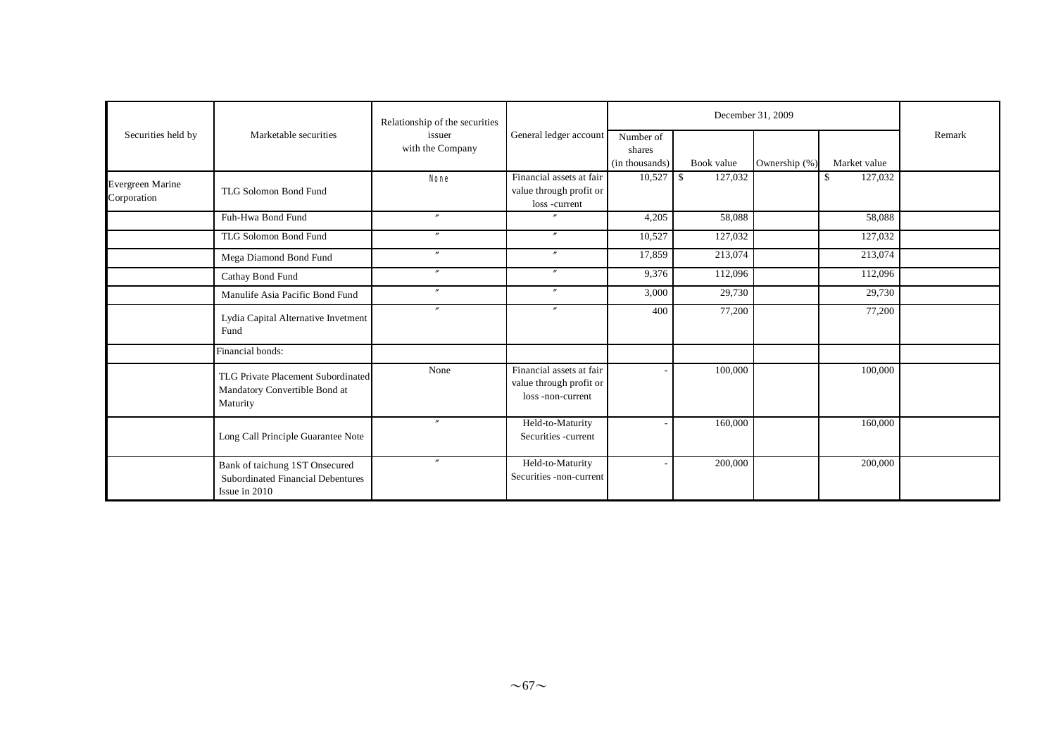| Securities held by | Marketable securities | Relationship of the securities issuer with the Company | General ledger account | December 31, 2009 | | | | Remark |
|---|---|---|---|---|---|---|---|---|
| | | | | Number of shares (in thousands) | Book value | Ownership (%) | Market value | |
| Evergreen Marine Corporation | TLG Solomon Bond Fund | None | Financial assets at fair value through profit or loss -current | 10,527 | $ 127,032 | | $ 127,032 | |
| | Fuh-Hwa Bond Fund | 〃 | 〃 | 4,205 | 58,088 | | 58,088 | |
| | TLG Solomon Bond Fund | 〃 | 〃 | 10,527 | 127,032 | | 127,032 | |
| | Mega Diamond Bond Fund | 〃 | 〃 | 17,859 | 213,074 | | 213,074 | |
| | Cathay Bond Fund | 〃 | 〃 | 9,376 | 112,096 | | 112,096 | |
| | Manulife Asia Pacific Bond Fund | 〃 | 〃 | 3,000 | 29,730 | | 29,730 | |
| | Lydia Capital Alternative Invetment Fund | 〃 | 〃 | 400 | 77,200 | | 77,200 | |
| | Financial bonds: | | | | | | | |
| | TLG Private Placement Subordinated Mandatory Convertible Bond at Maturity | None | Financial assets at fair value through profit or loss -non-current | - | 100,000 | | 100,000 | |
| | Long Call Principle Guarantee Note | 〃 | Held-to-Maturity Securities -current | - | 160,000 | | 160,000 | |
| | Bank of taichung 1ST Onsecured Subordinated Financial Debentures Issue in 2010 | 〃 | Held-to-Maturity Securities -non-current | - | 200,000 | | 200,000 | |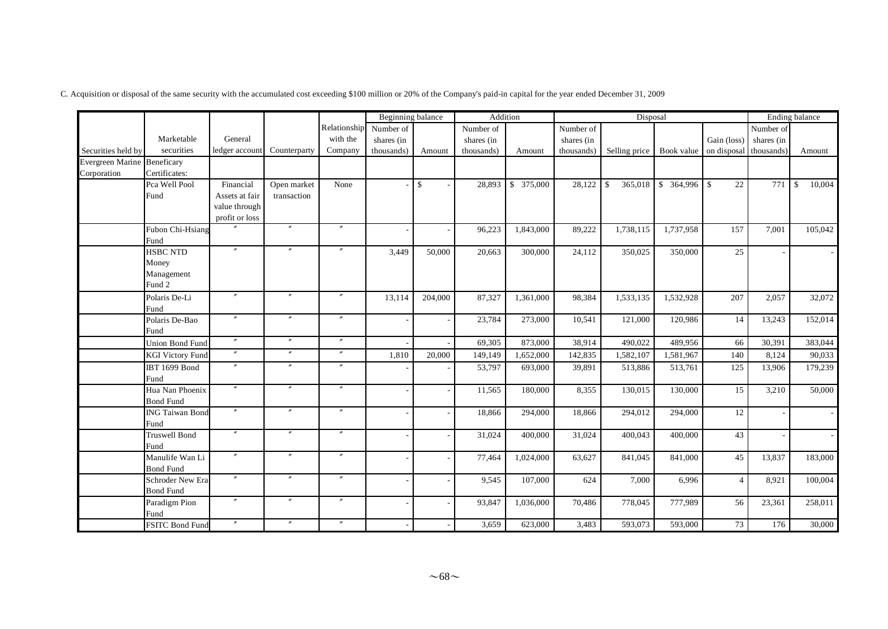C. Acquisition or disposal of the same security with the accumulated cost exceeding $100 million or 20% of the Company's paid-in capital for the year ended December 31, 2009

| | | | | | Beginning balance | | Addition | | Disposal | | | | Ending balance | |
|---|---|---|---|---|---|---|---|---|---|---|---|---|---|---|
| Securities held by | Marketable securities | General ledger account | Counterparty | Relationship with the Company | Number of shares (in thousands) | Amount | Number of shares (in thousands) | Amount | Number of shares (in thousands) | Selling price | Book value | Gain (loss) on disposal | Number of shares (in thousands) | Amount |
| Evergreen Marine Corporation | Beneficary Certificates: | | | | | | | | | | | | | |
| | Pca Well Pool Fund | Financial Assets at fair value through profit or loss | Open market transaction | None | - | $ - | 28,893 | $ 375,000 | 28,122 | $ 365,018 | $ 364,996 | $ 22 | 771 | $ 10,004 |
| | Fubon Chi-Hsiang Fund | 〃 | 〃 | 〃 | - | - | 96,223 | 1,843,000 | 89,222 | 1,738,115 | 1,737,958 | 157 | 7,001 | 105,042 |
| | HSBC NTD Money Management Fund 2 | 〃 | 〃 | 〃 | 3,449 | 50,000 | 20,663 | 300,000 | 24,112 | 350,025 | 350,000 | 25 | - | - |
| | Polaris De-Li Fund | 〃 | 〃 | 〃 | 13,114 | 204,000 | 87,327 | 1,361,000 | 98,384 | 1,533,135 | 1,532,928 | 207 | 2,057 | 32,072 |
| | Polaris De-Bao Fund | 〃 | 〃 | 〃 | - | - | 23,784 | 273,000 | 10,541 | 121,000 | 120,986 | 14 | 13,243 | 152,014 |
| | Union Bond Fund | 〃 | 〃 | 〃 | - | - | 69,305 | 873,000 | 38,914 | 490,022 | 489,956 | 66 | 30,391 | 383,044 |
| | KGI Victory Fund | 〃 | 〃 | 〃 | 1,810 | 20,000 | 149,149 | 1,652,000 | 142,835 | 1,582,107 | 1,581,967 | 140 | 8,124 | 90,033 |
| | IBT 1699 Bond Fund | 〃 | 〃 | 〃 | - | - | 53,797 | 693,000 | 39,891 | 513,886 | 513,761 | 125 | 13,906 | 179,239 |
| | Hua Nan Phoenix Bond Fund | 〃 | 〃 | 〃 | - | - | 11,565 | 180,000 | 8,355 | 130,015 | 130,000 | 15 | 3,210 | 50,000 |
| | ING Taiwan Bond Fund | 〃 | 〃 | 〃 | - | - | 18,866 | 294,000 | 18,866 | 294,012 | 294,000 | 12 | - | - |
| | Truswell Bond Fund | 〃 | 〃 | 〃 | - | - | 31,024 | 400,000 | 31,024 | 400,043 | 400,000 | 43 | - | - |
| | Manulife Wan Li Bond Fund | 〃 | 〃 | 〃 | - | - | 77,464 | 1,024,000 | 63,627 | 841,045 | 841,000 | 45 | 13,837 | 183,000 |
| | Schroder New Era Bond Fund | 〃 | 〃 | 〃 | - | - | 9,545 | 107,000 | 624 | 7,000 | 6,996 | 4 | 8,921 | 100,004 |
| | Paradigm Pion Fund | 〃 | 〃 | 〃 | - | - | 93,847 | 1,036,000 | 70,486 | 778,045 | 777,989 | 56 | 23,361 | 258,011 |
| | FSITC Bond Fund | 〃 | 〃 | 〃 | - | - | 3,659 | 623,000 | 3,483 | 593,073 | 593,000 | 73 | 176 | 30,000 |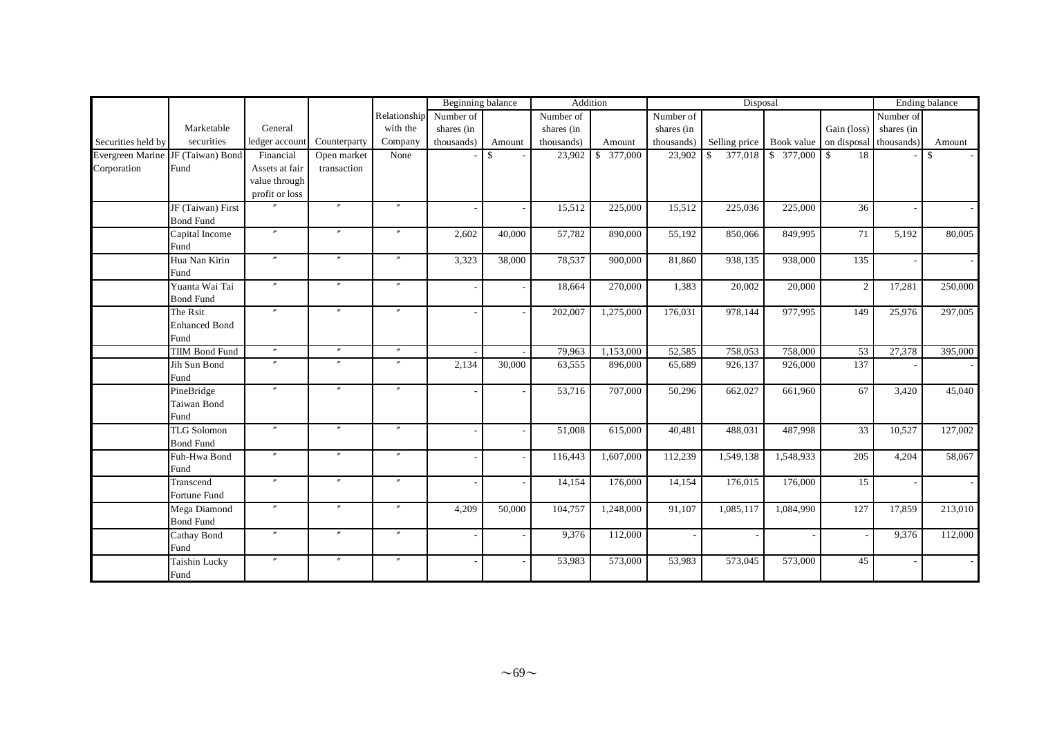| Securities held by | Marketable securities | General ledger account | Counterparty | Relationship with the Company | Beginning balance | | Addition | | Disposal | | | | Ending balance | |
|---|---|---|---|---|---|---|---|---|---|---|---|---|---|---|
| | | | | | Number of shares (in thousands) | Amount | Number of shares (in thousands) | Amount | Number of shares (in thousands) | Selling price | Book value | Gain (loss) on disposal | Number of shares (in thousands) | Amount |
| Evergreen Marine Corporation | JF (Taiwan) Bond Fund | Financial Assets at fair value through profit or loss | Open market transaction | None | - | $ - | 23,902 | $ 377,000 | 23,902 | $ 377,018 | $ 377,000 | $ 18 | - | $ - |
| | JF (Taiwan) First Bond Fund | 〃 | 〃 | 〃 | - | - | 15,512 | 225,000 | 15,512 | 225,036 | 225,000 | 36 | - | - |
| | Capital Income Fund | 〃 | 〃 | 〃 | 2,602 | 40,000 | 57,782 | 890,000 | 55,192 | 850,066 | 849,995 | 71 | 5,192 | 80,005 |
| | Hua Nan Kirin Fund | 〃 | 〃 | 〃 | 3,323 | 38,000 | 78,537 | 900,000 | 81,860 | 938,135 | 938,000 | 135 | - | - |
| | Yuanta Wai Tai Bond Fund | 〃 | 〃 | 〃 | - | - | 18,664 | 270,000 | 1,383 | 20,002 | 20,000 | 2 | 17,281 | 250,000 |
| | The Rsit Enhanced Bond Fund | 〃 | 〃 | 〃 | - | - | 202,007 | 1,275,000 | 176,031 | 978,144 | 977,995 | 149 | 25,976 | 297,005 |
| | TIIM Bond Fund | 〃 | 〃 | 〃 | - | - | 79,963 | 1,153,000 | 52,585 | 758,053 | 758,000 | 53 | 27,378 | 395,000 |
| | Jih Sun Bond Fund | 〃 | 〃 | 〃 | 2,134 | 30,000 | 63,555 | 896,000 | 65,689 | 926,137 | 926,000 | 137 | - | - |
| | PineBridge Taiwan Bond Fund | 〃 | 〃 | 〃 | - | - | 53,716 | 707,000 | 50,296 | 662,027 | 661,960 | 67 | 3,420 | 45,040 |
| | TLG Solomon Bond Fund | 〃 | 〃 | 〃 | - | - | 51,008 | 615,000 | 40,481 | 488,031 | 487,998 | 33 | 10,527 | 127,002 |
| | Fuh-Hwa Bond Fund | 〃 | 〃 | 〃 | - | - | 116,443 | 1,607,000 | 112,239 | 1,549,138 | 1,548,933 | 205 | 4,204 | 58,067 |
| | Transcend Fortune Fund | 〃 | 〃 | 〃 | - | - | 14,154 | 176,000 | 14,154 | 176,015 | 176,000 | 15 | - | - |
| | Mega Diamond Bond Fund | 〃 | 〃 | 〃 | 4,209 | 50,000 | 104,757 | 1,248,000 | 91,107 | 1,085,117 | 1,084,990 | 127 | 17,859 | 213,010 |
| | Cathay Bond Fund | 〃 | 〃 | 〃 | - | - | 9,376 | 112,000 | - | - | - | - | 9,376 | 112,000 |
| | Taishin Lucky Fund | 〃 | 〃 | 〃 | - | - | 53,983 | 573,000 | 53,983 | 573,045 | 573,000 | 45 | - | - |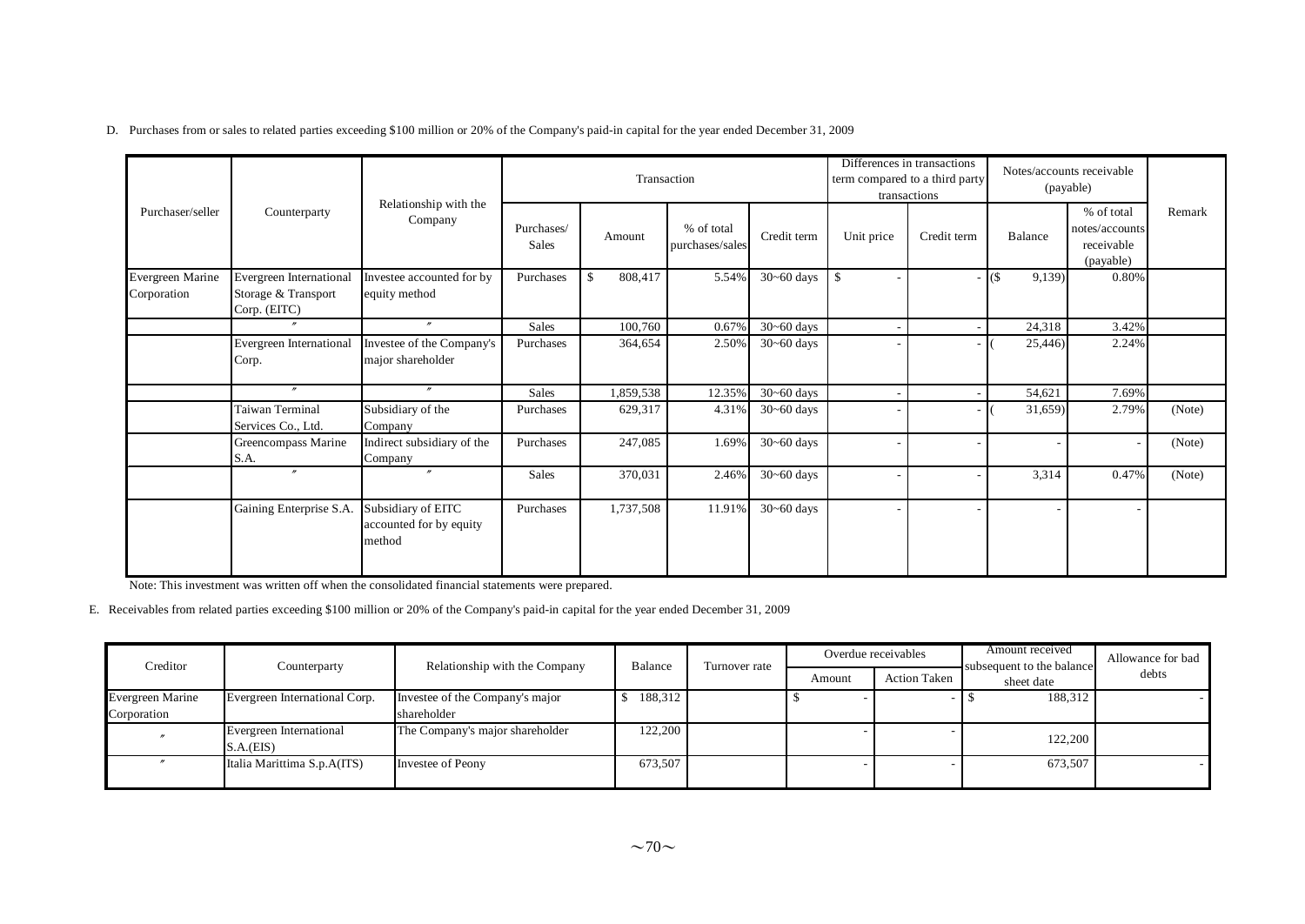D. Purchases from or sales to related parties exceeding $100 million or 20% of the Company's paid-in capital for the year ended December 31, 2009

| Purchaser/seller | Counterparty | Relationship with the Company | Transaction | | | | Differences in transactions term compared to a third party transactions | | Notes/accounts receivable (payable) | | Remark |
|---|---|---|---|---|---|---|---|---|---|---|---|
| | | | Purchases/ Sales | Amount | % of total purchases/sales | Credit term | Unit price | Credit term | Balance | % of total notes/accounts receivable (payable) | |
| Evergreen Marine Corporation | Evergreen International Storage & Transport Corp. (EITC) | Investee accounted for by equity method | Purchases | $ 808,417 | 5.54% | 30~60 days | $ - | - | ($ 9,139) | 0.80% | |
| | 〃 | 〃 | Sales | 100,760 | 0.67% | 30~60 days | - | - | 24,318 | 3.42% | |
| | Evergreen International Corp. | Investee of the Company's major shareholder | Purchases | 364,654 | 2.50% | 30~60 days | - | - | ( 25,446) | 2.24% | |
| | 〃 | 〃 | Sales | 1,859,538 | 12.35% | 30~60 days | - | - | 54,621 | 7.69% | |
| | Taiwan Terminal Services Co., Ltd. | Subsidiary of the Company | Purchases | 629,317 | 4.31% | 30~60 days | - | - | ( 31,659) | 2.79% | (Note) |
| | Greencompass Marine S.A. | Indirect subsidiary of the Company | Purchases | 247,085 | 1.69% | 30~60 days | - | - | - | - | (Note) |
| | 〃 | 〃 | Sales | 370,031 | 2.46% | 30~60 days | - | - | 3,314 | 0.47% | (Note) |
| | Gaining Enterprise S.A. | Subsidiary of EITC accounted for by equity method | Purchases | 1,737,508 | 11.91% | 30~60 days | - | - | - | - | |

Note: This investment was written off when the consolidated financial statements were prepared.

E. Receivables from related parties exceeding $100 million or 20% of the Company's paid-in capital for the year ended December 31, 2009

| Creditor | Counterparty | Relationship with the Company | Balance | Turnover rate | Overdue receivables | | Amount received subsequent to the balance sheet date | Allowance for bad debts |
|---|---|---|---|---|---|---|---|---|
| | | | | | Amount | Action Taken | | |
| Evergreen Marine Corporation | Evergreen International Corp. | Investee of the Company's major shareholder | $ 188,312 | | $ - | - | $ 188,312 | - |
| 〃 | Evergreen International S.A.(EIS) | The Company's major shareholder | 122,200 | | - | - | 122,200 | |
| 〃 | Italia Marittima S.p.A(ITS) | Investee of Peony | 673,507 | | - | - | 673,507 | - |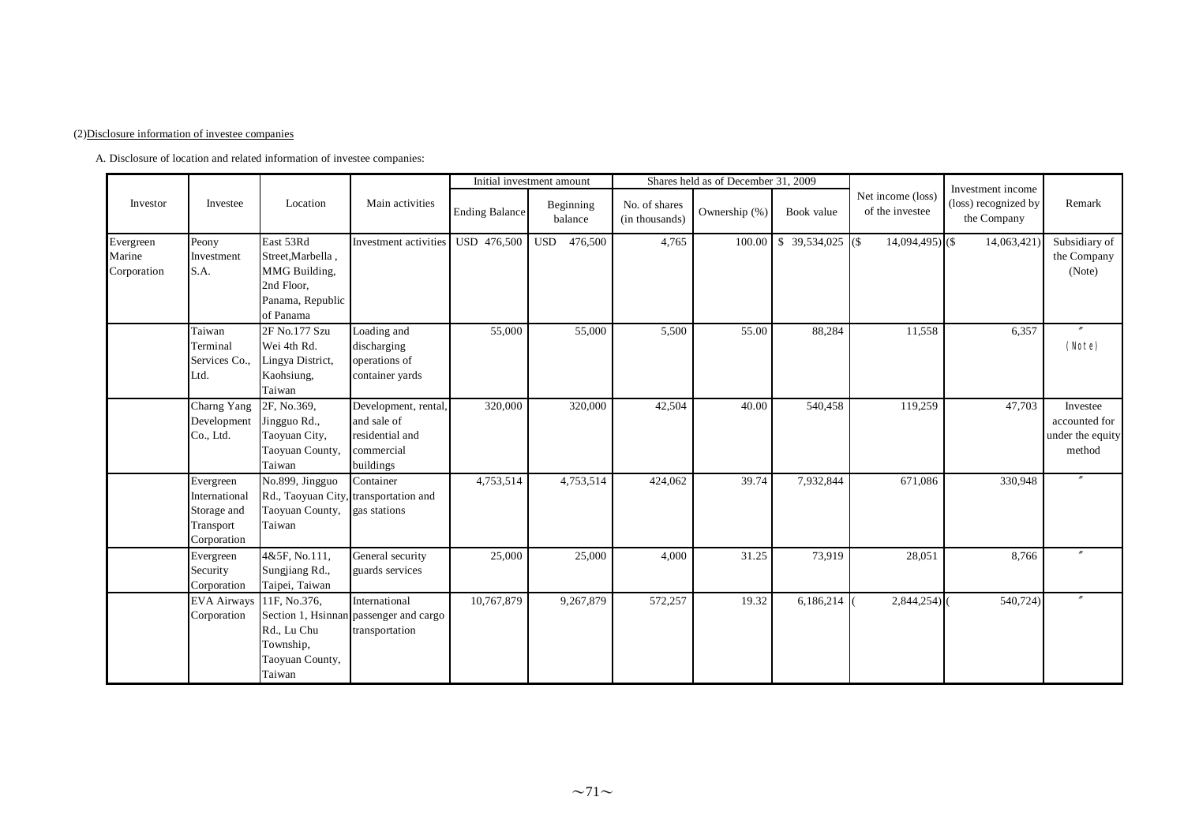(2)Disclosure information of investee companies

A. Disclosure of location and related information of investee companies:

| Investor | Investee | Location | Main activities | Initial investment amount | | Shares held as of December 31, 2009 | | | Net income (loss) of the investee | Investment income (loss) recognized by the Company | Remark |
|---|---|---|---|---|---|---|---|---|---|---|---|
| | | | | Ending Balance | Beginning balance | No. of shares (in thousands) | Ownership (%) | Book value | | | |
| Evergreen Marine Corporation | Peony Investment S.A. | East 53Rd Street,Marbella , MMG Building, 2nd Floor, Panama, Republic of Panama | Investment activities | USD 476,500 | USD 476,500 | 4,765 | 100.00 | $ 39,534,025 | ($ 14,094,495) | ($ 14,063,421) | Subsidiary of the Company (Note) |
| | Taiwan Terminal Services Co., Ltd. | 2F No.177 Szu Wei 4th Rd. Lingya District, Kaohsiung, Taiwan | Loading and discharging operations of container yards | 55,000 | 55,000 | 5,500 | 55.00 | 88,284 | 11,558 | 6,357 | 〃 (Note) |
| | Charng Yang Development Co., Ltd. | 2F, No.369, Jingguo Rd., Taoyuan City, Taoyuan County, Taiwan | Development, rental, and sale of residential and commercial buildings | 320,000 | 320,000 | 42,504 | 40.00 | 540,458 | 119,259 | 47,703 | Investee accounted for under the equity method |
| | Evergreen International Storage and Transport Corporation | No.899, Jingguo Rd., Taoyuan City, Taoyuan County, Taiwan | Container transportation and gas stations | 4,753,514 | 4,753,514 | 424,062 | 39.74 | 7,932,844 | 671,086 | 330,948 | 〃 |
| | Evergreen Security Corporation | 4&5F, No.111, Sungjiang Rd., Taipei, Taiwan | General security guards services | 25,000 | 25,000 | 4,000 | 31.25 | 73,919 | 28,051 | 8,766 | 〃 |
| | EVA Airways Corporation | 11F, No.376, Section 1, Hsinnan Rd., Lu Chu Township, Taoyuan County, Taiwan | International passenger and cargo transportation | 10,767,879 | 9,267,879 | 572,257 | 19.32 | 6,186,214 | ( 2,844,254) | ( 540,724) | 〃 |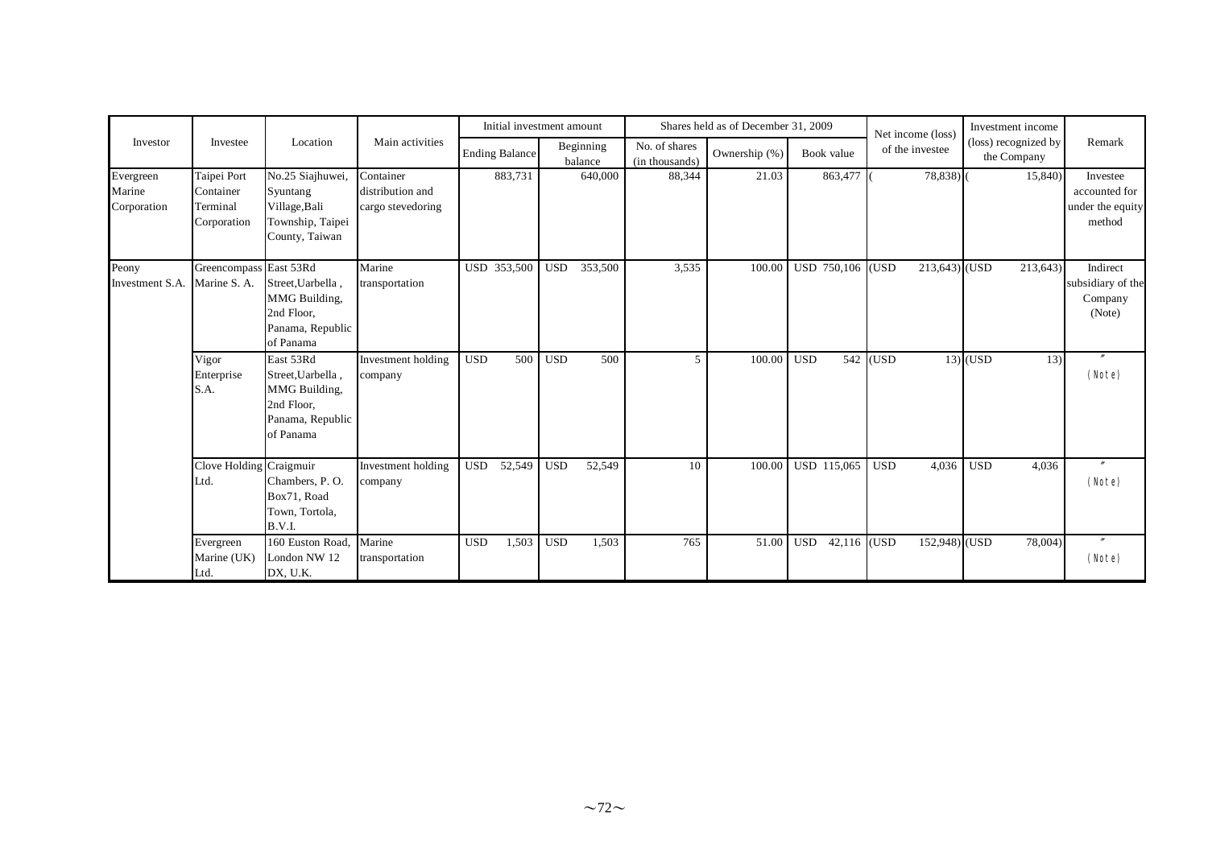| Investor | Investee | Location | Main activities | Initial investment amount | | Shares held as of December 31, 2009 | | | Net income (loss) of the investee | Investment income (loss) recognized by the Company | Remark |
|---|---|---|---|---|---|---|---|---|---|---|---|
| | | | | Ending Balance | Beginning balance | No. of shares (in thousands) | Ownership (%) | Book value | | | |
| Evergreen Marine Corporation | Taipei Port Container Terminal Corporation | No.25 Siajhuwei, Syuntang Village,Bali Township, Taipei County, Taiwan | Container distribution and cargo stevedoring | 883,731 | 640,000 | 88,344 | 21.03 | 863,477 | ( 78,838) | ( 15,840) | Investee accounted for under the equity method |
| Peony Investment S.A. | Greencompass Marine S. A. | East 53Rd Street,Uarbella , MMG Building, 2nd Floor, Panama, Republic of Panama | Marine transportation | USD 353,500 | USD 353,500 | 3,535 | 100.00 | USD 750,106 | (USD 213,643) | (USD 213,643) | Indirect subsidiary of the Company (Note) |
| | Vigor Enterprise S.A. | East 53Rd Street,Uarbella , MMG Building, 2nd Floor, Panama, Republic of Panama | Investment holding company | USD 500 | USD 500 | 5 | 100.00 | USD 542 | (USD 13) | (USD 13) | 〃 (Note) |
| | Clove Holding Ltd. | Craigmuir Chambers, P. O. Box71, Road Town, Tortola, B.V.I. | Investment holding company | USD 52,549 | USD 52,549 | 10 | 100.00 | USD 115,065 | USD 4,036 | USD 4,036 | 〃 (Note) |
| | Evergreen Marine (UK) Ltd. | 160 Euston Road, London NW 12 DX, U.K. | Marine transportation | USD 1,503 | USD 1,503 | 765 | 51.00 | USD 42,116 | (USD 152,948) | (USD 78,004) | 〃 (Note) |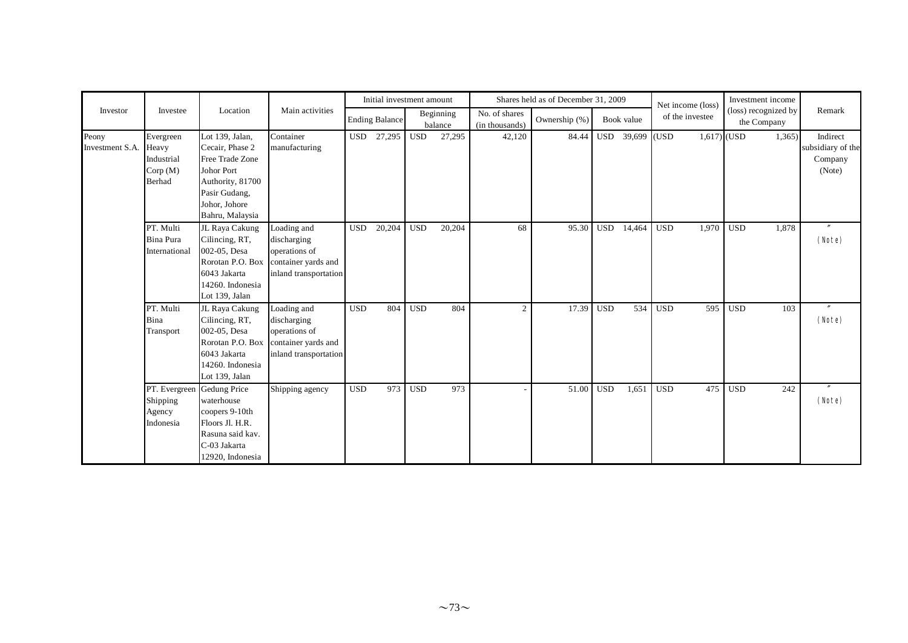| Investor | Investee | Location | Main activities | Initial investment amount | | Shares held as of December 31, 2009 | | | Net income (loss) of the investee | Investment income (loss) recognized by the Company | Remark |
|---|---|---|---|---|---|---|---|---|---|---|---|
| | | | | Ending Balance | Beginning balance | No. of shares (in thousands) | Ownership (%) | Book value | | | |
| Peony Investment S.A. | Evergreen Heavy Industrial Corp (M) Berhad | Lot 139, Jalan, Cecair, Phase 2 Free Trade Zone Johor Port Authority, 81700 Pasir Gudang, Johor, Johore Bahru, Malaysia | Container manufacturing | USD 27,295 | USD 27,295 | 42,120 | 84.44 | USD 39,699 | (USD 1,617) | (USD 1,365) | Indirect subsidiary of the Company (Note) |
| | PT. Multi Bina Pura International | JL Raya Cakung Cilincing, RT, 002-05, Desa Rorotan P.O. Box 6043 Jakarta 14260. Indonesia Lot 139, Jalan | Loading and discharging operations of container yards and inland transportation | USD 20,204 | USD 20,204 | 68 | 95.30 | USD 14,464 | USD 1,970 | USD 1,878 | 〃 (Note) |
| | PT. Multi Bina Transport | JL Raya Cakung Cilincing, RT, 002-05, Desa Rorotan P.O. Box 6043 Jakarta 14260. Indonesia Lot 139, Jalan | Loading and discharging operations of container yards and inland transportation | USD 804 | USD 804 | 2 | 17.39 | USD 534 | USD 595 | USD 103 | 〃 (Note) |
| | PT. Evergreen Shipping Agency Indonesia | Gedung Price waterhouse coopers 9-10th Floors Jl. H.R. Rasuna said kav. C-03 Jakarta 12920, Indonesia | Shipping agency | USD 973 | USD 973 | - | 51.00 | USD 1,651 | USD 475 | USD 242 | 〃 (Note) |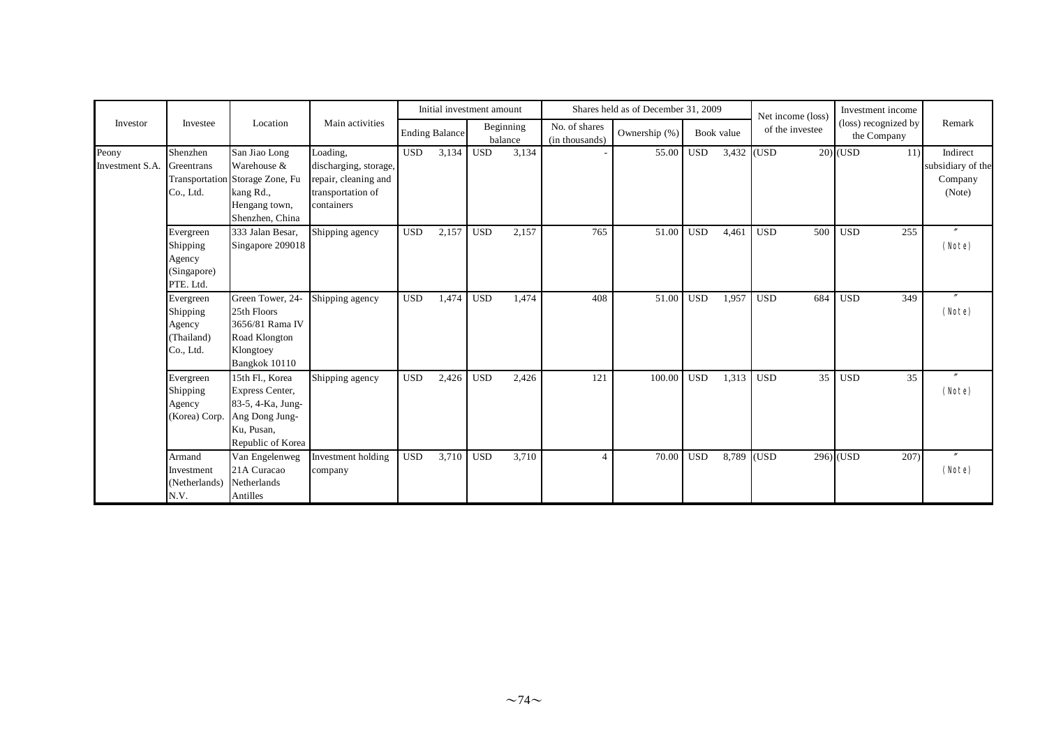| Investor | Investee | Location | Main activities | Initial investment amount | | Shares held as of December 31, 2009 | | | Net income (loss) of the investee | Investment income (loss) recognized by the Company | Remark |
|---|---|---|---|---|---|---|---|---|---|---|---|
| | | | | Ending Balance | Beginning balance | No. of shares (in thousands) | Ownership (%) | Book value | | | |
| Peony Investment S.A. | Shenzhen Greentrans Transportation Co., Ltd. | San Jiao Long Warehouse & Storage Zone, Fu kang Rd., Hengang town, Shenzhen, China | Loading, discharging, storage, repair, cleaning and transportation of containers | USD 3,134 | USD 3,134 | - | 55.00 | USD 3,432 | (USD 20) | (USD 11) | Indirect subsidiary of the Company (Note) |
| | Evergreen Shipping Agency (Singapore) PTE. Ltd. | 333 Jalan Besar, Singapore 209018 | Shipping agency | USD 2,157 | USD 2,157 | 765 | 51.00 | USD 4,461 | USD 500 | USD 255 | 〃 (Note) |
| | Evergreen Shipping Agency (Thailand) Co., Ltd. | Green Tower, 24-25th Floors 3656/81 Rama IV Road Klongton Klongtoey Bangkok 10110 | Shipping agency | USD 1,474 | USD 1,474 | 408 | 51.00 | USD 1,957 | USD 684 | USD 349 | 〃 (Note) |
| | Evergreen Shipping Agency (Korea) Corp. | 15th Fl., Korea Express Center, 83-5, 4-Ka, Jung-Ang Dong Jung-Ku, Pusan, Republic of Korea | Shipping agency | USD 2,426 | USD 2,426 | 121 | 100.00 | USD 1,313 | USD 35 | USD 35 | 〃 (Note) |
| | Armand Investment (Netherlands) N.V. | Van Engelenweg 21A Curacao Netherlands Antilles | Investment holding company | USD 3,710 | USD 3,710 | 4 | 70.00 | USD 8,789 | (USD 296) | (USD 207) | 〃 (Note) |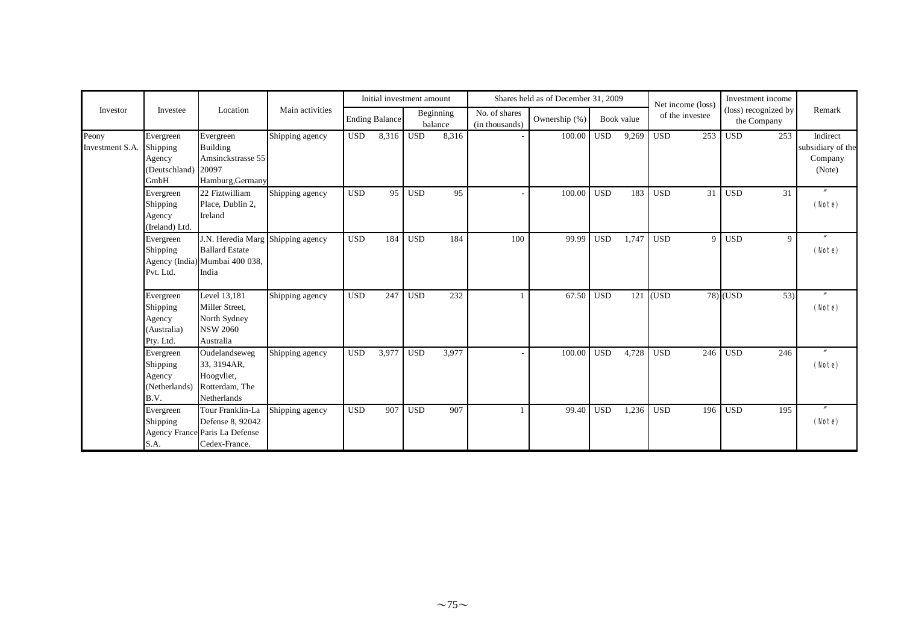| Investor | Investee | Location | Main activities | Initial investment amount | | Shares held as of December 31, 2009 | | | Net income (loss) of the investee | Investment income (loss) recognized by the Company | Remark |
|---|---|---|---|---|---|---|---|---|---|---|---|
| | | | | Ending Balance | Beginning balance | No. of shares (in thousands) | Ownership (%) | Book value | | | |
| Peony Investment S.A. | Evergreen Shipping Agency (Deutschland) GmbH | Evergreen Building Amsinckstrasse 55 20097 Hamburg,Germany | Shipping agency | USD 8,316 | USD 8,316 | - | 100.00 | USD 9,269 | USD 253 | USD 253 | Indirect subsidiary of the Company (Note) |
| | Evergreen Shipping Agency (Ireland) Ltd. | 22 Fiztwilliam Place, Dublin 2, Ireland | Shipping agency | USD 95 | USD 95 | - | 100.00 | USD 183 | USD 31 | USD 31 | 〃 (Note) |
| | Evergreen Shipping Agency (India) Pvt. Ltd. | J.N. Heredia Marg Ballard Estate Mumbai 400 038, India | Shipping agency | USD 184 | USD 184 | 100 | 99.99 | USD 1,747 | USD 9 | USD 9 | 〃 (Note) |
| | Evergreen Shipping Agency (Australia) Pty. Ltd. | Level 13,181 Miller Street, North Sydney NSW 2060 Australia | Shipping agency | USD 247 | USD 232 | 1 | 67.50 | USD 121 | (USD 78) | (USD 53) | 〃 (Note) |
| | Evergreen Shipping Agency (Netherlands) B.V. | Oudelandseweg 33, 3194AR, Hoogvliet, Rotterdam, The Netherlands | Shipping agency | USD 3,977 | USD 3,977 | - | 100.00 | USD 4,728 | USD 246 | USD 246 | 〃 (Note) |
| | Evergreen Shipping Agency France S.A. | Tour Franklin-La Defense 8, 92042 Paris La Defense Cedex-France. | Shipping agency | USD 907 | USD 907 | 1 | 99.40 | USD 1,236 | USD 196 | USD 195 | 〃 (Note) |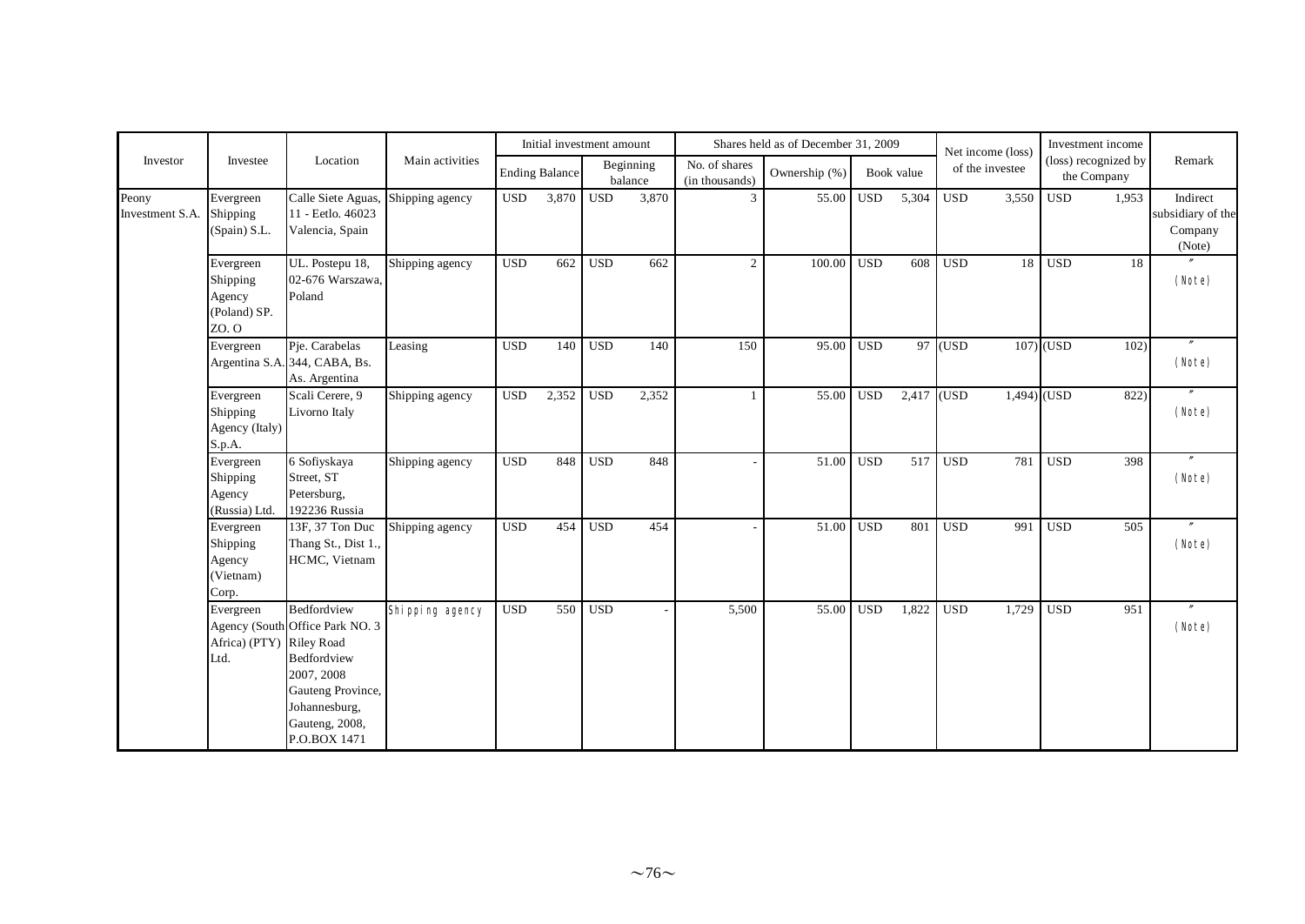| Investor | Investee | Location | Main activities | Initial investment amount | | Shares held as of December 31, 2009 | | | Net income (loss) of the investee | Investment income (loss) recognized by the Company | Remark |
|---|---|---|---|---|---|---|---|---|---|---|---|
| | | | | Ending Balance | Beginning balance | No. of shares (in thousands) | Ownership (%) | Book value | | | |
| Peony Investment S.A. | Evergreen Shipping (Spain) S.L. | Calle Siete Aguas, 11 - Eetlo. 46023 Valencia, Spain | Shipping agency | USD 3,870 | USD 3,870 | 3 | 55.00 | USD 5,304 | USD 3,550 | USD 1,953 | Indirect subsidiary of the Company (Note) |
| | Evergreen Shipping Agency (Poland) SP. ZO. O | UL. Postepu 18, 02-676 Warszawa, Poland | Shipping agency | USD 662 | USD 662 | 2 | 100.00 | USD 608 | USD 18 | USD 18 | 〃 (Note) |
| | Evergreen Argentina S.A. | Pje. Carabelas 344, CABA, Bs. As. Argentina | Leasing | USD 140 | USD 140 | 150 | 95.00 | USD 97 | (USD 107) | (USD 102) | 〃 (Note) |
| | Evergreen Shipping Agency (Italy) S.p.A. | Scali Cerere, 9 Livorno Italy | Shipping agency | USD 2,352 | USD 2,352 | 1 | 55.00 | USD 2,417 | (USD 1,494) | (USD 822) | 〃 (Note) |
| | Evergreen Shipping Agency (Russia) Ltd. | 6 Sofiyskaya Street, ST Petersburg, 192236 Russia | Shipping agency | USD 848 | USD 848 | - | 51.00 | USD 517 | USD 781 | USD 398 | 〃 (Note) |
| | Evergreen Shipping Agency (Vietnam) Corp. | 13F, 37 Ton Duc Thang St., Dist 1., HCMC, Vietnam | Shipping agency | USD 454 | USD 454 | - | 51.00 | USD 801 | USD 991 | USD 505 | 〃 (Note) |
| | Evergreen Agency (South Africa) (PTY) Ltd. | Bedfordview Office Park NO. 3 Riley Road Bedfordview 2007, 2008 Gauteng Province, Johannesburg, Gauteng, 2008, P.O.BOX 1471 | Shipping agency | USD 550 | USD - | 5,500 | 55.00 | USD 1,822 | USD 1,729 | USD 951 | 〃 (Note) |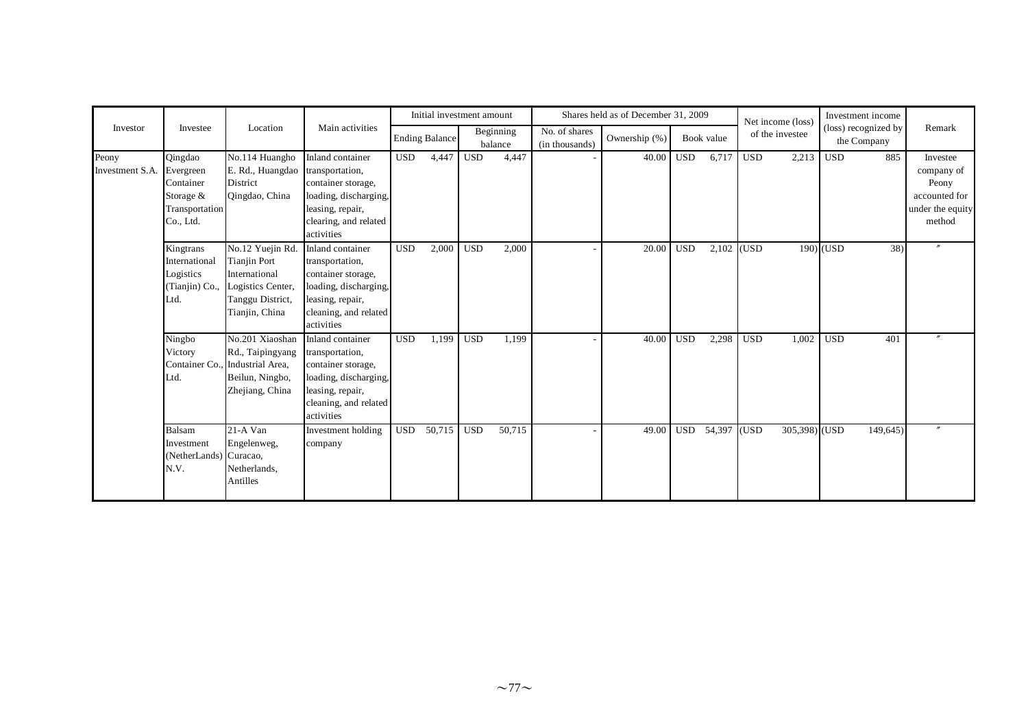| Investor | Investee | Location | Main activities | Initial investment amount | | Shares held as of December 31, 2009 | | | Net income (loss) of the investee | Investment income (loss) recognized by the Company | Remark |
|---|---|---|---|---|---|---|---|---|---|---|---|
| | | | | Ending Balance | Beginning balance | No. of shares (in thousands) | Ownership (%) | Book value | | | |
| Peony Investment S.A. | Qingdao Evergreen Container Storage & Transportation Co., Ltd. | No.114 Huangho E. Rd., Huangdao District Qingdao, China | Inland container transportation, container storage, loading, discharging, leasing, repair, clearing, and related activities | USD 4,447 | USD 4,447 | - | 40.00 | USD 6,717 | USD 2,213 | USD 885 | Investee company of Peony accounted for under the equity method |
| | Kingtrans International Logistics (Tianjin) Co., Ltd. | No.12 Yuejin Rd. Tianjin Port International Logistics Center, Tanggu District, Tianjin, China | Inland container transportation, container storage, loading, discharging, leasing, repair, cleaning, and related activities | USD 2,000 | USD 2,000 | - | 20.00 | USD 2,102 | (USD 190) | (USD 38) | 〃 |
| | Ningbo Victory Container Co., Ltd. | No.201 Xiaoshan Rd., Taipingyang Industrial Area, Beilun, Ningbo, Zhejiang, China | Inland container transportation, container storage, loading, discharging, leasing, repair, cleaning, and related activities | USD 1,199 | USD 1,199 | - | 40.00 | USD 2,298 | USD 1,002 | USD 401 | 〃 |
| | Balsam Investment (NetherLands) N.V. | 21-A Van Engelenweg, Curacao, Netherlands, Antilles | Investment holding company | USD 50,715 | USD 50,715 | - | 49.00 | USD 54,397 | (USD 305,398) | (USD 149,645) | 〃 |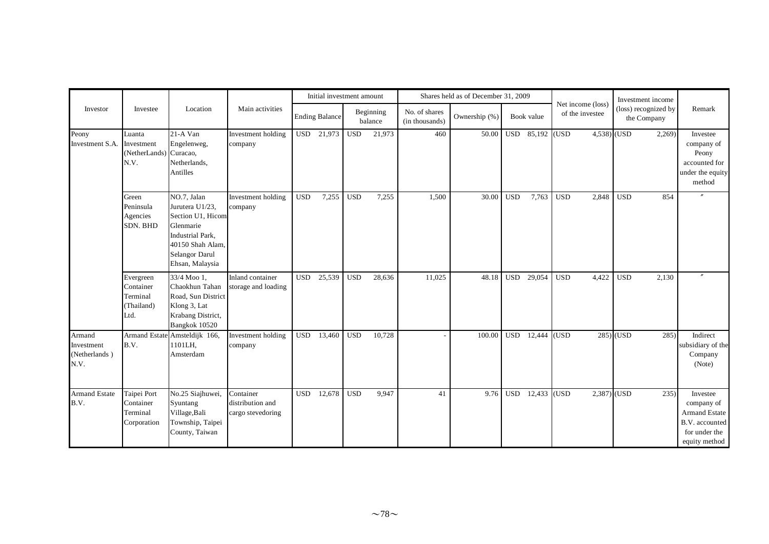| Investor | Investee | Location | Main activities | Initial investment amount | | Shares held as of December 31, 2009 | | | Net income (loss) of the investee | Investment income (loss) recognized by the Company | Remark |
|---|---|---|---|---|---|---|---|---|---|---|---|
| | | | | Ending Balance | Beginning balance | No. of shares (in thousands) | Ownership (%) | Book value | | | |
| Peony Investment S.A. | Luanta Investment (NetherLands) N.V. | 21-A Van Engelenweg, Curacao, Netherlands, Antilles | Investment holding company | USD 21,973 | USD 21,973 | 460 | 50.00 | USD 85,192 | (USD 4,538) | (USD 2,269) | Investee company of Peony accounted for under the equity method |
| | Green Peninsula Agencies SDN. BHD | NO.7, Jalan Jurutera U1/23, Section U1, Hicom Glenmarie Industrial Park, 40150 Shah Alam, Selangor Darul Ehsan, Malaysia | Investment holding company | USD 7,255 | USD 7,255 | 1,500 | 30.00 | USD 7,763 | USD 2,848 | USD 854 | 〃 |
| | Evergreen Container Terminal (Thailand) Ltd. | 33/4 Moo 1, Chaokhun Tahan Road, Sun District Klong 3, Lat Krabang District, Bangkok 10520 | Inland container storage and loading | USD 25,539 | USD 28,636 | 11,025 | 48.18 | USD 29,054 | USD 4,422 | USD 2,130 | 〃 |
| Armand Investment (Netherlands) N.V. | Armand Estate B.V. | Amsteldijk 166, 1101LH, Amsterdam | Investment holding company | USD 13,460 | USD 10,728 | - | 100.00 | USD 12,444 | (USD 285) | (USD 285) | Indirect subsidiary of the Company (Note) |
| Armand Estate B.V. | Taipei Port Container Terminal Corporation | No.25 Siajhuwei, Syuntang Village,Bali Township, Taipei County, Taiwan | Container distribution and cargo stevedoring | USD 12,678 | USD 9,947 | 41 | 9.76 | USD 12,433 | (USD 2,387) | (USD 235) | Investee company of Armand Estate B.V. accounted for under the equity method |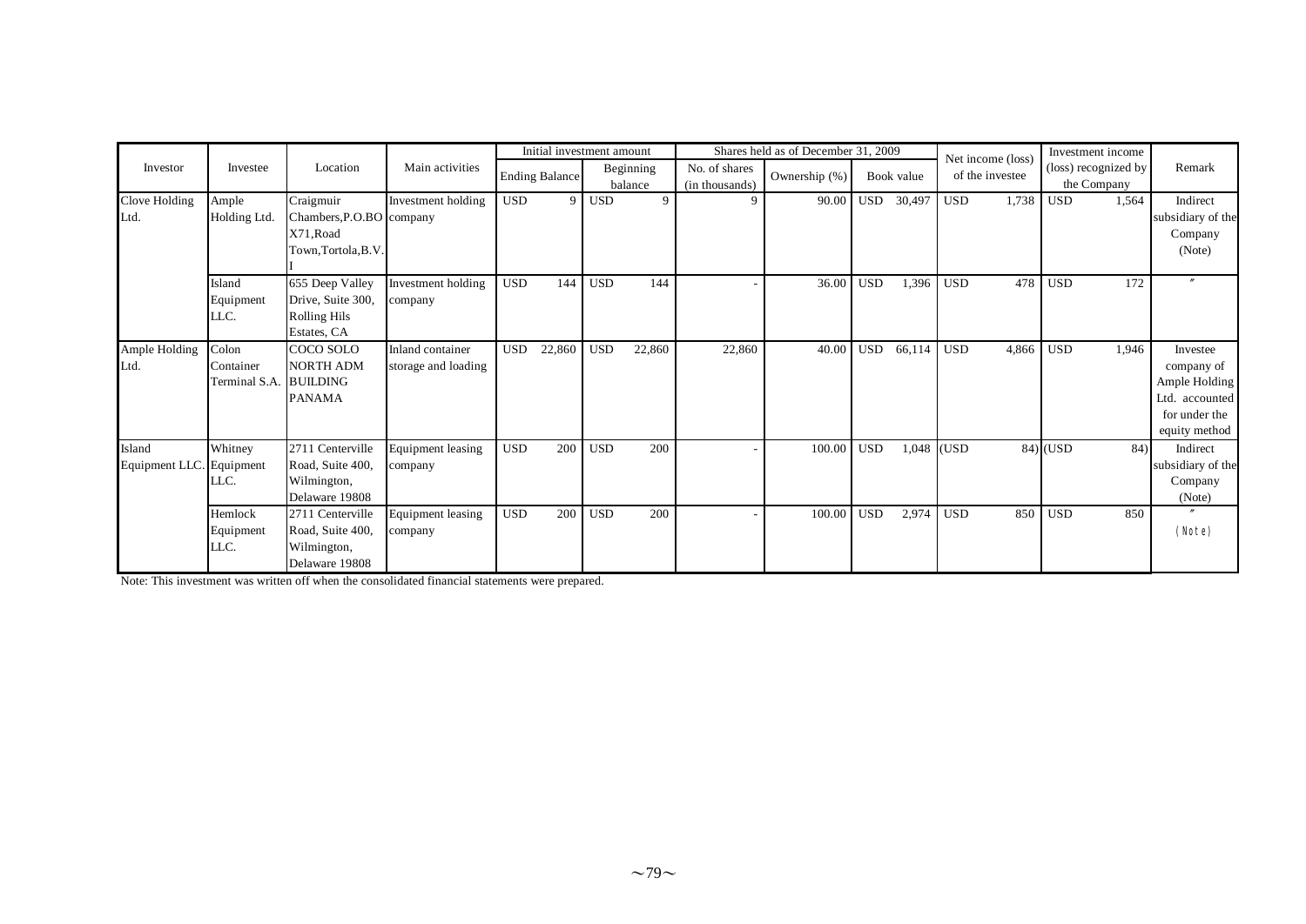| Investor | Investee | Location | Main activities | Initial investment amount | | Shares held as of December 31, 2009 | | | Net income (loss) of the investee | Investment income (loss) recognized by the Company | Remark |
|---|---|---|---|---|---|---|---|---|---|---|---|
| | | | | Ending Balance | Beginning balance | No. of shares (in thousands) | Ownership (%) | Book value | | | |
| Clove Holding Ltd. | Ample Holding Ltd. | Craigmuir Chambers,P.O.BOX71,Road Town,Tortola,B.V.I | Investment holding company | USD 9 | USD 9 | 9 | 90.00 | USD 30,497 | USD 1,738 | USD 1,564 | Indirect subsidiary of the Company (Note) |
| | Island Equipment LLC. | 655 Deep Valley Drive, Suite 300, Rolling Hils Estates, CA | Investment holding company | USD 144 | USD 144 | - | 36.00 | USD 1,396 | USD 478 | USD 172 | 〃 |
| Ample Holding Ltd. | Colon Container Terminal S.A. | COCO SOLO NORTH ADM BUILDING PANAMA | Inland container storage and loading | USD 22,860 | USD 22,860 | 22,860 | 40.00 | USD 66,114 | USD 4,866 | USD 1,946 | Investee company of Ample Holding Ltd. accounted for under the equity method |
| Island Equipment LLC. | Whitney Equipment LLC. | 2711 Centerville Road, Suite 400, Wilmington, Delaware 19808 | Equipment leasing company | USD 200 | USD 200 | - | 100.00 | USD 1,048 | (USD 84) | (USD 84) | Indirect subsidiary of the Company (Note) |
| | Hemlock Equipment LLC. | 2711 Centerville Road, Suite 400, Wilmington, Delaware 19808 | Equipment leasing company | USD 200 | USD 200 | - | 100.00 | USD 2,974 | USD 850 | USD 850 | 〃 (Note) |

Note: This investment was written off when the consolidated financial statements were prepared.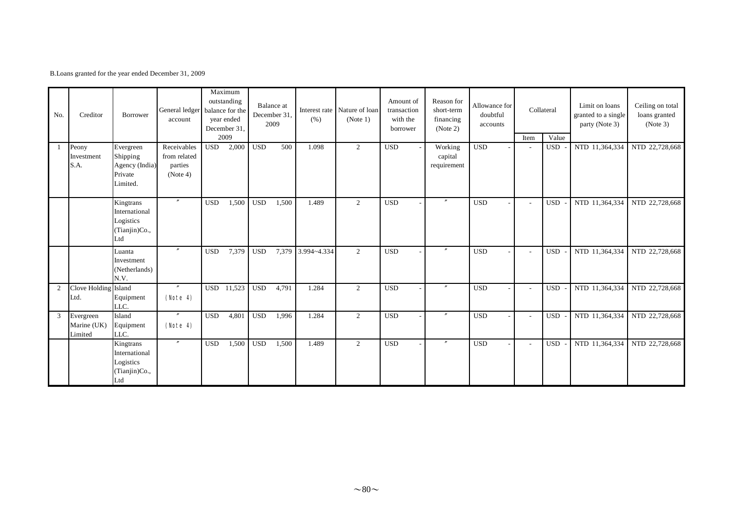B.Loans granted for the year ended December 31, 2009

| No. | Creditor | Borrower | General ledger account | Maximum outstanding balance for the year ended December 31, 2009 | Balance at December 31, 2009 | Interest rate (%) | Nature of loan (Note 1) | Amount of transaction with the borrower | Reason for short-term financing (Note 2) | Allowance for doubtful accounts | Collateral | | Limit on loans granted to a single party (Note 3) | Ceiling on total loans granted (Note 3) |
|---|---|---|---|---|---|---|---|---|---|---|---|---|---|---|
| | | | | | | | | | | | Item | Value | | |
| 1 | Peony Investment S.A. | Evergreen Shipping Agency (India) Private Limited. | Receivables from related parties (Note 4) | USD 2,000 | USD 500 | 1.098 | 2 | USD - | Working capital requirement | USD - | - | USD - | NTD 11,364,334 | NTD 22,728,668 |
| | | Kingtrans International Logistics (Tianjin)Co., Ltd | 〃 | USD 1,500 | USD 1,500 | 1.489 | 2 | USD - | 〃 | USD - | - | USD - | NTD 11,364,334 | NTD 22,728,668 |
| | | Luanta Investment (Netherlands) N.V. | 〃 | USD 7,379 | USD 7,379 | 3.994~4.334 | 2 | USD - | 〃 | USD - | - | USD - | NTD 11,364,334 | NTD 22,728,668 |
| 2 | Clove Holding Ltd. | Island Equipment LLC. | 〃 (Note 4) | USD 11,523 | USD 4,791 | 1.284 | 2 | USD - | 〃 | USD - | - | USD - | NTD 11,364,334 | NTD 22,728,668 |
| 3 | Evergreen Marine (UK) Limited | Island Equipment LLC. | 〃 (Note 4) | USD 4,801 | USD 1,996 | 1.284 | 2 | USD - | 〃 | USD - | - | USD - | NTD 11,364,334 | NTD 22,728,668 |
| | | Kingtrans International Logistics (Tianjin)Co., Ltd | 〃 | USD 1,500 | USD 1,500 | 1.489 | 2 | USD - | 〃 | USD - | - | USD - | NTD 11,364,334 | NTD 22,728,668 |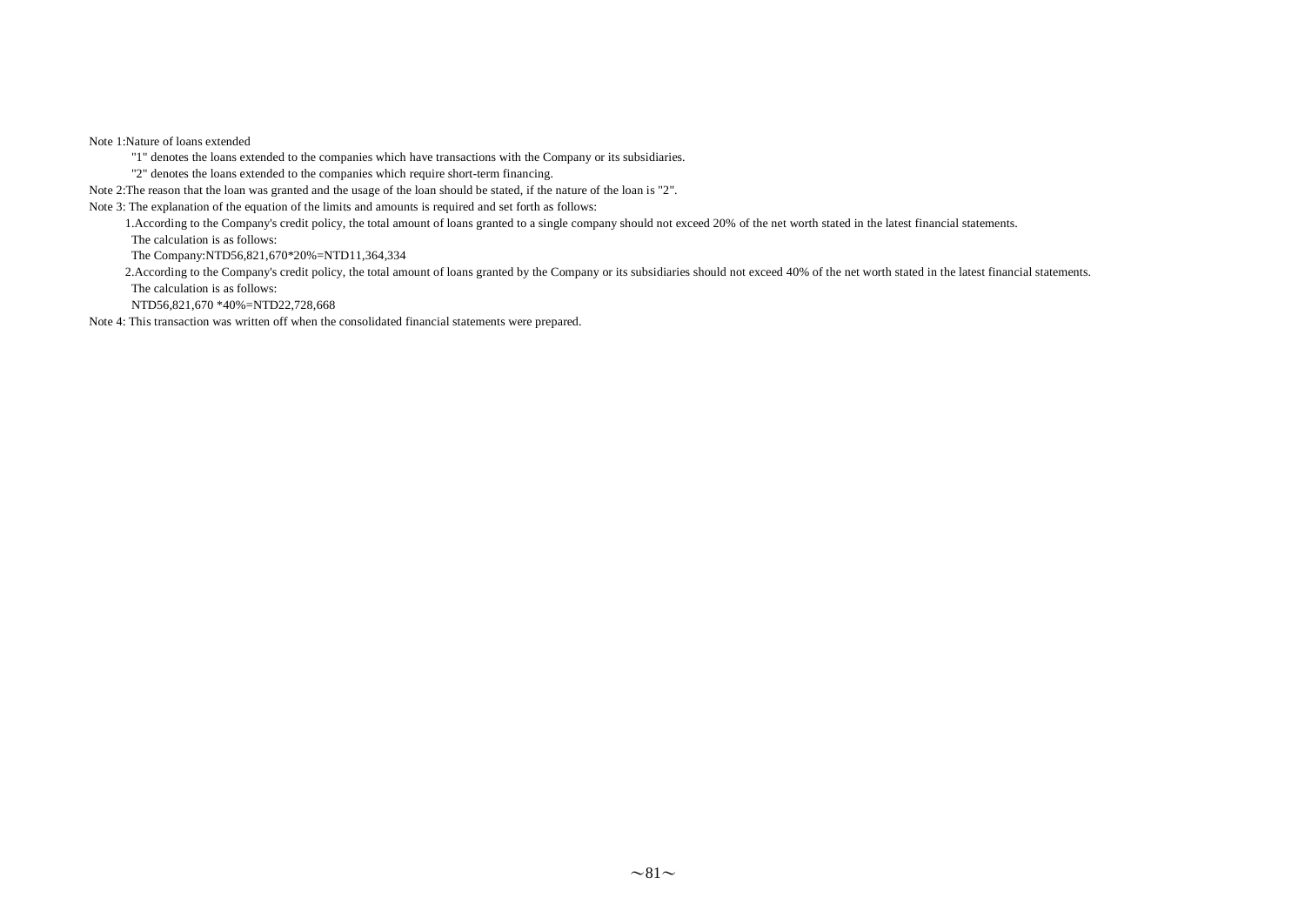Note 1:Nature of loans extended

"1" denotes the loans extended to the companies which have transactions with the Company or its subsidiaries.

"2" denotes the loans extended to the companies which require short-term financing.

Note 2:The reason that the loan was granted and the usage of the loan should be stated, if the nature of the loan is "2".

Note 3: The explanation of the equation of the limits and amounts is required and set forth as follows:

1.According to the Company's credit policy, the total amount of loans granted to a single company should not exceed 20% of the net worth stated in the latest financial statements.

The calculation is as follows:

The Company:NTD56,821,670*20%=NTD11,364,334

2.According to the Company's credit policy, the total amount of loans granted by the Company or its subsidiaries should not exceed 40% of the net worth stated in the latest financial statements.

The calculation is as follows:

NTD56,821,670 *40%=NTD22,728,668

Note 4: This transaction was written off when the consolidated financial statements were prepared.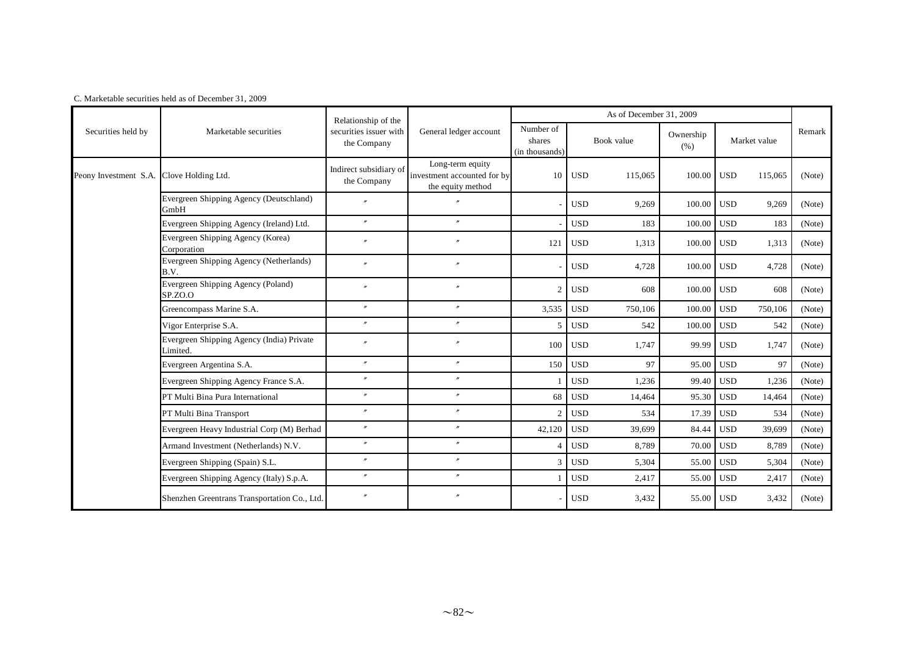C. Marketable securities held as of December 31, 2009

| Securities held by | Marketable securities | Relationship of the securities issuer with the Company | General ledger account | As of December 31, 2009 | | | | | | | Remark |
|---|---|---|---|---|---|---|---|---|---|---|---|
| | | | | Number of shares (in thousands) | Book value | | Ownership (%) | Market value | | | |
| Peony Investment S.A. | Clove Holding Ltd. | Indirect subsidiary of the Company | Long-term equity investment accounted for by the equity method | 10 | USD | 115,065 | 100.00 | USD | 115,065 | | (Note) |
| | Evergreen Shipping Agency (Deutschland) GmbH | 〃 | 〃 | - | USD | 9,269 | 100.00 | USD | 9,269 | | (Note) |
| | Evergreen Shipping Agency (Ireland) Ltd. | 〃 | 〃 | - | USD | 183 | 100.00 | USD | 183 | | (Note) |
| | Evergreen Shipping Agency (Korea) Corporation | 〃 | 〃 | 121 | USD | 1,313 | 100.00 | USD | 1,313 | | (Note) |
| | Evergreen Shipping Agency (Netherlands) B.V. | 〃 | 〃 | - | USD | 4,728 | 100.00 | USD | 4,728 | | (Note) |
| | Evergreen Shipping Agency (Poland) SP.ZO.O | 〃 | 〃 | 2 | USD | 608 | 100.00 | USD | 608 | | (Note) |
| | Greencompass Marine S.A. | 〃 | 〃 | 3,535 | USD | 750,106 | 100.00 | USD | 750,106 | | (Note) |
| | Vigor Enterprise S.A. | 〃 | 〃 | 5 | USD | 542 | 100.00 | USD | 542 | | (Note) |
| | Evergreen Shipping Agency (India) Private Limited. | 〃 | 〃 | 100 | USD | 1,747 | 99.99 | USD | 1,747 | | (Note) |
| | Evergreen Argentina S.A. | 〃 | 〃 | 150 | USD | 97 | 95.00 | USD | 97 | | (Note) |
| | Evergreen Shipping Agency France S.A. | 〃 | 〃 | 1 | USD | 1,236 | 99.40 | USD | 1,236 | | (Note) |
| | PT Multi Bina Pura International | 〃 | 〃 | 68 | USD | 14,464 | 95.30 | USD | 14,464 | | (Note) |
| | PT Multi Bina Transport | 〃 | 〃 | 2 | USD | 534 | 17.39 | USD | 534 | | (Note) |
| | Evergreen Heavy Industrial Corp (M) Berhad | 〃 | 〃 | 42,120 | USD | 39,699 | 84.44 | USD | 39,699 | | (Note) |
| | Armand Investment (Netherlands) N.V. | 〃 | 〃 | 4 | USD | 8,789 | 70.00 | USD | 8,789 | | (Note) |
| | Evergreen Shipping (Spain) S.L. | 〃 | 〃 | 3 | USD | 5,304 | 55.00 | USD | 5,304 | | (Note) |
| | Evergreen Shipping Agency (Italy) S.p.A. | 〃 | 〃 | 1 | USD | 2,417 | 55.00 | USD | 2,417 | | (Note) |
| | Shenzhen Greentrans Transportation Co., Ltd. | 〃 | 〃 | - | USD | 3,432 | 55.00 | USD | 3,432 | | (Note) |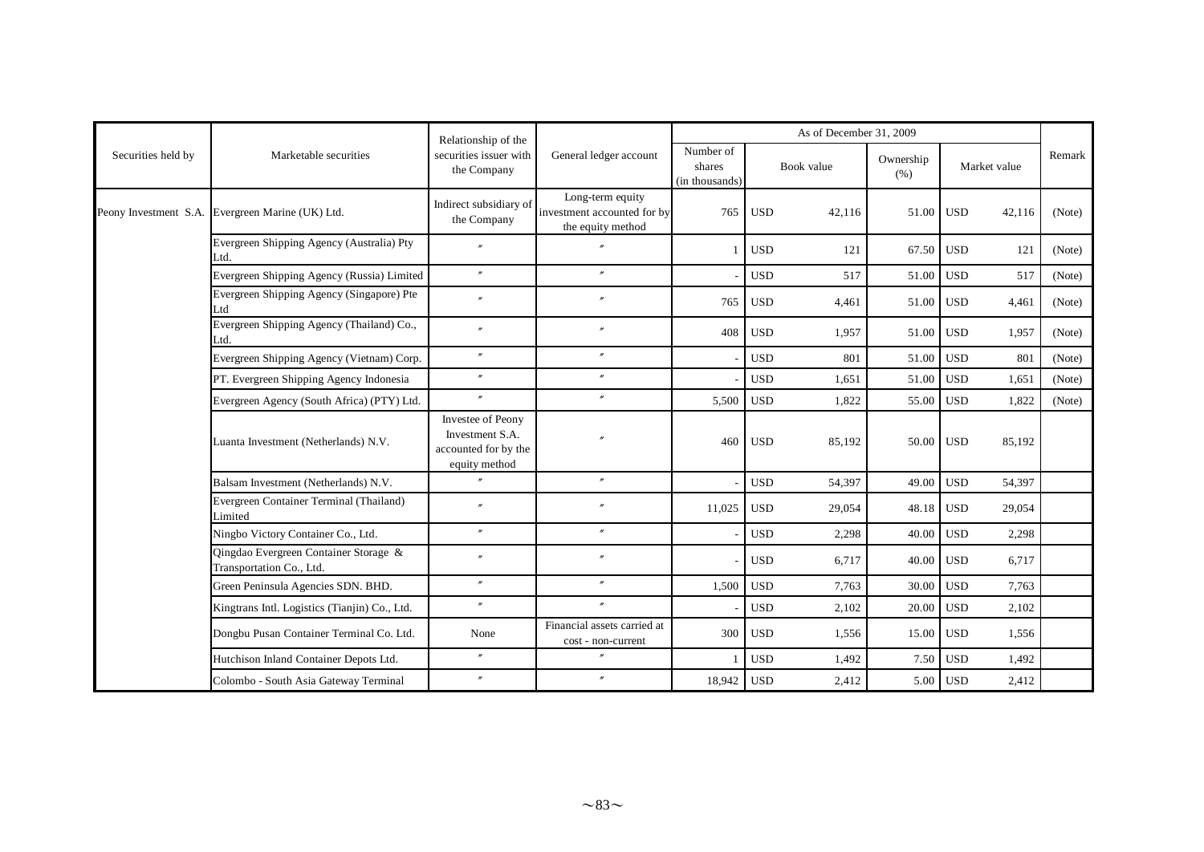| Securities held by | Marketable securities | Relationship of the securities issuer with the Company | General ledger account | As of December 31, 2009 | | | | | | | Remark |
|---|---|---|---|---|---|---|---|---|---|---|---|
| | | | | Number of shares (in thousands) | Book value | | Ownership (%) | Market value | | | |
| Peony Investment S.A. | Evergreen Marine (UK) Ltd. | Indirect subsidiary of the Company | Long-term equity investment accounted for by the equity method | 765 | USD | 42,116 | 51.00 | USD | 42,116 | | (Note) |
| | Evergreen Shipping Agency (Australia) Pty Ltd. | 〃 | 〃 | 1 | USD | 121 | 67.50 | USD | 121 | | (Note) |
| | Evergreen Shipping Agency (Russia) Limited | 〃 | 〃 | - | USD | 517 | 51.00 | USD | 517 | | (Note) |
| | Evergreen Shipping Agency (Singapore) Pte Ltd | 〃 | 〃 | 765 | USD | 4,461 | 51.00 | USD | 4,461 | | (Note) |
| | Evergreen Shipping Agency (Thailand) Co., Ltd. | 〃 | 〃 | 408 | USD | 1,957 | 51.00 | USD | 1,957 | | (Note) |
| | Evergreen Shipping Agency (Vietnam) Corp. | 〃 | 〃 | - | USD | 801 | 51.00 | USD | 801 | | (Note) |
| | PT. Evergreen Shipping Agency Indonesia | 〃 | 〃 | - | USD | 1,651 | 51.00 | USD | 1,651 | | (Note) |
| | Evergreen Agency (South Africa) (PTY) Ltd. | 〃 | 〃 | 5,500 | USD | 1,822 | 55.00 | USD | 1,822 | | (Note) |
| | Luanta Investment (Netherlands) N.V. | Investee of Peony Investment S.A. accounted for by the equity method | 〃 | 460 | USD | 85,192 | 50.00 | USD | 85,192 | | |
| | Balsam Investment (Netherlands) N.V. | 〃 | 〃 | - | USD | 54,397 | 49.00 | USD | 54,397 | | |
| | Evergreen Container Terminal (Thailand) Limited | 〃 | 〃 | 11,025 | USD | 29,054 | 48.18 | USD | 29,054 | | |
| | Ningbo Victory Container Co., Ltd. | 〃 | 〃 | - | USD | 2,298 | 40.00 | USD | 2,298 | | |
| | Qingdao Evergreen Container Storage & Transportation Co., Ltd. | 〃 | 〃 | - | USD | 6,717 | 40.00 | USD | 6,717 | | |
| | Green Peninsula Agencies SDN. BHD. | 〃 | 〃 | 1,500 | USD | 7,763 | 30.00 | USD | 7,763 | | |
| | Kingtrans Intl. Logistics (Tianjin) Co., Ltd. | 〃 | 〃 | - | USD | 2,102 | 20.00 | USD | 2,102 | | |
| | Dongbu Pusan Container Terminal Co. Ltd. | None | Financial assets carried at cost - non-current | 300 | USD | 1,556 | 15.00 | USD | 1,556 | | |
| | Hutchison Inland Container Depots Ltd. | 〃 | 〃 | 1 | USD | 1,492 | 7.50 | USD | 1,492 | | |
| | Colombo - South Asia Gateway Terminal | 〃 | 〃 | 18,942 | USD | 2,412 | 5.00 | USD | 2,412 | | |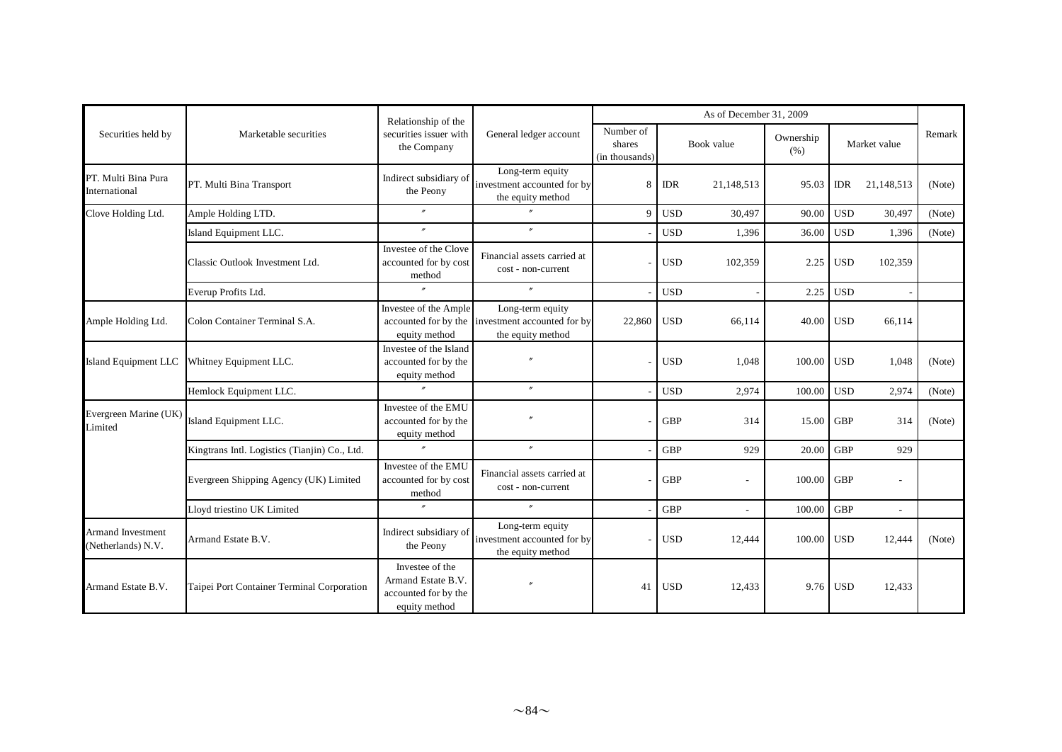| Securities held by | Marketable securities | Relationship of the securities issuer with the Company | General ledger account | As of December 31, 2009 | | | | | | | Remark |
|---|---|---|---|---|---|---|---|---|---|---|---|
| | | | | Number of shares (in thousands) | Book value | | Ownership (%) | Market value | | | |
| PT. Multi Bina Pura International | PT. Multi Bina Transport | Indirect subsidiary of the Peony | Long-term equity investment accounted for by the equity method | 8 | IDR | 21,148,513 | 95.03 | IDR | 21,148,513 | | (Note) |
| Clove Holding Ltd. | Ample Holding LTD. | 〃 | 〃 | 9 | USD | 30,497 | 90.00 | USD | 30,497 | | (Note) |
| | Island Equipment LLC. | 〃 | 〃 | - | USD | 1,396 | 36.00 | USD | 1,396 | | (Note) |
| | Classic Outlook Investment Ltd. | Investee of the Clove accounted for by cost method | Financial assets carried at cost - non-current | - | USD | 102,359 | 2.25 | USD | 102,359 | | |
| | Everup Profits Ltd. | 〃 | 〃 | - | USD | - | 2.25 | USD | - | | |
| Ample Holding Ltd. | Colon Container Terminal S.A. | Investee of the Ample accounted for by the equity method | Long-term equity investment accounted for by the equity method | 22,860 | USD | 66,114 | 40.00 | USD | 66,114 | | |
| Island Equipment LLC | Whitney Equipment LLC. | Investee of the Island accounted for by the equity method | 〃 | - | USD | 1,048 | 100.00 | USD | 1,048 | | (Note) |
| | Hemlock Equipment LLC. | 〃 | 〃 | - | USD | 2,974 | 100.00 | USD | 2,974 | | (Note) |
| Evergreen Marine (UK) Limited | Island Equipment LLC. | Investee of the EMU accounted for by the equity method | 〃 | - | GBP | 314 | 15.00 | GBP | 314 | | (Note) |
| | Kingtrans Intl. Logistics (Tianjin) Co., Ltd. | 〃 | 〃 | - | GBP | 929 | 20.00 | GBP | 929 | | |
| | Evergreen Shipping Agency (UK) Limited | Investee of the EMU accounted for by cost method | Financial assets carried at cost - non-current | - | GBP | - | 100.00 | GBP | - | | |
| | Lloyd triestino UK Limited | 〃 | 〃 | - | GBP | - | 100.00 | GBP | - | | |
| Armand Investment (Netherlands) N.V. | Armand Estate B.V. | Indirect subsidiary of the Peony | Long-term equity investment accounted for by the equity method | - | USD | 12,444 | 100.00 | USD | 12,444 | | (Note) |
| Armand Estate B.V. | Taipei Port Container Terminal Corporation | Investee of the Armand Estate B.V. accounted for by the equity method | 〃 | 41 | USD | 12,433 | 9.76 | USD | 12,433 | | |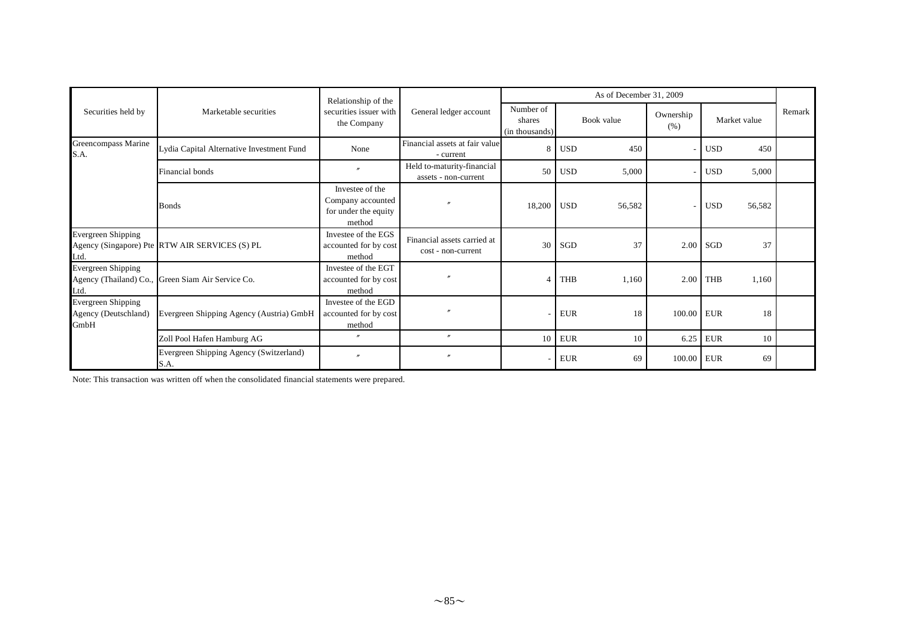| Securities held by | Marketable securities | Relationship of the securities issuer with the Company | General ledger account | As of December 31, 2009 | | | | | | | Remark |
|---|---|---|---|---|---|---|---|---|---|---|---|
| | | | | Number of shares (in thousands) | Book value | | Ownership (%) | Market value | | | |
| Greencompass Marine S.A. | Lydia Capital Alternative Investment Fund | None | Financial assets at fair value - current | 8 | USD | 450 | - | USD | 450 | | |
| | Financial bonds | 〃 | Held to-maturity-financial assets - non-current | 50 | USD | 5,000 | - | USD | 5,000 | | |
| | Bonds | Investee of the Company accounted for under the equity method | 〃 | 18,200 | USD | 56,582 | - | USD | 56,582 | | |
| Evergreen Shipping Agency (Singapore) Pte Ltd. | RTW AIR SERVICES (S) PL | Investee of the EGS accounted for by cost method | Financial assets carried at cost - non-current | 30 | SGD | 37 | 2.00 | SGD | 37 | | |
| Evergreen Shipping Agency (Thailand) Co., Ltd. | Green Siam Air Service Co. | Investee of the EGT accounted for by cost method | 〃 | 4 | THB | 1,160 | 2.00 | THB | 1,160 | | |
| Evergreen Shipping Agency (Deutschland) GmbH | Evergreen Shipping Agency (Austria) GmbH | Investee of the EGD accounted for by cost method | 〃 | - | EUR | 18 | 100.00 | EUR | 18 | | |
| | Zoll Pool Hafen Hamburg AG | 〃 | 〃 | 10 | EUR | 10 | 6.25 | EUR | 10 | | |
| | Evergreen Shipping Agency (Switzerland) S.A. | 〃 | 〃 | - | EUR | 69 | 100.00 | EUR | 69 | | |

Note: This transaction was written off when the consolidated financial statements were prepared.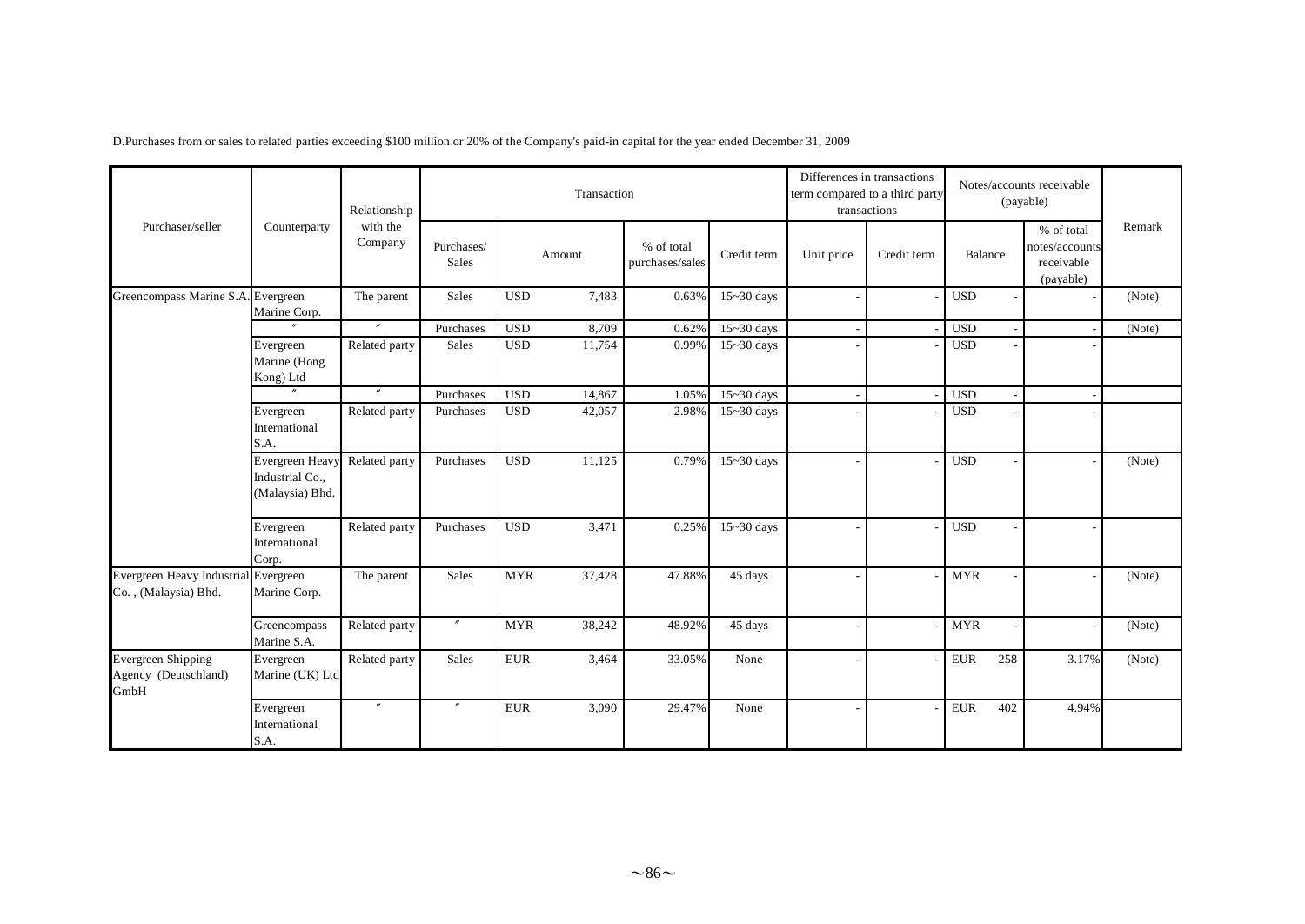D.Purchases from or sales to related parties exceeding $100 million or 20% of the Company's paid-in capital for the year ended December 31, 2009

| Purchaser/seller | Counterparty | Relationship with the Company | Transaction | | | | | Differences in transactions term compared to a third party transactions | | Notes/accounts receivable (payable) | | | Remark |
|---|---|---|---|---|---|---|---|---|---|---|---|---|---|
| | | | Purchases/ Sales | Amount | | % of total purchases/sales | Credit term | Unit price | Credit term | Balance | | % of total notes/accounts receivable (payable) | |
| Greencompass Marine S.A. | Evergreen Marine Corp. | The parent | Sales | USD | 7,483 | 0.63% | 15~30 days | - | - | USD | - | - | (Note) |
| | 〃 | 〃 | Purchases | USD | 8,709 | 0.62% | 15~30 days | - | - | USD | - | - | (Note) |
| | Evergreen Marine (Hong Kong) Ltd | Related party | Sales | USD | 11,754 | 0.99% | 15~30 days | - | - | USD | - | - | |
| | 〃 | 〃 | Purchases | USD | 14,867 | 1.05% | 15~30 days | - | - | USD | - | - | |
| | Evergreen International S.A. | Related party | Purchases | USD | 42,057 | 2.98% | 15~30 days | - | - | USD | - | - | |
| | Evergreen Heavy Industrial Co., (Malaysia) Bhd. | Related party | Purchases | USD | 11,125 | 0.79% | 15~30 days | - | - | USD | - | - | (Note) |
| | Evergreen International Corp. | Related party | Purchases | USD | 3,471 | 0.25% | 15~30 days | - | - | USD | - | - | |
| Evergreen Heavy Industrial Co. , (Malaysia) Bhd. | Evergreen Marine Corp. | The parent | Sales | MYR | 37,428 | 47.88% | 45 days | - | - | MYR | - | - | (Note) |
| | Greencompass Marine S.A. | Related party | 〃 | MYR | 38,242 | 48.92% | 45 days | - | - | MYR | - | - | (Note) |
| Evergreen Shipping Agency (Deutschland) GmbH | Evergreen Marine (UK) Ltd | Related party | Sales | EUR | 3,464 | 33.05% | None | - | - | EUR | 258 | 3.17% | (Note) |
| | Evergreen International S.A. | 〃 | 〃 | EUR | 3,090 | 29.47% | None | - | - | EUR | 402 | 4.94% | |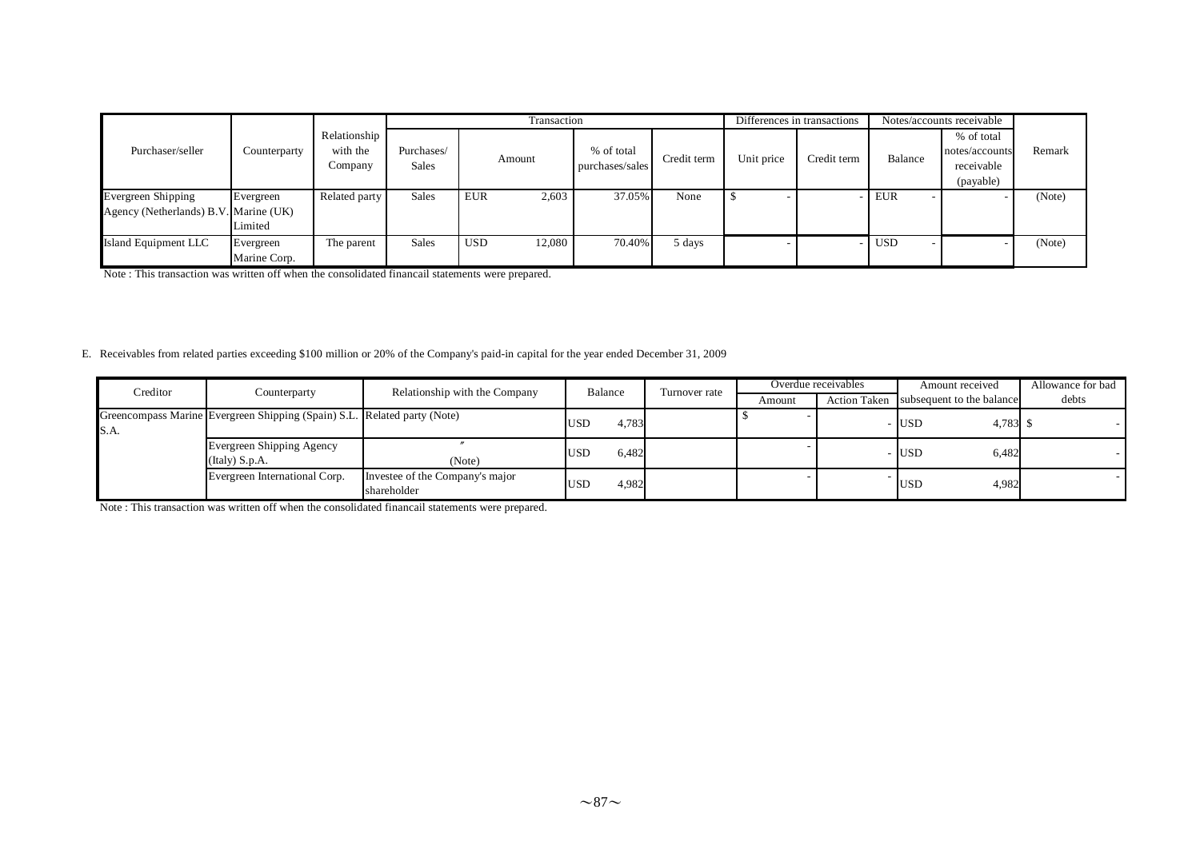| Purchaser/seller | Counterparty | Relationship with the Company | Transaction | | | | Differences in transactions | | Notes/accounts receivable | | Remark |
|---|---|---|---|---|---|---|---|---|---|---|---|
| | | | Purchases/ Sales | Amount | % of total purchases/sales | Credit term | Unit price | Credit term | Balance | % of total notes/accounts receivable (payable) | |
| Evergreen Shipping Agency (Netherlands) B.V. | Evergreen Marine (UK) Limited | Related party | Sales | EUR 2,603 | 37.05% | None | $ - | - | EUR - | - | (Note) |
| Island Equipment LLC | Evergreen Marine Corp. | The parent | Sales | USD 12,080 | 70.40% | 5 days | - | - | USD - | - | (Note) |

Note : This transaction was written off when the consolidated financail statements were prepared.

E. Receivables from related parties exceeding $100 million or 20% of the Company's paid-in capital for the year ended December 31, 2009

| Creditor | Counterparty | Relationship with the Company | Balance | Turnover rate | Overdue receivables | | Amount received subsequent to the balance | Allowance for bad debts |
|---|---|---|---|---|---|---|---|---|
| | | | | | Amount | Action Taken | | |
| Greencompass Marine S.A. | Evergreen Shipping (Spain) S.L. | Related party (Note) | USD 4,783 | | $ - | - | USD 4,783 | $ - |
| | Evergreen Shipping Agency (Italy) S.p.A. | 〃 (Note) | USD 6,482 | | - | - | USD 6,482 | - |
| | Evergreen International Corp. | Investee of the Company's major shareholder | USD 4,982 | | - | - | USD 4,982 | - |

Note : This transaction was written off when the consolidated financail statements were prepared.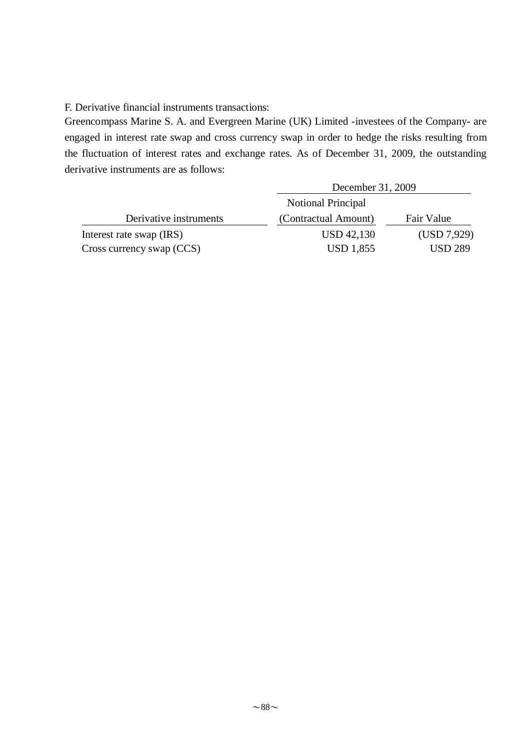F. Derivative financial instruments transactions:

Greencompass Marine S. A. and Evergreen Marine (UK) Limited -investees of the Company- are engaged in interest rate swap and cross currency swap in order to hedge the risks resulting from the fluctuation of interest rates and exchange rates. As of December 31, 2009, the outstanding derivative instruments are as follows:

| | December 31, 2009 | |
|---|---|---|
| Derivative instruments | Notional Principal (Contractual Amount) | Fair Value |
| Interest rate swap (IRS) | USD 42,130 | (USD 7,929) |
| Cross currency swap (CCS) | USD 1,855 | USD 289 |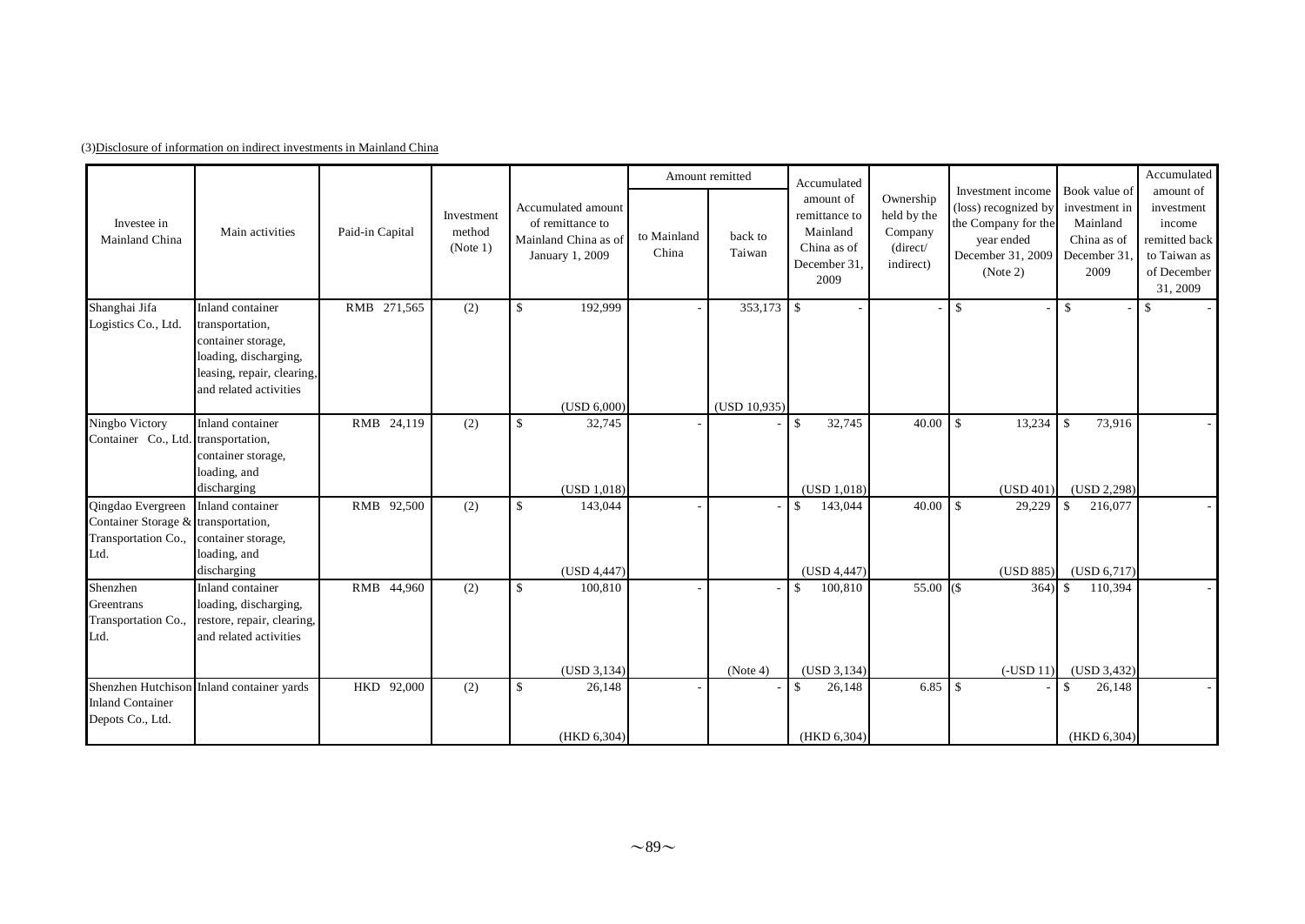(3)Disclosure of information on indirect investments in Mainland China

| Investee in Mainland China | Main activities | Paid-in Capital | Investment method (Note 1) | Accumulated amount of remittance to Mainland China as of January 1, 2009 | Amount remitted | | Accumulated amount of remittance to Mainland China as of December 31, 2009 | Ownership held by the Company (direct/ indirect) | Investment income (loss) recognized by the Company for the year ended December 31, 2009 (Note 2) | Book value of investment in Mainland China as of December 31, 2009 | Accumulated amount of investment income remitted back to Taiwan as of December 31, 2009 |
|---|---|---|---|---|---|---|---|---|---|---|---|
| | | | | | to Mainland China | back to Taiwan | | | | | |
| Shanghai Jifa Logistics Co., Ltd. | Inland container transportation, container storage, loading, discharging, leasing, repair, clearing, and related activities | RMB 271,565 | (2) | $ 192,999 (USD 6,000) | - | 353,173 (USD 10,935) | $ - | - | $ - | $ - | $ - |
| Ningbo Victory Container Co., Ltd. | Inland container transportation, container storage, loading, and discharging | RMB 24,119 | (2) | $ 32,745 (USD 1,018) | - | - | $ 32,745 (USD 1,018) | 40.00 | $ 13,234 (USD 401) | $ 73,916 (USD 2,298) | - |
| Qingdao Evergreen Container Storage & Transportation Co., Ltd. | Inland container transportation, container storage, loading, and discharging | RMB 92,500 | (2) | $ 143,044 (USD 4,447) | - | - | $ 143,044 (USD 4,447) | 40.00 | $ 29,229 (USD 885) | $ 216,077 (USD 6,717) | - |
| Shenzhen Greentrans Transportation Co., Ltd. | Inland container loading, discharging, restore, repair, clearing, and related activities | RMB 44,960 | (2) | $ 100,810 (USD 3,134) | - | - (Note 4) | $ 100,810 (USD 3,134) | 55.00 | ($ 364) (-USD 11) | $ 110,394 (USD 3,432) | - |
| Shenzhen Hutchison Inland Container Depots Co., Ltd. | Inland container yards | HKD 92,000 | (2) | $ 26,148 (HKD 6,304) | - | - | $ 26,148 (HKD 6,304) | 6.85 | $ - | $ 26,148 (HKD 6,304) | - |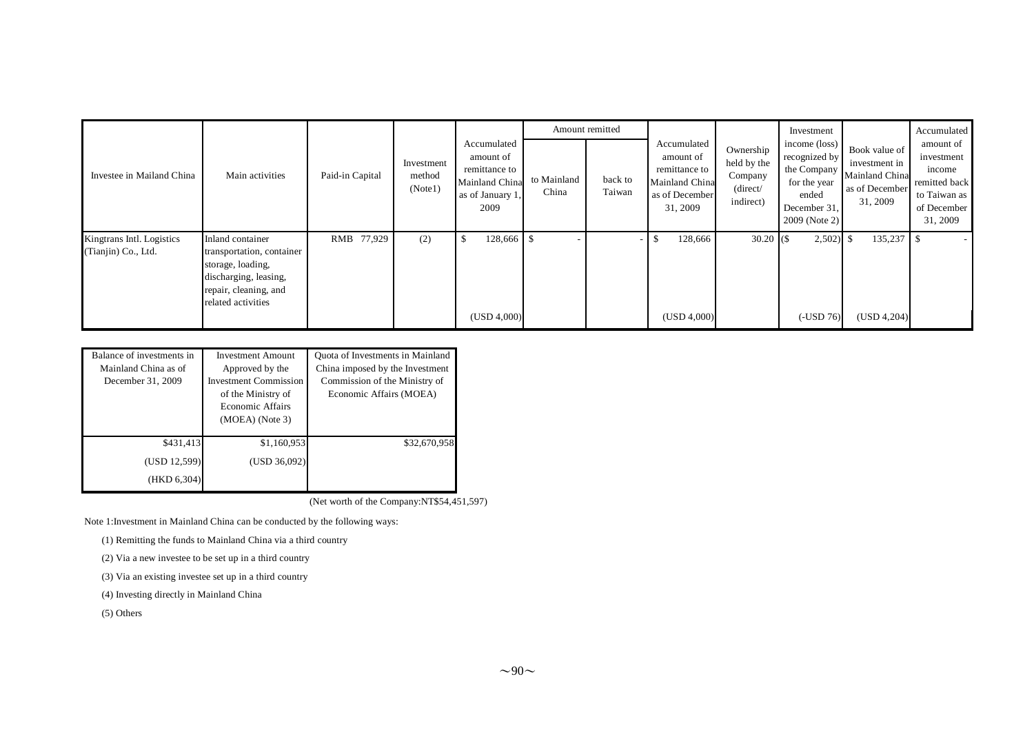| Investee in Mailand China | Main activities | Paid-in Capital | Investment method (Note1) | Accumulated amount of remittance to Mainland China as of January 1, 2009 | Amount remitted | | Accumulated amount of remittance to Mainland China as of December 31, 2009 | Ownership held by the Company (direct/ indirect) | Investment income (loss) recognized by the Company for the year ended December 31, 2009 (Note 2) | Book value of investment in Mainland China as of December 31, 2009 | Accumulated amount of investment income remitted back to Taiwan as of December 31, 2009 |
|---|---|---|---|---|---|---|---|---|---|---|---|
| | | | | | to Mainland China | back to Taiwan | | | | | |
| Kingtrans Intl. Logistics (Tianjin) Co., Ltd. | Inland container transportation, container storage, loading, discharging, leasing, repair, cleaning, and related activities | RMB 77,929 | (2) | $ 128,666 (USD 4,000) | $ - | - | $ 128,666 (USD 4,000) | 30.20 | ($ 2,502) (-USD 76) | $ 135,237 (USD 4,204) | $ - |

| Balance of investments in Mainland China as of December 31, 2009 | Investment Amount Approved by the Investment Commission of the Ministry of Economic Affairs (MOEA) (Note 3) | Quota of Investments in Mainland China imposed by the Investment Commission of the Ministry of Economic Affairs (MOEA) |
|---|---|---|
| $431,413 | $1,160,953 | $32,670,958 |
| (USD 12,599) | (USD 36,092) | |
| (HKD 6,304) | | |

(Net worth of the Company:NT$54,451,597)

Note 1:Investment in Mainland China can be conducted by the following ways:

(1) Remitting the funds to Mainland China via a third country

(2) Via a new investee to be set up in a third country

(3) Via an existing investee set up in a third country

(4) Investing directly in Mainland China

(5) Others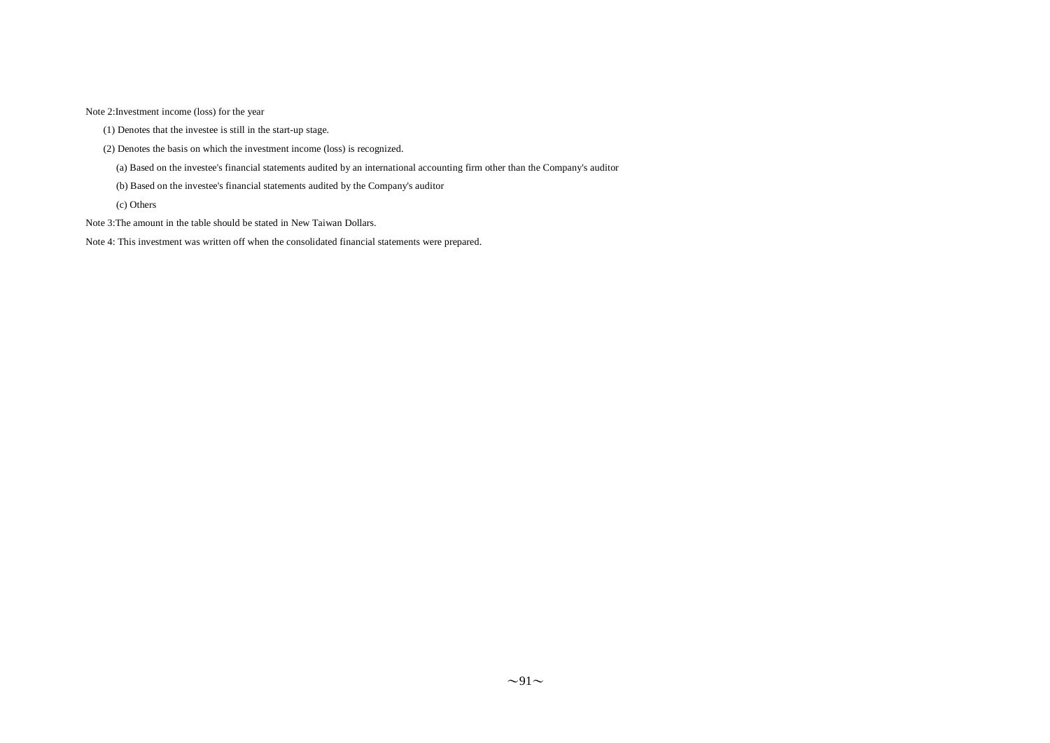Note 2:Investment income (loss) for the year

(1) Denotes that the investee is still in the start-up stage.

(2) Denotes the basis on which the investment income (loss) is recognized.

(a) Based on the investee's financial statements audited by an international accounting firm other than the Company's auditor

(b) Based on the investee's financial statements audited by the Company's auditor

(c) Others

Note 3:The amount in the table should be stated in New Taiwan Dollars.

Note 4: This investment was written off when the consolidated financial statements were prepared.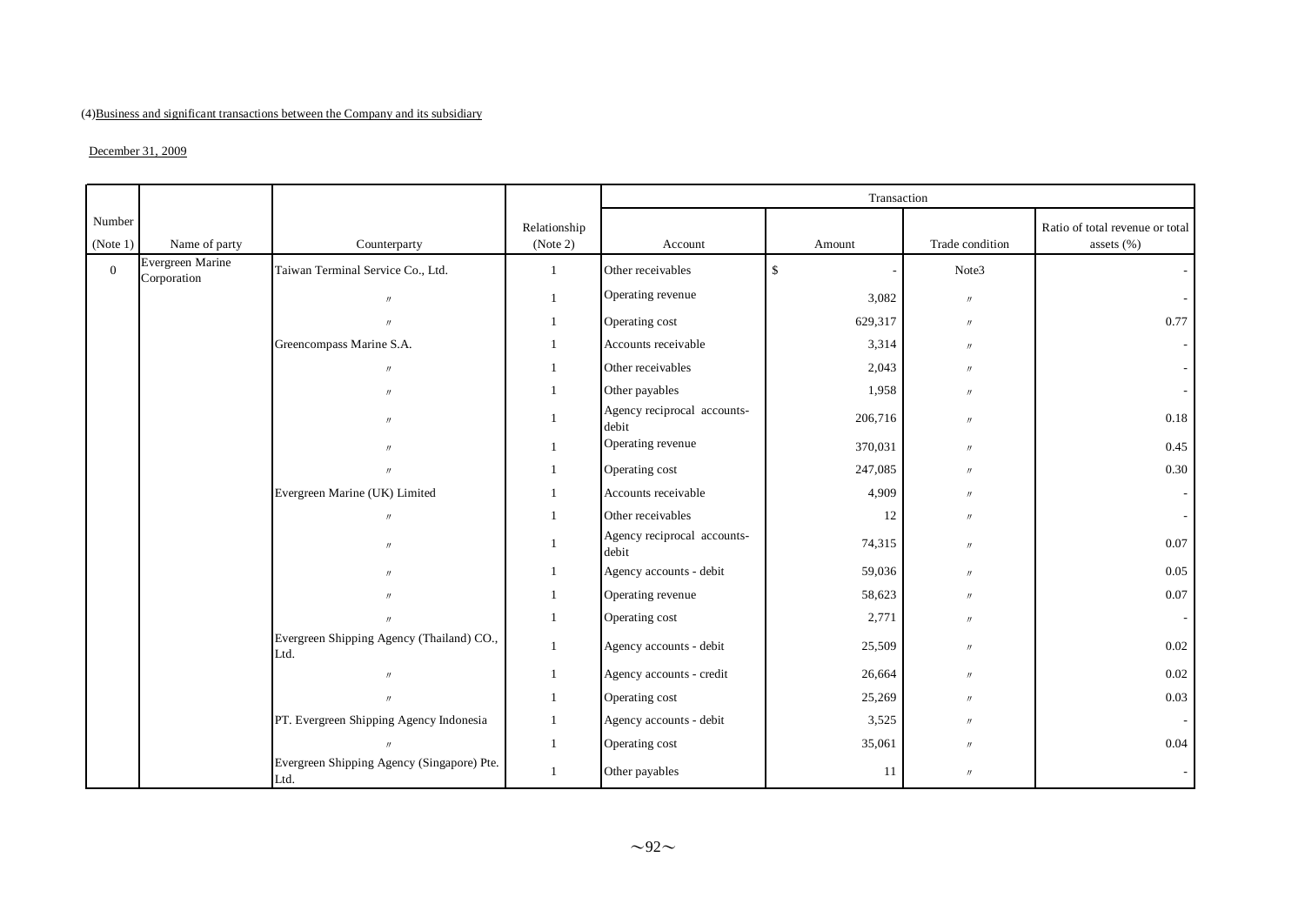(4)Business and significant transactions between the Company and its subsidiary

December 31, 2009

| Number (Note 1) | Name of party | Counterparty | Relationship (Note 2) | Transaction | | | |
|---|---|---|---|---|---|---|---|
| | | | | Account | Amount | Trade condition | Ratio of total revenue or total assets (%) |
| 0 | Evergreen Marine Corporation | Taiwan Terminal Service Co., Ltd. | 1 | Other receivables | $ - | Note3 | - |
| | | 〃 | 1 | Operating revenue | 3,082 | 〃 | - |
| | | 〃 | 1 | Operating cost | 629,317 | 〃 | 0.77 |
| | | Greencompass Marine S.A. | 1 | Accounts receivable | 3,314 | 〃 | - |
| | | 〃 | 1 | Other receivables | 2,043 | 〃 | - |
| | | 〃 | 1 | Other payables | 1,958 | 〃 | - |
| | | 〃 | 1 | Agency reciprocal accounts-debit | 206,716 | 〃 | 0.18 |
| | | 〃 | 1 | Operating revenue | 370,031 | 〃 | 0.45 |
| | | 〃 | 1 | Operating cost | 247,085 | 〃 | 0.30 |
| | | Evergreen Marine (UK) Limited | 1 | Accounts receivable | 4,909 | 〃 | - |
| | | 〃 | 1 | Other receivables | 12 | 〃 | - |
| | | 〃 | 1 | Agency reciprocal accounts-debit | 74,315 | 〃 | 0.07 |
| | | 〃 | 1 | Agency accounts - debit | 59,036 | 〃 | 0.05 |
| | | 〃 | 1 | Operating revenue | 58,623 | 〃 | 0.07 |
| | | 〃 | 1 | Operating cost | 2,771 | 〃 | - |
| | | Evergreen Shipping Agency (Thailand) CO., Ltd. | 1 | Agency accounts - debit | 25,509 | 〃 | 0.02 |
| | | 〃 | 1 | Agency accounts - credit | 26,664 | 〃 | 0.02 |
| | | 〃 | 1 | Operating cost | 25,269 | 〃 | 0.03 |
| | | PT. Evergreen Shipping Agency Indonesia | 1 | Agency accounts - debit | 3,525 | 〃 | - |
| | | 〃 | 1 | Operating cost | 35,061 | 〃 | 0.04 |
| | | Evergreen Shipping Agency (Singapore) Pte. Ltd. | 1 | Other payables | 11 | 〃 | - |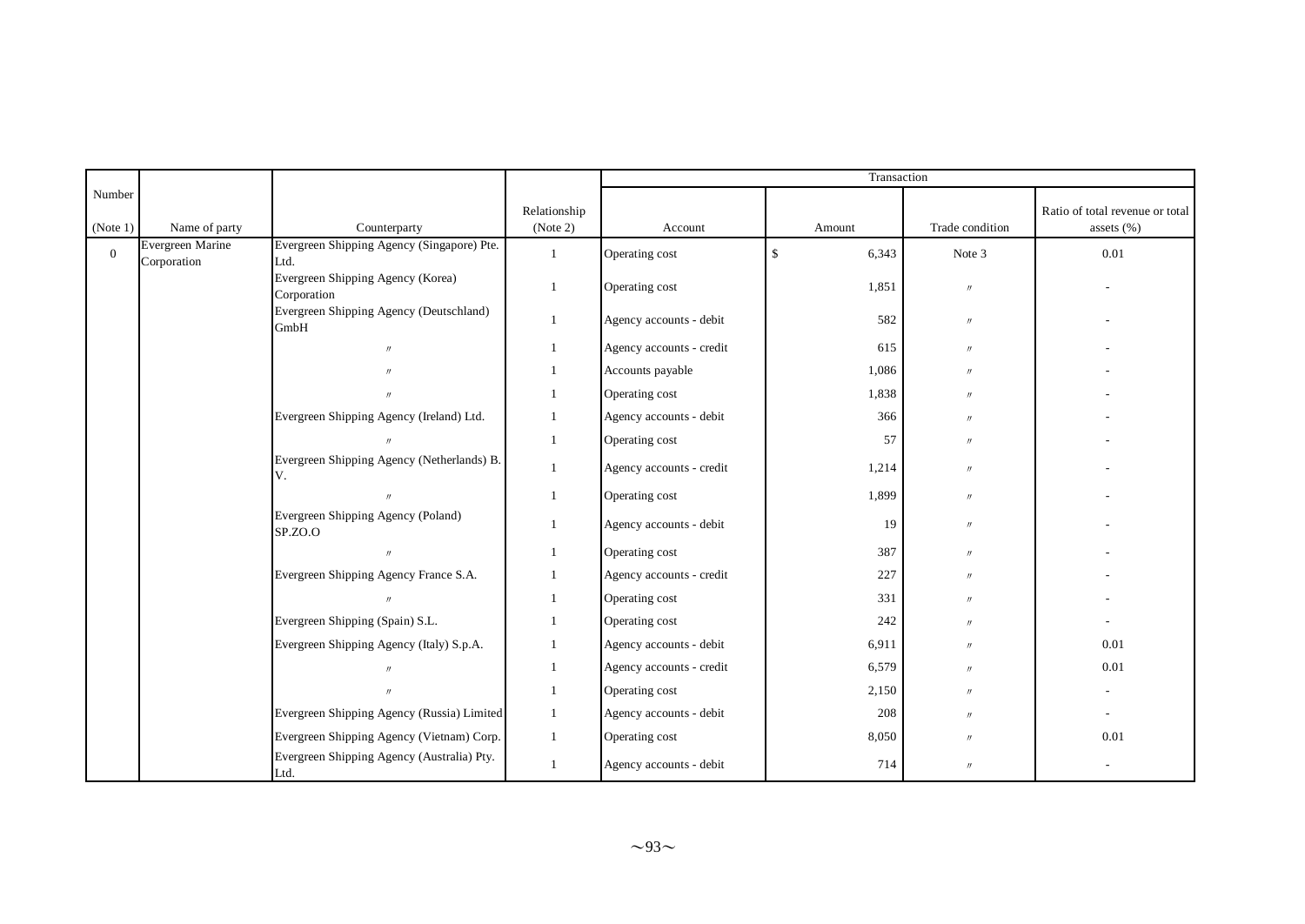| Number | | | | Transaction | | | |
|---|---|---|---|---|---|---|---|
| (Note 1) | Name of party | Counterparty | Relationship (Note 2) | Account | Amount | Trade condition | Ratio of total revenue or total assets (%) |
| 0 | Evergreen Marine Corporation | Evergreen Shipping Agency (Singapore) Pte. Ltd. | 1 | Operating cost | $ 6,343 | Note 3 | 0.01 |
| | | Evergreen Shipping Agency (Korea) Corporation | 1 | Operating cost | 1,851 | 〃 | - |
| | | Evergreen Shipping Agency (Deutschland) GmbH | 1 | Agency accounts - debit | 582 | 〃 | - |
| | | 〃 | 1 | Agency accounts - credit | 615 | 〃 | - |
| | | 〃 | 1 | Accounts payable | 1,086 | 〃 | - |
| | | 〃 | 1 | Operating cost | 1,838 | 〃 | - |
| | | Evergreen Shipping Agency (Ireland) Ltd. | 1 | Agency accounts - debit | 366 | 〃 | - |
| | | 〃 | 1 | Operating cost | 57 | 〃 | - |
| | | Evergreen Shipping Agency (Netherlands) B. V. | 1 | Agency accounts - credit | 1,214 | 〃 | - |
| | | 〃 | 1 | Operating cost | 1,899 | 〃 | - |
| | | Evergreen Shipping Agency (Poland) SP.ZO.O | 1 | Agency accounts - debit | 19 | 〃 | - |
| | | 〃 | 1 | Operating cost | 387 | 〃 | - |
| | | Evergreen Shipping Agency France S.A. | 1 | Agency accounts - credit | 227 | 〃 | - |
| | | 〃 | 1 | Operating cost | 331 | 〃 | - |
| | | Evergreen Shipping (Spain) S.L. | 1 | Operating cost | 242 | 〃 | - |
| | | Evergreen Shipping Agency (Italy) S.p.A. | 1 | Agency accounts - debit | 6,911 | 〃 | 0.01 |
| | | 〃 | 1 | Agency accounts - credit | 6,579 | 〃 | 0.01 |
| | | 〃 | 1 | Operating cost | 2,150 | 〃 | - |
| | | Evergreen Shipping Agency (Russia) Limited | 1 | Agency accounts - debit | 208 | 〃 | - |
| | | Evergreen Shipping Agency (Vietnam) Corp. | 1 | Operating cost | 8,050 | 〃 | 0.01 |
| | | Evergreen Shipping Agency (Australia) Pty. Ltd. | 1 | Agency accounts - debit | 714 | 〃 | - |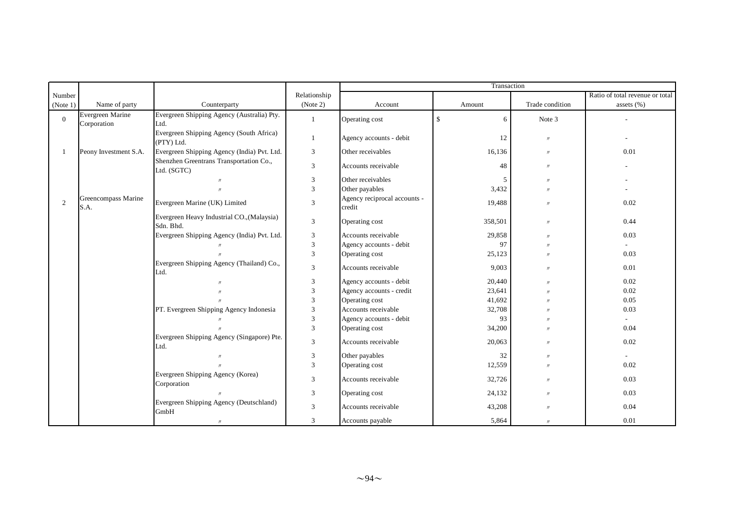| Number (Note 1) | Name of party | Counterparty | Relationship (Note 2) | Transaction | | | |
|---|---|---|---|---|---|---|---|
| | | | | Account | Amount | Trade condition | Ratio of total revenue or total assets (%) |
| 0 | Evergreen Marine Corporation | Evergreen Shipping Agency (Australia) Pty. Ltd. | 1 | Operating cost | $ 6 | Note 3 | - |
| | | Evergreen Shipping Agency (South Africa) (PTY) Ltd. | 1 | Agency accounts - debit | 12 | 〃 | - |
| 1 | Peony Investment S.A. | Evergreen Shipping Agency (India) Pvt. Ltd. | 3 | Other receivables | 16,136 | 〃 | 0.01 |
| | | Shenzhen Greentrans Transportation Co., Ltd. (SGTC) | 3 | Accounts receivable | 48 | 〃 | - |
| | | 〃 | 3 | Other receivables | 5 | 〃 | - |
| | | 〃 | 3 | Other payables | 3,432 | 〃 | - |
| 2 | Greencompass Marine S.A. | Evergreen Marine (UK) Limited | 3 | Agency reciprocal accounts - credit | 19,488 | 〃 | 0.02 |
| | | Evergreen Heavy Industrial CO.,(Malaysia) Sdn. Bhd. | 3 | Operating cost | 358,501 | 〃 | 0.44 |
| | | Evergreen Shipping Agency (India) Pvt. Ltd. | 3 | Accounts receivable | 29,858 | 〃 | 0.03 |
| | | 〃 | 3 | Agency accounts - debit | 97 | 〃 | - |
| | | 〃 | 3 | Operating cost | 25,123 | 〃 | 0.03 |
| | | Evergreen Shipping Agency (Thailand) Co., Ltd. | 3 | Accounts receivable | 9,003 | 〃 | 0.01 |
| | | 〃 | 3 | Agency accounts - debit | 20,440 | 〃 | 0.02 |
| | | 〃 | 3 | Agency accounts - credit | 23,641 | 〃 | 0.02 |
| | | 〃 | 3 | Operating cost | 41,692 | 〃 | 0.05 |
| | | PT. Evergreen Shipping Agency Indonesia | 3 | Accounts receivable | 32,708 | 〃 | 0.03 |
| | | 〃 | 3 | Agency accounts - debit | 93 | 〃 | - |
| | | 〃 | 3 | Operating cost | 34,200 | 〃 | 0.04 |
| | | Evergreen Shipping Agency (Singapore) Pte. Ltd. | 3 | Accounts receivable | 20,063 | 〃 | 0.02 |
| | | 〃 | 3 | Other payables | 32 | 〃 | - |
| | | 〃 | 3 | Operating cost | 12,559 | 〃 | 0.02 |
| | | Evergreen Shipping Agency (Korea) Corporation | 3 | Accounts receivable | 32,726 | 〃 | 0.03 |
| | | 〃 | 3 | Operating cost | 24,132 | 〃 | 0.03 |
| | | Evergreen Shipping Agency (Deutschland) GmbH | 3 | Accounts receivable | 43,208 | 〃 | 0.04 |
| | | 〃 | 3 | Accounts payable | 5,864 | 〃 | 0.01 |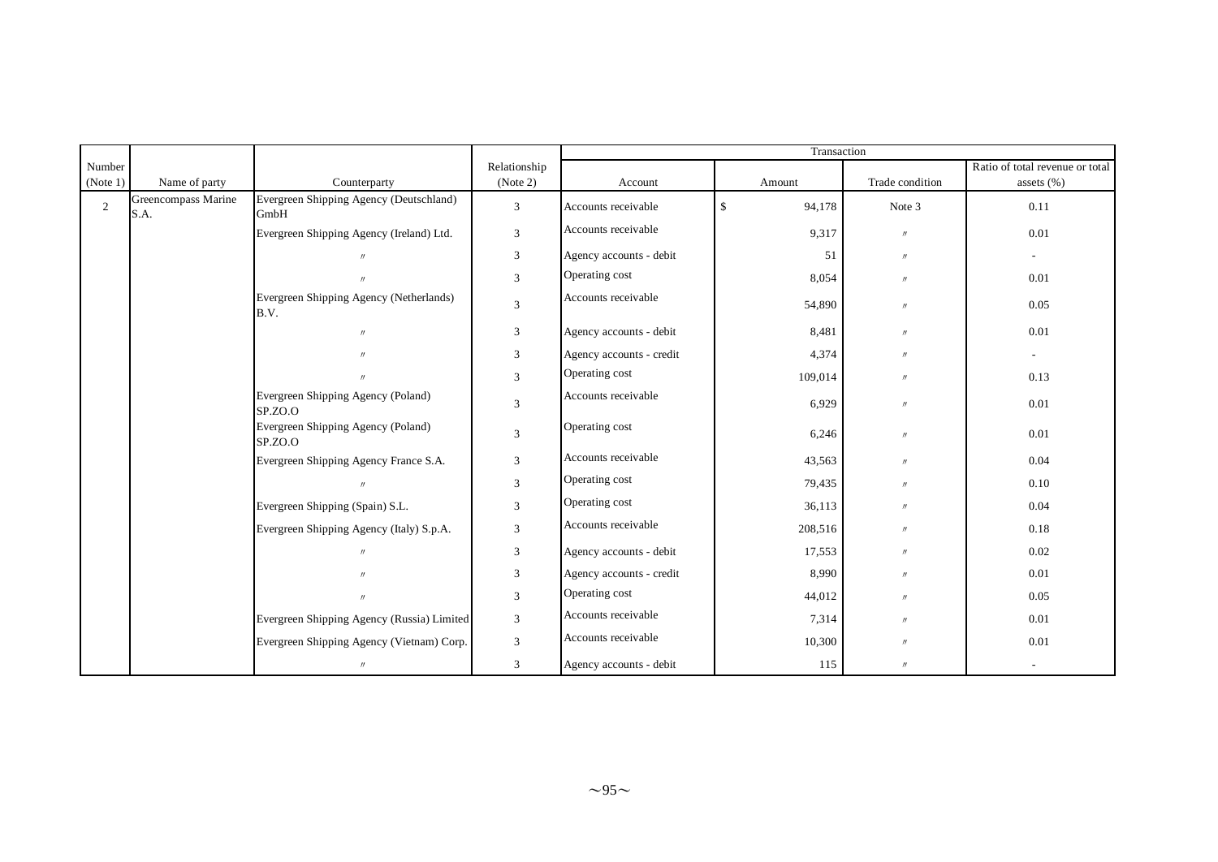| Number (Note 1) | Name of party | Counterparty | Relationship (Note 2) | Transaction | | | |
|---|---|---|---|---|---|---|---|
| | | | | Account | Amount | Trade condition | Ratio of total revenue or total assets (%) |
| 2 | Greencompass Marine S.A. | Evergreen Shipping Agency (Deutschland) GmbH | 3 | Accounts receivable | $ 94,178 | Note 3 | 0.11 |
| | | Evergreen Shipping Agency (Ireland) Ltd. | 3 | Accounts receivable | 9,317 | 〃 | 0.01 |
| | | 〃 | 3 | Agency accounts - debit | 51 | 〃 | - |
| | | 〃 | 3 | Operating cost | 8,054 | 〃 | 0.01 |
| | | Evergreen Shipping Agency (Netherlands) B.V. | 3 | Accounts receivable | 54,890 | 〃 | 0.05 |
| | | 〃 | 3 | Agency accounts - debit | 8,481 | 〃 | 0.01 |
| | | 〃 | 3 | Agency accounts - credit | 4,374 | 〃 | - |
| | | 〃 | 3 | Operating cost | 109,014 | 〃 | 0.13 |
| | | Evergreen Shipping Agency (Poland) SP.ZO.O | 3 | Accounts receivable | 6,929 | 〃 | 0.01 |
| | | Evergreen Shipping Agency (Poland) SP.ZO.O | 3 | Operating cost | 6,246 | 〃 | 0.01 |
| | | Evergreen Shipping Agency France S.A. | 3 | Accounts receivable | 43,563 | 〃 | 0.04 |
| | | 〃 | 3 | Operating cost | 79,435 | 〃 | 0.10 |
| | | Evergreen Shipping (Spain) S.L. | 3 | Operating cost | 36,113 | 〃 | 0.04 |
| | | Evergreen Shipping Agency (Italy) S.p.A. | 3 | Accounts receivable | 208,516 | 〃 | 0.18 |
| | | 〃 | 3 | Agency accounts - debit | 17,553 | 〃 | 0.02 |
| | | 〃 | 3 | Agency accounts - credit | 8,990 | 〃 | 0.01 |
| | | 〃 | 3 | Operating cost | 44,012 | 〃 | 0.05 |
| | | Evergreen Shipping Agency (Russia) Limited | 3 | Accounts receivable | 7,314 | 〃 | 0.01 |
| | | Evergreen Shipping Agency (Vietnam) Corp. | 3 | Accounts receivable | 10,300 | 〃 | 0.01 |
| | | 〃 | 3 | Agency accounts - debit | 115 | 〃 | - |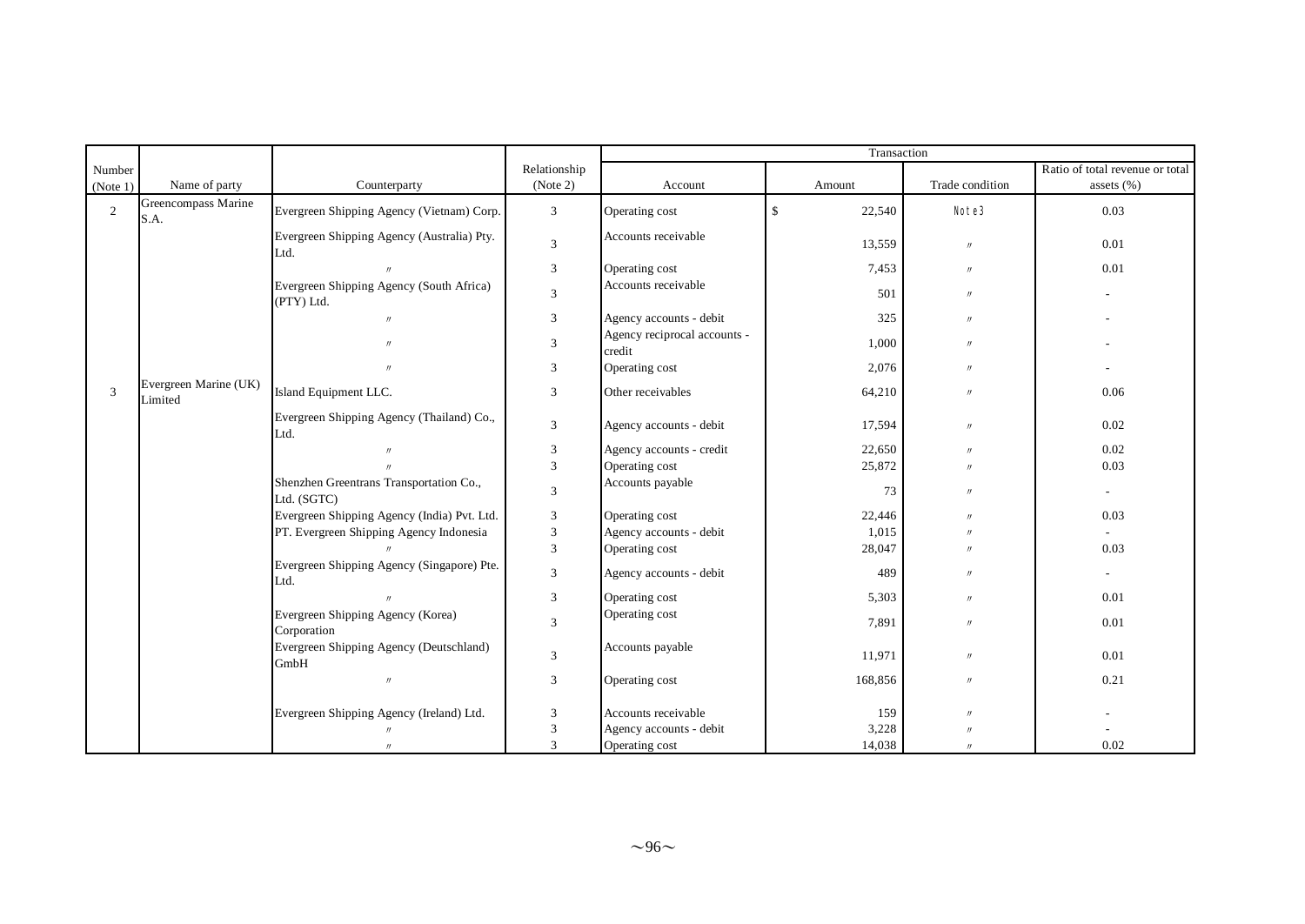| Number (Note 1) | Name of party | Counterparty | Relationship (Note 2) | Transaction | | | |
|---|---|---|---|---|---|---|---|
| | | | | Account | Amount | Trade condition | Ratio of total revenue or total assets (%) |
| 2 | Greencompass Marine S.A. | Evergreen Shipping Agency (Vietnam) Corp. | 3 | Operating cost | $ 22,540 | Note3 | 0.03 |
| | | Evergreen Shipping Agency (Australia) Pty. Ltd. | 3 | Accounts receivable | 13,559 | 〃 | 0.01 |
| | | 〃 | 3 | Operating cost | 7,453 | 〃 | 0.01 |
| | | Evergreen Shipping Agency (South Africa) (PTY) Ltd. | 3 | Accounts receivable | 501 | 〃 | - |
| | | 〃 | 3 | Agency accounts - debit | 325 | 〃 | - |
| | | 〃 | 3 | Agency reciprocal accounts - credit | 1,000 | 〃 | - |
| | | 〃 | 3 | Operating cost | 2,076 | 〃 | - |
| 3 | Evergreen Marine (UK) Limited | Island Equipment LLC. | 3 | Other receivables | 64,210 | 〃 | 0.06 |
| | | Evergreen Shipping Agency (Thailand) Co., Ltd. | 3 | Agency accounts - debit | 17,594 | 〃 | 0.02 |
| | | 〃 | 3 | Agency accounts - credit | 22,650 | 〃 | 0.02 |
| | | 〃 | 3 | Operating cost | 25,872 | 〃 | 0.03 |
| | | Shenzhen Greentrans Transportation Co., Ltd. (SGTC) | 3 | Accounts payable | 73 | 〃 | - |
| | | Evergreen Shipping Agency (India) Pvt. Ltd. | 3 | Operating cost | 22,446 | 〃 | 0.03 |
| | | PT. Evergreen Shipping Agency Indonesia | 3 | Agency accounts - debit | 1,015 | 〃 | - |
| | | 〃 | 3 | Operating cost | 28,047 | 〃 | 0.03 |
| | | Evergreen Shipping Agency (Singapore) Pte. Ltd. | 3 | Agency accounts - debit | 489 | 〃 | - |
| | | 〃 | 3 | Operating cost | 5,303 | 〃 | 0.01 |
| | | Evergreen Shipping Agency (Korea) Corporation | 3 | Operating cost | 7,891 | 〃 | 0.01 |
| | | Evergreen Shipping Agency (Deutschland) GmbH | 3 | Accounts payable | 11,971 | 〃 | 0.01 |
| | | 〃 | 3 | Operating cost | 168,856 | 〃 | 0.21 |
| | | Evergreen Shipping Agency (Ireland) Ltd. | 3 | Accounts receivable | 159 | 〃 | - |
| | | 〃 | 3 | Agency accounts - debit | 3,228 | 〃 | - |
| | | 〃 | 3 | Operating cost | 14,038 | 〃 | 0.02 |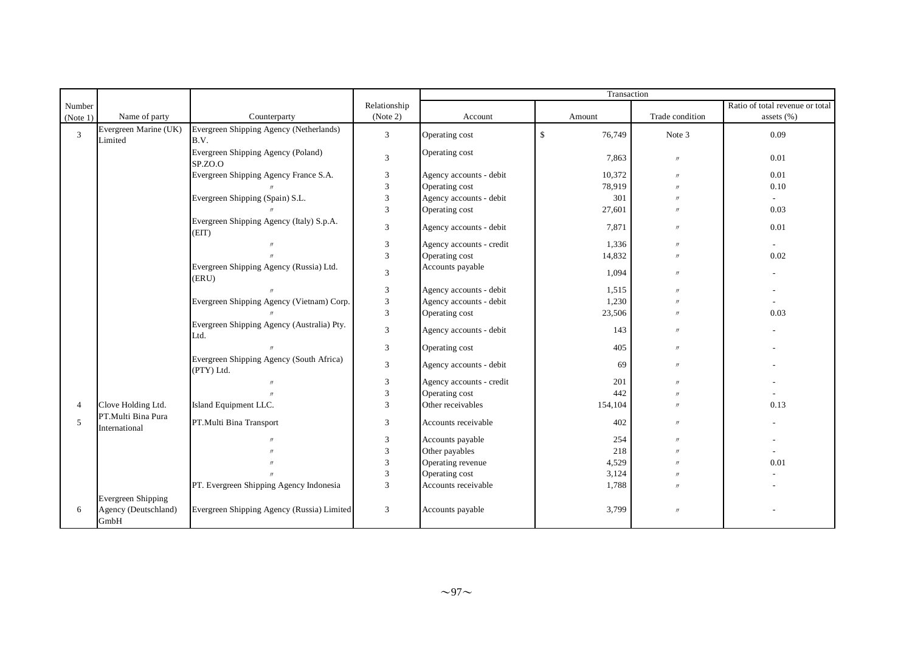| Number (Note 1) | Name of party | Counterparty | Relationship (Note 2) | Transaction | | | |
|---|---|---|---|---|---|---|---|
| | | | | Account | Amount | Trade condition | Ratio of total revenue or total assets (%) |
| 3 | Evergreen Marine (UK) Limited | Evergreen Shipping Agency (Netherlands) B.V. | 3 | Operating cost | $ 76,749 | Note 3 | 0.09 |
| | | Evergreen Shipping Agency (Poland) SP.ZO.O | 3 | Operating cost | 7,863 | 〃 | 0.01 |
| | | Evergreen Shipping Agency France S.A. | 3 | Agency accounts - debit | 10,372 | 〃 | 0.01 |
| | | 〃 | 3 | Operating cost | 78,919 | 〃 | 0.10 |
| | | Evergreen Shipping (Spain) S.L. | 3 | Agency accounts - debit | 301 | 〃 | - |
| | | 〃 | 3 | Operating cost | 27,601 | 〃 | 0.03 |
| | | Evergreen Shipping Agency (Italy) S.p.A. (EIT) | 3 | Agency accounts - debit | 7,871 | 〃 | 0.01 |
| | | 〃 | 3 | Agency accounts - credit | 1,336 | 〃 | - |
| | | 〃 | 3 | Operating cost | 14,832 | 〃 | 0.02 |
| | | Evergreen Shipping Agency (Russia) Ltd. (ERU) | 3 | Accounts payable | 1,094 | 〃 | - |
| | | 〃 | 3 | Agency accounts - debit | 1,515 | 〃 | - |
| | | Evergreen Shipping Agency (Vietnam) Corp. | 3 | Agency accounts - debit | 1,230 | 〃 | - |
| | | 〃 | 3 | Operating cost | 23,506 | 〃 | 0.03 |
| | | Evergreen Shipping Agency (Australia) Pty. Ltd. | 3 | Agency accounts - debit | 143 | 〃 | - |
| | | 〃 | 3 | Operating cost | 405 | 〃 | - |
| | | Evergreen Shipping Agency (South Africa) (PTY) Ltd. | 3 | Agency accounts - debit | 69 | 〃 | - |
| | | 〃 | 3 | Agency accounts - credit | 201 | 〃 | - |
| | | 〃 | 3 | Operating cost | 442 | 〃 | - |
| 4 | Clove Holding Ltd. | Island Equipment LLC. | 3 | Other receivables | 154,104 | 〃 | 0.13 |
| 5 | PT.Multi Bina Pura International | PT.Multi Bina Transport | 3 | Accounts receivable | 402 | 〃 | - |
| | | 〃 | 3 | Accounts payable | 254 | 〃 | - |
| | | 〃 | 3 | Other payables | 218 | 〃 | - |
| | | 〃 | 3 | Operating revenue | 4,529 | 〃 | 0.01 |
| | | 〃 | 3 | Operating cost | 3,124 | 〃 | - |
| | | PT. Evergreen Shipping Agency Indonesia | 3 | Accounts receivable | 1,788 | 〃 | - |
| 6 | Evergreen Shipping Agency (Deutschland) GmbH | Evergreen Shipping Agency (Russia) Limited | 3 | Accounts payable | 3,799 | 〃 | - |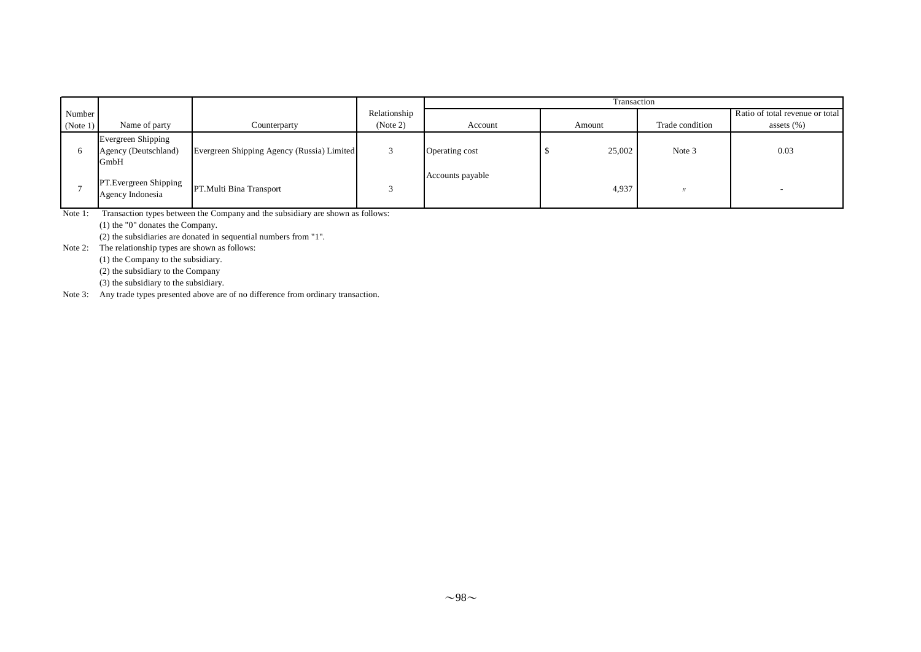| Number (Note 1) | Name of party | Counterparty | Relationship (Note 2) | Transaction | | | |
|---|---|---|---|---|---|---|---|
| | | | | Account | Amount | Trade condition | Ratio of total revenue or total assets (%) |
| 6 | Evergreen Shipping Agency (Deutschland) GmbH | Evergreen Shipping Agency (Russia) Limited | 3 | Operating cost | $ 25,002 | Note 3 | 0.03 |
| 7 | PT.Evergreen Shipping Agency Indonesia | PT.Multi Bina Transport | 3 | Accounts payable | 4,937 | 〃 | - |

Note 1: Transaction types between the Company and the subsidiary are shown as follows:

(1) the "0" donates the Company.

(2) the subsidiaries are donated in sequential numbers from "1".

Note 2: The relationship types are shown as follows:

(1) the Company to the subsidiary.

(2) the subsidiary to the Company

(3) the subsidiary to the subsidiary.

Note 3: Any trade types presented above are of no difference from ordinary transaction.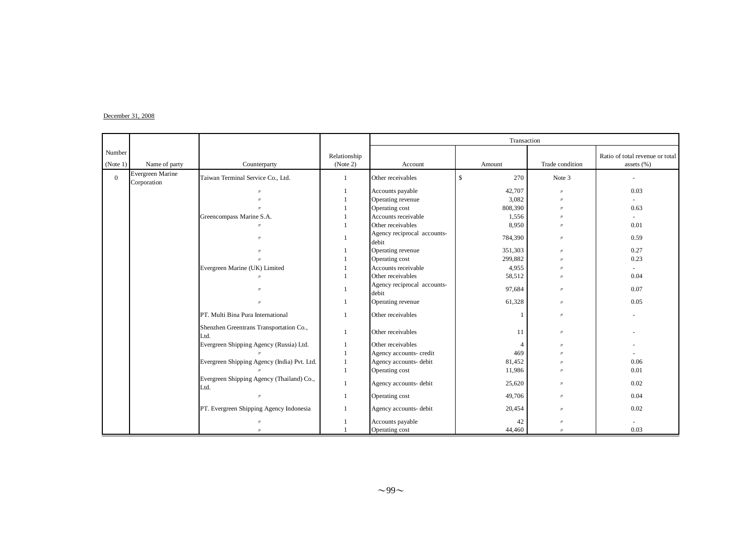December 31, 2008

| Number (Note 1) | Name of party | Counterparty | Relationship (Note 2) | Transaction | | | |
|---|---|---|---|---|---|---|---|
| | | | | Account | Amount | Trade condition | Ratio of total revenue or total assets (%) |
| 0 | Evergreen Marine Corporation | Taiwan Terminal Service Co., Ltd. | 1 | Other receivables | $ 270 | Note 3 | - |
| | | 〃 | 1 | Accounts payable | 42,707 | 〃 | 0.03 |
| | | 〃 | 1 | Operating revenue | 3,082 | 〃 | - |
| | | 〃 | 1 | Operating cost | 808,390 | 〃 | 0.63 |
| | | Greencompass Marine S.A. | 1 | Accounts receivable | 1,556 | 〃 | - |
| | | 〃 | 1 | Other receivables | 8,950 | 〃 | 0.01 |
| | | 〃 | 1 | Agency reciprocal accounts-debit | 784,390 | 〃 | 0.59 |
| | | 〃 | 1 | Operating revenue | 351,303 | 〃 | 0.27 |
| | | 〃 | 1 | Operating cost | 299,882 | 〃 | 0.23 |
| | | Evergreen Marine (UK) Limited | 1 | Accounts receivable | 4,955 | 〃 | - |
| | | 〃 | 1 | Other receivables | 58,512 | 〃 | 0.04 |
| | | 〃 | 1 | Agency reciprocal accounts-debit | 97,684 | 〃 | 0.07 |
| | | 〃 | 1 | Operating revenue | 61,328 | 〃 | 0.05 |
| | | PT. Multi Bina Pura International | 1 | Other receivables | 1 | 〃 | - |
| | | Shenzhen Greentrans Transportation Co., Ltd. | 1 | Other receivables | 11 | 〃 | - |
| | | Evergreen Shipping Agency (Russia) Ltd. | 1 | Other receivables | 4 | 〃 | - |
| | | 〃 | 1 | Agency accounts- credit | 469 | 〃 | - |
| | | Evergreen Shipping Agency (India) Pvt. Ltd. | 1 | Agency accounts- debit | 81,452 | 〃 | 0.06 |
| | | 〃 | 1 | Operating cost | 11,986 | 〃 | 0.01 |
| | | Evergreen Shipping Agency (Thailand) Co., Ltd. | 1 | Agency accounts- debit | 25,620 | 〃 | 0.02 |
| | | 〃 | 1 | Operating cost | 49,706 | 〃 | 0.04 |
| | | PT. Evergreen Shipping Agency Indonesia | 1 | Agency accounts- debit | 20,454 | 〃 | 0.02 |
| | | 〃 | 1 | Accounts payable | 42 | 〃 | - |
| | | 〃 | 1 | Operating cost | 44,460 | 〃 | 0.03 |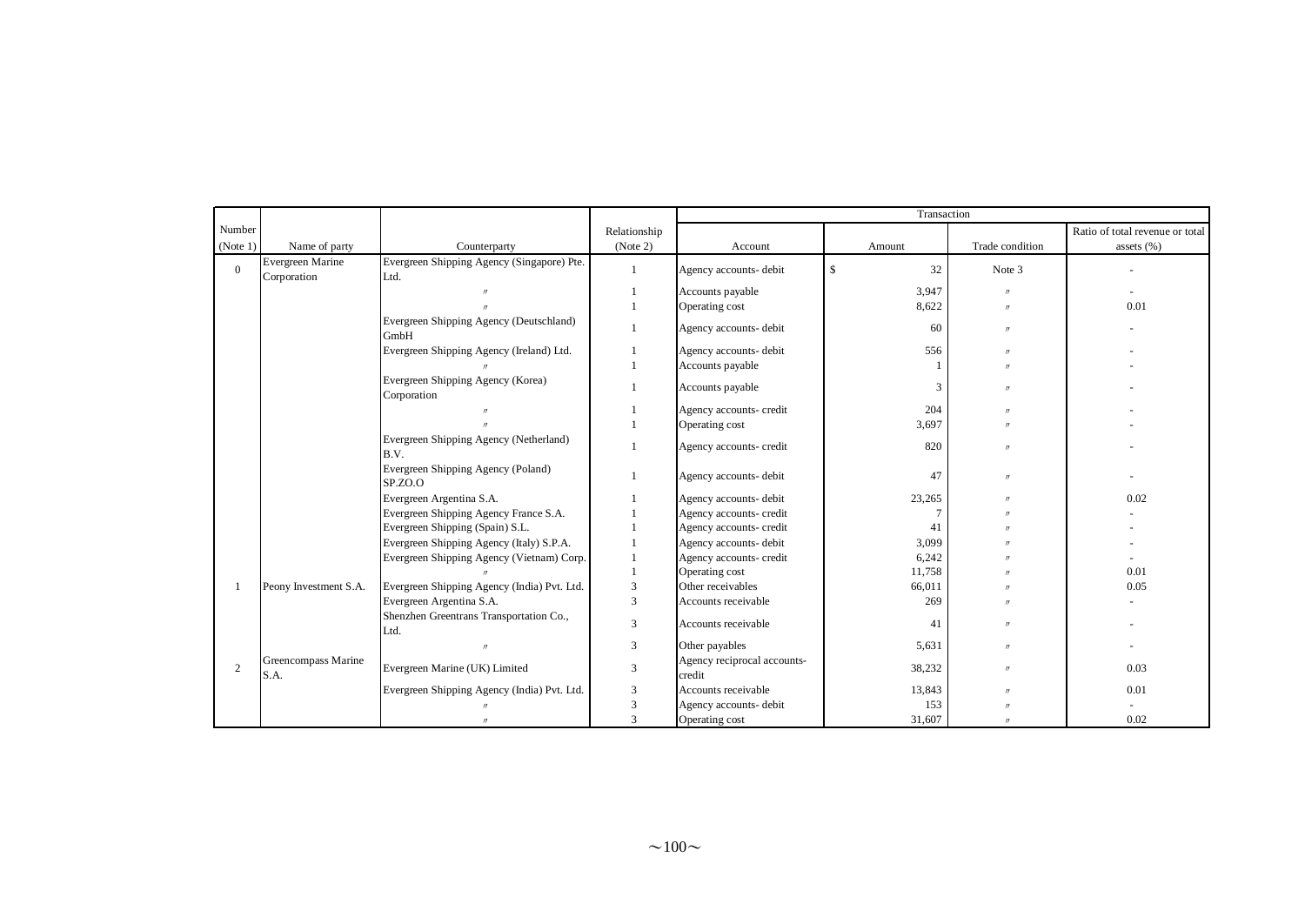| Number (Note 1) | Name of party | Counterparty | Relationship (Note 2) | Transaction | | | |
|---|---|---|---|---|---|---|---|
| | | | | Account | Amount | Trade condition | Ratio of total revenue or total assets (%) |
| 0 | Evergreen Marine Corporation | Evergreen Shipping Agency (Singapore) Pte. Ltd. | 1 | Agency accounts- debit | $ 32 | Note 3 | - |
| | | 〃 | 1 | Accounts payable | 3,947 | 〃 | - |
| | | 〃 | 1 | Operating cost | 8,622 | 〃 | 0.01 |
| | | Evergreen Shipping Agency (Deutschland) GmbH | 1 | Agency accounts- debit | 60 | 〃 | - |
| | | Evergreen Shipping Agency (Ireland) Ltd. | 1 | Agency accounts- debit | 556 | 〃 | - |
| | | 〃 | 1 | Accounts payable | 1 | 〃 | - |
| | | Evergreen Shipping Agency (Korea) Corporation | 1 | Accounts payable | 3 | 〃 | - |
| | | 〃 | 1 | Agency accounts- credit | 204 | 〃 | - |
| | | 〃 | 1 | Operating cost | 3,697 | 〃 | - |
| | | Evergreen Shipping Agency (Netherland) B.V. | 1 | Agency accounts- credit | 820 | 〃 | - |
| | | Evergreen Shipping Agency (Poland) SP.ZO.O | 1 | Agency accounts- debit | 47 | 〃 | - |
| | | Evergreen Argentina S.A. | 1 | Agency accounts- debit | 23,265 | 〃 | 0.02 |
| | | Evergreen Shipping Agency France S.A. | 1 | Agency accounts- credit | 7 | 〃 | - |
| | | Evergreen Shipping (Spain) S.L. | 1 | Agency accounts- credit | 41 | 〃 | - |
| | | Evergreen Shipping Agency (Italy) S.P.A. | 1 | Agency accounts- debit | 3,099 | 〃 | - |
| | | Evergreen Shipping Agency (Vietnam) Corp. | 1 | Agency accounts- credit | 6,242 | 〃 | - |
| | | 〃 | 1 | Operating cost | 11,758 | 〃 | 0.01 |
| 1 | Peony Investment S.A. | Evergreen Shipping Agency (India) Pvt. Ltd. | 3 | Other receivables | 66,011 | 〃 | 0.05 |
| | | Evergreen Argentina S.A. | 3 | Accounts receivable | 269 | 〃 | - |
| | | Shenzhen Greentrans Transportation Co., Ltd. | 3 | Accounts receivable | 41 | 〃 | - |
| | | 〃 | 3 | Other payables | 5,631 | 〃 | - |
| 2 | Greencompass Marine S.A. | Evergreen Marine (UK) Limited | 3 | Agency reciprocal accounts- credit | 38,232 | 〃 | 0.03 |
| | | Evergreen Shipping Agency (India) Pvt. Ltd. | 3 | Accounts receivable | 13,843 | 〃 | 0.01 |
| | | 〃 | 3 | Agency accounts- debit | 153 | 〃 | - |
| | | 〃 | 3 | Operating cost | 31,607 | 〃 | 0.02 |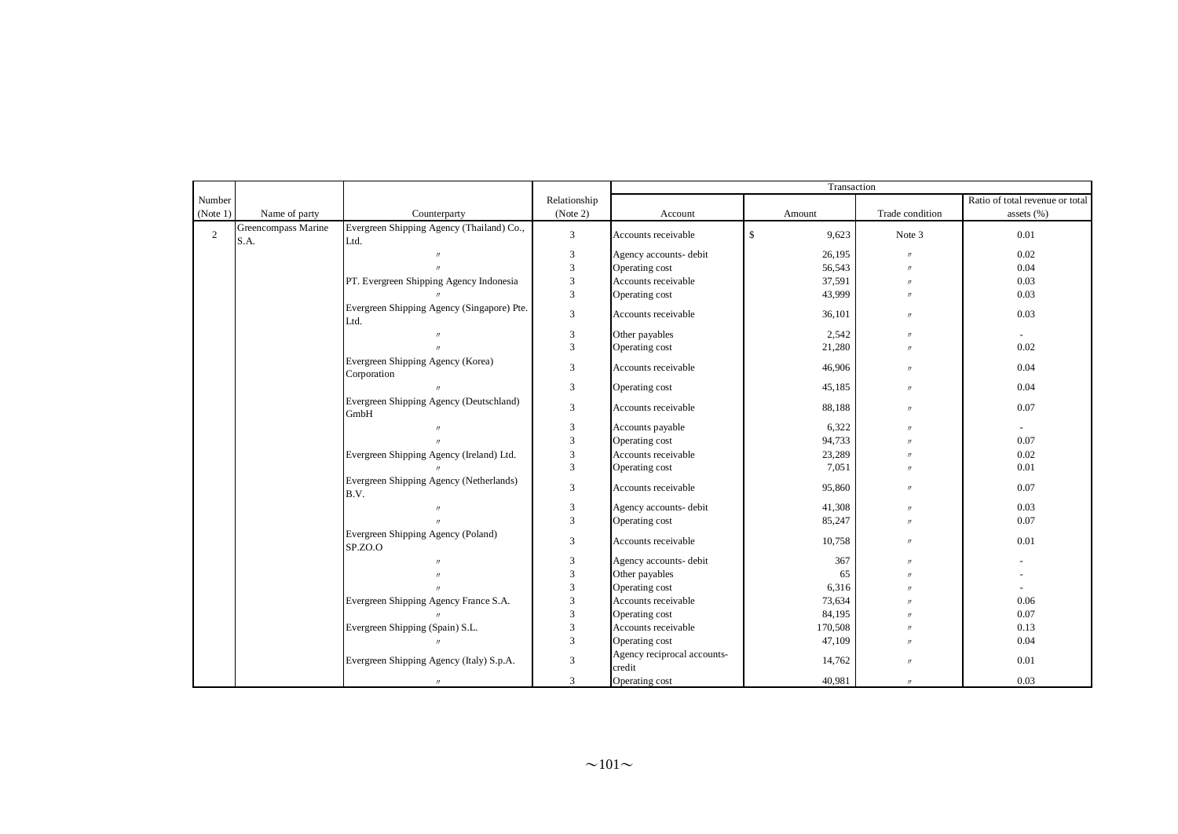| Number (Note 1) | Name of party | Counterparty | Relationship (Note 2) | Transaction | | | |
|---|---|---|---|---|---|---|---|
| | | | | Account | Amount | Trade condition | Ratio of total revenue or total assets (%) |
| 2 | Greencompass Marine S.A. | Evergreen Shipping Agency (Thailand) Co., Ltd. | 3 | Accounts receivable | $ 9,623 | Note 3 | 0.01 |
| | | 〃 | 3 | Agency accounts- debit | 26,195 | 〃 | 0.02 |
| | | 〃 | 3 | Operating cost | 56,543 | 〃 | 0.04 |
| | | PT. Evergreen Shipping Agency Indonesia | 3 | Accounts receivable | 37,591 | 〃 | 0.03 |
| | | 〃 | 3 | Operating cost | 43,999 | 〃 | 0.03 |
| | | Evergreen Shipping Agency (Singapore) Pte. Ltd. | 3 | Accounts receivable | 36,101 | 〃 | 0.03 |
| | | 〃 | 3 | Other payables | 2,542 | 〃 | - |
| | | 〃 | 3 | Operating cost | 21,280 | 〃 | 0.02 |
| | | Evergreen Shipping Agency (Korea) Corporation | 3 | Accounts receivable | 46,906 | 〃 | 0.04 |
| | | 〃 | 3 | Operating cost | 45,185 | 〃 | 0.04 |
| | | Evergreen Shipping Agency (Deutschland) GmbH | 3 | Accounts receivable | 88,188 | 〃 | 0.07 |
| | | 〃 | 3 | Accounts payable | 6,322 | 〃 | - |
| | | 〃 | 3 | Operating cost | 94,733 | 〃 | 0.07 |
| | | Evergreen Shipping Agency (Ireland) Ltd. | 3 | Accounts receivable | 23,289 | 〃 | 0.02 |
| | | 〃 | 3 | Operating cost | 7,051 | 〃 | 0.01 |
| | | Evergreen Shipping Agency (Netherlands) B.V. | 3 | Accounts receivable | 95,860 | 〃 | 0.07 |
| | | 〃 | 3 | Agency accounts- debit | 41,308 | 〃 | 0.03 |
| | | 〃 | 3 | Operating cost | 85,247 | 〃 | 0.07 |
| | | Evergreen Shipping Agency (Poland) SP.ZO.O | 3 | Accounts receivable | 10,758 | 〃 | 0.01 |
| | | 〃 | 3 | Agency accounts- debit | 367 | 〃 | - |
| | | 〃 | 3 | Other payables | 65 | 〃 | - |
| | | 〃 | 3 | Operating cost | 6,316 | 〃 | - |
| | | Evergreen Shipping Agency France S.A. | 3 | Accounts receivable | 73,634 | 〃 | 0.06 |
| | | 〃 | 3 | Operating cost | 84,195 | 〃 | 0.07 |
| | | Evergreen Shipping (Spain) S.L. | 3 | Accounts receivable | 170,508 | 〃 | 0.13 |
| | | 〃 | 3 | Operating cost | 47,109 | 〃 | 0.04 |
| | | Evergreen Shipping Agency (Italy) S.p.A. | 3 | Agency reciprocal accounts- credit | 14,762 | 〃 | 0.01 |
| | | 〃 | 3 | Operating cost | 40,981 | 〃 | 0.03 |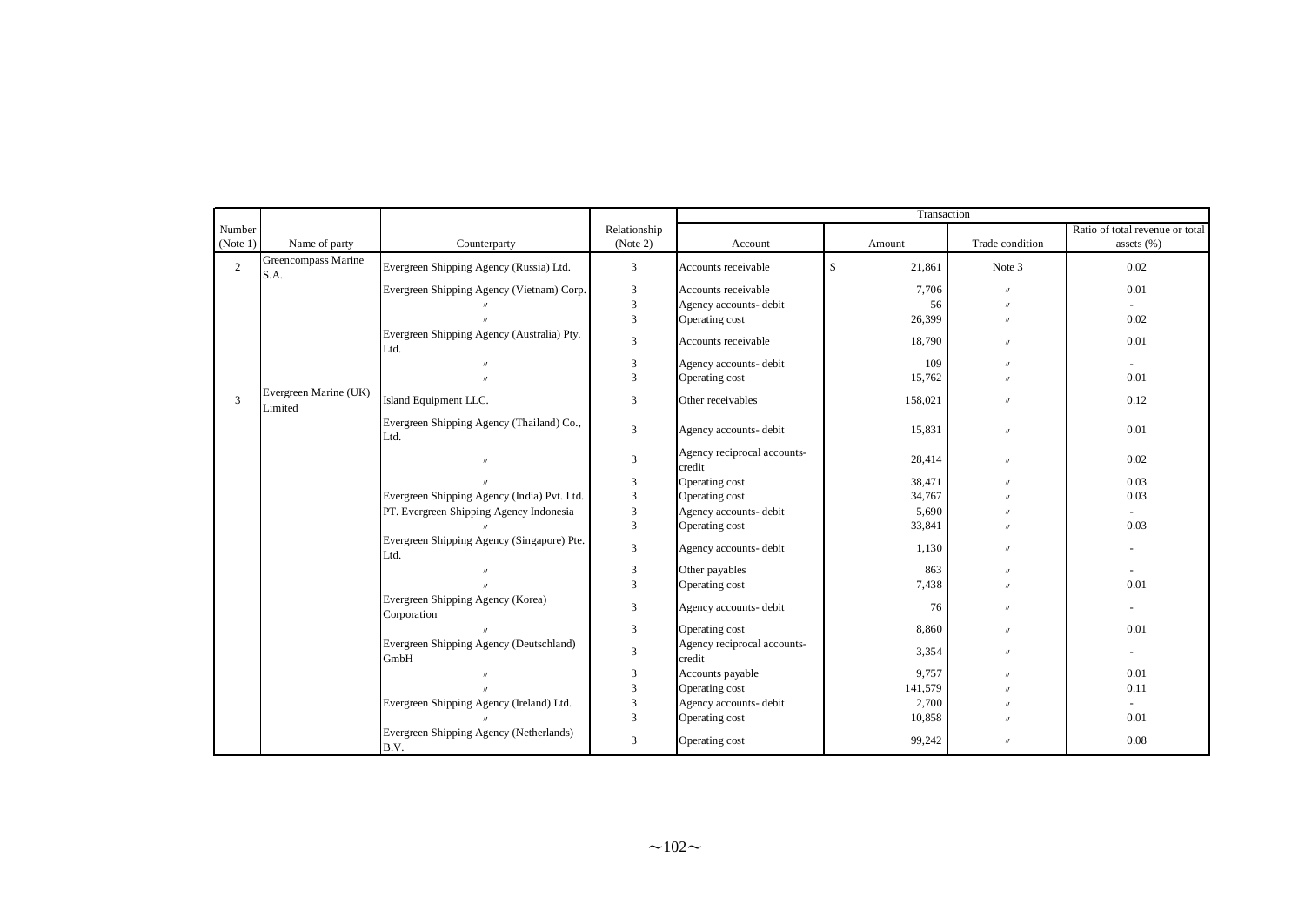| Number (Note 1) | Name of party | Counterparty | Relationship (Note 2) | Transaction | | | |
|---|---|---|---|---|---|---|---|
| | | | | Account | Amount | Trade condition | Ratio of total revenue or total assets (%) |
| 2 | Greencompass Marine S.A. | Evergreen Shipping Agency (Russia) Ltd. | 3 | Accounts receivable | $ 21,861 | Note 3 | 0.02 |
| | | Evergreen Shipping Agency (Vietnam) Corp. | 3 | Accounts receivable | 7,706 | 〃 | 0.01 |
| | | 〃 | 3 | Agency accounts- debit | 56 | 〃 | - |
| | | 〃 | 3 | Operating cost | 26,399 | 〃 | 0.02 |
| | | Evergreen Shipping Agency (Australia) Pty. Ltd. | 3 | Accounts receivable | 18,790 | 〃 | 0.01 |
| | | 〃 | 3 | Agency accounts- debit | 109 | 〃 | - |
| | | 〃 | 3 | Operating cost | 15,762 | 〃 | 0.01 |
| 3 | Evergreen Marine (UK) Limited | Island Equipment LLC. | 3 | Other receivables | 158,021 | 〃 | 0.12 |
| | | Evergreen Shipping Agency (Thailand) Co., Ltd. | 3 | Agency accounts- debit | 15,831 | 〃 | 0.01 |
| | | 〃 | 3 | Agency reciprocal accounts- credit | 28,414 | 〃 | 0.02 |
| | | 〃 | 3 | Operating cost | 38,471 | 〃 | 0.03 |
| | | Evergreen Shipping Agency (India) Pvt. Ltd. | 3 | Operating cost | 34,767 | 〃 | 0.03 |
| | | PT. Evergreen Shipping Agency Indonesia | 3 | Agency accounts- debit | 5,690 | 〃 | - |
| | | 〃 | 3 | Operating cost | 33,841 | 〃 | 0.03 |
| | | Evergreen Shipping Agency (Singapore) Pte. Ltd. | 3 | Agency accounts- debit | 1,130 | 〃 | - |
| | | 〃 | 3 | Other payables | 863 | 〃 | - |
| | | 〃 | 3 | Operating cost | 7,438 | 〃 | 0.01 |
| | | Evergreen Shipping Agency (Korea) Corporation | 3 | Agency accounts- debit | 76 | 〃 | - |
| | | 〃 | 3 | Operating cost | 8,860 | 〃 | 0.01 |
| | | Evergreen Shipping Agency (Deutschland) GmbH | 3 | Agency reciprocal accounts- credit | 3,354 | 〃 | - |
| | | 〃 | 3 | Accounts payable | 9,757 | 〃 | 0.01 |
| | | 〃 | 3 | Operating cost | 141,579 | 〃 | 0.11 |
| | | Evergreen Shipping Agency (Ireland) Ltd. | 3 | Agency accounts- debit | 2,700 | 〃 | - |
| | | 〃 | 3 | Operating cost | 10,858 | 〃 | 0.01 |
| | | Evergreen Shipping Agency (Netherlands) B.V. | 3 | Operating cost | 99,242 | 〃 | 0.08 |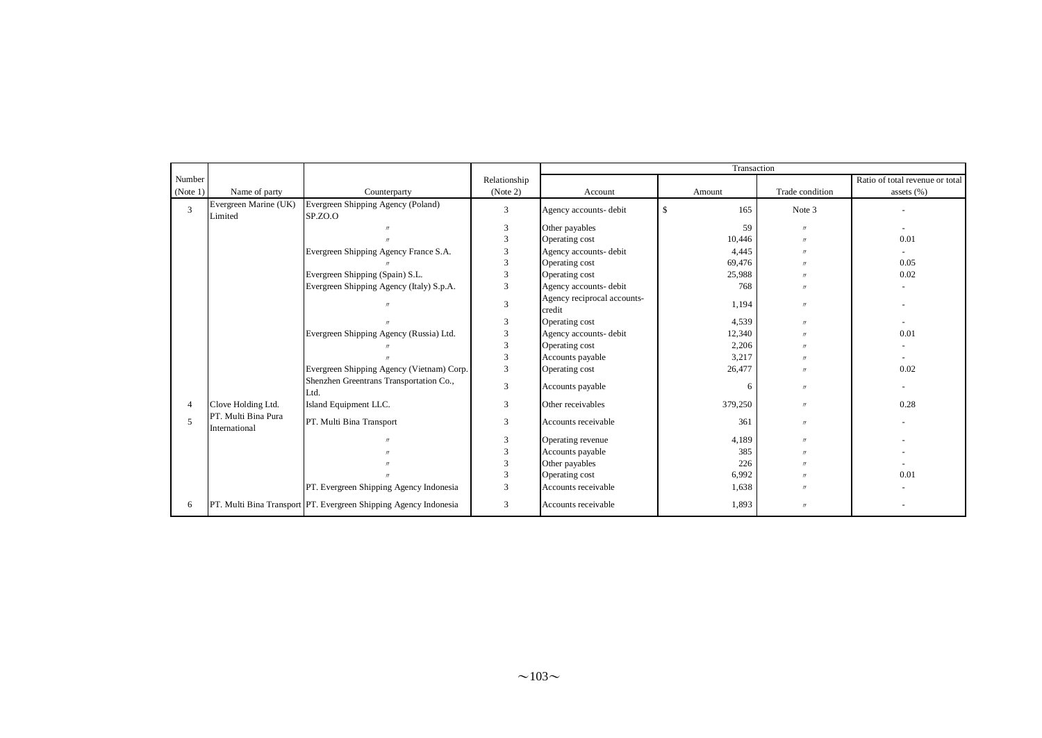| Number (Note 1) | Name of party | Counterparty | Relationship (Note 2) | Transaction | | | |
|---|---|---|---|---|---|---|---|
| | | | | Account | Amount | Trade condition | Ratio of total revenue or total assets (%) |
| 3 | Evergreen Marine (UK) Limited | Evergreen Shipping Agency (Poland) SP.ZO.O | 3 | Agency accounts- debit | $ 165 | Note 3 | - |
| | | 〃 | 3 | Other payables | 59 | 〃 | - |
| | | 〃 | 3 | Operating cost | 10,446 | 〃 | 0.01 |
| | | Evergreen Shipping Agency France S.A. | 3 | Agency accounts- debit | 4,445 | 〃 | - |
| | | 〃 | 3 | Operating cost | 69,476 | 〃 | 0.05 |
| | | Evergreen Shipping (Spain) S.L. | 3 | Operating cost | 25,988 | 〃 | 0.02 |
| | | Evergreen Shipping Agency (Italy) S.p.A. | 3 | Agency accounts- debit | 768 | 〃 | - |
| | | 〃 | 3 | Agency reciprocal accounts- credit | 1,194 | 〃 | - |
| | | 〃 | 3 | Operating cost | 4,539 | 〃 | - |
| | | Evergreen Shipping Agency (Russia) Ltd. | 3 | Agency accounts- debit | 12,340 | 〃 | 0.01 |
| | | 〃 | 3 | Operating cost | 2,206 | 〃 | - |
| | | 〃 | 3 | Accounts payable | 3,217 | 〃 | - |
| | | Evergreen Shipping Agency (Vietnam) Corp. | 3 | Operating cost | 26,477 | 〃 | 0.02 |
| | | Shenzhen Greentrans Transportation Co., Ltd. | 3 | Accounts payable | 6 | 〃 | - |
| 4 | Clove Holding Ltd. | Island Equipment LLC. | 3 | Other receivables | 379,250 | 〃 | 0.28 |
| 5 | PT. Multi Bina Pura International | PT. Multi Bina Transport | 3 | Accounts receivable | 361 | 〃 | - |
| | | 〃 | 3 | Operating revenue | 4,189 | 〃 | - |
| | | 〃 | 3 | Accounts payable | 385 | 〃 | - |
| | | 〃 | 3 | Other payables | 226 | 〃 | - |
| | | 〃 | 3 | Operating cost | 6,992 | 〃 | 0.01 |
| | | PT. Evergreen Shipping Agency Indonesia | 3 | Accounts receivable | 1,638 | 〃 | - |
| 6 | PT. Multi Bina Transport | PT. Evergreen Shipping Agency Indonesia | 3 | Accounts receivable | 1,893 | 〃 | - |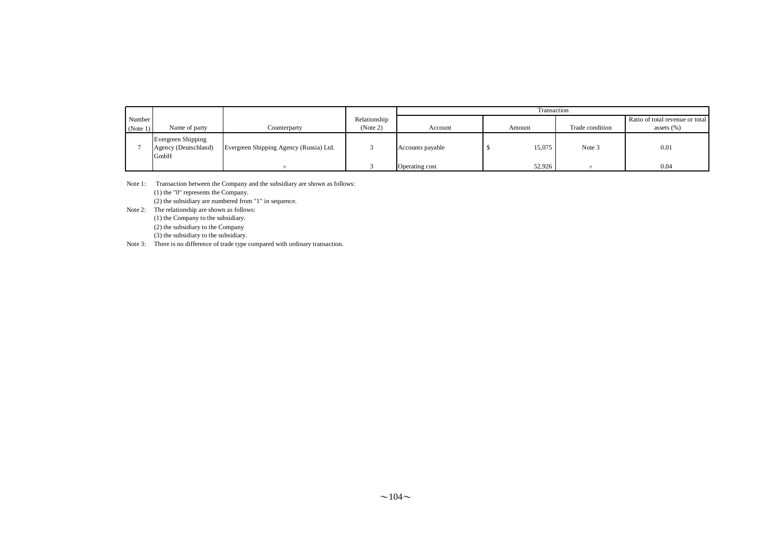| Number (Note 1) | Name of party | Counterparty | Relationship (Note 2) | Transaction | | | |
|---|---|---|---|---|---|---|---|
| | | | | Account | Amount | Trade condition | Ratio of total revenue or total assets (%) |
| 7 | Evergreen Shipping Agency (Deutschland) GmbH | Evergreen Shipping Agency (Russia) Ltd. | 3 | Accounts payable | $ 15,075 | Note 3 | 0.01 |
| | | 〃 | 3 | Operating cost | 52,926 | 〃 | 0.04 |

Note 1: Transaction between the Company and the subsidiary are shown as follows:
(1) the "0" represents the Company.
(2) the subsidiary are numbered from "1" in sequence.

Note 2: The relationship are shown as follows:
(1) the Company to the subsidiary.
(2) the subsidiary to the Company
(3) the subsidiary to the subsidiary.

Note 3: There is no difference of trade type compared with ordinary transaction.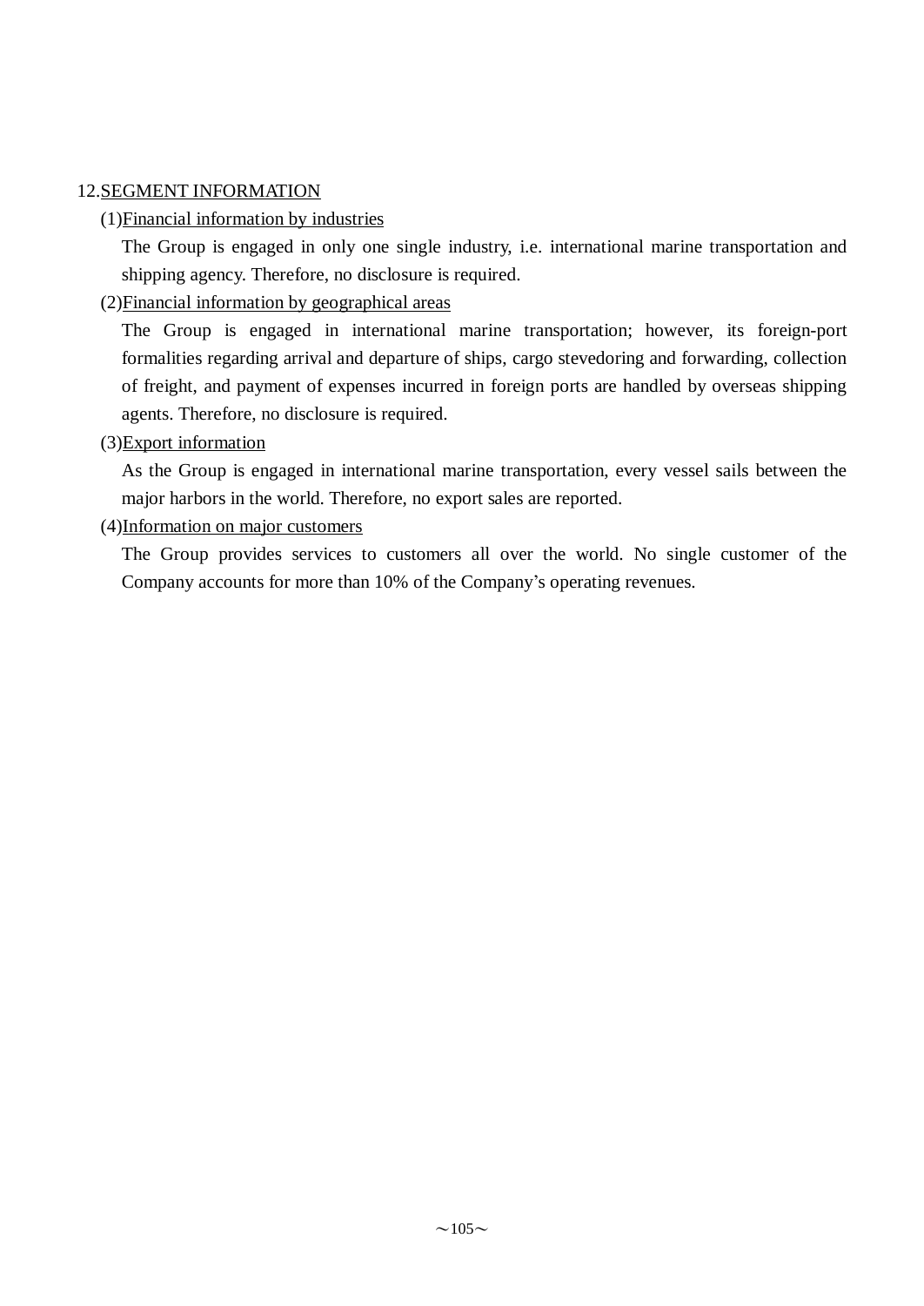12.SEGMENT INFORMATION

(1)Financial information by industries

The Group is engaged in only one single industry, i.e. international marine transportation and shipping agency. Therefore, no disclosure is required.

(2)Financial information by geographical areas

The Group is engaged in international marine transportation; however, its foreign-port formalities regarding arrival and departure of ships, cargo stevedoring and forwarding, collection of freight, and payment of expenses incurred in foreign ports are handled by overseas shipping agents. Therefore, no disclosure is required.

(3)Export information

As the Group is engaged in international marine transportation, every vessel sails between the major harbors in the world. Therefore, no export sales are reported.

(4)Information on major customers

The Group provides services to customers all over the world. No single customer of the Company accounts for more than 10% of the Company's operating revenues.